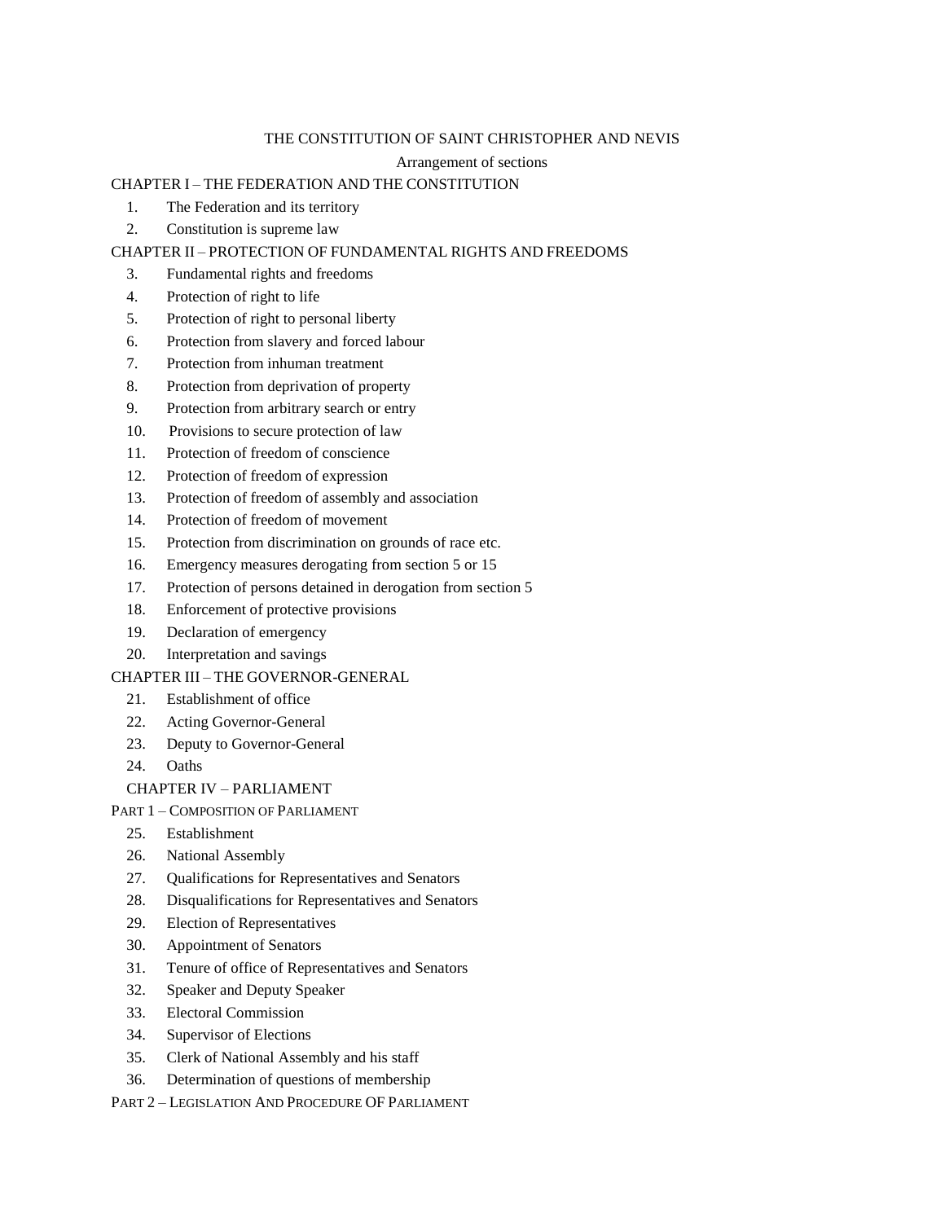# THE CONSTITUTION OF SAINT CHRISTOPHER AND NEVIS

Arrangement of sections

CHAPTER I – THE FEDERATION AND THE CONSTITUTION

1. The Federation and its territory
2. Constitution is supreme law

CHAPTER II – PROTECTION OF FUNDAMENTAL RIGHTS AND FREEDOMS

3. Fundamental rights and freedoms
4. Protection of right to life
5. Protection of right to personal liberty
6. Protection from slavery and forced labour
7. Protection from inhuman treatment
8. Protection from deprivation of property
9. Protection from arbitrary search or entry
10. Provisions to secure protection of law
11. Protection of freedom of conscience
12. Protection of freedom of expression
13. Protection of freedom of assembly and association
14. Protection of freedom of movement
15. Protection from discrimination on grounds of race etc.
16. Emergency measures derogating from section 5 or 15
17. Protection of persons detained in derogation from section 5
18. Enforcement of protective provisions
19. Declaration of emergency
20. Interpretation and savings

CHAPTER III – THE GOVERNOR-GENERAL

21. Establishment of office
22. Acting Governor-General
23. Deputy to Governor-General
24. Oaths

CHAPTER IV – PARLIAMENT

PART 1 – COMPOSITION OF PARLIAMENT

25. Establishment
26. National Assembly
27. Qualifications for Representatives and Senators
28. Disqualifications for Representatives and Senators
29. Election of Representatives
30. Appointment of Senators
31. Tenure of office of Representatives and Senators
32. Speaker and Deputy Speaker
33. Electoral Commission
34. Supervisor of Elections
35. Clerk of National Assembly and his staff
36. Determination of questions of membership

PART 2 – LEGISLATION AND PROCEDURE OF PARLIAMENT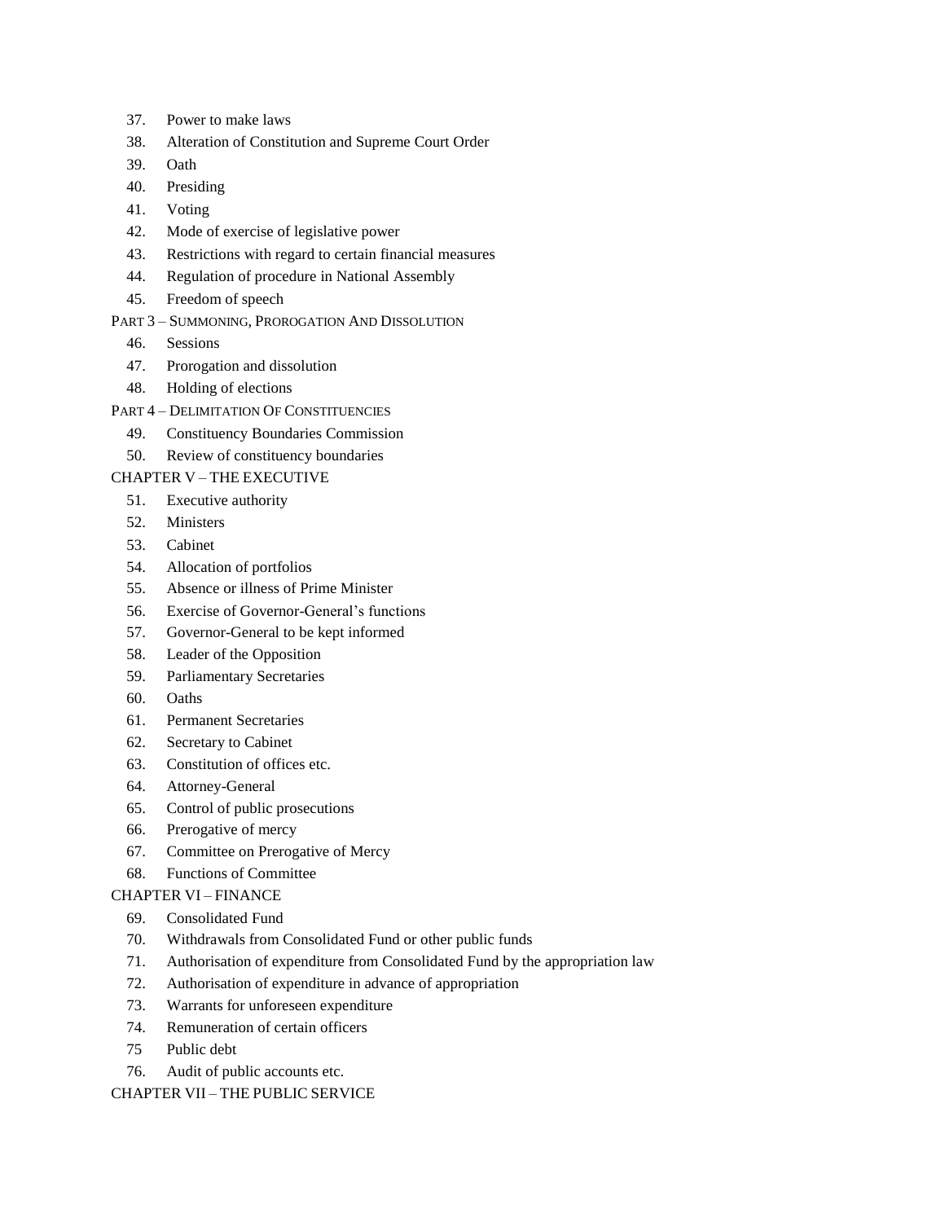37. Power to make laws
38. Alteration of Constitution and Supreme Court Order
39. Oath
40. Presiding
41. Voting
42. Mode of exercise of legislative power
43. Restrictions with regard to certain financial measures
44. Regulation of procedure in National Assembly
45. Freedom of speech

PART 3 – SUMMONING, PROROGATION AND DISSOLUTION

46. Sessions
47. Prorogation and dissolution
48. Holding of elections

PART 4 – DELIMITATION OF CONSTITUENCIES

49. Constituency Boundaries Commission
50. Review of constituency boundaries

CHAPTER V – THE EXECUTIVE

51. Executive authority
52. Ministers
53. Cabinet
54. Allocation of portfolios
55. Absence or illness of Prime Minister
56. Exercise of Governor-General's functions
57. Governor-General to be kept informed
58. Leader of the Opposition
59. Parliamentary Secretaries
60. Oaths
61. Permanent Secretaries
62. Secretary to Cabinet
63. Constitution of offices etc.
64. Attorney-General
65. Control of public prosecutions
66. Prerogative of mercy
67. Committee on Prerogative of Mercy
68. Functions of Committee

CHAPTER VI – FINANCE

69. Consolidated Fund
70. Withdrawals from Consolidated Fund or other public funds
71. Authorisation of expenditure from Consolidated Fund by the appropriation law
72. Authorisation of expenditure in advance of appropriation
73. Warrants for unforeseen expenditure
74. Remuneration of certain officers
75 Public debt
76. Audit of public accounts etc.

CHAPTER VII – THE PUBLIC SERVICE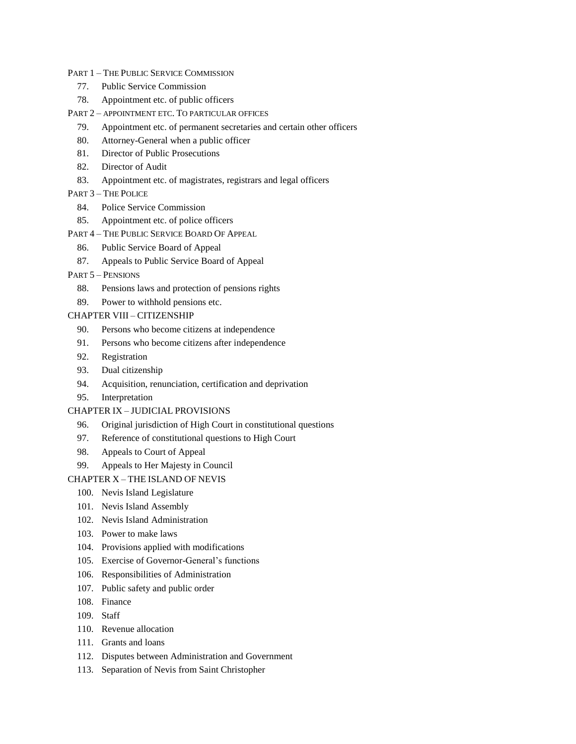PART 1 – THE PUBLIC SERVICE COMMISSION

77. Public Service Commission

78. Appointment etc. of public officers

PART 2 – APPOINTMENT ETC. TO PARTICULAR OFFICES

79. Appointment etc. of permanent secretaries and certain other officers

80. Attorney-General when a public officer

81. Director of Public Prosecutions

82. Director of Audit

83. Appointment etc. of magistrates, registrars and legal officers

PART 3 – THE POLICE

84. Police Service Commission

85. Appointment etc. of police officers

PART 4 – THE PUBLIC SERVICE BOARD OF APPEAL

86. Public Service Board of Appeal

87. Appeals to Public Service Board of Appeal

PART 5 – PENSIONS

88. Pensions laws and protection of pensions rights

89. Power to withhold pensions etc.

CHAPTER VIII – CITIZENSHIP

90. Persons who become citizens at independence

91. Persons who become citizens after independence

92. Registration

93. Dual citizenship

94. Acquisition, renunciation, certification and deprivation

95. Interpretation

CHAPTER IX – JUDICIAL PROVISIONS

96. Original jurisdiction of High Court in constitutional questions

97. Reference of constitutional questions to High Court

98. Appeals to Court of Appeal

99. Appeals to Her Majesty in Council

CHAPTER X – THE ISLAND OF NEVIS

100. Nevis Island Legislature

101. Nevis Island Assembly

102. Nevis Island Administration

103. Power to make laws

104. Provisions applied with modifications

105. Exercise of Governor-General's functions

106. Responsibilities of Administration

107. Public safety and public order

108. Finance

109. Staff

110. Revenue allocation

111. Grants and loans

112. Disputes between Administration and Government

113. Separation of Nevis from Saint Christopher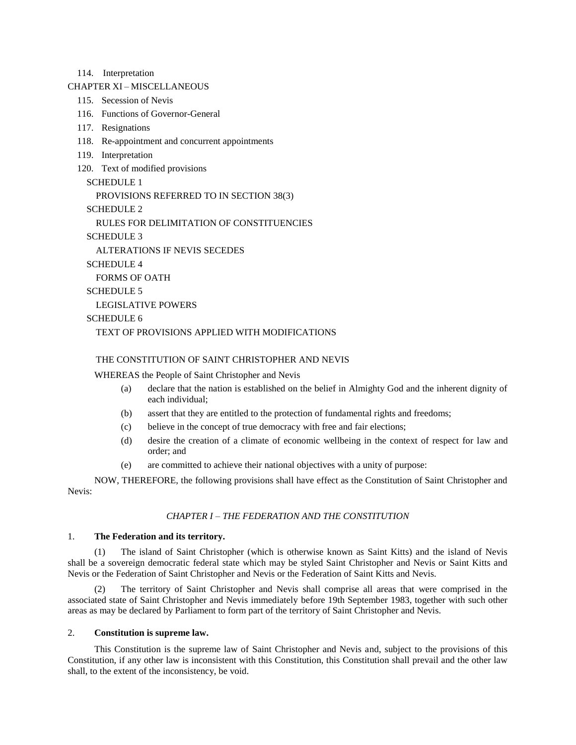114. Interpretation

CHAPTER XI – MISCELLANEOUS

115. Secession of Nevis
116. Functions of Governor-General
117. Resignations
118. Re-appointment and concurrent appointments
119. Interpretation
120. Text of modified provisions

SCHEDULE 1

PROVISIONS REFERRED TO IN SECTION 38(3)

SCHEDULE 2

RULES FOR DELIMITATION OF CONSTITUENCIES

SCHEDULE 3

ALTERATIONS IF NEVIS SECEDES

SCHEDULE 4

FORMS OF OATH

SCHEDULE 5

LEGISLATIVE POWERS

SCHEDULE 6

TEXT OF PROVISIONS APPLIED WITH MODIFICATIONS

# THE CONSTITUTION OF SAINT CHRISTOPHER AND NEVIS

WHEREAS the People of Saint Christopher and Nevis

(a) declare that the nation is established on the belief in Almighty God and the inherent dignity of each individual;

(b) assert that they are entitled to the protection of fundamental rights and freedoms;

(c) believe in the concept of true democracy with free and fair elections;

(d) desire the creation of a climate of economic wellbeing in the context of respect for law and order; and

(e) are committed to achieve their national objectives with a unity of purpose:

NOW, THEREFORE, the following provisions shall have effect as the Constitution of Saint Christopher and Nevis:

## *CHAPTER I – THE FEDERATION AND THE CONSTITUTION*

### 1. **The Federation and its territory.**

(1) The island of Saint Christopher (which is otherwise known as Saint Kitts) and the island of Nevis shall be a sovereign democratic federal state which may be styled Saint Christopher and Nevis or Saint Kitts and Nevis or the Federation of Saint Christopher and Nevis or the Federation of Saint Kitts and Nevis.

(2) The territory of Saint Christopher and Nevis shall comprise all areas that were comprised in the associated state of Saint Christopher and Nevis immediately before 19th September 1983, together with such other areas as may be declared by Parliament to form part of the territory of Saint Christopher and Nevis.

### 2. **Constitution is supreme law.**

This Constitution is the supreme law of Saint Christopher and Nevis and, subject to the provisions of this Constitution, if any other law is inconsistent with this Constitution, this Constitution shall prevail and the other law shall, to the extent of the inconsistency, be void.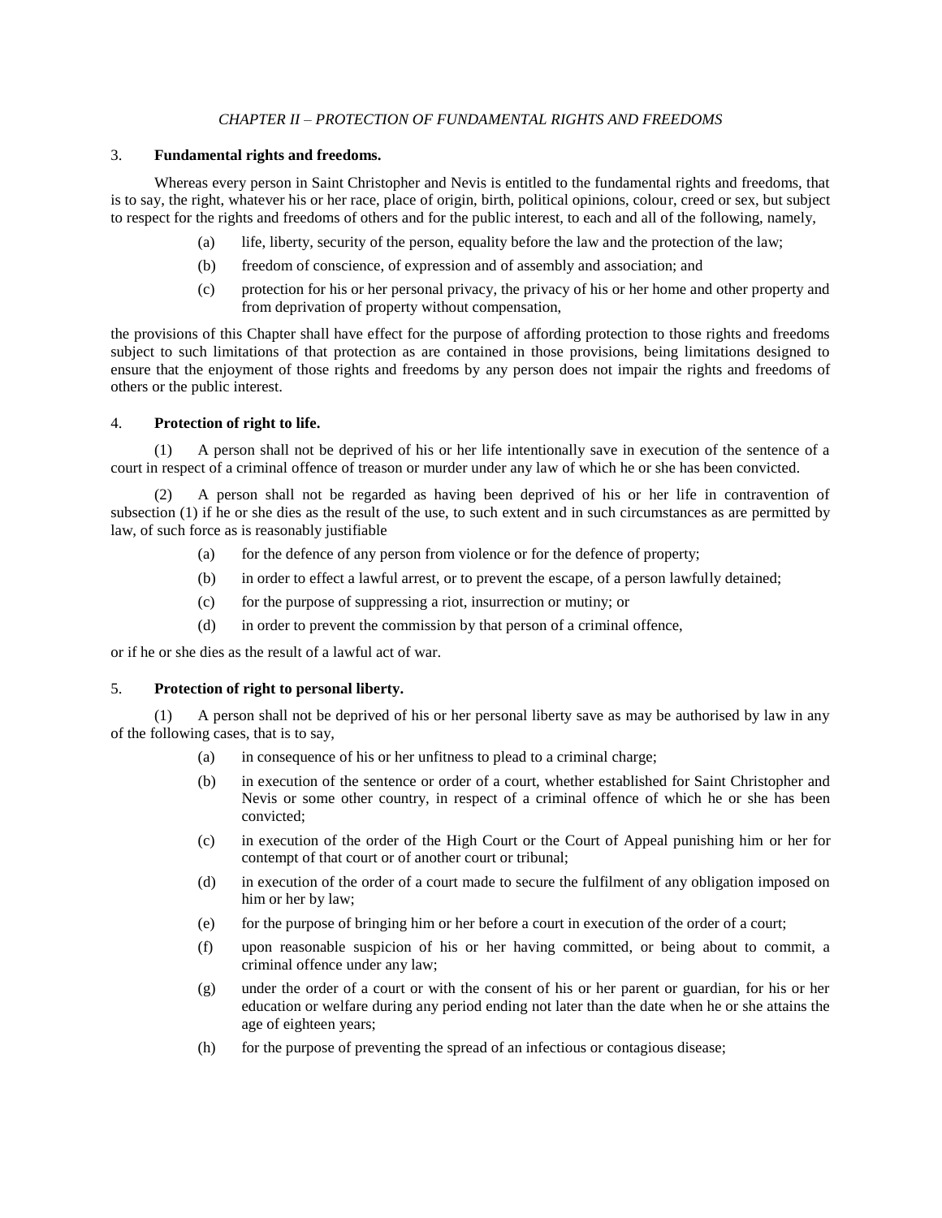*CHAPTER II – PROTECTION OF FUNDAMENTAL RIGHTS AND FREEDOMS*

3. **Fundamental rights and freedoms.**

Whereas every person in Saint Christopher and Nevis is entitled to the fundamental rights and freedoms, that is to say, the right, whatever his or her race, place of origin, birth, political opinions, colour, creed or sex, but subject to respect for the rights and freedoms of others and for the public interest, to each and all of the following, namely,

(a) life, liberty, security of the person, equality before the law and the protection of the law;

(b) freedom of conscience, of expression and of assembly and association; and

(c) protection for his or her personal privacy, the privacy of his or her home and other property and from deprivation of property without compensation,

the provisions of this Chapter shall have effect for the purpose of affording protection to those rights and freedoms subject to such limitations of that protection as are contained in those provisions, being limitations designed to ensure that the enjoyment of those rights and freedoms by any person does not impair the rights and freedoms of others or the public interest.

4. **Protection of right to life.**

(1) A person shall not be deprived of his or her life intentionally save in execution of the sentence of a court in respect of a criminal offence of treason or murder under any law of which he or she has been convicted.

(2) A person shall not be regarded as having been deprived of his or her life in contravention of subsection (1) if he or she dies as the result of the use, to such extent and in such circumstances as are permitted by law, of such force as is reasonably justifiable

(a) for the defence of any person from violence or for the defence of property;

(b) in order to effect a lawful arrest, or to prevent the escape, of a person lawfully detained;

(c) for the purpose of suppressing a riot, insurrection or mutiny; or

(d) in order to prevent the commission by that person of a criminal offence,

or if he or she dies as the result of a lawful act of war.

5. **Protection of right to personal liberty.**

(1) A person shall not be deprived of his or her personal liberty save as may be authorised by law in any of the following cases, that is to say,

(a) in consequence of his or her unfitness to plead to a criminal charge;

(b) in execution of the sentence or order of a court, whether established for Saint Christopher and Nevis or some other country, in respect of a criminal offence of which he or she has been convicted;

(c) in execution of the order of the High Court or the Court of Appeal punishing him or her for contempt of that court or of another court or tribunal;

(d) in execution of the order of a court made to secure the fulfilment of any obligation imposed on him or her by law;

(e) for the purpose of bringing him or her before a court in execution of the order of a court;

(f) upon reasonable suspicion of his or her having committed, or being about to commit, a criminal offence under any law;

(g) under the order of a court or with the consent of his or her parent or guardian, for his or her education or welfare during any period ending not later than the date when he or she attains the age of eighteen years;

(h) for the purpose of preventing the spread of an infectious or contagious disease;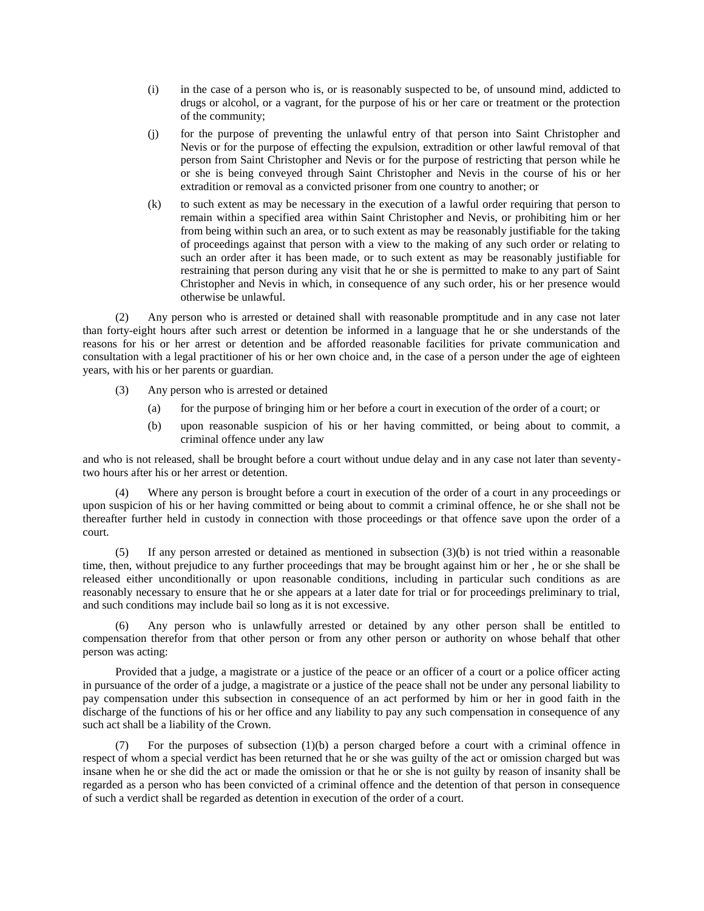(i) in the case of a person who is, or is reasonably suspected to be, of unsound mind, addicted to drugs or alcohol, or a vagrant, for the purpose of his or her care or treatment or the protection of the community;

(j) for the purpose of preventing the unlawful entry of that person into Saint Christopher and Nevis or for the purpose of effecting the expulsion, extradition or other lawful removal of that person from Saint Christopher and Nevis or for the purpose of restricting that person while he or she is being conveyed through Saint Christopher and Nevis in the course of his or her extradition or removal as a convicted prisoner from one country to another; or

(k) to such extent as may be necessary in the execution of a lawful order requiring that person to remain within a specified area within Saint Christopher and Nevis, or prohibiting him or her from being within such an area, or to such extent as may be reasonably justifiable for the taking of proceedings against that person with a view to the making of any such order or relating to such an order after it has been made, or to such extent as may be reasonably justifiable for restraining that person during any visit that he or she is permitted to make to any part of Saint Christopher and Nevis in which, in consequence of any such order, his or her presence would otherwise be unlawful.

(2) Any person who is arrested or detained shall with reasonable promptitude and in any case not later than forty-eight hours after such arrest or detention be informed in a language that he or she understands of the reasons for his or her arrest or detention and be afforded reasonable facilities for private communication and consultation with a legal practitioner of his or her own choice and, in the case of a person under the age of eighteen years, with his or her parents or guardian.

(3) Any person who is arrested or detained

(a) for the purpose of bringing him or her before a court in execution of the order of a court; or

(b) upon reasonable suspicion of his or her having committed, or being about to commit, a criminal offence under any law

and who is not released, shall be brought before a court without undue delay and in any case not later than seventy-two hours after his or her arrest or detention.

(4) Where any person is brought before a court in execution of the order of a court in any proceedings or upon suspicion of his or her having committed or being about to commit a criminal offence, he or she shall not be thereafter further held in custody in connection with those proceedings or that offence save upon the order of a court.

(5) If any person arrested or detained as mentioned in subsection (3)(b) is not tried within a reasonable time, then, without prejudice to any further proceedings that may be brought against him or her , he or she shall be released either unconditionally or upon reasonable conditions, including in particular such conditions as are reasonably necessary to ensure that he or she appears at a later date for trial or for proceedings preliminary to trial, and such conditions may include bail so long as it is not excessive.

(6) Any person who is unlawfully arrested or detained by any other person shall be entitled to compensation therefor from that other person or from any other person or authority on whose behalf that other person was acting:

Provided that a judge, a magistrate or a justice of the peace or an officer of a court or a police officer acting in pursuance of the order of a judge, a magistrate or a justice of the peace shall not be under any personal liability to pay compensation under this subsection in consequence of an act performed by him or her in good faith in the discharge of the functions of his or her office and any liability to pay any such compensation in consequence of any such act shall be a liability of the Crown.

(7) For the purposes of subsection (1)(b) a person charged before a court with a criminal offence in respect of whom a special verdict has been returned that he or she was guilty of the act or omission charged but was insane when he or she did the act or made the omission or that he or she is not guilty by reason of insanity shall be regarded as a person who has been convicted of a criminal offence and the detention of that person in consequence of such a verdict shall be regarded as detention in execution of the order of a court.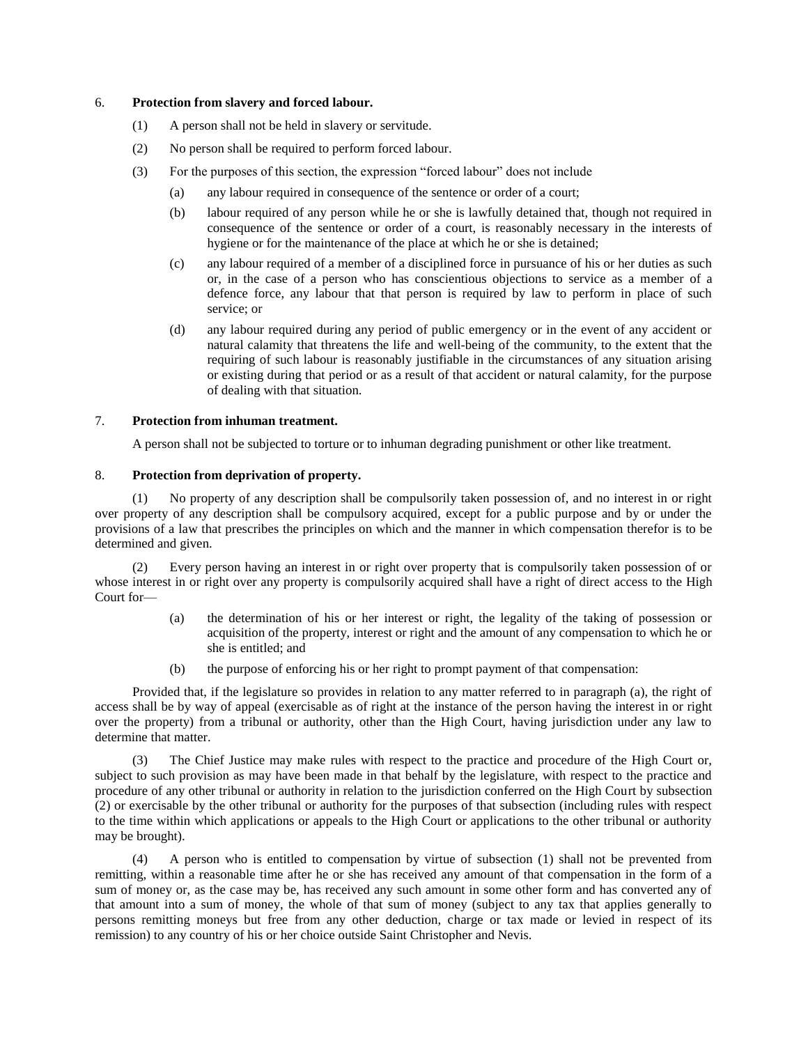**6. Protection from slavery and forced labour.**

(1) A person shall not be held in slavery or servitude.

(2) No person shall be required to perform forced labour.

(3) For the purposes of this section, the expression "forced labour" does not include

(a) any labour required in consequence of the sentence or order of a court;

(b) labour required of any person while he or she is lawfully detained that, though not required in consequence of the sentence or order of a court, is reasonably necessary in the interests of hygiene or for the maintenance of the place at which he or she is detained;

(c) any labour required of a member of a disciplined force in pursuance of his or her duties as such or, in the case of a person who has conscientious objections to service as a member of a defence force, any labour that that person is required by law to perform in place of such service; or

(d) any labour required during any period of public emergency or in the event of any accident or natural calamity that threatens the life and well-being of the community, to the extent that the requiring of such labour is reasonably justifiable in the circumstances of any situation arising or existing during that period or as a result of that accident or natural calamity, for the purpose of dealing with that situation.

**7. Protection from inhuman treatment.**

A person shall not be subjected to torture or to inhuman degrading punishment or other like treatment.

**8. Protection from deprivation of property.**

(1) No property of any description shall be compulsorily taken possession of, and no interest in or right over property of any description shall be compulsory acquired, except for a public purpose and by or under the provisions of a law that prescribes the principles on which and the manner in which compensation therefor is to be determined and given.

(2) Every person having an interest in or right over property that is compulsorily taken possession of or whose interest in or right over any property is compulsorily acquired shall have a right of direct access to the High Court for—

(a) the determination of his or her interest or right, the legality of the taking of possession or acquisition of the property, interest or right and the amount of any compensation to which he or she is entitled; and

(b) the purpose of enforcing his or her right to prompt payment of that compensation:

Provided that, if the legislature so provides in relation to any matter referred to in paragraph (a), the right of access shall be by way of appeal (exercisable as of right at the instance of the person having the interest in or right over the property) from a tribunal or authority, other than the High Court, having jurisdiction under any law to determine that matter.

(3) The Chief Justice may make rules with respect to the practice and procedure of the High Court or, subject to such provision as may have been made in that behalf by the legislature, with respect to the practice and procedure of any other tribunal or authority in relation to the jurisdiction conferred on the High Court by subsection (2) or exercisable by the other tribunal or authority for the purposes of that subsection (including rules with respect to the time within which applications or appeals to the High Court or applications to the other tribunal or authority may be brought).

(4) A person who is entitled to compensation by virtue of subsection (1) shall not be prevented from remitting, within a reasonable time after he or she has received any amount of that compensation in the form of a sum of money or, as the case may be, has received any such amount in some other form and has converted any of that amount into a sum of money, the whole of that sum of money (subject to any tax that applies generally to persons remitting moneys but free from any other deduction, charge or tax made or levied in respect of its remission) to any country of his or her choice outside Saint Christopher and Nevis.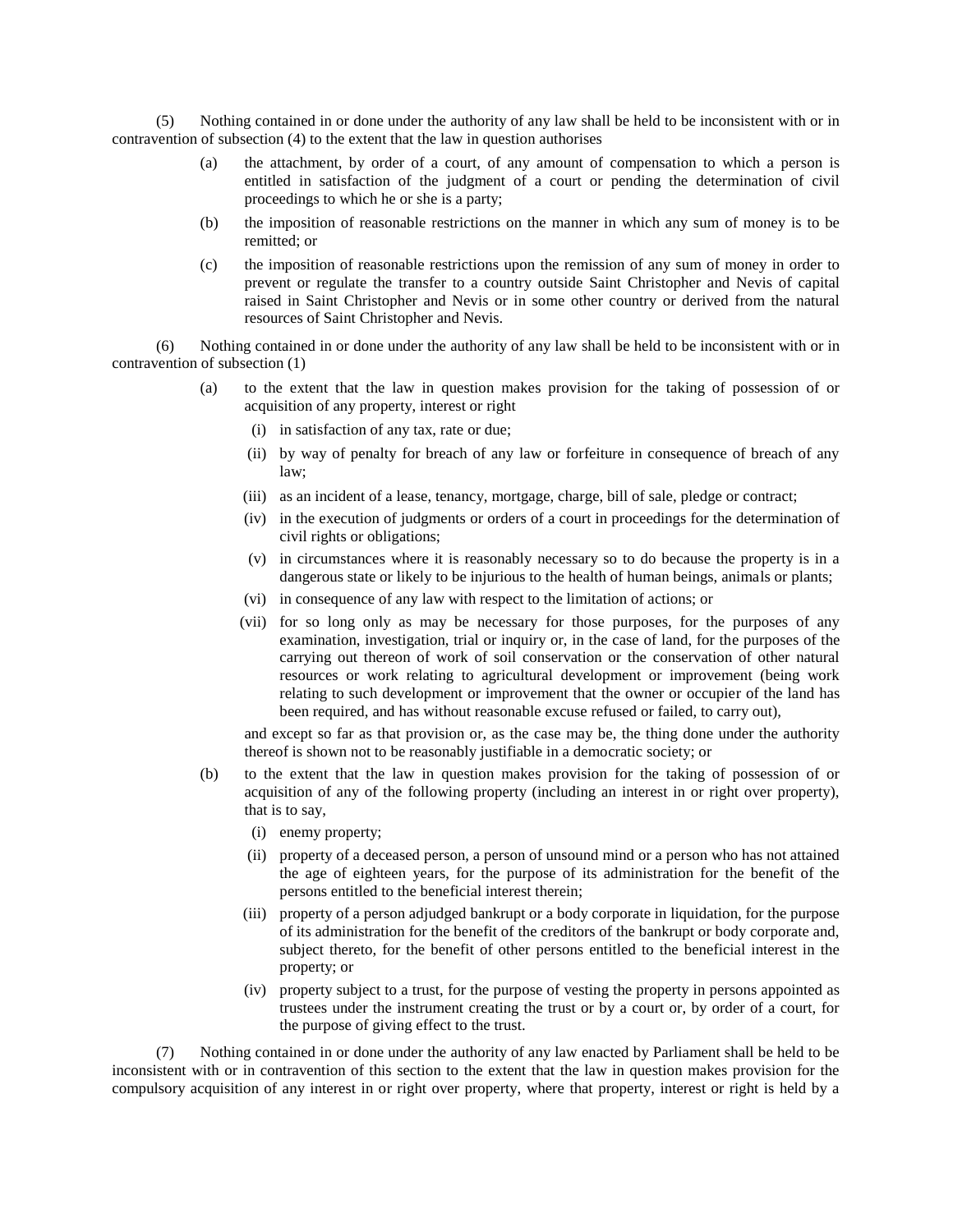(5) Nothing contained in or done under the authority of any law shall be held to be inconsistent with or in contravention of subsection (4) to the extent that the law in question authorises

(a) the attachment, by order of a court, of any amount of compensation to which a person is entitled in satisfaction of the judgment of a court or pending the determination of civil proceedings to which he or she is a party;

(b) the imposition of reasonable restrictions on the manner in which any sum of money is to be remitted; or

(c) the imposition of reasonable restrictions upon the remission of any sum of money in order to prevent or regulate the transfer to a country outside Saint Christopher and Nevis of capital raised in Saint Christopher and Nevis or in some other country or derived from the natural resources of Saint Christopher and Nevis.

(6) Nothing contained in or done under the authority of any law shall be held to be inconsistent with or in contravention of subsection (1)

(a) to the extent that the law in question makes provision for the taking of possession of or acquisition of any property, interest or right

(i) in satisfaction of any tax, rate or due;

(ii) by way of penalty for breach of any law or forfeiture in consequence of breach of any law;

(iii) as an incident of a lease, tenancy, mortgage, charge, bill of sale, pledge or contract;

(iv) in the execution of judgments or orders of a court in proceedings for the determination of civil rights or obligations;

(v) in circumstances where it is reasonably necessary so to do because the property is in a dangerous state or likely to be injurious to the health of human beings, animals or plants;

(vi) in consequence of any law with respect to the limitation of actions; or

(vii) for so long only as may be necessary for those purposes, for the purposes of any examination, investigation, trial or inquiry or, in the case of land, for the purposes of the carrying out thereon of work of soil conservation or the conservation of other natural resources or work relating to agricultural development or improvement (being work relating to such development or improvement that the owner or occupier of the land has been required, and has without reasonable excuse refused or failed, to carry out),

and except so far as that provision or, as the case may be, the thing done under the authority thereof is shown not to be reasonably justifiable in a democratic society; or

(b) to the extent that the law in question makes provision for the taking of possession of or acquisition of any of the following property (including an interest in or right over property), that is to say,

(i) enemy property;

(ii) property of a deceased person, a person of unsound mind or a person who has not attained the age of eighteen years, for the purpose of its administration for the benefit of the persons entitled to the beneficial interest therein;

(iii) property of a person adjudged bankrupt or a body corporate in liquidation, for the purpose of its administration for the benefit of the creditors of the bankrupt or body corporate and, subject thereto, for the benefit of other persons entitled to the beneficial interest in the property; or

(iv) property subject to a trust, for the purpose of vesting the property in persons appointed as trustees under the instrument creating the trust or by a court or, by order of a court, for the purpose of giving effect to the trust.

(7) Nothing contained in or done under the authority of any law enacted by Parliament shall be held to be inconsistent with or in contravention of this section to the extent that the law in question makes provision for the compulsory acquisition of any interest in or right over property, where that property, interest or right is held by a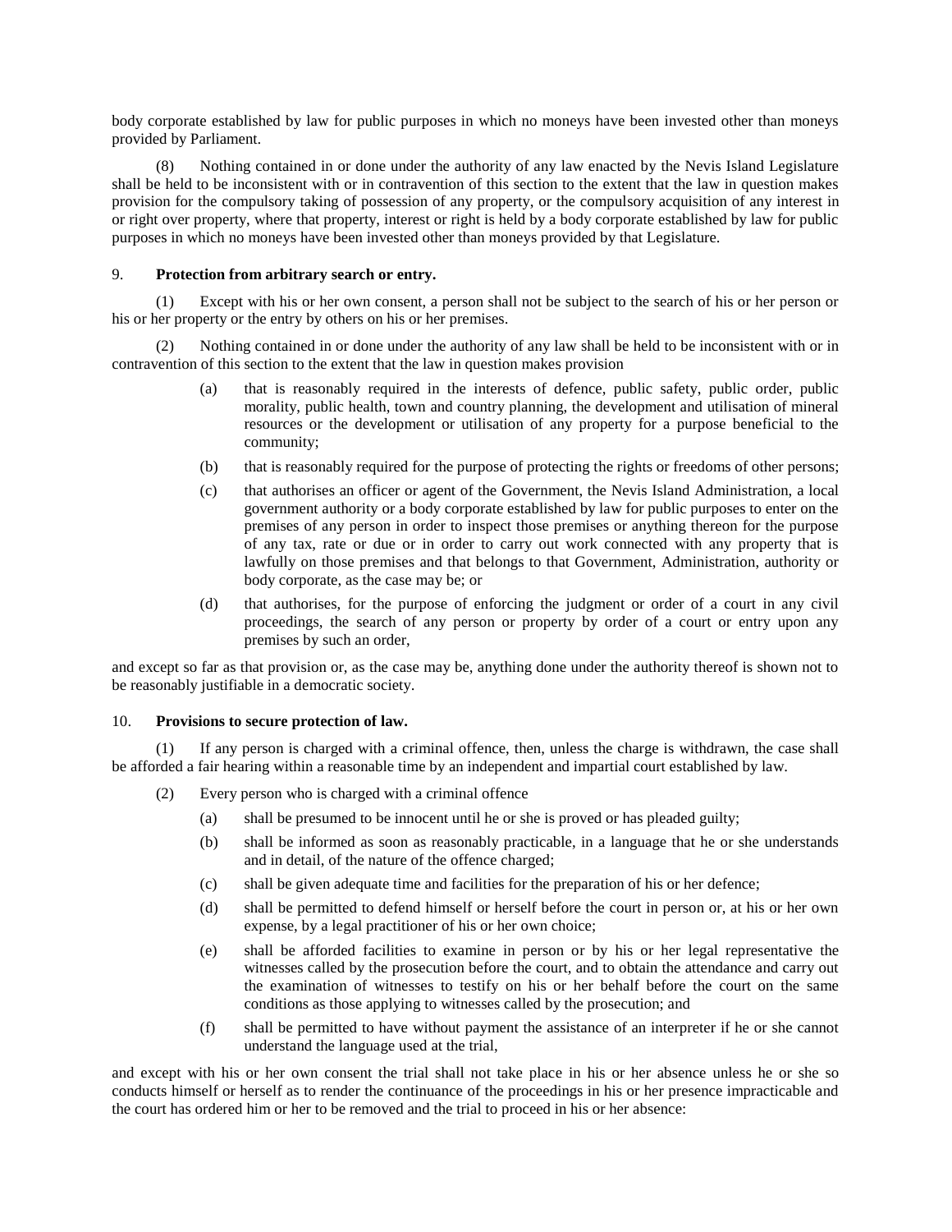body corporate established by law for public purposes in which no moneys have been invested other than moneys provided by Parliament.

(8) Nothing contained in or done under the authority of any law enacted by the Nevis Island Legislature shall be held to be inconsistent with or in contravention of this section to the extent that the law in question makes provision for the compulsory taking of possession of any property, or the compulsory acquisition of any interest in or right over property, where that property, interest or right is held by a body corporate established by law for public purposes in which no moneys have been invested other than moneys provided by that Legislature.

### 9. **Protection from arbitrary search or entry.**

(1) Except with his or her own consent, a person shall not be subject to the search of his or her person or his or her property or the entry by others on his or her premises.

(2) Nothing contained in or done under the authority of any law shall be held to be inconsistent with or in contravention of this section to the extent that the law in question makes provision

(a) that is reasonably required in the interests of defence, public safety, public order, public morality, public health, town and country planning, the development and utilisation of mineral resources or the development or utilisation of any property for a purpose beneficial to the community;

(b) that is reasonably required for the purpose of protecting the rights or freedoms of other persons;

(c) that authorises an officer or agent of the Government, the Nevis Island Administration, a local government authority or a body corporate established by law for public purposes to enter on the premises of any person in order to inspect those premises or anything thereon for the purpose of any tax, rate or due or in order to carry out work connected with any property that is lawfully on those premises and that belongs to that Government, Administration, authority or body corporate, as the case may be; or

(d) that authorises, for the purpose of enforcing the judgment or order of a court in any civil proceedings, the search of any person or property by order of a court or entry upon any premises by such an order,

and except so far as that provision or, as the case may be, anything done under the authority thereof is shown not to be reasonably justifiable in a democratic society.

### 10. **Provisions to secure protection of law.**

(1) If any person is charged with a criminal offence, then, unless the charge is withdrawn, the case shall be afforded a fair hearing within a reasonable time by an independent and impartial court established by law.

(2) Every person who is charged with a criminal offence

(a) shall be presumed to be innocent until he or she is proved or has pleaded guilty;

(b) shall be informed as soon as reasonably practicable, in a language that he or she understands and in detail, of the nature of the offence charged;

(c) shall be given adequate time and facilities for the preparation of his or her defence;

(d) shall be permitted to defend himself or herself before the court in person or, at his or her own expense, by a legal practitioner of his or her own choice;

(e) shall be afforded facilities to examine in person or by his or her legal representative the witnesses called by the prosecution before the court, and to obtain the attendance and carry out the examination of witnesses to testify on his or her behalf before the court on the same conditions as those applying to witnesses called by the prosecution; and

(f) shall be permitted to have without payment the assistance of an interpreter if he or she cannot understand the language used at the trial,

and except with his or her own consent the trial shall not take place in his or her absence unless he or she so conducts himself or herself as to render the continuance of the proceedings in his or her presence impracticable and the court has ordered him or her to be removed and the trial to proceed in his or her absence: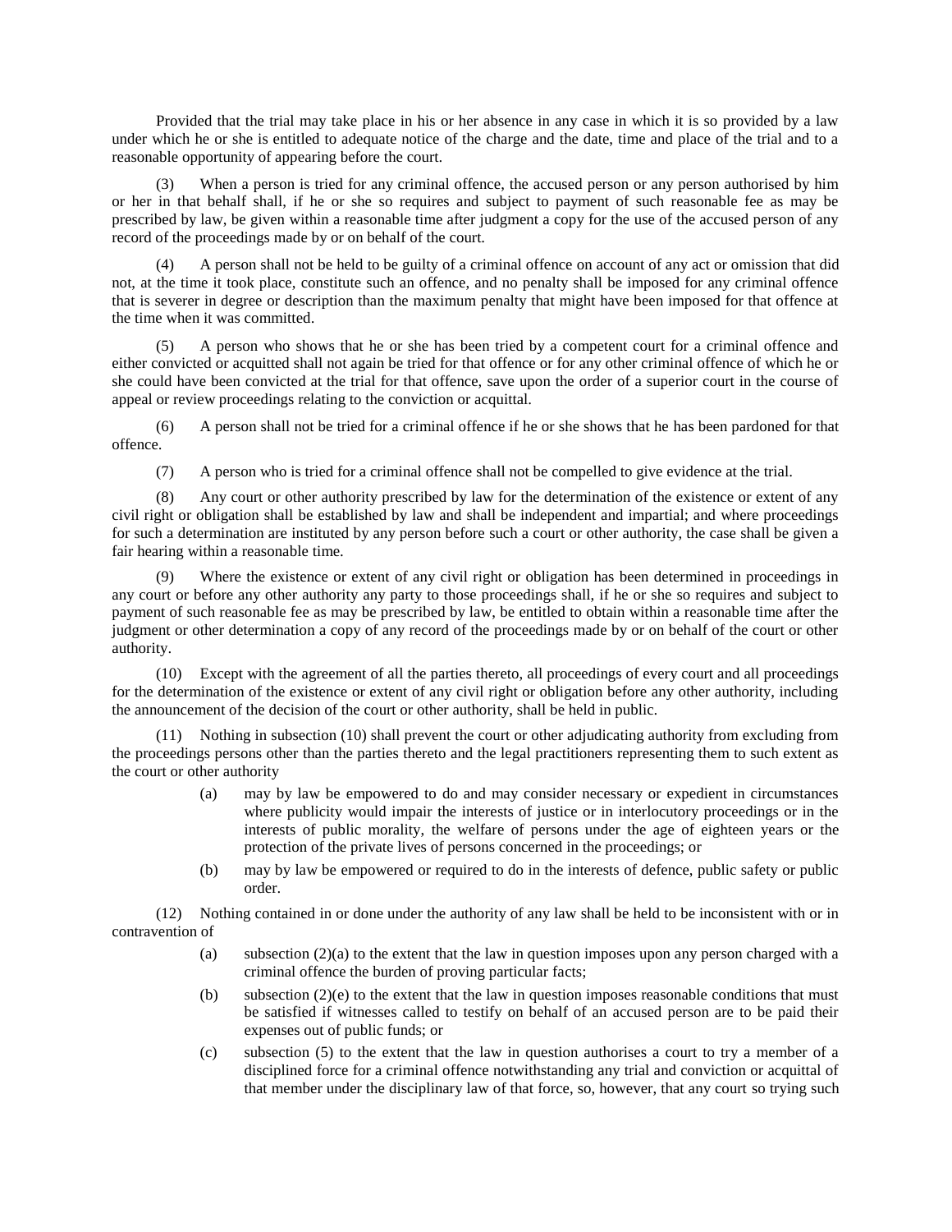Provided that the trial may take place in his or her absence in any case in which it is so provided by a law under which he or she is entitled to adequate notice of the charge and the date, time and place of the trial and to a reasonable opportunity of appearing before the court.

(3) When a person is tried for any criminal offence, the accused person or any person authorised by him or her in that behalf shall, if he or she so requires and subject to payment of such reasonable fee as may be prescribed by law, be given within a reasonable time after judgment a copy for the use of the accused person of any record of the proceedings made by or on behalf of the court.

(4) A person shall not be held to be guilty of a criminal offence on account of any act or omission that did not, at the time it took place, constitute such an offence, and no penalty shall be imposed for any criminal offence that is severer in degree or description than the maximum penalty that might have been imposed for that offence at the time when it was committed.

(5) A person who shows that he or she has been tried by a competent court for a criminal offence and either convicted or acquitted shall not again be tried for that offence or for any other criminal offence of which he or she could have been convicted at the trial for that offence, save upon the order of a superior court in the course of appeal or review proceedings relating to the conviction or acquittal.

(6) A person shall not be tried for a criminal offence if he or she shows that he has been pardoned for that offence.

(7) A person who is tried for a criminal offence shall not be compelled to give evidence at the trial.

(8) Any court or other authority prescribed by law for the determination of the existence or extent of any civil right or obligation shall be established by law and shall be independent and impartial; and where proceedings for such a determination are instituted by any person before such a court or other authority, the case shall be given a fair hearing within a reasonable time.

(9) Where the existence or extent of any civil right or obligation has been determined in proceedings in any court or before any other authority any party to those proceedings shall, if he or she so requires and subject to payment of such reasonable fee as may be prescribed by law, be entitled to obtain within a reasonable time after the judgment or other determination a copy of any record of the proceedings made by or on behalf of the court or other authority.

(10) Except with the agreement of all the parties thereto, all proceedings of every court and all proceedings for the determination of the existence or extent of any civil right or obligation before any other authority, including the announcement of the decision of the court or other authority, shall be held in public.

(11) Nothing in subsection (10) shall prevent the court or other adjudicating authority from excluding from the proceedings persons other than the parties thereto and the legal practitioners representing them to such extent as the court or other authority

- (a) may by law be empowered to do and may consider necessary or expedient in circumstances where publicity would impair the interests of justice or in interlocutory proceedings or in the interests of public morality, the welfare of persons under the age of eighteen years or the protection of the private lives of persons concerned in the proceedings; or
- (b) may by law be empowered or required to do in the interests of defence, public safety or public order.

(12) Nothing contained in or done under the authority of any law shall be held to be inconsistent with or in contravention of

- (a) subsection (2)(a) to the extent that the law in question imposes upon any person charged with a criminal offence the burden of proving particular facts;
- (b) subsection (2)(e) to the extent that the law in question imposes reasonable conditions that must be satisfied if witnesses called to testify on behalf of an accused person are to be paid their expenses out of public funds; or
- (c) subsection (5) to the extent that the law in question authorises a court to try a member of a disciplined force for a criminal offence notwithstanding any trial and conviction or acquittal of that member under the disciplinary law of that force, so, however, that any court so trying such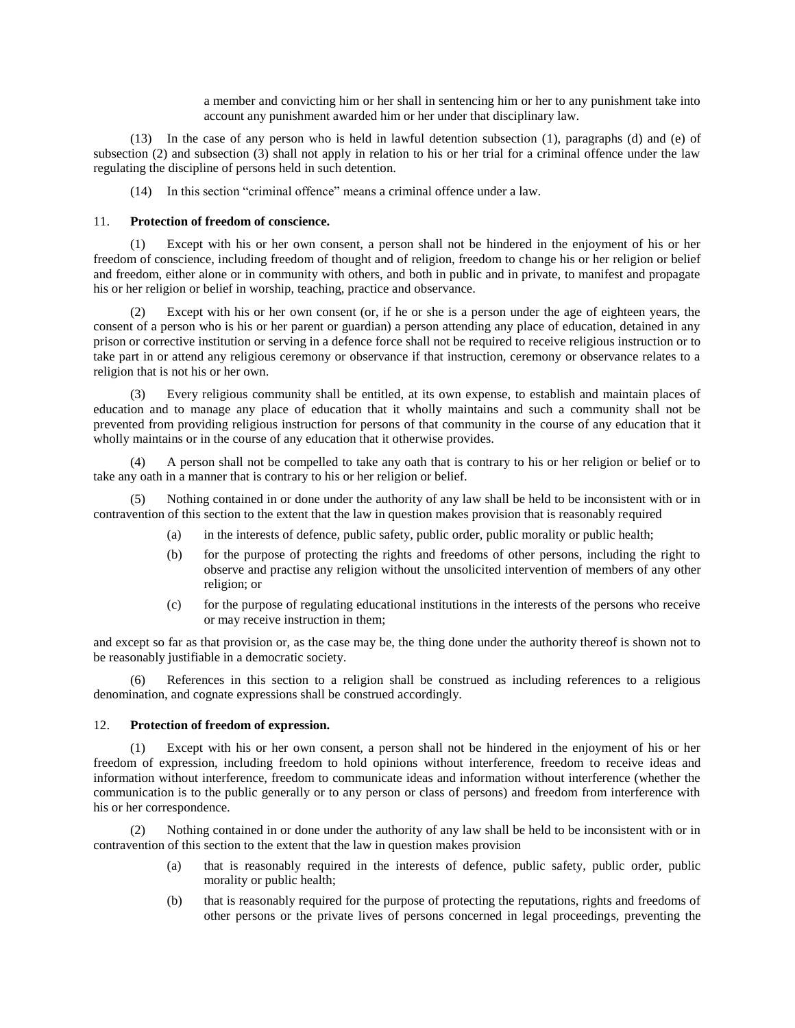a member and convicting him or her shall in sentencing him or her to any punishment take into account any punishment awarded him or her under that disciplinary law.

(13) In the case of any person who is held in lawful detention subsection (1), paragraphs (d) and (e) of subsection (2) and subsection (3) shall not apply in relation to his or her trial for a criminal offence under the law regulating the discipline of persons held in such detention.

(14) In this section "criminal offence" means a criminal offence under a law.

### 11. Protection of freedom of conscience.

(1) Except with his or her own consent, a person shall not be hindered in the enjoyment of his or her freedom of conscience, including freedom of thought and of religion, freedom to change his or her religion or belief and freedom, either alone or in community with others, and both in public and in private, to manifest and propagate his or her religion or belief in worship, teaching, practice and observance.

(2) Except with his or her own consent (or, if he or she is a person under the age of eighteen years, the consent of a person who is his or her parent or guardian) a person attending any place of education, detained in any prison or corrective institution or serving in a defence force shall not be required to receive religious instruction or to take part in or attend any religious ceremony or observance if that instruction, ceremony or observance relates to a religion that is not his or her own.

(3) Every religious community shall be entitled, at its own expense, to establish and maintain places of education and to manage any place of education that it wholly maintains and such a community shall not be prevented from providing religious instruction for persons of that community in the course of any education that it wholly maintains or in the course of any education that it otherwise provides.

(4) A person shall not be compelled to take any oath that is contrary to his or her religion or belief or to take any oath in a manner that is contrary to his or her religion or belief.

(5) Nothing contained in or done under the authority of any law shall be held to be inconsistent with or in contravention of this section to the extent that the law in question makes provision that is reasonably required

- (a) in the interests of defence, public safety, public order, public morality or public health;
- (b) for the purpose of protecting the rights and freedoms of other persons, including the right to observe and practise any religion without the unsolicited intervention of members of any other religion; or
- (c) for the purpose of regulating educational institutions in the interests of the persons who receive or may receive instruction in them;

and except so far as that provision or, as the case may be, the thing done under the authority thereof is shown not to be reasonably justifiable in a democratic society.

(6) References in this section to a religion shall be construed as including references to a religious denomination, and cognate expressions shall be construed accordingly.

### 12. Protection of freedom of expression.

(1) Except with his or her own consent, a person shall not be hindered in the enjoyment of his or her freedom of expression, including freedom to hold opinions without interference, freedom to receive ideas and information without interference, freedom to communicate ideas and information without interference (whether the communication is to the public generally or to any person or class of persons) and freedom from interference with his or her correspondence.

(2) Nothing contained in or done under the authority of any law shall be held to be inconsistent with or in contravention of this section to the extent that the law in question makes provision

- (a) that is reasonably required in the interests of defence, public safety, public order, public morality or public health;
- (b) that is reasonably required for the purpose of protecting the reputations, rights and freedoms of other persons or the private lives of persons concerned in legal proceedings, preventing the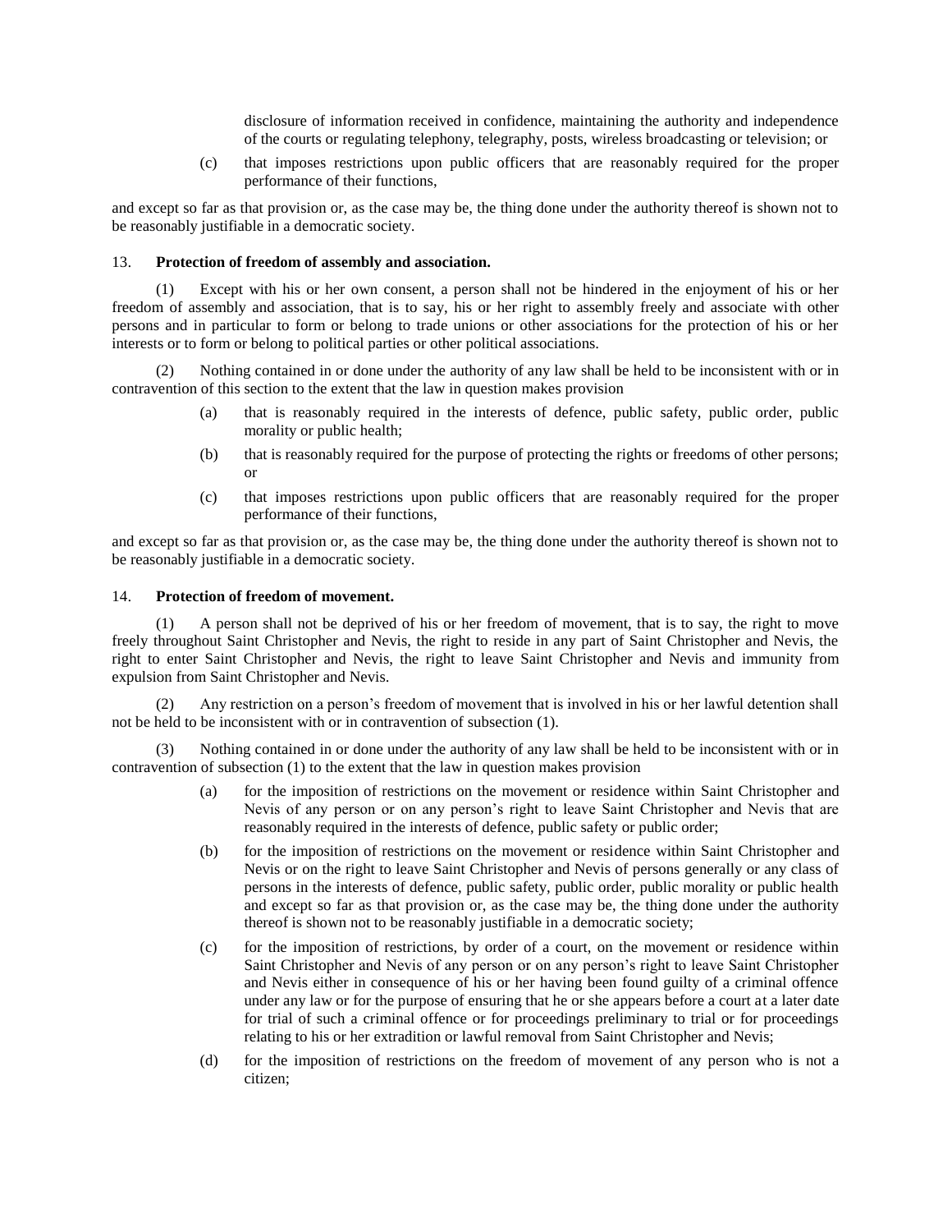disclosure of information received in confidence, maintaining the authority and independence of the courts or regulating telephony, telegraphy, posts, wireless broadcasting or television; or

(c) that imposes restrictions upon public officers that are reasonably required for the proper performance of their functions,

and except so far as that provision or, as the case may be, the thing done under the authority thereof is shown not to be reasonably justifiable in a democratic society.

13. **Protection of freedom of assembly and association.**

(1) Except with his or her own consent, a person shall not be hindered in the enjoyment of his or her freedom of assembly and association, that is to say, his or her right to assembly freely and associate with other persons and in particular to form or belong to trade unions or other associations for the protection of his or her interests or to form or belong to political parties or other political associations.

(2) Nothing contained in or done under the authority of any law shall be held to be inconsistent with or in contravention of this section to the extent that the law in question makes provision

(a) that is reasonably required in the interests of defence, public safety, public order, public morality or public health;

(b) that is reasonably required for the purpose of protecting the rights or freedoms of other persons; or

(c) that imposes restrictions upon public officers that are reasonably required for the proper performance of their functions,

and except so far as that provision or, as the case may be, the thing done under the authority thereof is shown not to be reasonably justifiable in a democratic society.

14. **Protection of freedom of movement.**

(1) A person shall not be deprived of his or her freedom of movement, that is to say, the right to move freely throughout Saint Christopher and Nevis, the right to reside in any part of Saint Christopher and Nevis, the right to enter Saint Christopher and Nevis, the right to leave Saint Christopher and Nevis and immunity from expulsion from Saint Christopher and Nevis.

(2) Any restriction on a person's freedom of movement that is involved in his or her lawful detention shall not be held to be inconsistent with or in contravention of subsection (1).

(3) Nothing contained in or done under the authority of any law shall be held to be inconsistent with or in contravention of subsection (1) to the extent that the law in question makes provision

(a) for the imposition of restrictions on the movement or residence within Saint Christopher and Nevis of any person or on any person's right to leave Saint Christopher and Nevis that are reasonably required in the interests of defence, public safety or public order;

(b) for the imposition of restrictions on the movement or residence within Saint Christopher and Nevis or on the right to leave Saint Christopher and Nevis of persons generally or any class of persons in the interests of defence, public safety, public order, public morality or public health and except so far as that provision or, as the case may be, the thing done under the authority thereof is shown not to be reasonably justifiable in a democratic society;

(c) for the imposition of restrictions, by order of a court, on the movement or residence within Saint Christopher and Nevis of any person or on any person's right to leave Saint Christopher and Nevis either in consequence of his or her having been found guilty of a criminal offence under any law or for the purpose of ensuring that he or she appears before a court at a later date for trial of such a criminal offence or for proceedings preliminary to trial or for proceedings relating to his or her extradition or lawful removal from Saint Christopher and Nevis;

(d) for the imposition of restrictions on the freedom of movement of any person who is not a citizen;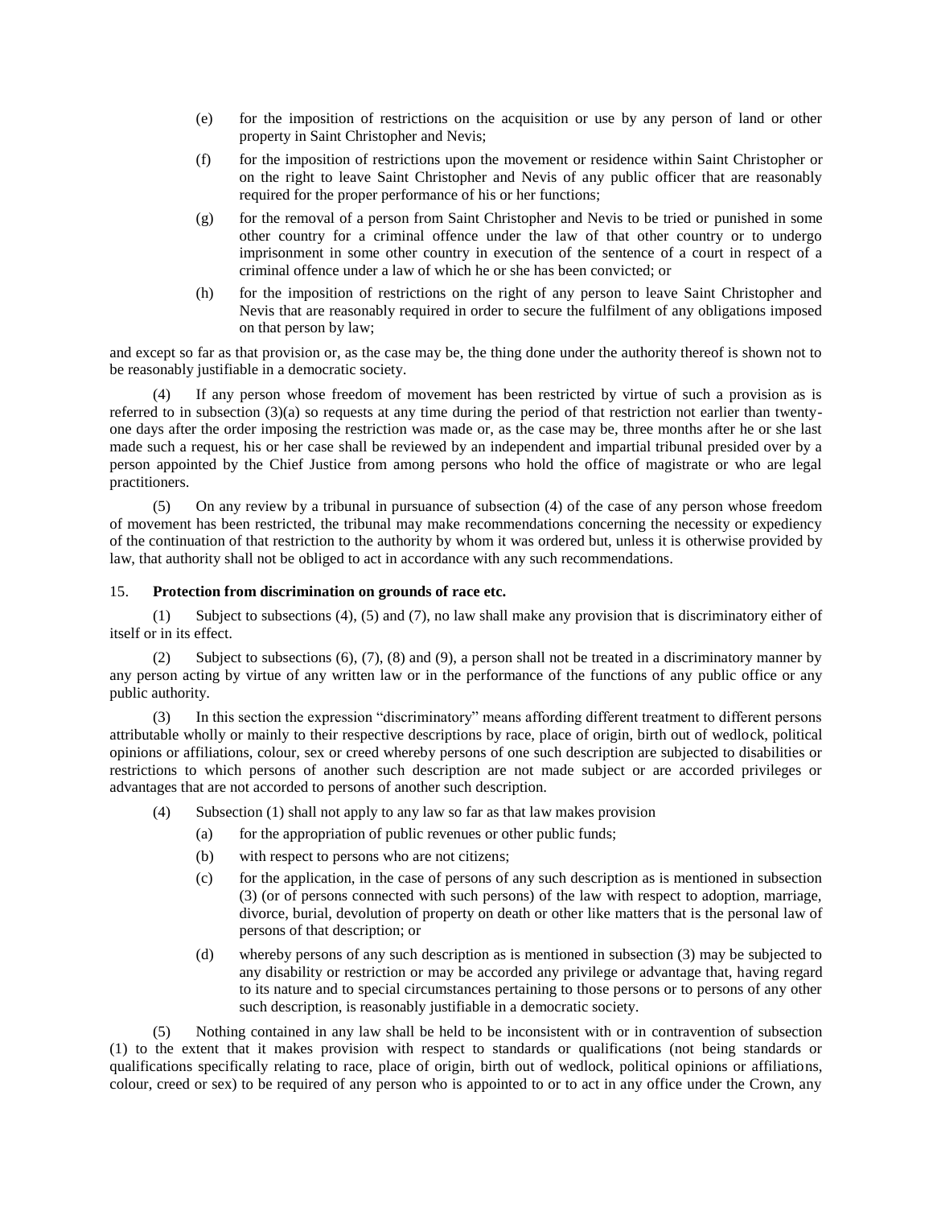(e) for the imposition of restrictions on the acquisition or use by any person of land or other property in Saint Christopher and Nevis;

(f) for the imposition of restrictions upon the movement or residence within Saint Christopher or on the right to leave Saint Christopher and Nevis of any public officer that are reasonably required for the proper performance of his or her functions;

(g) for the removal of a person from Saint Christopher and Nevis to be tried or punished in some other country for a criminal offence under the law of that other country or to undergo imprisonment in some other country in execution of the sentence of a court in respect of a criminal offence under a law of which he or she has been convicted; or

(h) for the imposition of restrictions on the right of any person to leave Saint Christopher and Nevis that are reasonably required in order to secure the fulfilment of any obligations imposed on that person by law;

and except so far as that provision or, as the case may be, the thing done under the authority thereof is shown not to be reasonably justifiable in a democratic society.

(4) If any person whose freedom of movement has been restricted by virtue of such a provision as is referred to in subsection (3)(a) so requests at any time during the period of that restriction not earlier than twenty-one days after the order imposing the restriction was made or, as the case may be, three months after he or she last made such a request, his or her case shall be reviewed by an independent and impartial tribunal presided over by a person appointed by the Chief Justice from among persons who hold the office of magistrate or who are legal practitioners.

(5) On any review by a tribunal in pursuance of subsection (4) of the case of any person whose freedom of movement has been restricted, the tribunal may make recommendations concerning the necessity or expediency of the continuation of that restriction to the authority by whom it was ordered but, unless it is otherwise provided by law, that authority shall not be obliged to act in accordance with any such recommendations.

### 15. **Protection from discrimination on grounds of race etc.**

(1) Subject to subsections (4), (5) and (7), no law shall make any provision that is discriminatory either of itself or in its effect.

(2) Subject to subsections (6), (7), (8) and (9), a person shall not be treated in a discriminatory manner by any person acting by virtue of any written law or in the performance of the functions of any public office or any public authority.

(3) In this section the expression "discriminatory" means affording different treatment to different persons attributable wholly or mainly to their respective descriptions by race, place of origin, birth out of wedlock, political opinions or affiliations, colour, sex or creed whereby persons of one such description are subjected to disabilities or restrictions to which persons of another such description are not made subject or are accorded privileges or advantages that are not accorded to persons of another such description.

(4) Subsection (1) shall not apply to any law so far as that law makes provision

(a) for the appropriation of public revenues or other public funds;

(b) with respect to persons who are not citizens;

(c) for the application, in the case of persons of any such description as is mentioned in subsection (3) (or of persons connected with such persons) of the law with respect to adoption, marriage, divorce, burial, devolution of property on death or other like matters that is the personal law of persons of that description; or

(d) whereby persons of any such description as is mentioned in subsection (3) may be subjected to any disability or restriction or may be accorded any privilege or advantage that, having regard to its nature and to special circumstances pertaining to those persons or to persons of any other such description, is reasonably justifiable in a democratic society.

(5) Nothing contained in any law shall be held to be inconsistent with or in contravention of subsection (1) to the extent that it makes provision with respect to standards or qualifications (not being standards or qualifications specifically relating to race, place of origin, birth out of wedlock, political opinions or affiliations, colour, creed or sex) to be required of any person who is appointed to or to act in any office under the Crown, any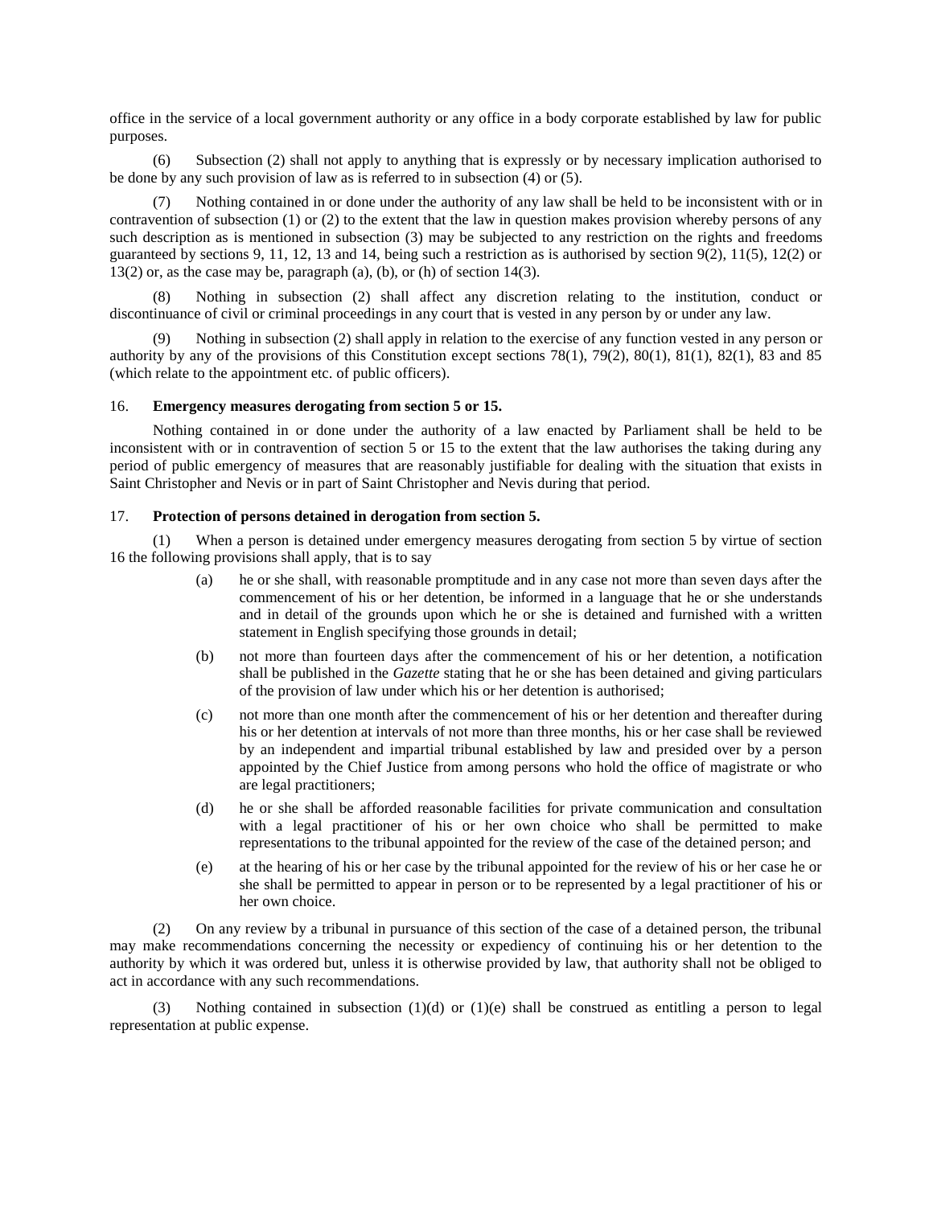office in the service of a local government authority or any office in a body corporate established by law for public purposes.

(6) Subsection (2) shall not apply to anything that is expressly or by necessary implication authorised to be done by any such provision of law as is referred to in subsection (4) or (5).

(7) Nothing contained in or done under the authority of any law shall be held to be inconsistent with or in contravention of subsection (1) or (2) to the extent that the law in question makes provision whereby persons of any such description as is mentioned in subsection (3) may be subjected to any restriction on the rights and freedoms guaranteed by sections 9, 11, 12, 13 and 14, being such a restriction as is authorised by section 9(2), 11(5), 12(2) or 13(2) or, as the case may be, paragraph (a), (b), or (h) of section 14(3).

(8) Nothing in subsection (2) shall affect any discretion relating to the institution, conduct or discontinuance of civil or criminal proceedings in any court that is vested in any person by or under any law.

(9) Nothing in subsection (2) shall apply in relation to the exercise of any function vested in any person or authority by any of the provisions of this Constitution except sections 78(1), 79(2), 80(1), 81(1), 82(1), 83 and 85 (which relate to the appointment etc. of public officers).

16. **Emergency measures derogating from section 5 or 15.**

Nothing contained in or done under the authority of a law enacted by Parliament shall be held to be inconsistent with or in contravention of section 5 or 15 to the extent that the law authorises the taking during any period of public emergency of measures that are reasonably justifiable for dealing with the situation that exists in Saint Christopher and Nevis or in part of Saint Christopher and Nevis during that period.

17. **Protection of persons detained in derogation from section 5.**

(1) When a person is detained under emergency measures derogating from section 5 by virtue of section 16 the following provisions shall apply, that is to say

(a) he or she shall, with reasonable promptitude and in any case not more than seven days after the commencement of his or her detention, be informed in a language that he or she understands and in detail of the grounds upon which he or she is detained and furnished with a written statement in English specifying those grounds in detail;

(b) not more than fourteen days after the commencement of his or her detention, a notification shall be published in the *Gazette* stating that he or she has been detained and giving particulars of the provision of law under which his or her detention is authorised;

(c) not more than one month after the commencement of his or her detention and thereafter during his or her detention at intervals of not more than three months, his or her case shall be reviewed by an independent and impartial tribunal established by law and presided over by a person appointed by the Chief Justice from among persons who hold the office of magistrate or who are legal practitioners;

(d) he or she shall be afforded reasonable facilities for private communication and consultation with a legal practitioner of his or her own choice who shall be permitted to make representations to the tribunal appointed for the review of the case of the detained person; and

(e) at the hearing of his or her case by the tribunal appointed for the review of his or her case he or she shall be permitted to appear in person or to be represented by a legal practitioner of his or her own choice.

(2) On any review by a tribunal in pursuance of this section of the case of a detained person, the tribunal may make recommendations concerning the necessity or expediency of continuing his or her detention to the authority by which it was ordered but, unless it is otherwise provided by law, that authority shall not be obliged to act in accordance with any such recommendations.

(3) Nothing contained in subsection (1)(d) or (1)(e) shall be construed as entitling a person to legal representation at public expense.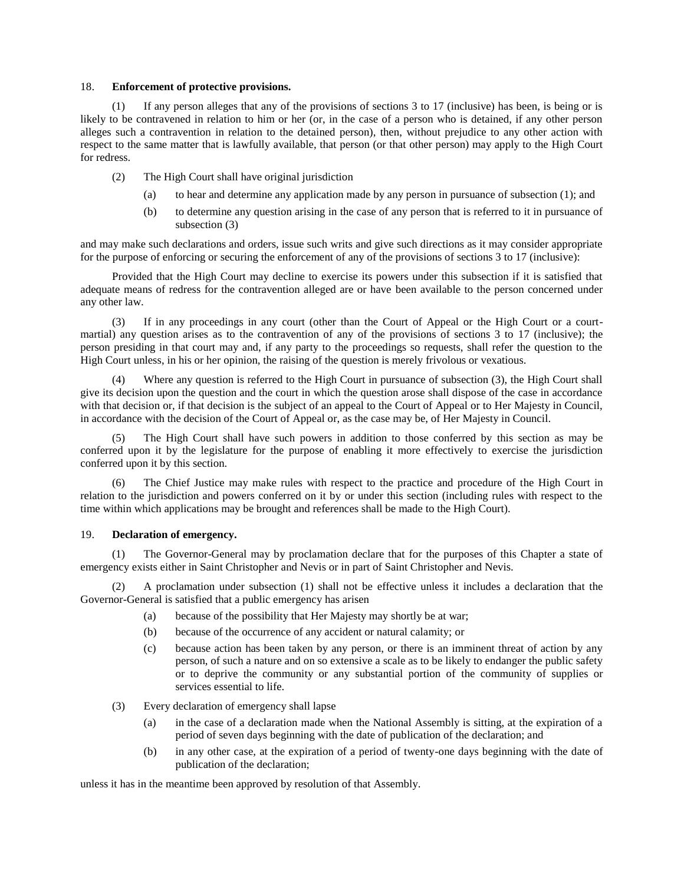### 18. **Enforcement of protective provisions.**

(1) If any person alleges that any of the provisions of sections 3 to 17 (inclusive) has been, is being or is likely to be contravened in relation to him or her (or, in the case of a person who is detained, if any other person alleges such a contravention in relation to the detained person), then, without prejudice to any other action with respect to the same matter that is lawfully available, that person (or that other person) may apply to the High Court for redress.

(2) The High Court shall have original jurisdiction

- (a) to hear and determine any application made by any person in pursuance of subsection (1); and
- (b) to determine any question arising in the case of any person that is referred to it in pursuance of subsection (3)

and may make such declarations and orders, issue such writs and give such directions as it may consider appropriate for the purpose of enforcing or securing the enforcement of any of the provisions of sections 3 to 17 (inclusive):

Provided that the High Court may decline to exercise its powers under this subsection if it is satisfied that adequate means of redress for the contravention alleged are or have been available to the person concerned under any other law.

(3) If in any proceedings in any court (other than the Court of Appeal or the High Court or a court-martial) any question arises as to the contravention of any of the provisions of sections 3 to 17 (inclusive); the person presiding in that court may and, if any party to the proceedings so requests, shall refer the question to the High Court unless, in his or her opinion, the raising of the question is merely frivolous or vexatious.

(4) Where any question is referred to the High Court in pursuance of subsection (3), the High Court shall give its decision upon the question and the court in which the question arose shall dispose of the case in accordance with that decision or, if that decision is the subject of an appeal to the Court of Appeal or to Her Majesty in Council, in accordance with the decision of the Court of Appeal or, as the case may be, of Her Majesty in Council.

(5) The High Court shall have such powers in addition to those conferred by this section as may be conferred upon it by the legislature for the purpose of enabling it more effectively to exercise the jurisdiction conferred upon it by this section.

(6) The Chief Justice may make rules with respect to the practice and procedure of the High Court in relation to the jurisdiction and powers conferred on it by or under this section (including rules with respect to the time within which applications may be brought and references shall be made to the High Court).

### 19. **Declaration of emergency.**

(1) The Governor-General may by proclamation declare that for the purposes of this Chapter a state of emergency exists either in Saint Christopher and Nevis or in part of Saint Christopher and Nevis.

(2) A proclamation under subsection (1) shall not be effective unless it includes a declaration that the Governor-General is satisfied that a public emergency has arisen

- (a) because of the possibility that Her Majesty may shortly be at war;
- (b) because of the occurrence of any accident or natural calamity; or
- (c) because action has been taken by any person, or there is an imminent threat of action by any person, of such a nature and on so extensive a scale as to be likely to endanger the public safety or to deprive the community or any substantial portion of the community of supplies or services essential to life.

(3) Every declaration of emergency shall lapse

- (a) in the case of a declaration made when the National Assembly is sitting, at the expiration of a period of seven days beginning with the date of publication of the declaration; and
- (b) in any other case, at the expiration of a period of twenty-one days beginning with the date of publication of the declaration;

unless it has in the meantime been approved by resolution of that Assembly.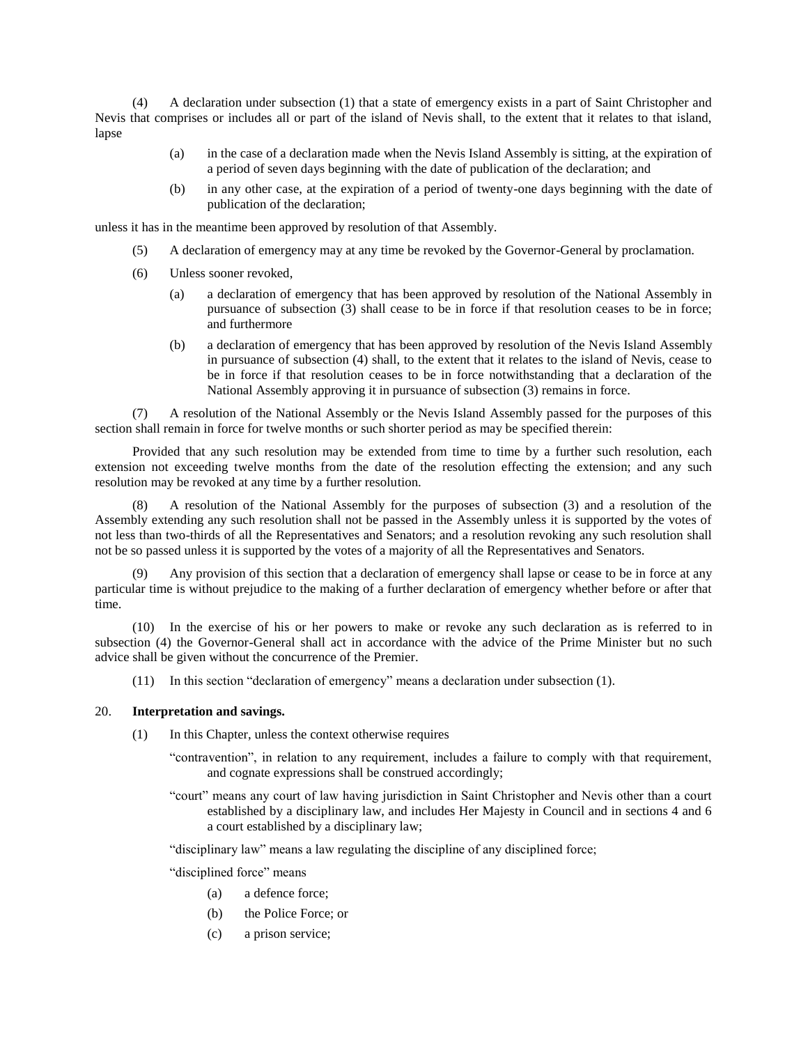(4) A declaration under subsection (1) that a state of emergency exists in a part of Saint Christopher and Nevis that comprises or includes all or part of the island of Nevis shall, to the extent that it relates to that island, lapse

> (a) in the case of a declaration made when the Nevis Island Assembly is sitting, at the expiration of a period of seven days beginning with the date of publication of the declaration; and
>
> (b) in any other case, at the expiration of a period of twenty-one days beginning with the date of publication of the declaration;

unless it has in the meantime been approved by resolution of that Assembly.

(5) A declaration of emergency may at any time be revoked by the Governor-General by proclamation.

(6) Unless sooner revoked,

> (a) a declaration of emergency that has been approved by resolution of the National Assembly in pursuance of subsection (3) shall cease to be in force if that resolution ceases to be in force; and furthermore
>
> (b) a declaration of emergency that has been approved by resolution of the Nevis Island Assembly in pursuance of subsection (4) shall, to the extent that it relates to the island of Nevis, cease to be in force if that resolution ceases to be in force notwithstanding that a declaration of the National Assembly approving it in pursuance of subsection (3) remains in force.

(7) A resolution of the National Assembly or the Nevis Island Assembly passed for the purposes of this section shall remain in force for twelve months or such shorter period as may be specified therein:

Provided that any such resolution may be extended from time to time by a further such resolution, each extension not exceeding twelve months from the date of the resolution effecting the extension; and any such resolution may be revoked at any time by a further resolution.

(8) A resolution of the National Assembly for the purposes of subsection (3) and a resolution of the Assembly extending any such resolution shall not be passed in the Assembly unless it is supported by the votes of not less than two-thirds of all the Representatives and Senators; and a resolution revoking any such resolution shall not be so passed unless it is supported by the votes of a majority of all the Representatives and Senators.

(9) Any provision of this section that a declaration of emergency shall lapse or cease to be in force at any particular time is without prejudice to the making of a further declaration of emergency whether before or after that time.

(10) In the exercise of his or her powers to make or revoke any such declaration as is referred to in subsection (4) the Governor-General shall act in accordance with the advice of the Prime Minister but no such advice shall be given without the concurrence of the Premier.

(11) In this section "declaration of emergency" means a declaration under subsection (1).

## 20. **Interpretation and savings.**

(1) In this Chapter, unless the context otherwise requires

> "contravention", in relation to any requirement, includes a failure to comply with that requirement, and cognate expressions shall be construed accordingly;
>
> "court" means any court of law having jurisdiction in Saint Christopher and Nevis other than a court established by a disciplinary law, and includes Her Majesty in Council and in sections 4 and 6 a court established by a disciplinary law;
>
> "disciplinary law" means a law regulating the discipline of any disciplined force;
>
> "disciplined force" means
>
> > (a) a defence force;
> >
> > (b) the Police Force; or
> >
> > (c) a prison service;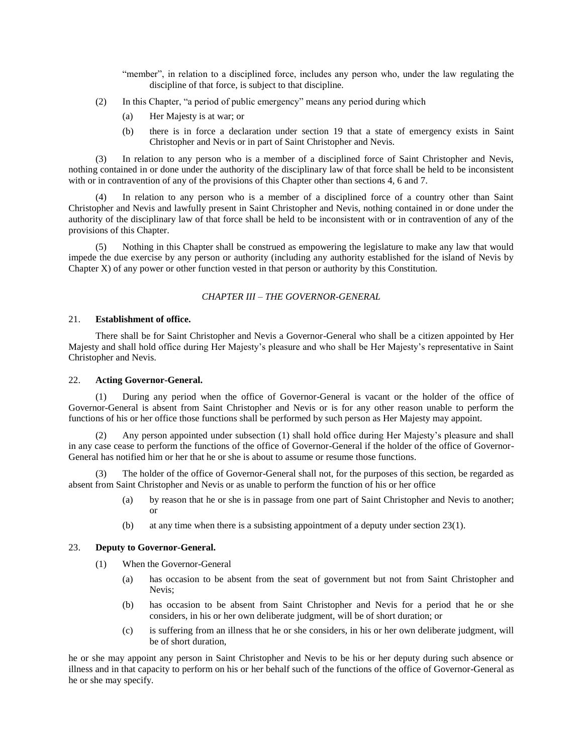"member", in relation to a disciplined force, includes any person who, under the law regulating the discipline of that force, is subject to that discipline.

(2) In this Chapter, "a period of public emergency" means any period during which

(a) Her Majesty is at war; or

(b) there is in force a declaration under section 19 that a state of emergency exists in Saint Christopher and Nevis or in part of Saint Christopher and Nevis.

(3) In relation to any person who is a member of a disciplined force of Saint Christopher and Nevis, nothing contained in or done under the authority of the disciplinary law of that force shall be held to be inconsistent with or in contravention of any of the provisions of this Chapter other than sections 4, 6 and 7.

(4) In relation to any person who is a member of a disciplined force of a country other than Saint Christopher and Nevis and lawfully present in Saint Christopher and Nevis, nothing contained in or done under the authority of the disciplinary law of that force shall be held to be inconsistent with or in contravention of any of the provisions of this Chapter.

(5) Nothing in this Chapter shall be construed as empowering the legislature to make any law that would impede the due exercise by any person or authority (including any authority established for the island of Nevis by Chapter X) of any power or other function vested in that person or authority by this Constitution.

## *CHAPTER III – THE GOVERNOR-GENERAL*

### 21. **Establishment of office.**

There shall be for Saint Christopher and Nevis a Governor-General who shall be a citizen appointed by Her Majesty and shall hold office during Her Majesty's pleasure and who shall be Her Majesty's representative in Saint Christopher and Nevis.

### 22. **Acting Governor-General.**

(1) During any period when the office of Governor-General is vacant or the holder of the office of Governor-General is absent from Saint Christopher and Nevis or is for any other reason unable to perform the functions of his or her office those functions shall be performed by such person as Her Majesty may appoint.

(2) Any person appointed under subsection (1) shall hold office during Her Majesty's pleasure and shall in any case cease to perform the functions of the office of Governor-General if the holder of the office of Governor-General has notified him or her that he or she is about to assume or resume those functions.

(3) The holder of the office of Governor-General shall not, for the purposes of this section, be regarded as absent from Saint Christopher and Nevis or as unable to perform the function of his or her office

(a) by reason that he or she is in passage from one part of Saint Christopher and Nevis to another; or

(b) at any time when there is a subsisting appointment of a deputy under section 23(1).

### 23. **Deputy to Governor-General.**

(1) When the Governor-General

(a) has occasion to be absent from the seat of government but not from Saint Christopher and Nevis;

(b) has occasion to be absent from Saint Christopher and Nevis for a period that he or she considers, in his or her own deliberate judgment, will be of short duration; or

(c) is suffering from an illness that he or she considers, in his or her own deliberate judgment, will be of short duration,

he or she may appoint any person in Saint Christopher and Nevis to be his or her deputy during such absence or illness and in that capacity to perform on his or her behalf such of the functions of the office of Governor-General as he or she may specify.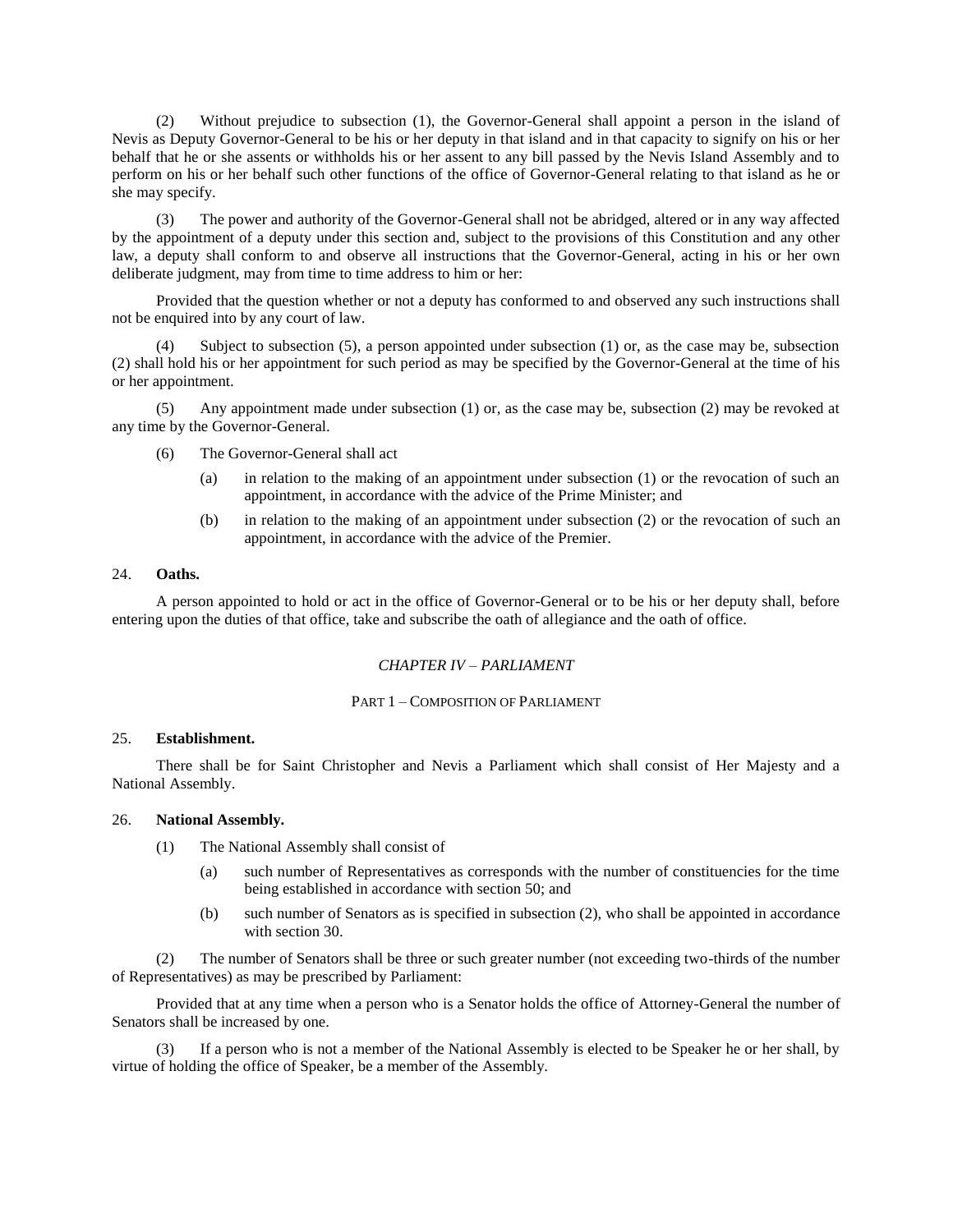(2) Without prejudice to subsection (1), the Governor-General shall appoint a person in the island of Nevis as Deputy Governor-General to be his or her deputy in that island and in that capacity to signify on his or her behalf that he or she assents or withholds his or her assent to any bill passed by the Nevis Island Assembly and to perform on his or her behalf such other functions of the office of Governor-General relating to that island as he or she may specify.

(3) The power and authority of the Governor-General shall not be abridged, altered or in any way affected by the appointment of a deputy under this section and, subject to the provisions of this Constitution and any other law, a deputy shall conform to and observe all instructions that the Governor-General, acting in his or her own deliberate judgment, may from time to time address to him or her:

Provided that the question whether or not a deputy has conformed to and observed any such instructions shall not be enquired into by any court of law.

(4) Subject to subsection (5), a person appointed under subsection (1) or, as the case may be, subsection (2) shall hold his or her appointment for such period as may be specified by the Governor-General at the time of his or her appointment.

(5) Any appointment made under subsection (1) or, as the case may be, subsection (2) may be revoked at any time by the Governor-General.

(6) The Governor-General shall act

(a) in relation to the making of an appointment under subsection (1) or the revocation of such an appointment, in accordance with the advice of the Prime Minister; and

(b) in relation to the making of an appointment under subsection (2) or the revocation of such an appointment, in accordance with the advice of the Premier.

24. **Oaths.**

A person appointed to hold or act in the office of Governor-General or to be his or her deputy shall, before entering upon the duties of that office, take and subscribe the oath of allegiance and the oath of office.

## *CHAPTER IV – PARLIAMENT*

### PART 1 – COMPOSITION OF PARLIAMENT

25. **Establishment.**

There shall be for Saint Christopher and Nevis a Parliament which shall consist of Her Majesty and a National Assembly.

26. **National Assembly.**

(1) The National Assembly shall consist of

(a) such number of Representatives as corresponds with the number of constituencies for the time being established in accordance with section 50; and

(b) such number of Senators as is specified in subsection (2), who shall be appointed in accordance with section 30.

(2) The number of Senators shall be three or such greater number (not exceeding two-thirds of the number of Representatives) as may be prescribed by Parliament:

Provided that at any time when a person who is a Senator holds the office of Attorney-General the number of Senators shall be increased by one.

(3) If a person who is not a member of the National Assembly is elected to be Speaker he or she shall, by virtue of holding the office of Speaker, be a member of the Assembly.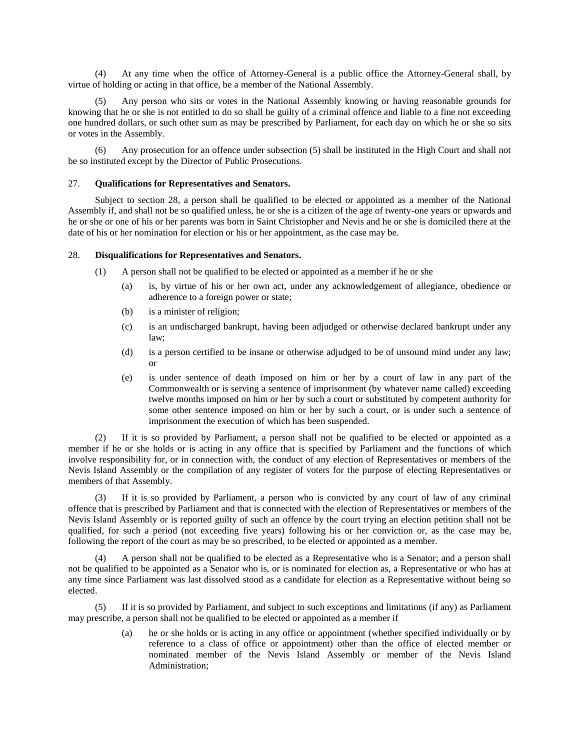(4) At any time when the office of Attorney-General is a public office the Attorney-General shall, by virtue of holding or acting in that office, be a member of the National Assembly.

(5) Any person who sits or votes in the National Assembly knowing or having reasonable grounds for knowing that he or she is not entitled to do so shall be guilty of a criminal offence and liable to a fine not exceeding one hundred dollars, or such other sum as may be prescribed by Parliament, for each day on which he or she so sits or votes in the Assembly.

(6) Any prosecution for an offence under subsection (5) shall be instituted in the High Court and shall not be so instituted except by the Director of Public Prosecutions.

27. **Qualifications for Representatives and Senators.**

Subject to section 28, a person shall be qualified to be elected or appointed as a member of the National Assembly if, and shall not be so qualified unless, he or she is a citizen of the age of twenty-one years or upwards and he or she or one of his or her parents was born in Saint Christopher and Nevis and he or she is domiciled there at the date of his or her nomination for election or his or her appointment, as the case may be.

28. **Disqualifications for Representatives and Senators.**

(1) A person shall not be qualified to be elected or appointed as a member if he or she

(a) is, by virtue of his or her own act, under any acknowledgement of allegiance, obedience or adherence to a foreign power or state;

(b) is a minister of religion;

(c) is an undischarged bankrupt, having been adjudged or otherwise declared bankrupt under any law;

(d) is a person certified to be insane or otherwise adjudged to be of unsound mind under any law; or

(e) is under sentence of death imposed on him or her by a court of law in any part of the Commonwealth or is serving a sentence of imprisonment (by whatever name called) exceeding twelve months imposed on him or her by such a court or substituted by competent authority for some other sentence imposed on him or her by such a court, or is under such a sentence of imprisonment the execution of which has been suspended.

(2) If it is so provided by Parliament, a person shall not be qualified to be elected or appointed as a member if he or she holds or is acting in any office that is specified by Parliament and the functions of which involve responsibility for, or in connection with, the conduct of any election of Representatives or members of the Nevis Island Assembly or the compilation of any register of voters for the purpose of electing Representatives or members of that Assembly.

(3) If it is so provided by Parliament, a person who is convicted by any court of law of any criminal offence that is prescribed by Parliament and that is connected with the election of Representatives or members of the Nevis Island Assembly or is reported guilty of such an offence by the court trying an election petition shall not be qualified, for such a period (not exceeding five years) following his or her conviction or, as the case may be, following the report of the court as may be so prescribed, to be elected or appointed as a member.

(4) A person shall not be qualified to be elected as a Representative who is a Senator; and a person shall not be qualified to be appointed as a Senator who is, or is nominated for election as, a Representative or who has at any time since Parliament was last dissolved stood as a candidate for election as a Representative without being so elected.

(5) If it is so provided by Parliament, and subject to such exceptions and limitations (if any) as Parliament may prescribe, a person shall not be qualified to be elected or appointed as a member if

(a) he or she holds or is acting in any office or appointment (whether specified individually or by reference to a class of office or appointment) other than the office of elected member or nominated member of the Nevis Island Assembly or member of the Nevis Island Administration;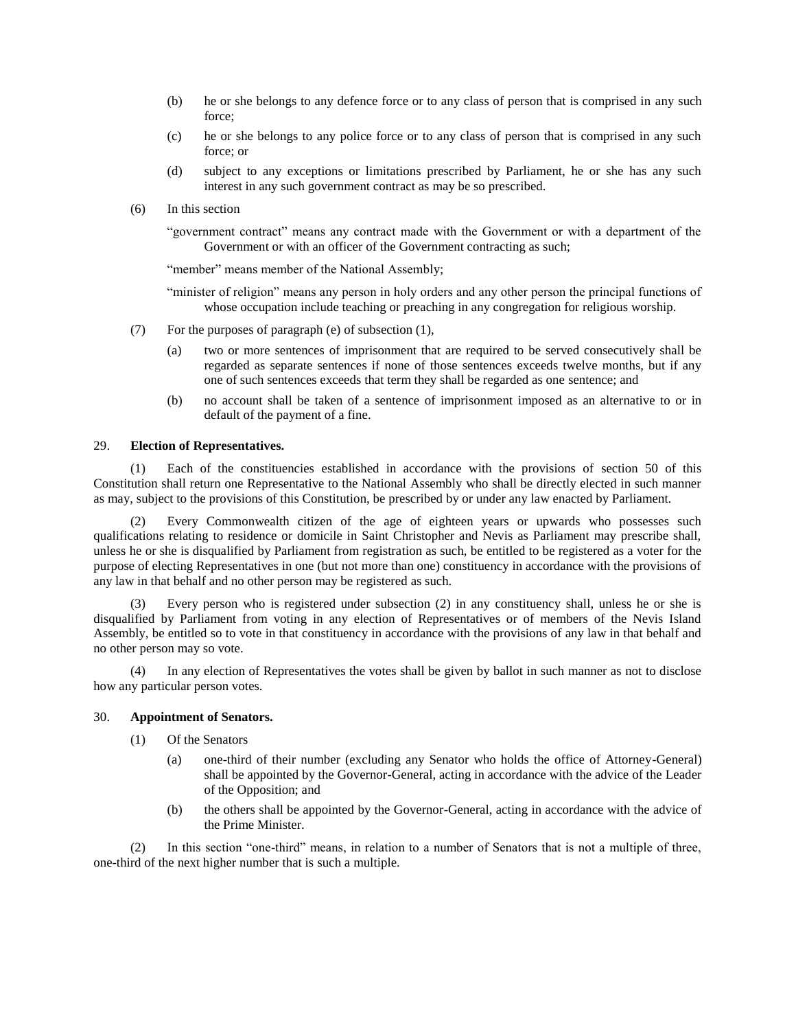(b) he or she belongs to any defence force or to any class of person that is comprised in any such force;

(c) he or she belongs to any police force or to any class of person that is comprised in any such force; or

(d) subject to any exceptions or limitations prescribed by Parliament, he or she has any such interest in any such government contract as may be so prescribed.

(6) In this section

"government contract" means any contract made with the Government or with a department of the Government or with an officer of the Government contracting as such;

"member" means member of the National Assembly;

"minister of religion" means any person in holy orders and any other person the principal functions of whose occupation include teaching or preaching in any congregation for religious worship.

(7) For the purposes of paragraph (e) of subsection (1),

(a) two or more sentences of imprisonment that are required to be served consecutively shall be regarded as separate sentences if none of those sentences exceeds twelve months, but if any one of such sentences exceeds that term they shall be regarded as one sentence; and

(b) no account shall be taken of a sentence of imprisonment imposed as an alternative to or in default of the payment of a fine.

29. **Election of Representatives.**

(1) Each of the constituencies established in accordance with the provisions of section 50 of this Constitution shall return one Representative to the National Assembly who shall be directly elected in such manner as may, subject to the provisions of this Constitution, be prescribed by or under any law enacted by Parliament.

(2) Every Commonwealth citizen of the age of eighteen years or upwards who possesses such qualifications relating to residence or domicile in Saint Christopher and Nevis as Parliament may prescribe shall, unless he or she is disqualified by Parliament from registration as such, be entitled to be registered as a voter for the purpose of electing Representatives in one (but not more than one) constituency in accordance with the provisions of any law in that behalf and no other person may be registered as such.

(3) Every person who is registered under subsection (2) in any constituency shall, unless he or she is disqualified by Parliament from voting in any election of Representatives or of members of the Nevis Island Assembly, be entitled so to vote in that constituency in accordance with the provisions of any law in that behalf and no other person may so vote.

(4) In any election of Representatives the votes shall be given by ballot in such manner as not to disclose how any particular person votes.

30. **Appointment of Senators.**

(1) Of the Senators

(a) one-third of their number (excluding any Senator who holds the office of Attorney-General) shall be appointed by the Governor-General, acting in accordance with the advice of the Leader of the Opposition; and

(b) the others shall be appointed by the Governor-General, acting in accordance with the advice of the Prime Minister.

(2) In this section "one-third" means, in relation to a number of Senators that is not a multiple of three, one-third of the next higher number that is such a multiple.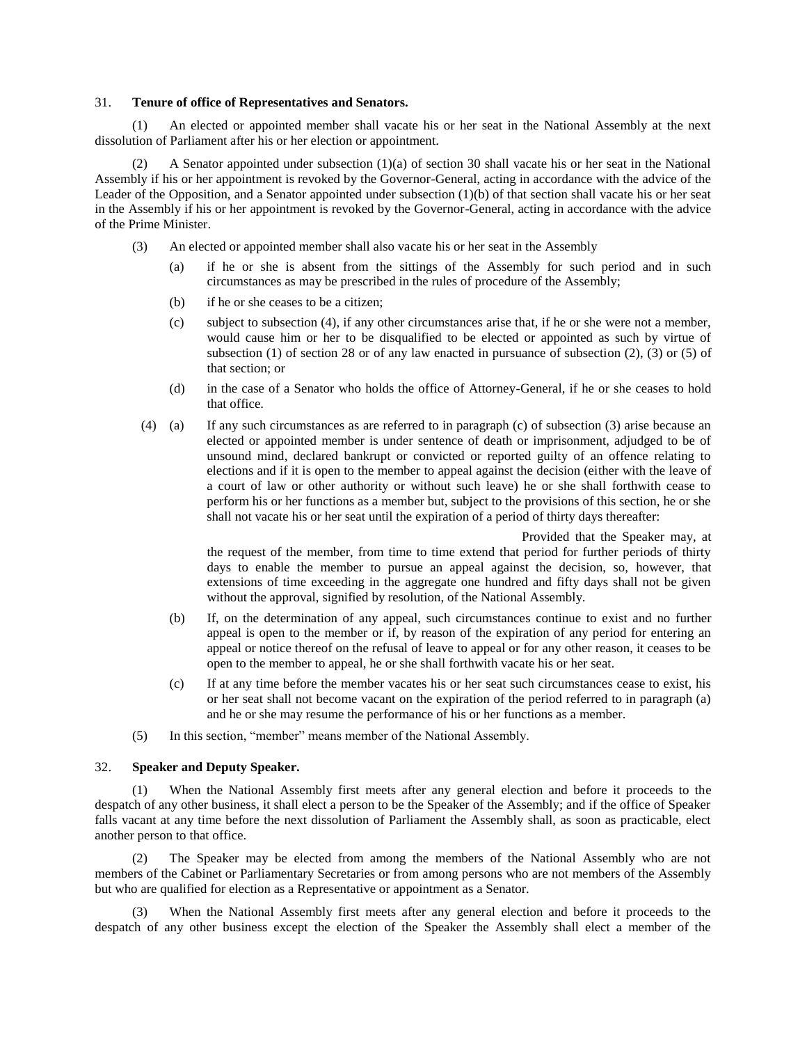31. **Tenure of office of Representatives and Senators.**

(1) An elected or appointed member shall vacate his or her seat in the National Assembly at the next dissolution of Parliament after his or her election or appointment.

(2) A Senator appointed under subsection (1)(a) of section 30 shall vacate his or her seat in the National Assembly if his or her appointment is revoked by the Governor-General, acting in accordance with the advice of the Leader of the Opposition, and a Senator appointed under subsection (1)(b) of that section shall vacate his or her seat in the Assembly if his or her appointment is revoked by the Governor-General, acting in accordance with the advice of the Prime Minister.

(3) An elected or appointed member shall also vacate his or her seat in the Assembly

(a) if he or she is absent from the sittings of the Assembly for such period and in such circumstances as may be prescribed in the rules of procedure of the Assembly;

(b) if he or she ceases to be a citizen;

(c) subject to subsection (4), if any other circumstances arise that, if he or she were not a member, would cause him or her to be disqualified to be elected or appointed as such by virtue of subsection (1) of section 28 or of any law enacted in pursuance of subsection (2), (3) or (5) of that section; or

(d) in the case of a Senator who holds the office of Attorney-General, if he or she ceases to hold that office.

(4) (a) If any such circumstances as are referred to in paragraph (c) of subsection (3) arise because an elected or appointed member is under sentence of death or imprisonment, adjudged to be of unsound mind, declared bankrupt or convicted or reported guilty of an offence relating to elections and if it is open to the member to appeal against the decision (either with the leave of a court of law or other authority or without such leave) he or she shall forthwith cease to perform his or her functions as a member but, subject to the provisions of this section, he or she shall not vacate his or her seat until the expiration of a period of thirty days thereafter:

Provided that the Speaker may, at the request of the member, from time to time extend that period for further periods of thirty days to enable the member to pursue an appeal against the decision, so, however, that extensions of time exceeding in the aggregate one hundred and fifty days shall not be given without the approval, signified by resolution, of the National Assembly.

(b) If, on the determination of any appeal, such circumstances continue to exist and no further appeal is open to the member or if, by reason of the expiration of any period for entering an appeal or notice thereof on the refusal of leave to appeal or for any other reason, it ceases to be open to the member to appeal, he or she shall forthwith vacate his or her seat.

(c) If at any time before the member vacates his or her seat such circumstances cease to exist, his or her seat shall not become vacant on the expiration of the period referred to in paragraph (a) and he or she may resume the performance of his or her functions as a member.

(5) In this section, "member" means member of the National Assembly.

32. **Speaker and Deputy Speaker.**

(1) When the National Assembly first meets after any general election and before it proceeds to the despatch of any other business, it shall elect a person to be the Speaker of the Assembly; and if the office of Speaker falls vacant at any time before the next dissolution of Parliament the Assembly shall, as soon as practicable, elect another person to that office.

(2) The Speaker may be elected from among the members of the National Assembly who are not members of the Cabinet or Parliamentary Secretaries or from among persons who are not members of the Assembly but who are qualified for election as a Representative or appointment as a Senator.

(3) When the National Assembly first meets after any general election and before it proceeds to the despatch of any other business except the election of the Speaker the Assembly shall elect a member of the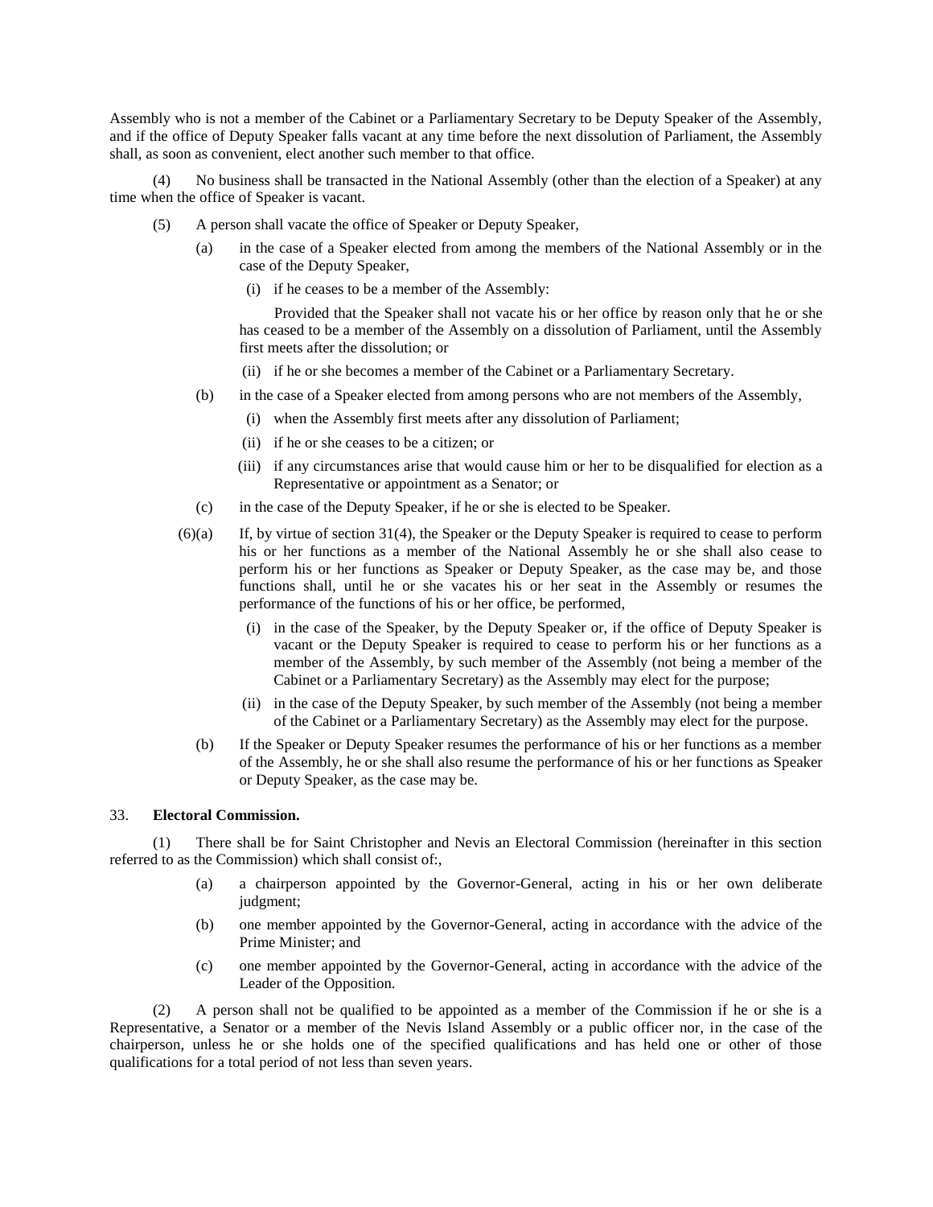Assembly who is not a member of the Cabinet or a Parliamentary Secretary to be Deputy Speaker of the Assembly, and if the office of Deputy Speaker falls vacant at any time before the next dissolution of Parliament, the Assembly shall, as soon as convenient, elect another such member to that office.

(4) No business shall be transacted in the National Assembly (other than the election of a Speaker) at any time when the office of Speaker is vacant.

(5) A person shall vacate the office of Speaker or Deputy Speaker,

(a) in the case of a Speaker elected from among the members of the National Assembly or in the case of the Deputy Speaker,

(i) if he ceases to be a member of the Assembly:

Provided that the Speaker shall not vacate his or her office by reason only that he or she has ceased to be a member of the Assembly on a dissolution of Parliament, until the Assembly first meets after the dissolution; or

(ii) if he or she becomes a member of the Cabinet or a Parliamentary Secretary.

(b) in the case of a Speaker elected from among persons who are not members of the Assembly,

(i) when the Assembly first meets after any dissolution of Parliament;

(ii) if he or she ceases to be a citizen; or

(iii) if any circumstances arise that would cause him or her to be disqualified for election as a Representative or appointment as a Senator; or

(c) in the case of the Deputy Speaker, if he or she is elected to be Speaker.

(6)(a) If, by virtue of section 31(4), the Speaker or the Deputy Speaker is required to cease to perform his or her functions as a member of the National Assembly he or she shall also cease to perform his or her functions as Speaker or Deputy Speaker, as the case may be, and those functions shall, until he or she vacates his or her seat in the Assembly or resumes the performance of the functions of his or her office, be performed,

(i) in the case of the Speaker, by the Deputy Speaker or, if the office of Deputy Speaker is vacant or the Deputy Speaker is required to cease to perform his or her functions as a member of the Assembly, by such member of the Assembly (not being a member of the Cabinet or a Parliamentary Secretary) as the Assembly may elect for the purpose;

(ii) in the case of the Deputy Speaker, by such member of the Assembly (not being a member of the Cabinet or a Parliamentary Secretary) as the Assembly may elect for the purpose.

(b) If the Speaker or Deputy Speaker resumes the performance of his or her functions as a member of the Assembly, he or she shall also resume the performance of his or her functions as Speaker or Deputy Speaker, as the case may be.

33. **Electoral Commission.**

(1) There shall be for Saint Christopher and Nevis an Electoral Commission (hereinafter in this section referred to as the Commission) which shall consist of:,

(a) a chairperson appointed by the Governor-General, acting in his or her own deliberate judgment;

(b) one member appointed by the Governor-General, acting in accordance with the advice of the Prime Minister; and

(c) one member appointed by the Governor-General, acting in accordance with the advice of the Leader of the Opposition.

(2) A person shall not be qualified to be appointed as a member of the Commission if he or she is a Representative, a Senator or a member of the Nevis Island Assembly or a public officer nor, in the case of the chairperson, unless he or she holds one of the specified qualifications and has held one or other of those qualifications for a total period of not less than seven years.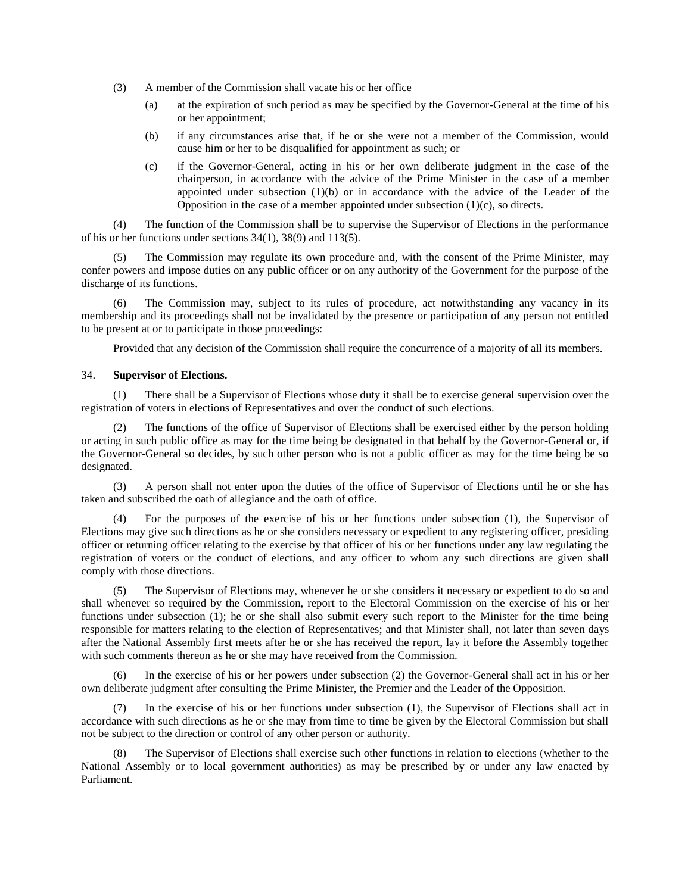(3) A member of the Commission shall vacate his or her office

(a) at the expiration of such period as may be specified by the Governor-General at the time of his or her appointment;

(b) if any circumstances arise that, if he or she were not a member of the Commission, would cause him or her to be disqualified for appointment as such; or

(c) if the Governor-General, acting in his or her own deliberate judgment in the case of the chairperson, in accordance with the advice of the Prime Minister in the case of a member appointed under subsection (1)(b) or in accordance with the advice of the Leader of the Opposition in the case of a member appointed under subsection (1)(c), so directs.

(4) The function of the Commission shall be to supervise the Supervisor of Elections in the performance of his or her functions under sections 34(1), 38(9) and 113(5).

(5) The Commission may regulate its own procedure and, with the consent of the Prime Minister, may confer powers and impose duties on any public officer or on any authority of the Government for the purpose of the discharge of its functions.

(6) The Commission may, subject to its rules of procedure, act notwithstanding any vacancy in its membership and its proceedings shall not be invalidated by the presence or participation of any person not entitled to be present at or to participate in those proceedings:

Provided that any decision of the Commission shall require the concurrence of a majority of all its members.

34. **Supervisor of Elections.**

(1) There shall be a Supervisor of Elections whose duty it shall be to exercise general supervision over the registration of voters in elections of Representatives and over the conduct of such elections.

(2) The functions of the office of Supervisor of Elections shall be exercised either by the person holding or acting in such public office as may for the time being be designated in that behalf by the Governor-General or, if the Governor-General so decides, by such other person who is not a public officer as may for the time being be so designated.

(3) A person shall not enter upon the duties of the office of Supervisor of Elections until he or she has taken and subscribed the oath of allegiance and the oath of office.

(4) For the purposes of the exercise of his or her functions under subsection (1), the Supervisor of Elections may give such directions as he or she considers necessary or expedient to any registering officer, presiding officer or returning officer relating to the exercise by that officer of his or her functions under any law regulating the registration of voters or the conduct of elections, and any officer to whom any such directions are given shall comply with those directions.

(5) The Supervisor of Elections may, whenever he or she considers it necessary or expedient to do so and shall whenever so required by the Commission, report to the Electoral Commission on the exercise of his or her functions under subsection (1); he or she shall also submit every such report to the Minister for the time being responsible for matters relating to the election of Representatives; and that Minister shall, not later than seven days after the National Assembly first meets after he or she has received the report, lay it before the Assembly together with such comments thereon as he or she may have received from the Commission.

(6) In the exercise of his or her powers under subsection (2) the Governor-General shall act in his or her own deliberate judgment after consulting the Prime Minister, the Premier and the Leader of the Opposition.

(7) In the exercise of his or her functions under subsection (1), the Supervisor of Elections shall act in accordance with such directions as he or she may from time to time be given by the Electoral Commission but shall not be subject to the direction or control of any other person or authority.

(8) The Supervisor of Elections shall exercise such other functions in relation to elections (whether to the National Assembly or to local government authorities) as may be prescribed by or under any law enacted by Parliament.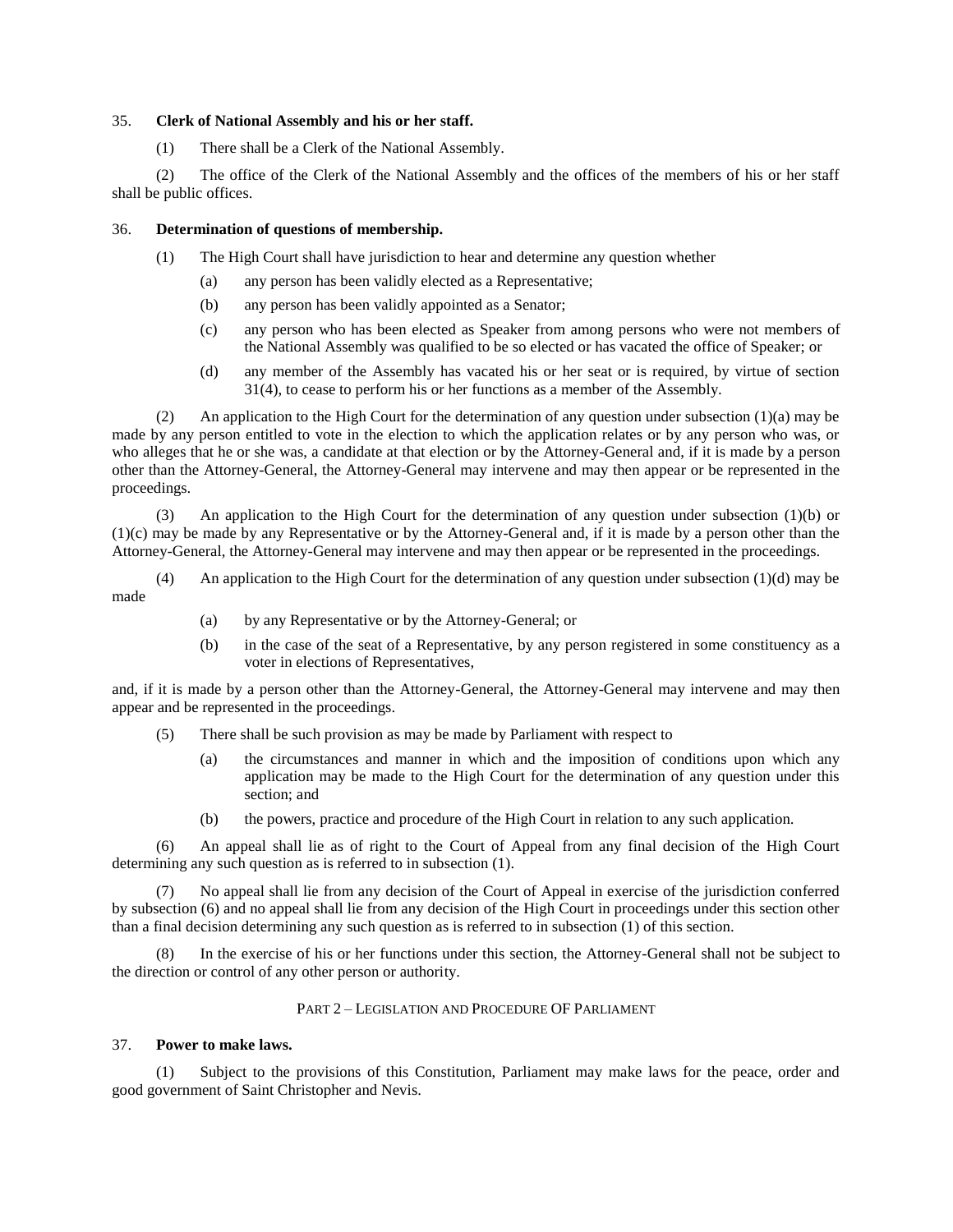35. **Clerk of National Assembly and his or her staff.**

(1) There shall be a Clerk of the National Assembly.

(2) The office of the Clerk of the National Assembly and the offices of the members of his or her staff shall be public offices.

36. **Determination of questions of membership.**

(1) The High Court shall have jurisdiction to hear and determine any question whether

- (a) any person has been validly elected as a Representative;
- (b) any person has been validly appointed as a Senator;
- (c) any person who has been elected as Speaker from among persons who were not members of the National Assembly was qualified to be so elected or has vacated the office of Speaker; or
- (d) any member of the Assembly has vacated his or her seat or is required, by virtue of section 31(4), to cease to perform his or her functions as a member of the Assembly.

(2) An application to the High Court for the determination of any question under subsection (1)(a) may be made by any person entitled to vote in the election to which the application relates or by any person who was, or who alleges that he or she was, a candidate at that election or by the Attorney-General and, if it is made by a person other than the Attorney-General, the Attorney-General may intervene and may then appear or be represented in the proceedings.

(3) An application to the High Court for the determination of any question under subsection (1)(b) or (1)(c) may be made by any Representative or by the Attorney-General and, if it is made by a person other than the Attorney-General, the Attorney-General may intervene and may then appear or be represented in the proceedings.

(4) An application to the High Court for the determination of any question under subsection (1)(d) may be made

- (a) by any Representative or by the Attorney-General; or
- (b) in the case of the seat of a Representative, by any person registered in some constituency as a voter in elections of Representatives,

and, if it is made by a person other than the Attorney-General, the Attorney-General may intervene and may then appear and be represented in the proceedings.

(5) There shall be such provision as may be made by Parliament with respect to

- (a) the circumstances and manner in which and the imposition of conditions upon which any application may be made to the High Court for the determination of any question under this section; and
- (b) the powers, practice and procedure of the High Court in relation to any such application.

(6) An appeal shall lie as of right to the Court of Appeal from any final decision of the High Court determining any such question as is referred to in subsection (1).

(7) No appeal shall lie from any decision of the Court of Appeal in exercise of the jurisdiction conferred by subsection (6) and no appeal shall lie from any decision of the High Court in proceedings under this section other than a final decision determining any such question as is referred to in subsection (1) of this section.

(8) In the exercise of his or her functions under this section, the Attorney-General shall not be subject to the direction or control of any other person or authority.

## PART 2 – LEGISLATION AND PROCEDURE OF PARLIAMENT

37. **Power to make laws.**

(1) Subject to the provisions of this Constitution, Parliament may make laws for the peace, order and good government of Saint Christopher and Nevis.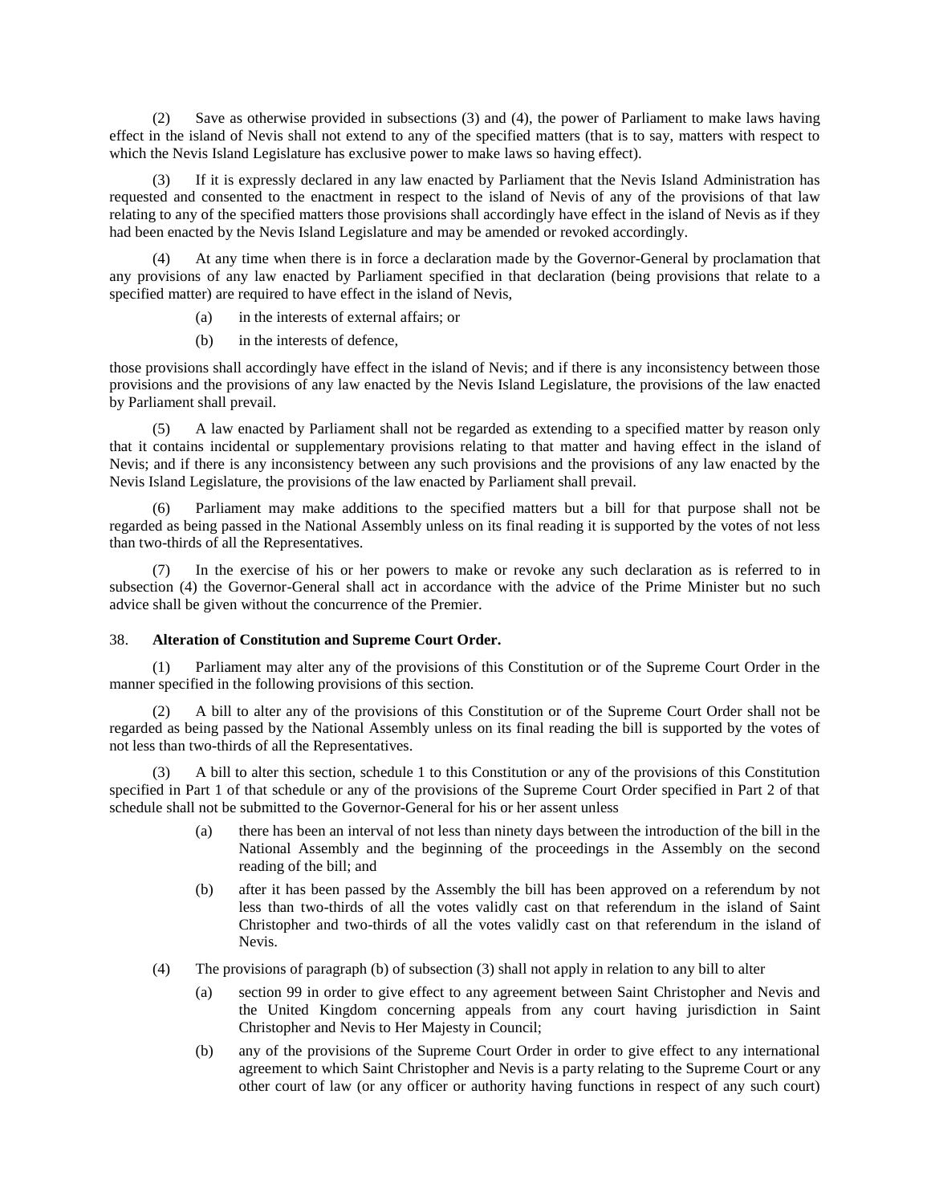(2) Save as otherwise provided in subsections (3) and (4), the power of Parliament to make laws having effect in the island of Nevis shall not extend to any of the specified matters (that is to say, matters with respect to which the Nevis Island Legislature has exclusive power to make laws so having effect).

(3) If it is expressly declared in any law enacted by Parliament that the Nevis Island Administration has requested and consented to the enactment in respect to the island of Nevis of any of the provisions of that law relating to any of the specified matters those provisions shall accordingly have effect in the island of Nevis as if they had been enacted by the Nevis Island Legislature and may be amended or revoked accordingly.

(4) At any time when there is in force a declaration made by the Governor-General by proclamation that any provisions of any law enacted by Parliament specified in that declaration (being provisions that relate to a specified matter) are required to have effect in the island of Nevis,

- (a) in the interests of external affairs; or
- (b) in the interests of defence,

those provisions shall accordingly have effect in the island of Nevis; and if there is any inconsistency between those provisions and the provisions of any law enacted by the Nevis Island Legislature, the provisions of the law enacted by Parliament shall prevail.

(5) A law enacted by Parliament shall not be regarded as extending to a specified matter by reason only that it contains incidental or supplementary provisions relating to that matter and having effect in the island of Nevis; and if there is any inconsistency between any such provisions and the provisions of any law enacted by the Nevis Island Legislature, the provisions of the law enacted by Parliament shall prevail.

(6) Parliament may make additions to the specified matters but a bill for that purpose shall not be regarded as being passed in the National Assembly unless on its final reading it is supported by the votes of not less than two-thirds of all the Representatives.

(7) In the exercise of his or her powers to make or revoke any such declaration as is referred to in subsection (4) the Governor-General shall act in accordance with the advice of the Prime Minister but no such advice shall be given without the concurrence of the Premier.

### 38. **Alteration of Constitution and Supreme Court Order.**

(1) Parliament may alter any of the provisions of this Constitution or of the Supreme Court Order in the manner specified in the following provisions of this section.

(2) A bill to alter any of the provisions of this Constitution or of the Supreme Court Order shall not be regarded as being passed by the National Assembly unless on its final reading the bill is supported by the votes of not less than two-thirds of all the Representatives.

(3) A bill to alter this section, schedule 1 to this Constitution or any of the provisions of this Constitution specified in Part 1 of that schedule or any of the provisions of the Supreme Court Order specified in Part 2 of that schedule shall not be submitted to the Governor-General for his or her assent unless

- (a) there has been an interval of not less than ninety days between the introduction of the bill in the National Assembly and the beginning of the proceedings in the Assembly on the second reading of the bill; and
- (b) after it has been passed by the Assembly the bill has been approved on a referendum by not less than two-thirds of all the votes validly cast on that referendum in the island of Saint Christopher and two-thirds of all the votes validly cast on that referendum in the island of Nevis.

(4) The provisions of paragraph (b) of subsection (3) shall not apply in relation to any bill to alter

- (a) section 99 in order to give effect to any agreement between Saint Christopher and Nevis and the United Kingdom concerning appeals from any court having jurisdiction in Saint Christopher and Nevis to Her Majesty in Council;
- (b) any of the provisions of the Supreme Court Order in order to give effect to any international agreement to which Saint Christopher and Nevis is a party relating to the Supreme Court or any other court of law (or any officer or authority having functions in respect of any such court)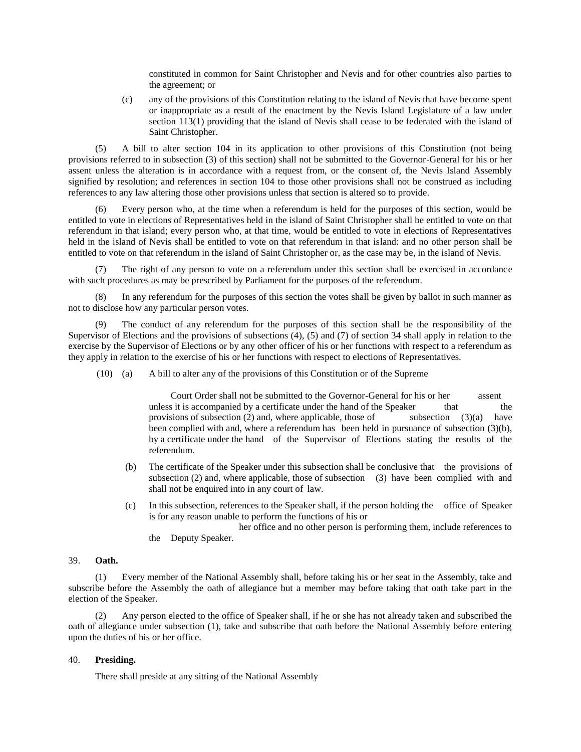constituted in common for Saint Christopher and Nevis and for other countries also parties to the agreement; or

(c) any of the provisions of this Constitution relating to the island of Nevis that have become spent or inappropriate as a result of the enactment by the Nevis Island Legislature of a law under section 113(1) providing that the island of Nevis shall cease to be federated with the island of Saint Christopher.

(5) A bill to alter section 104 in its application to other provisions of this Constitution (not being provisions referred to in subsection (3) of this section) shall not be submitted to the Governor-General for his or her assent unless the alteration is in accordance with a request from, or the consent of, the Nevis Island Assembly signified by resolution; and references in section 104 to those other provisions shall not be construed as including references to any law altering those other provisions unless that section is altered so to provide.

(6) Every person who, at the time when a referendum is held for the purposes of this section, would be entitled to vote in elections of Representatives held in the island of Saint Christopher shall be entitled to vote on that referendum in that island; every person who, at that time, would be entitled to vote in elections of Representatives held in the island of Nevis shall be entitled to vote on that referendum in that island: and no other person shall be entitled to vote on that referendum in the island of Saint Christopher or, as the case may be, in the island of Nevis.

(7) The right of any person to vote on a referendum under this section shall be exercised in accordance with such procedures as may be prescribed by Parliament for the purposes of the referendum.

(8) In any referendum for the purposes of this section the votes shall be given by ballot in such manner as not to disclose how any particular person votes.

(9) The conduct of any referendum for the purposes of this section shall be the responsibility of the Supervisor of Elections and the provisions of subsections (4), (5) and (7) of section 34 shall apply in relation to the exercise by the Supervisor of Elections or by any other officer of his or her functions with respect to a referendum as they apply in relation to the exercise of his or her functions with respect to elections of Representatives.

(10) (a) A bill to alter any of the provisions of this Constitution or of the Supreme Court Order shall not be submitted to the Governor-General for his or her assent unless it is accompanied by a certificate under the hand of the Speaker that the provisions of subsection (2) and, where applicable, those of subsection (3)(a) have been complied with and, where a referendum has been held in pursuance of subsection (3)(b), by a certificate under the hand of the Supervisor of Elections stating the results of the referendum.

(b) The certificate of the Speaker under this subsection shall be conclusive that the provisions of subsection (2) and, where applicable, those of subsection (3) have been complied with and shall not be enquired into in any court of law.

(c) In this subsection, references to the Speaker shall, if the person holding the office of Speaker is for any reason unable to perform the functions of his or her office and no other person is performing them, include references to the Deputy Speaker.

39. **Oath.**

(1) Every member of the National Assembly shall, before taking his or her seat in the Assembly, take and subscribe before the Assembly the oath of allegiance but a member may before taking that oath take part in the election of the Speaker.

(2) Any person elected to the office of Speaker shall, if he or she has not already taken and subscribed the oath of allegiance under subsection (1), take and subscribe that oath before the National Assembly before entering upon the duties of his or her office.

40. **Presiding.**

There shall preside at any sitting of the National Assembly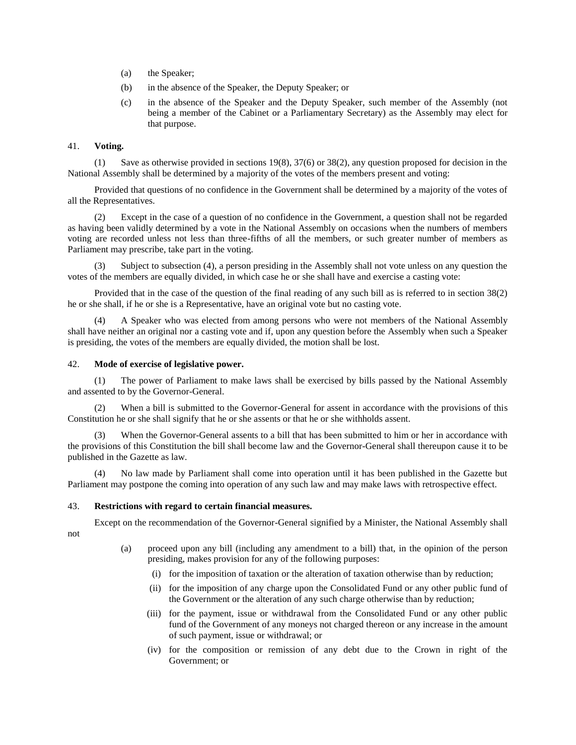(a) the Speaker;

(b) in the absence of the Speaker, the Deputy Speaker; or

(c) in the absence of the Speaker and the Deputy Speaker, such member of the Assembly (not being a member of the Cabinet or a Parliamentary Secretary) as the Assembly may elect for that purpose.

41. **Voting.**

(1) Save as otherwise provided in sections 19(8), 37(6) or 38(2), any question proposed for decision in the National Assembly shall be determined by a majority of the votes of the members present and voting:

Provided that questions of no confidence in the Government shall be determined by a majority of the votes of all the Representatives.

(2) Except in the case of a question of no confidence in the Government, a question shall not be regarded as having been validly determined by a vote in the National Assembly on occasions when the numbers of members voting are recorded unless not less than three-fifths of all the members, or such greater number of members as Parliament may prescribe, take part in the voting.

(3) Subject to subsection (4), a person presiding in the Assembly shall not vote unless on any question the votes of the members are equally divided, in which case he or she shall have and exercise a casting vote:

Provided that in the case of the question of the final reading of any such bill as is referred to in section 38(2) he or she shall, if he or she is a Representative, have an original vote but no casting vote.

(4) A Speaker who was elected from among persons who were not members of the National Assembly shall have neither an original nor a casting vote and if, upon any question before the Assembly when such a Speaker is presiding, the votes of the members are equally divided, the motion shall be lost.

42. **Mode of exercise of legislative power.**

(1) The power of Parliament to make laws shall be exercised by bills passed by the National Assembly and assented to by the Governor-General.

(2) When a bill is submitted to the Governor-General for assent in accordance with the provisions of this Constitution he or she shall signify that he or she assents or that he or she withholds assent.

(3) When the Governor-General assents to a bill that has been submitted to him or her in accordance with the provisions of this Constitution the bill shall become law and the Governor-General shall thereupon cause it to be published in the Gazette as law.

(4) No law made by Parliament shall come into operation until it has been published in the Gazette but Parliament may postpone the coming into operation of any such law and may make laws with retrospective effect.

43. **Restrictions with regard to certain financial measures.**

Except on the recommendation of the Governor-General signified by a Minister, the National Assembly shall not

(a) proceed upon any bill (including any amendment to a bill) that, in the opinion of the person presiding, makes provision for any of the following purposes:

(i) for the imposition of taxation or the alteration of taxation otherwise than by reduction;

(ii) for the imposition of any charge upon the Consolidated Fund or any other public fund of the Government or the alteration of any such charge otherwise than by reduction;

(iii) for the payment, issue or withdrawal from the Consolidated Fund or any other public fund of the Government of any moneys not charged thereon or any increase in the amount of such payment, issue or withdrawal; or

(iv) for the composition or remission of any debt due to the Crown in right of the Government; or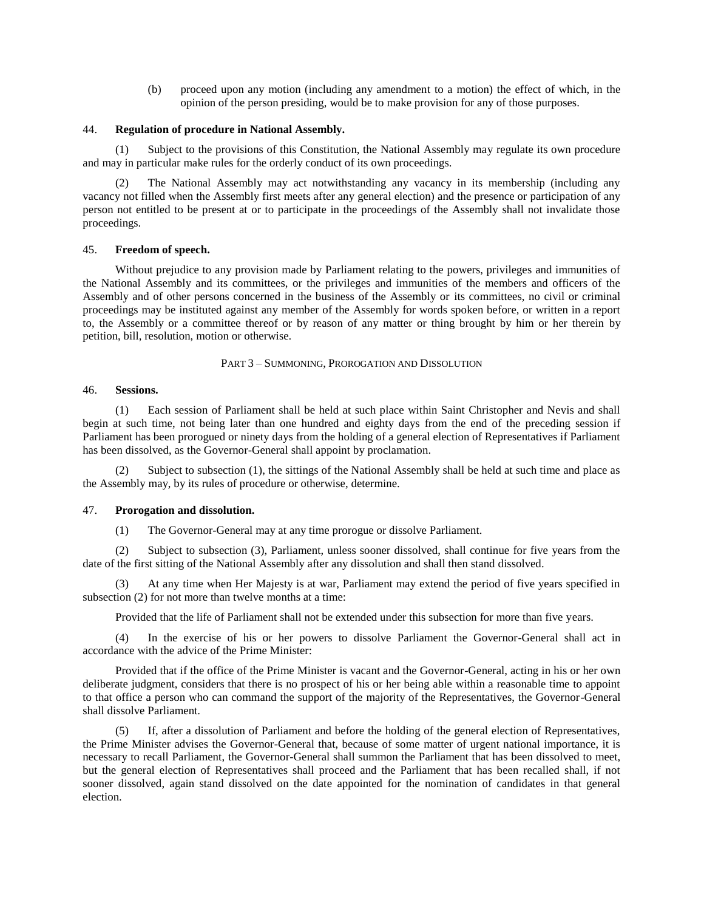(b) proceed upon any motion (including any amendment to a motion) the effect of which, in the opinion of the person presiding, would be to make provision for any of those purposes.

44. **Regulation of procedure in National Assembly.**

(1) Subject to the provisions of this Constitution, the National Assembly may regulate its own procedure and may in particular make rules for the orderly conduct of its own proceedings.

(2) The National Assembly may act notwithstanding any vacancy in its membership (including any vacancy not filled when the Assembly first meets after any general election) and the presence or participation of any person not entitled to be present at or to participate in the proceedings of the Assembly shall not invalidate those proceedings.

45. **Freedom of speech.**

Without prejudice to any provision made by Parliament relating to the powers, privileges and immunities of the National Assembly and its committees, or the privileges and immunities of the members and officers of the Assembly and of other persons concerned in the business of the Assembly or its committees, no civil or criminal proceedings may be instituted against any member of the Assembly for words spoken before, or written in a report to, the Assembly or a committee thereof or by reason of any matter or thing brought by him or her therein by petition, bill, resolution, motion or otherwise.

## PART 3 – SUMMONING, PROROGATION AND DISSOLUTION

46. **Sessions.**

(1) Each session of Parliament shall be held at such place within Saint Christopher and Nevis and shall begin at such time, not being later than one hundred and eighty days from the end of the preceding session if Parliament has been prorogued or ninety days from the holding of a general election of Representatives if Parliament has been dissolved, as the Governor-General shall appoint by proclamation.

(2) Subject to subsection (1), the sittings of the National Assembly shall be held at such time and place as the Assembly may, by its rules of procedure or otherwise, determine.

47. **Prorogation and dissolution.**

(1) The Governor-General may at any time prorogue or dissolve Parliament.

(2) Subject to subsection (3), Parliament, unless sooner dissolved, shall continue for five years from the date of the first sitting of the National Assembly after any dissolution and shall then stand dissolved.

(3) At any time when Her Majesty is at war, Parliament may extend the period of five years specified in subsection (2) for not more than twelve months at a time:

Provided that the life of Parliament shall not be extended under this subsection for more than five years.

(4) In the exercise of his or her powers to dissolve Parliament the Governor-General shall act in accordance with the advice of the Prime Minister:

Provided that if the office of the Prime Minister is vacant and the Governor-General, acting in his or her own deliberate judgment, considers that there is no prospect of his or her being able within a reasonable time to appoint to that office a person who can command the support of the majority of the Representatives, the Governor-General shall dissolve Parliament.

(5) If, after a dissolution of Parliament and before the holding of the general election of Representatives, the Prime Minister advises the Governor-General that, because of some matter of urgent national importance, it is necessary to recall Parliament, the Governor-General shall summon the Parliament that has been dissolved to meet, but the general election of Representatives shall proceed and the Parliament that has been recalled shall, if not sooner dissolved, again stand dissolved on the date appointed for the nomination of candidates in that general election.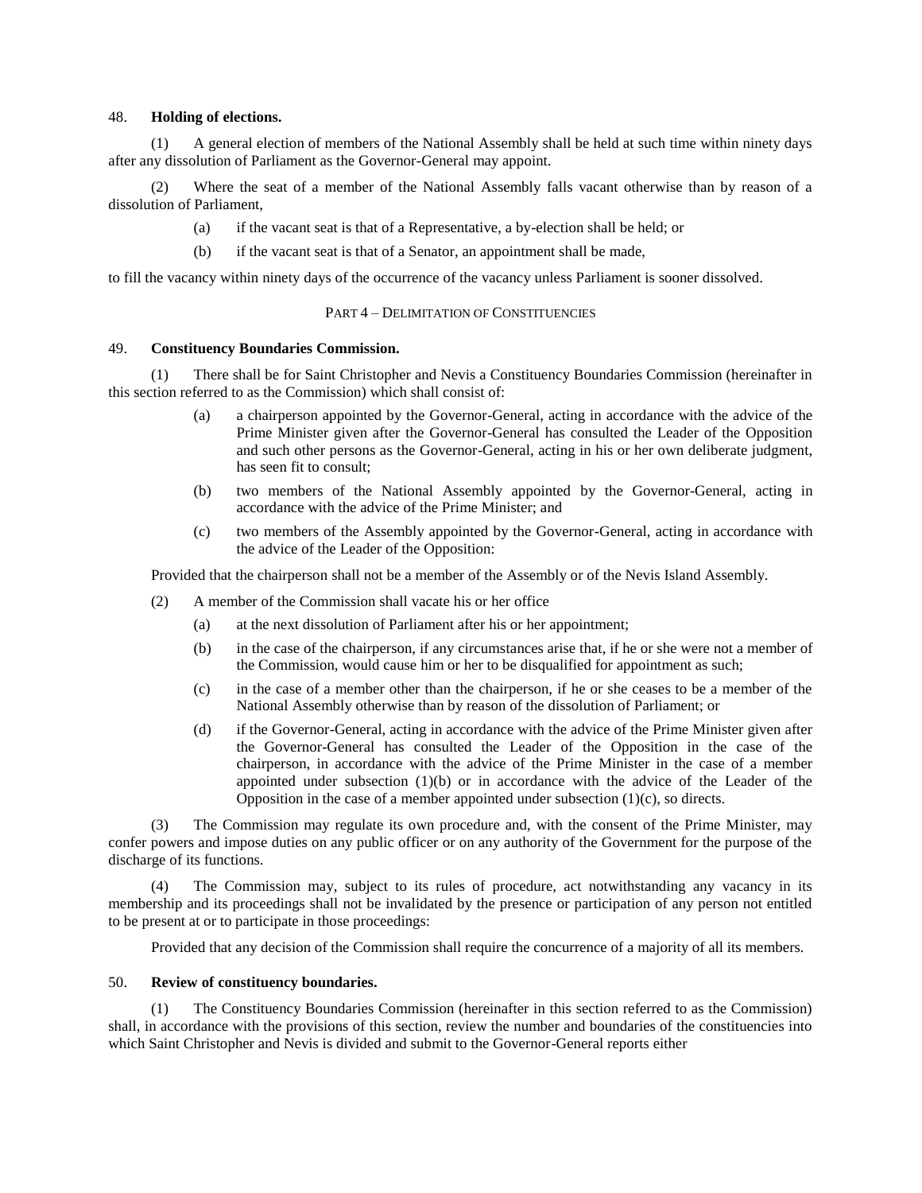48. **Holding of elections.**

(1) A general election of members of the National Assembly shall be held at such time within ninety days after any dissolution of Parliament as the Governor-General may appoint.

(2) Where the seat of a member of the National Assembly falls vacant otherwise than by reason of a dissolution of Parliament,

(a) if the vacant seat is that of a Representative, a by-election shall be held; or

(b) if the vacant seat is that of a Senator, an appointment shall be made,

to fill the vacancy within ninety days of the occurrence of the vacancy unless Parliament is sooner dissolved.

## PART 4 – DELIMITATION OF CONSTITUENCIES

49. **Constituency Boundaries Commission.**

(1) There shall be for Saint Christopher and Nevis a Constituency Boundaries Commission (hereinafter in this section referred to as the Commission) which shall consist of:

(a) a chairperson appointed by the Governor-General, acting in accordance with the advice of the Prime Minister given after the Governor-General has consulted the Leader of the Opposition and such other persons as the Governor-General, acting in his or her own deliberate judgment, has seen fit to consult;

(b) two members of the National Assembly appointed by the Governor-General, acting in accordance with the advice of the Prime Minister; and

(c) two members of the Assembly appointed by the Governor-General, acting in accordance with the advice of the Leader of the Opposition:

Provided that the chairperson shall not be a member of the Assembly or of the Nevis Island Assembly.

(2) A member of the Commission shall vacate his or her office

(a) at the next dissolution of Parliament after his or her appointment;

(b) in the case of the chairperson, if any circumstances arise that, if he or she were not a member of the Commission, would cause him or her to be disqualified for appointment as such;

(c) in the case of a member other than the chairperson, if he or she ceases to be a member of the National Assembly otherwise than by reason of the dissolution of Parliament; or

(d) if the Governor-General, acting in accordance with the advice of the Prime Minister given after the Governor-General has consulted the Leader of the Opposition in the case of the chairperson, in accordance with the advice of the Prime Minister in the case of a member appointed under subsection (1)(b) or in accordance with the advice of the Leader of the Opposition in the case of a member appointed under subsection (1)(c), so directs.

(3) The Commission may regulate its own procedure and, with the consent of the Prime Minister, may confer powers and impose duties on any public officer or on any authority of the Government for the purpose of the discharge of its functions.

(4) The Commission may, subject to its rules of procedure, act notwithstanding any vacancy in its membership and its proceedings shall not be invalidated by the presence or participation of any person not entitled to be present at or to participate in those proceedings:

Provided that any decision of the Commission shall require the concurrence of a majority of all its members.

50. **Review of constituency boundaries.**

(1) The Constituency Boundaries Commission (hereinafter in this section referred to as the Commission) shall, in accordance with the provisions of this section, review the number and boundaries of the constituencies into which Saint Christopher and Nevis is divided and submit to the Governor-General reports either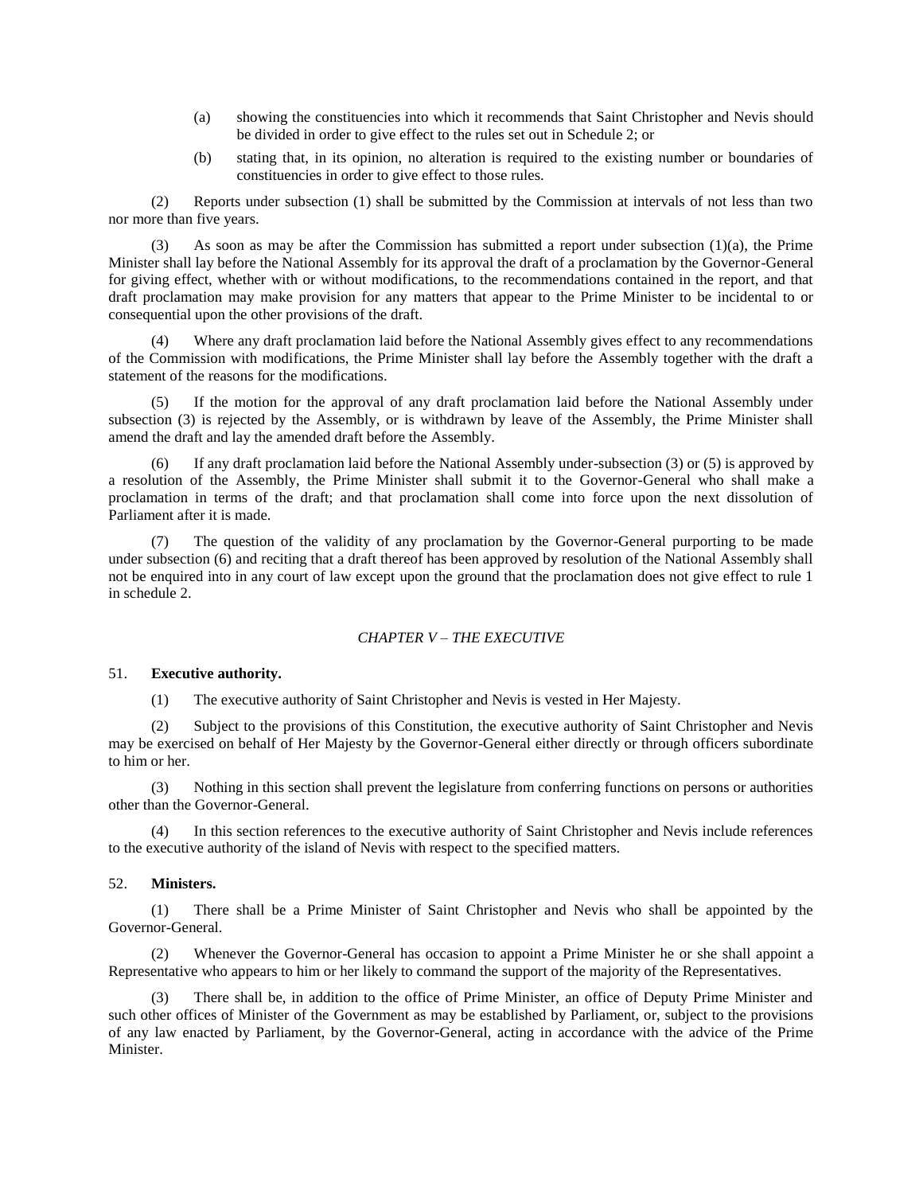(a) showing the constituencies into which it recommends that Saint Christopher and Nevis should be divided in order to give effect to the rules set out in Schedule 2; or

(b) stating that, in its opinion, no alteration is required to the existing number or boundaries of constituencies in order to give effect to those rules.

(2) Reports under subsection (1) shall be submitted by the Commission at intervals of not less than two nor more than five years.

(3) As soon as may be after the Commission has submitted a report under subsection (1)(a), the Prime Minister shall lay before the National Assembly for its approval the draft of a proclamation by the Governor-General for giving effect, whether with or without modifications, to the recommendations contained in the report, and that draft proclamation may make provision for any matters that appear to the Prime Minister to be incidental to or consequential upon the other provisions of the draft.

(4) Where any draft proclamation laid before the National Assembly gives effect to any recommendations of the Commission with modifications, the Prime Minister shall lay before the Assembly together with the draft a statement of the reasons for the modifications.

(5) If the motion for the approval of any draft proclamation laid before the National Assembly under subsection (3) is rejected by the Assembly, or is withdrawn by leave of the Assembly, the Prime Minister shall amend the draft and lay the amended draft before the Assembly.

(6) If any draft proclamation laid before the National Assembly under-subsection (3) or (5) is approved by a resolution of the Assembly, the Prime Minister shall submit it to the Governor-General who shall make a proclamation in terms of the draft; and that proclamation shall come into force upon the next dissolution of Parliament after it is made.

(7) The question of the validity of any proclamation by the Governor-General purporting to be made under subsection (6) and reciting that a draft thereof has been approved by resolution of the National Assembly shall not be enquired into in any court of law except upon the ground that the proclamation does not give effect to rule 1 in schedule 2.

## *CHAPTER V – THE EXECUTIVE*

### 51. **Executive authority.**

(1) The executive authority of Saint Christopher and Nevis is vested in Her Majesty.

(2) Subject to the provisions of this Constitution, the executive authority of Saint Christopher and Nevis may be exercised on behalf of Her Majesty by the Governor-General either directly or through officers subordinate to him or her.

(3) Nothing in this section shall prevent the legislature from conferring functions on persons or authorities other than the Governor-General.

(4) In this section references to the executive authority of Saint Christopher and Nevis include references to the executive authority of the island of Nevis with respect to the specified matters.

### 52. **Ministers.**

(1) There shall be a Prime Minister of Saint Christopher and Nevis who shall be appointed by the Governor-General.

(2) Whenever the Governor-General has occasion to appoint a Prime Minister he or she shall appoint a Representative who appears to him or her likely to command the support of the majority of the Representatives.

(3) There shall be, in addition to the office of Prime Minister, an office of Deputy Prime Minister and such other offices of Minister of the Government as may be established by Parliament, or, subject to the provisions of any law enacted by Parliament, by the Governor-General, acting in accordance with the advice of the Prime Minister.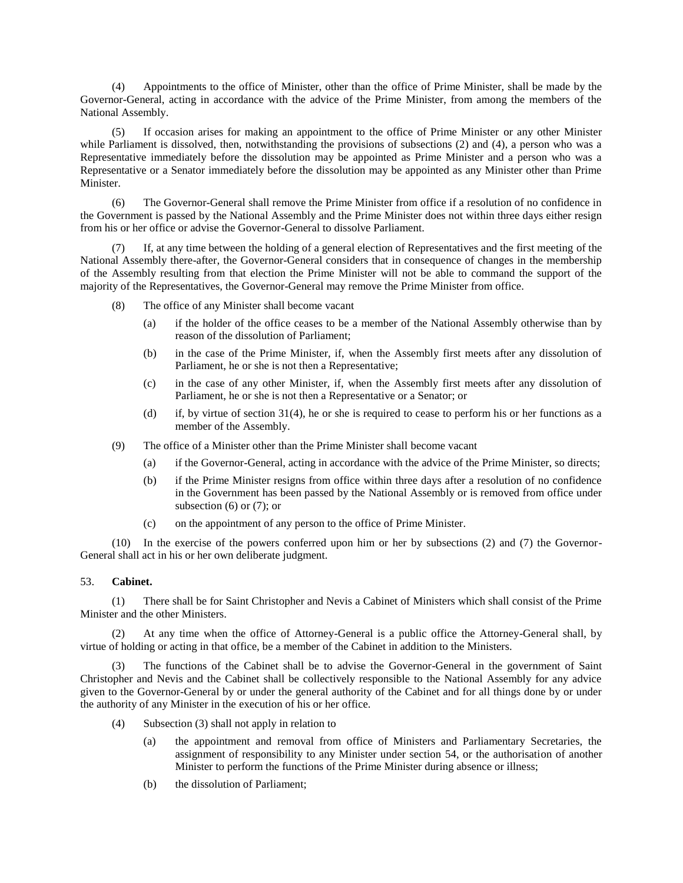(4) Appointments to the office of Minister, other than the office of Prime Minister, shall be made by the Governor-General, acting in accordance with the advice of the Prime Minister, from among the members of the National Assembly.

(5) If occasion arises for making an appointment to the office of Prime Minister or any other Minister while Parliament is dissolved, then, notwithstanding the provisions of subsections (2) and (4), a person who was a Representative immediately before the dissolution may be appointed as Prime Minister and a person who was a Representative or a Senator immediately before the dissolution may be appointed as any Minister other than Prime Minister.

(6) The Governor-General shall remove the Prime Minister from office if a resolution of no confidence in the Government is passed by the National Assembly and the Prime Minister does not within three days either resign from his or her office or advise the Governor-General to dissolve Parliament.

(7) If, at any time between the holding of a general election of Representatives and the first meeting of the National Assembly there-after, the Governor-General considers that in consequence of changes in the membership of the Assembly resulting from that election the Prime Minister will not be able to command the support of the majority of the Representatives, the Governor-General may remove the Prime Minister from office.

(8) The office of any Minister shall become vacant

(a) if the holder of the office ceases to be a member of the National Assembly otherwise than by reason of the dissolution of Parliament;

(b) in the case of the Prime Minister, if, when the Assembly first meets after any dissolution of Parliament, he or she is not then a Representative;

(c) in the case of any other Minister, if, when the Assembly first meets after any dissolution of Parliament, he or she is not then a Representative or a Senator; or

(d) if, by virtue of section 31(4), he or she is required to cease to perform his or her functions as a member of the Assembly.

(9) The office of a Minister other than the Prime Minister shall become vacant

(a) if the Governor-General, acting in accordance with the advice of the Prime Minister, so directs;

(b) if the Prime Minister resigns from office within three days after a resolution of no confidence in the Government has been passed by the National Assembly or is removed from office under subsection (6) or (7); or

(c) on the appointment of any person to the office of Prime Minister.

(10) In the exercise of the powers conferred upon him or her by subsections (2) and (7) the Governor-General shall act in his or her own deliberate judgment.

53. **Cabinet.**

(1) There shall be for Saint Christopher and Nevis a Cabinet of Ministers which shall consist of the Prime Minister and the other Ministers.

(2) At any time when the office of Attorney-General is a public office the Attorney-General shall, by virtue of holding or acting in that office, be a member of the Cabinet in addition to the Ministers.

(3) The functions of the Cabinet shall be to advise the Governor-General in the government of Saint Christopher and Nevis and the Cabinet shall be collectively responsible to the National Assembly for any advice given to the Governor-General by or under the general authority of the Cabinet and for all things done by or under the authority of any Minister in the execution of his or her office.

(4) Subsection (3) shall not apply in relation to

(a) the appointment and removal from office of Ministers and Parliamentary Secretaries, the assignment of responsibility to any Minister under section 54, or the authorisation of another Minister to perform the functions of the Prime Minister during absence or illness;

(b) the dissolution of Parliament;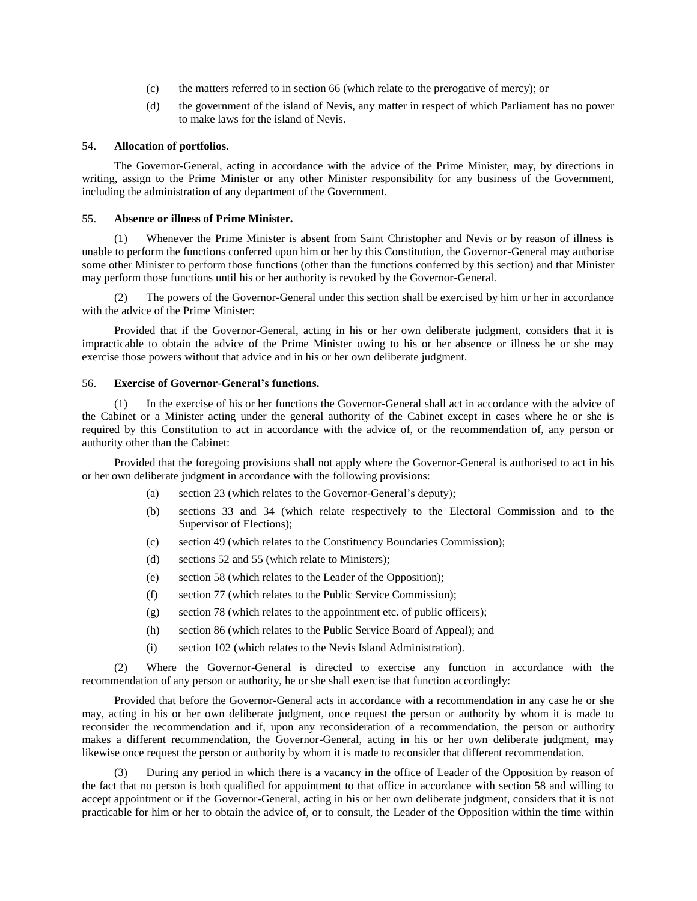(c) the matters referred to in section 66 (which relate to the prerogative of mercy); or

(d) the government of the island of Nevis, any matter in respect of which Parliament has no power to make laws for the island of Nevis.

54. **Allocation of portfolios.**

The Governor-General, acting in accordance with the advice of the Prime Minister, may, by directions in writing, assign to the Prime Minister or any other Minister responsibility for any business of the Government, including the administration of any department of the Government.

55. **Absence or illness of Prime Minister.**

(1) Whenever the Prime Minister is absent from Saint Christopher and Nevis or by reason of illness is unable to perform the functions conferred upon him or her by this Constitution, the Governor-General may authorise some other Minister to perform those functions (other than the functions conferred by this section) and that Minister may perform those functions until his or her authority is revoked by the Governor-General.

(2) The powers of the Governor-General under this section shall be exercised by him or her in accordance with the advice of the Prime Minister:

Provided that if the Governor-General, acting in his or her own deliberate judgment, considers that it is impracticable to obtain the advice of the Prime Minister owing to his or her absence or illness he or she may exercise those powers without that advice and in his or her own deliberate judgment.

56. **Exercise of Governor-General's functions.**

(1) In the exercise of his or her functions the Governor-General shall act in accordance with the advice of the Cabinet or a Minister acting under the general authority of the Cabinet except in cases where he or she is required by this Constitution to act in accordance with the advice of, or the recommendation of, any person or authority other than the Cabinet:

Provided that the foregoing provisions shall not apply where the Governor-General is authorised to act in his or her own deliberate judgment in accordance with the following provisions:

(a) section 23 (which relates to the Governor-General's deputy);

(b) sections 33 and 34 (which relate respectively to the Electoral Commission and to the Supervisor of Elections);

(c) section 49 (which relates to the Constituency Boundaries Commission);

(d) sections 52 and 55 (which relate to Ministers);

(e) section 58 (which relates to the Leader of the Opposition);

(f) section 77 (which relates to the Public Service Commission);

(g) section 78 (which relates to the appointment etc. of public officers);

(h) section 86 (which relates to the Public Service Board of Appeal); and

(i) section 102 (which relates to the Nevis Island Administration).

(2) Where the Governor-General is directed to exercise any function in accordance with the recommendation of any person or authority, he or she shall exercise that function accordingly:

Provided that before the Governor-General acts in accordance with a recommendation in any case he or she may, acting in his or her own deliberate judgment, once request the person or authority by whom it is made to reconsider the recommendation and if, upon any reconsideration of a recommendation, the person or authority makes a different recommendation, the Governor-General, acting in his or her own deliberate judgment, may likewise once request the person or authority by whom it is made to reconsider that different recommendation.

(3) During any period in which there is a vacancy in the office of Leader of the Opposition by reason of the fact that no person is both qualified for appointment to that office in accordance with section 58 and willing to accept appointment or if the Governor-General, acting in his or her own deliberate judgment, considers that it is not practicable for him or her to obtain the advice of, or to consult, the Leader of the Opposition within the time within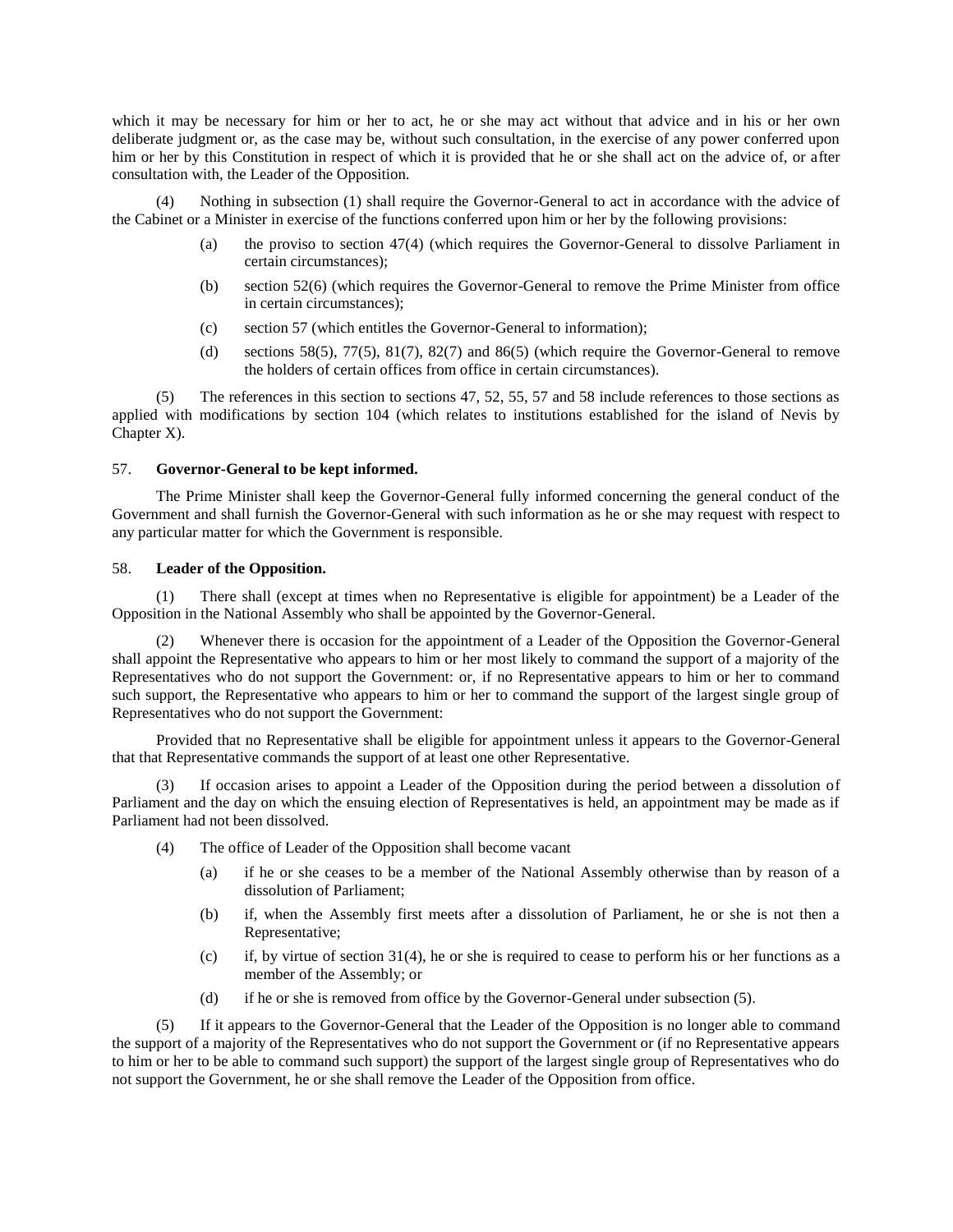which it may be necessary for him or her to act, he or she may act without that advice and in his or her own deliberate judgment or, as the case may be, without such consultation, in the exercise of any power conferred upon him or her by this Constitution in respect of which it is provided that he or she shall act on the advice of, or after consultation with, the Leader of the Opposition.

(4) Nothing in subsection (1) shall require the Governor-General to act in accordance with the advice of the Cabinet or a Minister in exercise of the functions conferred upon him or her by the following provisions:

- (a) the proviso to section 47(4) (which requires the Governor-General to dissolve Parliament in certain circumstances);
- (b) section 52(6) (which requires the Governor-General to remove the Prime Minister from office in certain circumstances);
- (c) section 57 (which entitles the Governor-General to information);
- (d) sections 58(5), 77(5), 81(7), 82(7) and 86(5) (which require the Governor-General to remove the holders of certain offices from office in certain circumstances).

(5) The references in this section to sections 47, 52, 55, 57 and 58 include references to those sections as applied with modifications by section 104 (which relates to institutions established for the island of Nevis by Chapter X).

### 57. **Governor-General to be kept informed.**

The Prime Minister shall keep the Governor-General fully informed concerning the general conduct of the Government and shall furnish the Governor-General with such information as he or she may request with respect to any particular matter for which the Government is responsible.

### 58. **Leader of the Opposition.**

(1) There shall (except at times when no Representative is eligible for appointment) be a Leader of the Opposition in the National Assembly who shall be appointed by the Governor-General.

(2) Whenever there is occasion for the appointment of a Leader of the Opposition the Governor-General shall appoint the Representative who appears to him or her most likely to command the support of a majority of the Representatives who do not support the Government: or, if no Representative appears to him or her to command such support, the Representative who appears to him or her to command the support of the largest single group of Representatives who do not support the Government:

Provided that no Representative shall be eligible for appointment unless it appears to the Governor-General that that Representative commands the support of at least one other Representative.

(3) If occasion arises to appoint a Leader of the Opposition during the period between a dissolution of Parliament and the day on which the ensuing election of Representatives is held, an appointment may be made as if Parliament had not been dissolved.

(4) The office of Leader of the Opposition shall become vacant

- (a) if he or she ceases to be a member of the National Assembly otherwise than by reason of a dissolution of Parliament;
- (b) if, when the Assembly first meets after a dissolution of Parliament, he or she is not then a Representative;
- (c) if, by virtue of section 31(4), he or she is required to cease to perform his or her functions as a member of the Assembly; or
- (d) if he or she is removed from office by the Governor-General under subsection (5).

(5) If it appears to the Governor-General that the Leader of the Opposition is no longer able to command the support of a majority of the Representatives who do not support the Government or (if no Representative appears to him or her to be able to command such support) the support of the largest single group of Representatives who do not support the Government, he or she shall remove the Leader of the Opposition from office.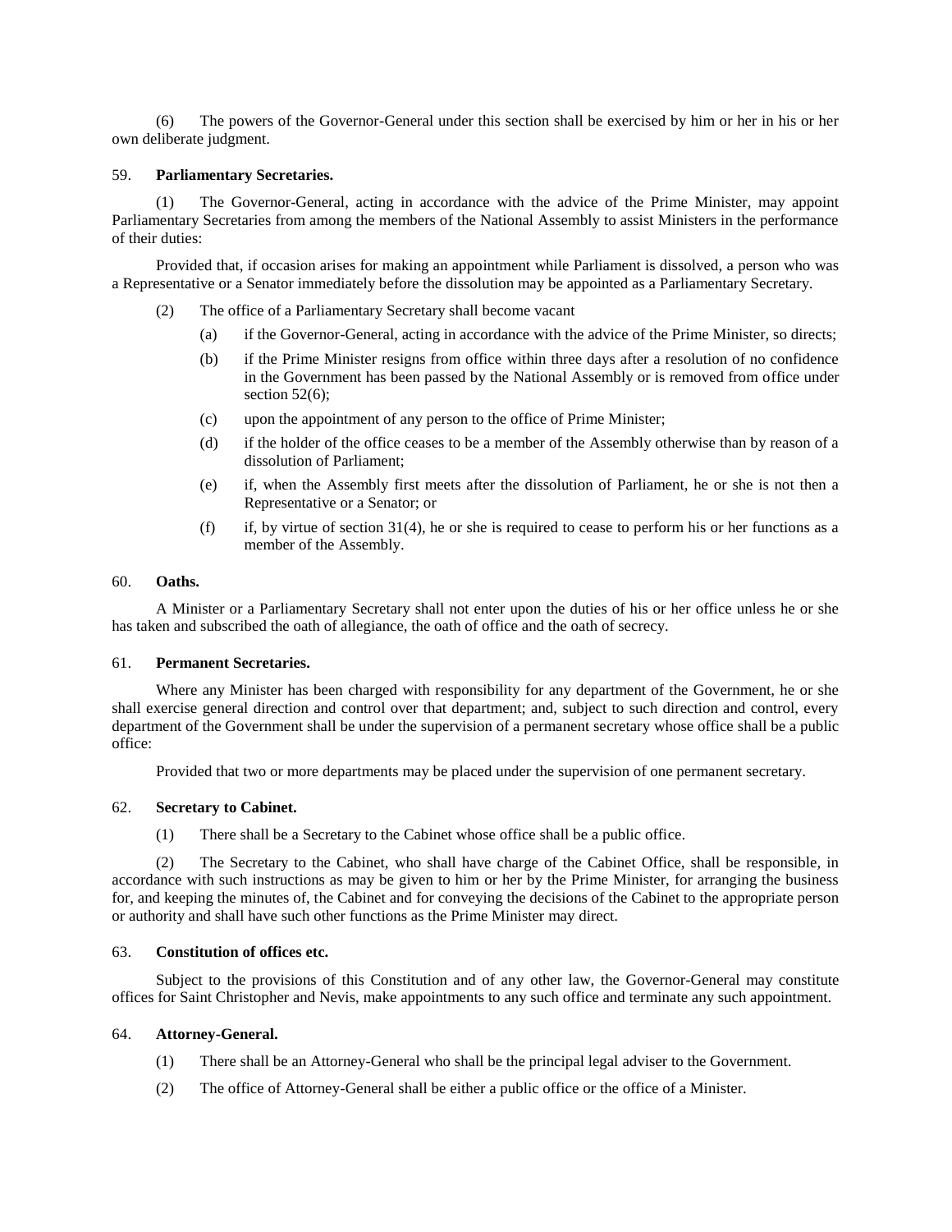(6) The powers of the Governor-General under this section shall be exercised by him or her in his or her own deliberate judgment.

### 59. **Parliamentary Secretaries.**

(1) The Governor-General, acting in accordance with the advice of the Prime Minister, may appoint Parliamentary Secretaries from among the members of the National Assembly to assist Ministers in the performance of their duties:

Provided that, if occasion arises for making an appointment while Parliament is dissolved, a person who was a Representative or a Senator immediately before the dissolution may be appointed as a Parliamentary Secretary.

(2) The office of a Parliamentary Secretary shall become vacant

- (a) if the Governor-General, acting in accordance with the advice of the Prime Minister, so directs;
- (b) if the Prime Minister resigns from office within three days after a resolution of no confidence in the Government has been passed by the National Assembly or is removed from office under section 52(6);
- (c) upon the appointment of any person to the office of Prime Minister;
- (d) if the holder of the office ceases to be a member of the Assembly otherwise than by reason of a dissolution of Parliament;
- (e) if, when the Assembly first meets after the dissolution of Parliament, he or she is not then a Representative or a Senator; or
- (f) if, by virtue of section 31(4), he or she is required to cease to perform his or her functions as a member of the Assembly.

### 60. **Oaths.**

A Minister or a Parliamentary Secretary shall not enter upon the duties of his or her office unless he or she has taken and subscribed the oath of allegiance, the oath of office and the oath of secrecy.

### 61. **Permanent Secretaries.**

Where any Minister has been charged with responsibility for any department of the Government, he or she shall exercise general direction and control over that department; and, subject to such direction and control, every department of the Government shall be under the supervision of a permanent secretary whose office shall be a public office:

Provided that two or more departments may be placed under the supervision of one permanent secretary.

### 62. **Secretary to Cabinet.**

(1) There shall be a Secretary to the Cabinet whose office shall be a public office.

(2) The Secretary to the Cabinet, who shall have charge of the Cabinet Office, shall be responsible, in accordance with such instructions as may be given to him or her by the Prime Minister, for arranging the business for, and keeping the minutes of, the Cabinet and for conveying the decisions of the Cabinet to the appropriate person or authority and shall have such other functions as the Prime Minister may direct.

### 63. **Constitution of offices etc.**

Subject to the provisions of this Constitution and of any other law, the Governor-General may constitute offices for Saint Christopher and Nevis, make appointments to any such office and terminate any such appointment.

### 64. **Attorney-General.**

(1) There shall be an Attorney-General who shall be the principal legal adviser to the Government.

(2) The office of Attorney-General shall be either a public office or the office of a Minister.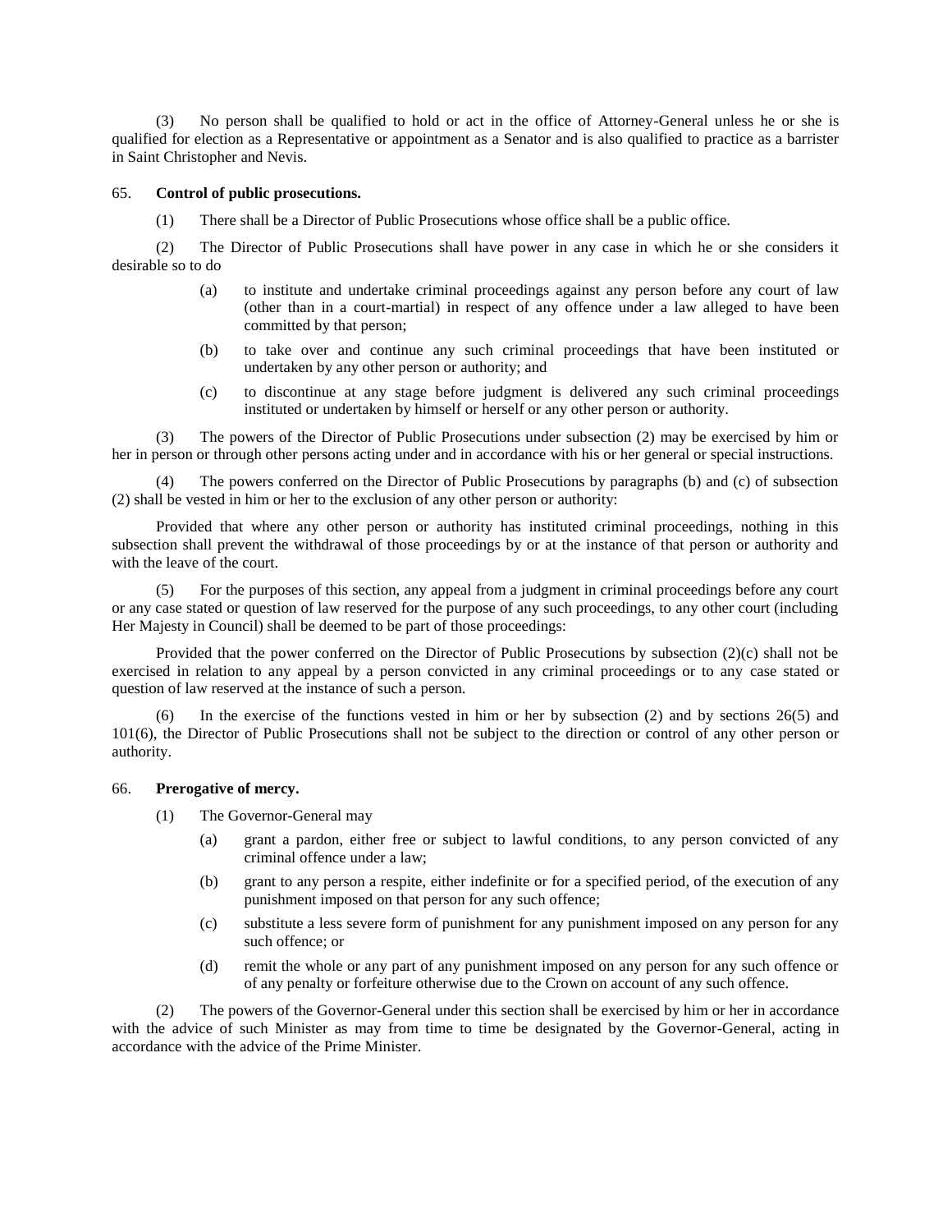(3) No person shall be qualified to hold or act in the office of Attorney-General unless he or she is qualified for election as a Representative or appointment as a Senator and is also qualified to practice as a barrister in Saint Christopher and Nevis.

65. **Control of public prosecutions.**

(1) There shall be a Director of Public Prosecutions whose office shall be a public office.

(2) The Director of Public Prosecutions shall have power in any case in which he or she considers it desirable so to do

(a) to institute and undertake criminal proceedings against any person before any court of law (other than in a court-martial) in respect of any offence under a law alleged to have been committed by that person;

(b) to take over and continue any such criminal proceedings that have been instituted or undertaken by any other person or authority; and

(c) to discontinue at any stage before judgment is delivered any such criminal proceedings instituted or undertaken by himself or herself or any other person or authority.

(3) The powers of the Director of Public Prosecutions under subsection (2) may be exercised by him or her in person or through other persons acting under and in accordance with his or her general or special instructions.

(4) The powers conferred on the Director of Public Prosecutions by paragraphs (b) and (c) of subsection (2) shall be vested in him or her to the exclusion of any other person or authority:

Provided that where any other person or authority has instituted criminal proceedings, nothing in this subsection shall prevent the withdrawal of those proceedings by or at the instance of that person or authority and with the leave of the court.

(5) For the purposes of this section, any appeal from a judgment in criminal proceedings before any court or any case stated or question of law reserved for the purpose of any such proceedings, to any other court (including Her Majesty in Council) shall be deemed to be part of those proceedings:

Provided that the power conferred on the Director of Public Prosecutions by subsection (2)(c) shall not be exercised in relation to any appeal by a person convicted in any criminal proceedings or to any case stated or question of law reserved at the instance of such a person.

(6) In the exercise of the functions vested in him or her by subsection (2) and by sections 26(5) and 101(6), the Director of Public Prosecutions shall not be subject to the direction or control of any other person or authority.

66. **Prerogative of mercy.**

(1) The Governor-General may

(a) grant a pardon, either free or subject to lawful conditions, to any person convicted of any criminal offence under a law;

(b) grant to any person a respite, either indefinite or for a specified period, of the execution of any punishment imposed on that person for any such offence;

(c) substitute a less severe form of punishment for any punishment imposed on any person for any such offence; or

(d) remit the whole or any part of any punishment imposed on any person for any such offence or of any penalty or forfeiture otherwise due to the Crown on account of any such offence.

(2) The powers of the Governor-General under this section shall be exercised by him or her in accordance with the advice of such Minister as may from time to time be designated by the Governor-General, acting in accordance with the advice of the Prime Minister.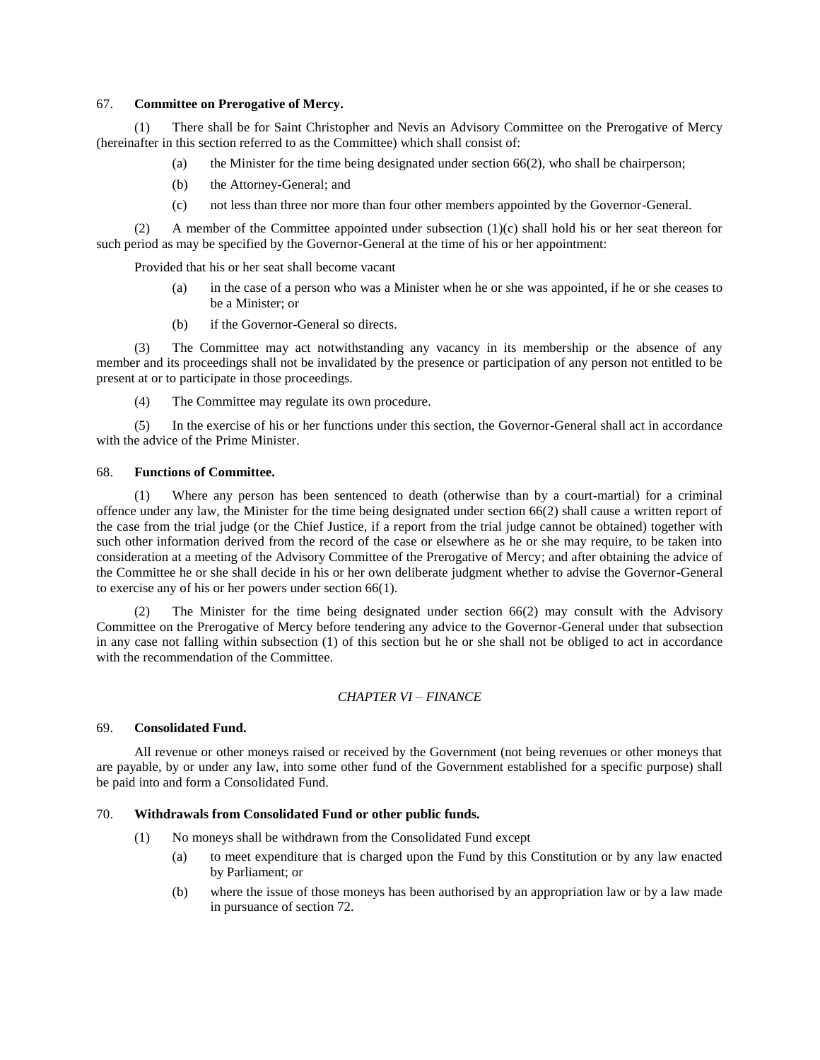## 67. **Committee on Prerogative of Mercy.**

(1) There shall be for Saint Christopher and Nevis an Advisory Committee on the Prerogative of Mercy (hereinafter in this section referred to as the Committee) which shall consist of:

- (a) the Minister for the time being designated under section 66(2), who shall be chairperson;
- (b) the Attorney-General; and
- (c) not less than three nor more than four other members appointed by the Governor-General.

(2) A member of the Committee appointed under subsection (1)(c) shall hold his or her seat thereon for such period as may be specified by the Governor-General at the time of his or her appointment:

Provided that his or her seat shall become vacant

- (a) in the case of a person who was a Minister when he or she was appointed, if he or she ceases to be a Minister; or
- (b) if the Governor-General so directs.

(3) The Committee may act notwithstanding any vacancy in its membership or the absence of any member and its proceedings shall not be invalidated by the presence or participation of any person not entitled to be present at or to participate in those proceedings.

(4) The Committee may regulate its own procedure.

(5) In the exercise of his or her functions under this section, the Governor-General shall act in accordance with the advice of the Prime Minister.

## 68. **Functions of Committee.**

(1) Where any person has been sentenced to death (otherwise than by a court-martial) for a criminal offence under any law, the Minister for the time being designated under section 66(2) shall cause a written report of the case from the trial judge (or the Chief Justice, if a report from the trial judge cannot be obtained) together with such other information derived from the record of the case or elsewhere as he or she may require, to be taken into consideration at a meeting of the Advisory Committee of the Prerogative of Mercy; and after obtaining the advice of the Committee he or she shall decide in his or her own deliberate judgment whether to advise the Governor-General to exercise any of his or her powers under section 66(1).

(2) The Minister for the time being designated under section 66(2) may consult with the Advisory Committee on the Prerogative of Mercy before tendering any advice to the Governor-General under that subsection in any case not falling within subsection (1) of this section but he or she shall not be obliged to act in accordance with the recommendation of the Committee.

# *CHAPTER VI – FINANCE*

## 69. **Consolidated Fund.**

All revenue or other moneys raised or received by the Government (not being revenues or other moneys that are payable, by or under any law, into some other fund of the Government established for a specific purpose) shall be paid into and form a Consolidated Fund.

## 70. **Withdrawals from Consolidated Fund or other public funds.**

(1) No moneys shall be withdrawn from the Consolidated Fund except

- (a) to meet expenditure that is charged upon the Fund by this Constitution or by any law enacted by Parliament; or
- (b) where the issue of those moneys has been authorised by an appropriation law or by a law made in pursuance of section 72.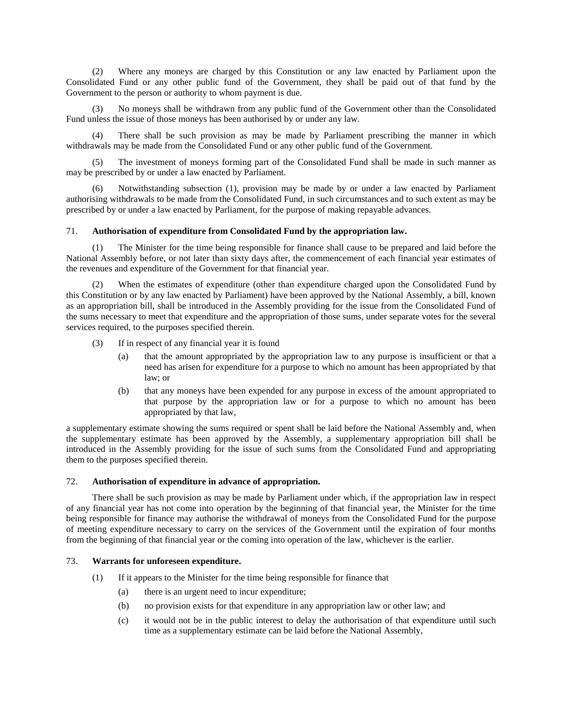(2) Where any moneys are charged by this Constitution or any law enacted by Parliament upon the Consolidated Fund or any other public fund of the Government, they shall be paid out of that fund by the Government to the person or authority to whom payment is due.

(3) No moneys shall be withdrawn from any public fund of the Government other than the Consolidated Fund unless the issue of those moneys has been authorised by or under any law.

(4) There shall be such provision as may be made by Parliament prescribing the manner in which withdrawals may be made from the Consolidated Fund or any other public fund of the Government.

(5) The investment of moneys forming part of the Consolidated Fund shall be made in such manner as may be prescribed by or under a law enacted by Parliament.

(6) Notwithstanding subsection (1), provision may be made by or under a law enacted by Parliament authorising withdrawals to be made from the Consolidated Fund, in such circumstances and to such extent as may be prescribed by or under a law enacted by Parliament, for the purpose of making repayable advances.

71. **Authorisation of expenditure from Consolidated Fund by the appropriation law.**

(1) The Minister for the time being responsible for finance shall cause to be prepared and laid before the National Assembly before, or not later than sixty days after, the commencement of each financial year estimates of the revenues and expenditure of the Government for that financial year.

(2) When the estimates of expenditure (other than expenditure charged upon the Consolidated Fund by this Constitution or by any law enacted by Parliament) have been approved by the National Assembly, a bill, known as an appropriation bill, shall be introduced in the Assembly providing for the issue from the Consolidated Fund of the sums necessary to meet that expenditure and the appropriation of those sums, under separate votes for the several services required, to the purposes specified therein.

(3) If in respect of any financial year it is found

(a) that the amount appropriated by the appropriation law to any purpose is insufficient or that a need has arisen for expenditure for a purpose to which no amount has been appropriated by that law; or

(b) that any moneys have been expended for any purpose in excess of the amount appropriated to that purpose by the appropriation law or for a purpose to which no amount has been appropriated by that law,

a supplementary estimate showing the sums required or spent shall be laid before the National Assembly and, when the supplementary estimate has been approved by the Assembly, a supplementary appropriation bill shall be introduced in the Assembly providing for the issue of such sums from the Consolidated Fund and appropriating them to the purposes specified therein.

72. **Authorisation of expenditure in advance of appropriation.**

There shall be such provision as may be made by Parliament under which, if the appropriation law in respect of any financial year has not come into operation by the beginning of that financial year, the Minister for the time being responsible for finance may authorise the withdrawal of moneys from the Consolidated Fund for the purpose of meeting expenditure necessary to carry on the services of the Government until the expiration of four months from the beginning of that financial year or the coming into operation of the law, whichever is the earlier.

73. **Warrants for unforeseen expenditure.**

(1) If it appears to the Minister for the time being responsible for finance that

(a) there is an urgent need to incur expenditure;

(b) no provision exists for that expenditure in any appropriation law or other law; and

(c) it would not be in the public interest to delay the authorisation of that expenditure until such time as a supplementary estimate can be laid before the National Assembly,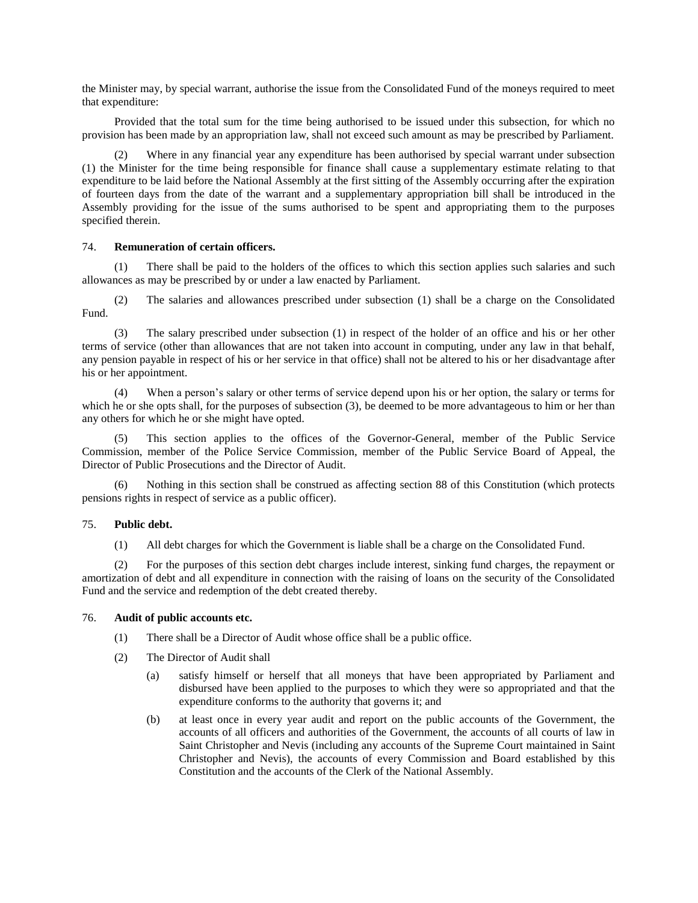the Minister may, by special warrant, authorise the issue from the Consolidated Fund of the moneys required to meet that expenditure:

Provided that the total sum for the time being authorised to be issued under this subsection, for which no provision has been made by an appropriation law, shall not exceed such amount as may be prescribed by Parliament.

(2) Where in any financial year any expenditure has been authorised by special warrant under subsection (1) the Minister for the time being responsible for finance shall cause a supplementary estimate relating to that expenditure to be laid before the National Assembly at the first sitting of the Assembly occurring after the expiration of fourteen days from the date of the warrant and a supplementary appropriation bill shall be introduced in the Assembly providing for the issue of the sums authorised to be spent and appropriating them to the purposes specified therein.

### 74. Remuneration of certain officers.

(1) There shall be paid to the holders of the offices to which this section applies such salaries and such allowances as may be prescribed by or under a law enacted by Parliament.

(2) The salaries and allowances prescribed under subsection (1) shall be a charge on the Consolidated Fund.

(3) The salary prescribed under subsection (1) in respect of the holder of an office and his or her other terms of service (other than allowances that are not taken into account in computing, under any law in that behalf, any pension payable in respect of his or her service in that office) shall not be altered to his or her disadvantage after his or her appointment.

(4) When a person's salary or other terms of service depend upon his or her option, the salary or terms for which he or she opts shall, for the purposes of subsection (3), be deemed to be more advantageous to him or her than any others for which he or she might have opted.

(5) This section applies to the offices of the Governor-General, member of the Public Service Commission, member of the Police Service Commission, member of the Public Service Board of Appeal, the Director of Public Prosecutions and the Director of Audit.

(6) Nothing in this section shall be construed as affecting section 88 of this Constitution (which protects pensions rights in respect of service as a public officer).

### 75. Public debt.

(1) All debt charges for which the Government is liable shall be a charge on the Consolidated Fund.

(2) For the purposes of this section debt charges include interest, sinking fund charges, the repayment or amortization of debt and all expenditure in connection with the raising of loans on the security of the Consolidated Fund and the service and redemption of the debt created thereby.

### 76. Audit of public accounts etc.

(1) There shall be a Director of Audit whose office shall be a public office.

(2) The Director of Audit shall

(a) satisfy himself or herself that all moneys that have been appropriated by Parliament and disbursed have been applied to the purposes to which they were so appropriated and that the expenditure conforms to the authority that governs it; and

(b) at least once in every year audit and report on the public accounts of the Government, the accounts of all officers and authorities of the Government, the accounts of all courts of law in Saint Christopher and Nevis (including any accounts of the Supreme Court maintained in Saint Christopher and Nevis), the accounts of every Commission and Board established by this Constitution and the accounts of the Clerk of the National Assembly.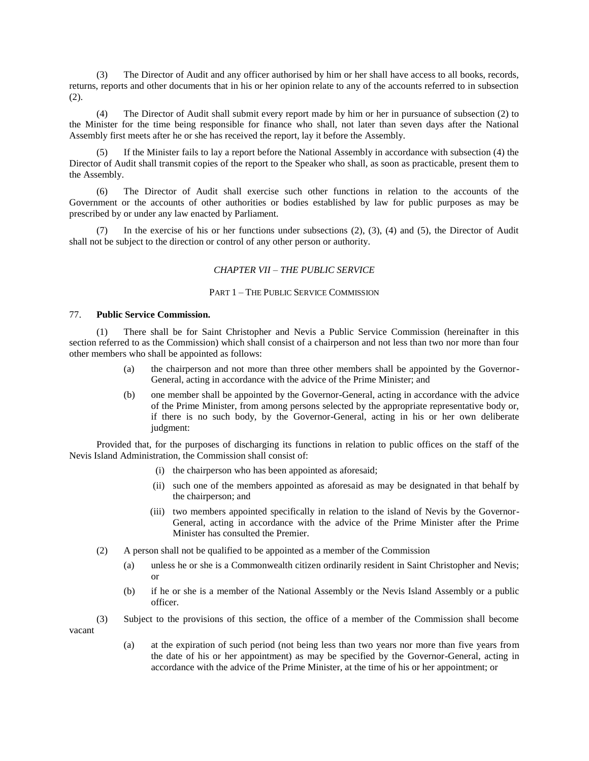(3) The Director of Audit and any officer authorised by him or her shall have access to all books, records, returns, reports and other documents that in his or her opinion relate to any of the accounts referred to in subsection (2).

(4) The Director of Audit shall submit every report made by him or her in pursuance of subsection (2) to the Minister for the time being responsible for finance who shall, not later than seven days after the National Assembly first meets after he or she has received the report, lay it before the Assembly.

(5) If the Minister fails to lay a report before the National Assembly in accordance with subsection (4) the Director of Audit shall transmit copies of the report to the Speaker who shall, as soon as practicable, present them to the Assembly.

(6) The Director of Audit shall exercise such other functions in relation to the accounts of the Government or the accounts of other authorities or bodies established by law for public purposes as may be prescribed by or under any law enacted by Parliament.

(7) In the exercise of his or her functions under subsections (2), (3), (4) and (5), the Director of Audit shall not be subject to the direction or control of any other person or authority.

## *CHAPTER VII – THE PUBLIC SERVICE*

### PART 1 – THE PUBLIC SERVICE COMMISSION

77. **Public Service Commission.**

(1) There shall be for Saint Christopher and Nevis a Public Service Commission (hereinafter in this section referred to as the Commission) which shall consist of a chairperson and not less than two nor more than four other members who shall be appointed as follows:

- (a) the chairperson and not more than three other members shall be appointed by the Governor-General, acting in accordance with the advice of the Prime Minister; and
- (b) one member shall be appointed by the Governor-General, acting in accordance with the advice of the Prime Minister, from among persons selected by the appropriate representative body or, if there is no such body, by the Governor-General, acting in his or her own deliberate judgment:

Provided that, for the purposes of discharging its functions in relation to public offices on the staff of the Nevis Island Administration, the Commission shall consist of:

- (i) the chairperson who has been appointed as aforesaid;
- (ii) such one of the members appointed as aforesaid as may be designated in that behalf by the chairperson; and
- (iii) two members appointed specifically in relation to the island of Nevis by the Governor-General, acting in accordance with the advice of the Prime Minister after the Prime Minister has consulted the Premier.

(2) A person shall not be qualified to be appointed as a member of the Commission

- (a) unless he or she is a Commonwealth citizen ordinarily resident in Saint Christopher and Nevis; or
- (b) if he or she is a member of the National Assembly or the Nevis Island Assembly or a public officer.

(3) Subject to the provisions of this section, the office of a member of the Commission shall become vacant

- (a) at the expiration of such period (not being less than two years nor more than five years from the date of his or her appointment) as may be specified by the Governor-General, acting in accordance with the advice of the Prime Minister, at the time of his or her appointment; or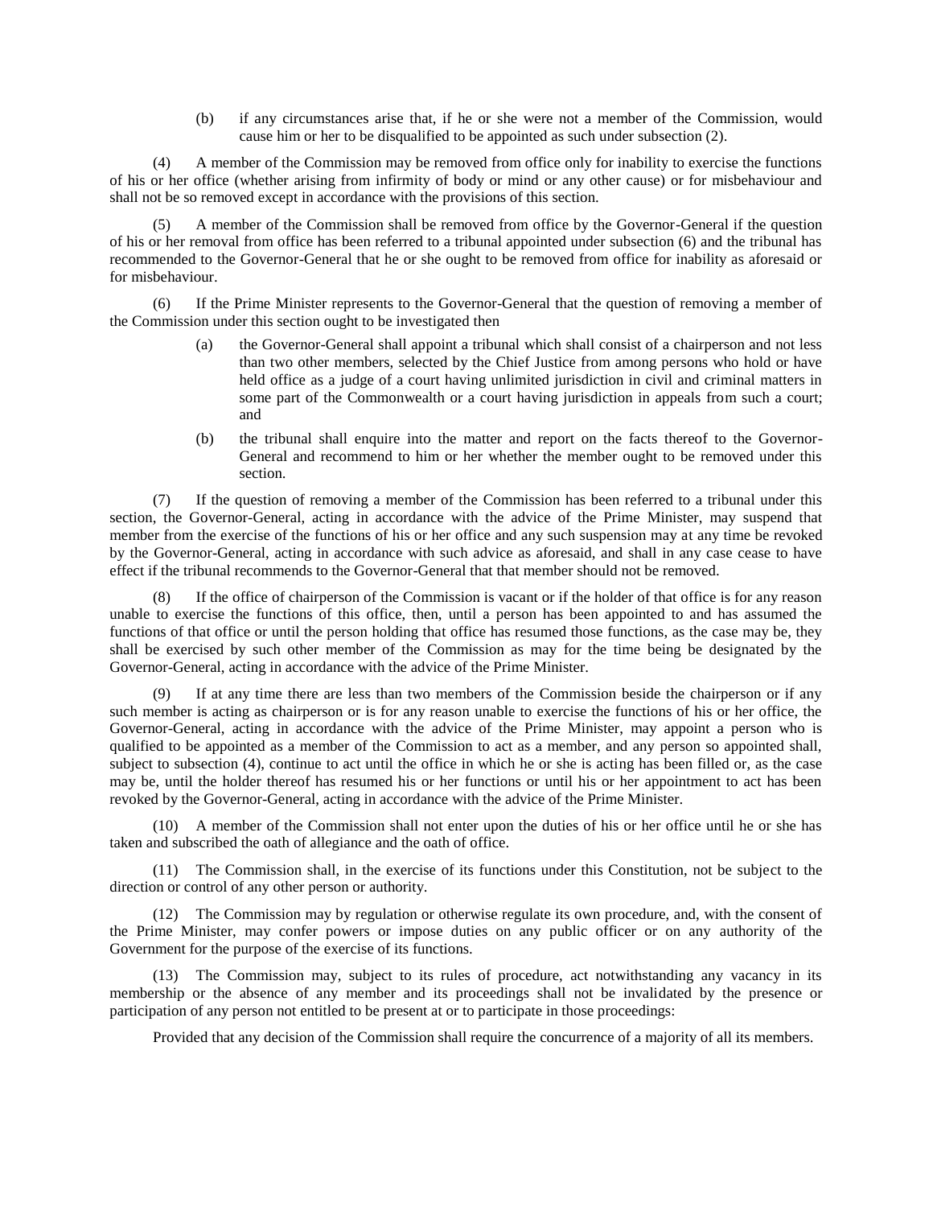(b) if any circumstances arise that, if he or she were not a member of the Commission, would cause him or her to be disqualified to be appointed as such under subsection (2).

(4) A member of the Commission may be removed from office only for inability to exercise the functions of his or her office (whether arising from infirmity of body or mind or any other cause) or for misbehaviour and shall not be so removed except in accordance with the provisions of this section.

(5) A member of the Commission shall be removed from office by the Governor-General if the question of his or her removal from office has been referred to a tribunal appointed under subsection (6) and the tribunal has recommended to the Governor-General that he or she ought to be removed from office for inability as aforesaid or for misbehaviour.

(6) If the Prime Minister represents to the Governor-General that the question of removing a member of the Commission under this section ought to be investigated then

(a) the Governor-General shall appoint a tribunal which shall consist of a chairperson and not less than two other members, selected by the Chief Justice from among persons who hold or have held office as a judge of a court having unlimited jurisdiction in civil and criminal matters in some part of the Commonwealth or a court having jurisdiction in appeals from such a court; and

(b) the tribunal shall enquire into the matter and report on the facts thereof to the Governor-General and recommend to him or her whether the member ought to be removed under this section.

(7) If the question of removing a member of the Commission has been referred to a tribunal under this section, the Governor-General, acting in accordance with the advice of the Prime Minister, may suspend that member from the exercise of the functions of his or her office and any such suspension may at any time be revoked by the Governor-General, acting in accordance with such advice as aforesaid, and shall in any case cease to have effect if the tribunal recommends to the Governor-General that that member should not be removed.

(8) If the office of chairperson of the Commission is vacant or if the holder of that office is for any reason unable to exercise the functions of this office, then, until a person has been appointed to and has assumed the functions of that office or until the person holding that office has resumed those functions, as the case may be, they shall be exercised by such other member of the Commission as may for the time being be designated by the Governor-General, acting in accordance with the advice of the Prime Minister.

(9) If at any time there are less than two members of the Commission beside the chairperson or if any such member is acting as chairperson or is for any reason unable to exercise the functions of his or her office, the Governor-General, acting in accordance with the advice of the Prime Minister, may appoint a person who is qualified to be appointed as a member of the Commission to act as a member, and any person so appointed shall, subject to subsection (4), continue to act until the office in which he or she is acting has been filled or, as the case may be, until the holder thereof has resumed his or her functions or until his or her appointment to act has been revoked by the Governor-General, acting in accordance with the advice of the Prime Minister.

(10) A member of the Commission shall not enter upon the duties of his or her office until he or she has taken and subscribed the oath of allegiance and the oath of office.

(11) The Commission shall, in the exercise of its functions under this Constitution, not be subject to the direction or control of any other person or authority.

(12) The Commission may by regulation or otherwise regulate its own procedure, and, with the consent of the Prime Minister, may confer powers or impose duties on any public officer or on any authority of the Government for the purpose of the exercise of its functions.

(13) The Commission may, subject to its rules of procedure, act notwithstanding any vacancy in its membership or the absence of any member and its proceedings shall not be invalidated by the presence or participation of any person not entitled to be present at or to participate in those proceedings:

Provided that any decision of the Commission shall require the concurrence of a majority of all its members.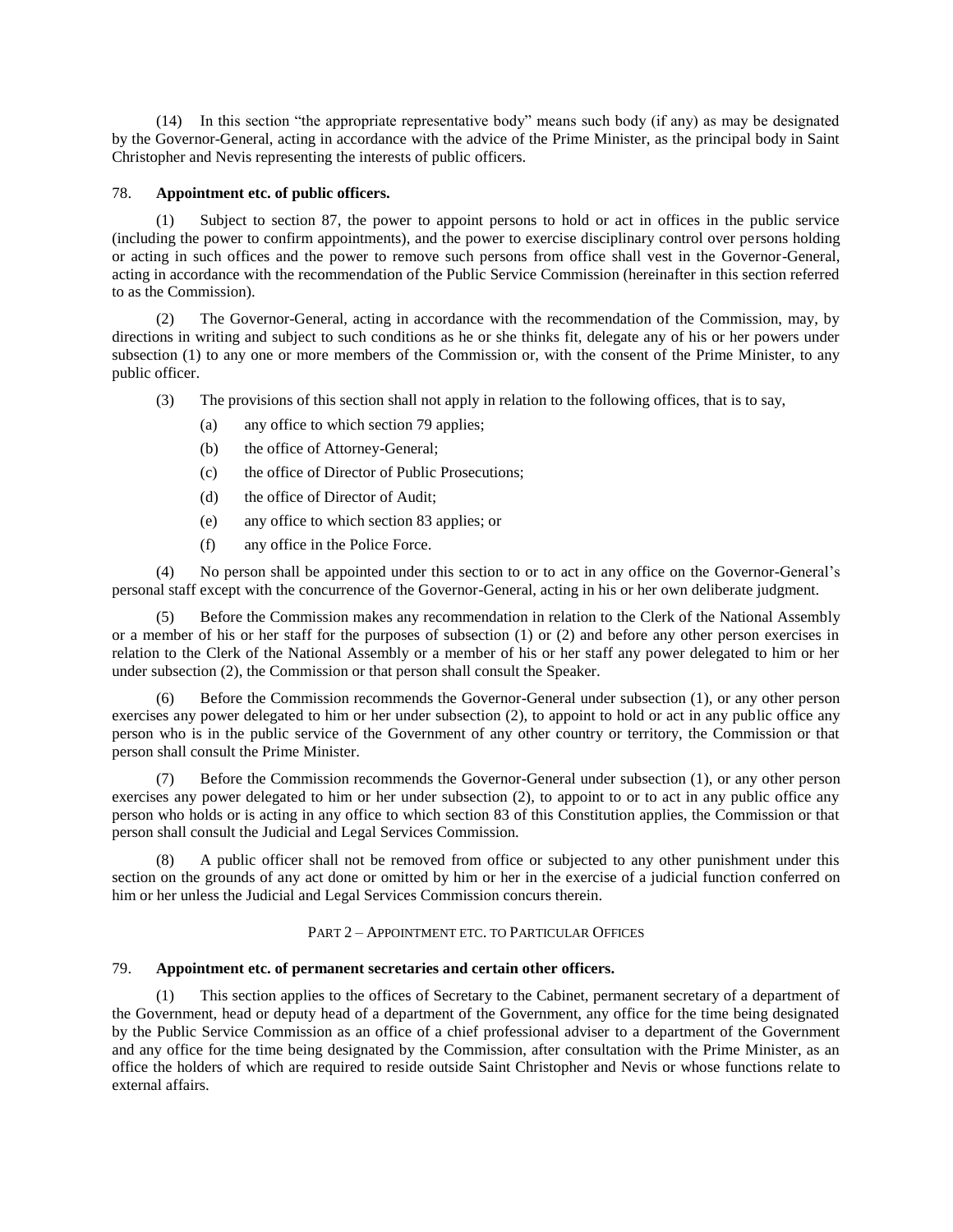(14) In this section "the appropriate representative body" means such body (if any) as may be designated by the Governor-General, acting in accordance with the advice of the Prime Minister, as the principal body in Saint Christopher and Nevis representing the interests of public officers.

78. **Appointment etc. of public officers.**

(1) Subject to section 87, the power to appoint persons to hold or act in offices in the public service (including the power to confirm appointments), and the power to exercise disciplinary control over persons holding or acting in such offices and the power to remove such persons from office shall vest in the Governor-General, acting in accordance with the recommendation of the Public Service Commission (hereinafter in this section referred to as the Commission).

(2) The Governor-General, acting in accordance with the recommendation of the Commission, may, by directions in writing and subject to such conditions as he or she thinks fit, delegate any of his or her powers under subsection (1) to any one or more members of the Commission or, with the consent of the Prime Minister, to any public officer.

(3) The provisions of this section shall not apply in relation to the following offices, that is to say,

- (a) any office to which section 79 applies;
- (b) the office of Attorney-General;
- (c) the office of Director of Public Prosecutions;
- (d) the office of Director of Audit;
- (e) any office to which section 83 applies; or
- (f) any office in the Police Force.

(4) No person shall be appointed under this section to or to act in any office on the Governor-General's personal staff except with the concurrence of the Governor-General, acting in his or her own deliberate judgment.

(5) Before the Commission makes any recommendation in relation to the Clerk of the National Assembly or a member of his or her staff for the purposes of subsection (1) or (2) and before any other person exercises in relation to the Clerk of the National Assembly or a member of his or her staff any power delegated to him or her under subsection (2), the Commission or that person shall consult the Speaker.

(6) Before the Commission recommends the Governor-General under subsection (1), or any other person exercises any power delegated to him or her under subsection (2), to appoint to hold or act in any public office any person who is in the public service of the Government of any other country or territory, the Commission or that person shall consult the Prime Minister.

(7) Before the Commission recommends the Governor-General under subsection (1), or any other person exercises any power delegated to him or her under subsection (2), to appoint to or to act in any public office any person who holds or is acting in any office to which section 83 of this Constitution applies, the Commission or that person shall consult the Judicial and Legal Services Commission.

(8) A public officer shall not be removed from office or subjected to any other punishment under this section on the grounds of any act done or omitted by him or her in the exercise of a judicial function conferred on him or her unless the Judicial and Legal Services Commission concurs therein.

## PART 2 – APPOINTMENT ETC. TO PARTICULAR OFFICES

79. **Appointment etc. of permanent secretaries and certain other officers.**

(1) This section applies to the offices of Secretary to the Cabinet, permanent secretary of a department of the Government, head or deputy head of a department of the Government, any office for the time being designated by the Public Service Commission as an office of a chief professional adviser to a department of the Government and any office for the time being designated by the Commission, after consultation with the Prime Minister, as an office the holders of which are required to reside outside Saint Christopher and Nevis or whose functions relate to external affairs.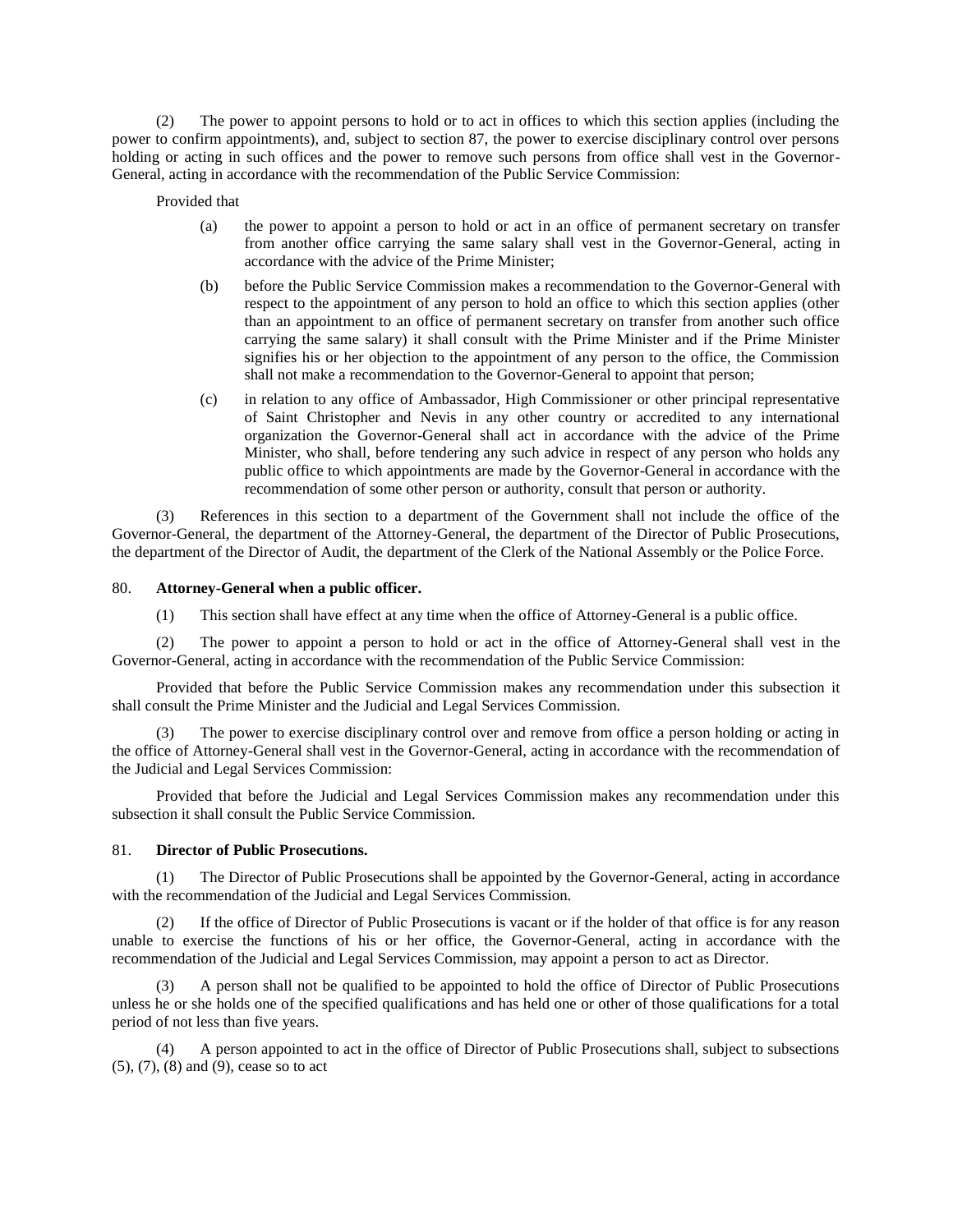(2) The power to appoint persons to hold or to act in offices to which this section applies (including the power to confirm appointments), and, subject to section 87, the power to exercise disciplinary control over persons holding or acting in such offices and the power to remove such persons from office shall vest in the Governor-General, acting in accordance with the recommendation of the Public Service Commission:

Provided that

- (a) the power to appoint a person to hold or act in an office of permanent secretary on transfer from another office carrying the same salary shall vest in the Governor-General, acting in accordance with the advice of the Prime Minister;
- (b) before the Public Service Commission makes a recommendation to the Governor-General with respect to the appointment of any person to hold an office to which this section applies (other than an appointment to an office of permanent secretary on transfer from another such office carrying the same salary) it shall consult with the Prime Minister and if the Prime Minister signifies his or her objection to the appointment of any person to the office, the Commission shall not make a recommendation to the Governor-General to appoint that person;
- (c) in relation to any office of Ambassador, High Commissioner or other principal representative of Saint Christopher and Nevis in any other country or accredited to any international organization the Governor-General shall act in accordance with the advice of the Prime Minister, who shall, before tendering any such advice in respect of any person who holds any public office to which appointments are made by the Governor-General in accordance with the recommendation of some other person or authority, consult that person or authority.

(3) References in this section to a department of the Government shall not include the office of the Governor-General, the department of the Attorney-General, the department of the Director of Public Prosecutions, the department of the Director of Audit, the department of the Clerk of the National Assembly or the Police Force.

80. **Attorney-General when a public officer.**

(1) This section shall have effect at any time when the office of Attorney-General is a public office.

(2) The power to appoint a person to hold or act in the office of Attorney-General shall vest in the Governor-General, acting in accordance with the recommendation of the Public Service Commission:

Provided that before the Public Service Commission makes any recommendation under this subsection it shall consult the Prime Minister and the Judicial and Legal Services Commission.

(3) The power to exercise disciplinary control over and remove from office a person holding or acting in the office of Attorney-General shall vest in the Governor-General, acting in accordance with the recommendation of the Judicial and Legal Services Commission:

Provided that before the Judicial and Legal Services Commission makes any recommendation under this subsection it shall consult the Public Service Commission.

81. **Director of Public Prosecutions.**

(1) The Director of Public Prosecutions shall be appointed by the Governor-General, acting in accordance with the recommendation of the Judicial and Legal Services Commission.

(2) If the office of Director of Public Prosecutions is vacant or if the holder of that office is for any reason unable to exercise the functions of his or her office, the Governor-General, acting in accordance with the recommendation of the Judicial and Legal Services Commission, may appoint a person to act as Director.

(3) A person shall not be qualified to be appointed to hold the office of Director of Public Prosecutions unless he or she holds one of the specified qualifications and has held one or other of those qualifications for a total period of not less than five years.

(4) A person appointed to act in the office of Director of Public Prosecutions shall, subject to subsections (5), (7), (8) and (9), cease so to act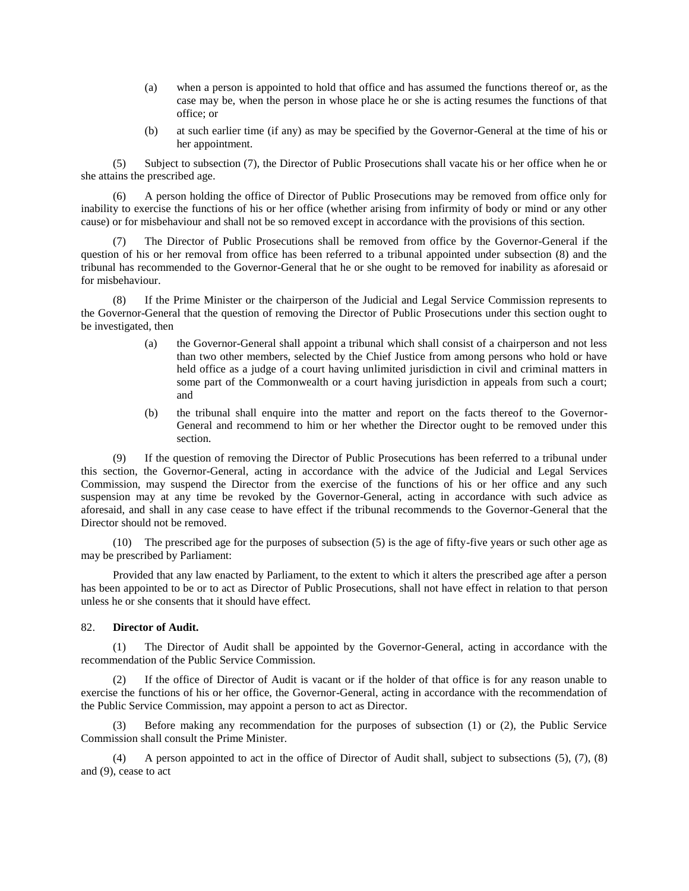(a) when a person is appointed to hold that office and has assumed the functions thereof or, as the case may be, when the person in whose place he or she is acting resumes the functions of that office; or

(b) at such earlier time (if any) as may be specified by the Governor-General at the time of his or her appointment.

(5) Subject to subsection (7), the Director of Public Prosecutions shall vacate his or her office when he or she attains the prescribed age.

(6) A person holding the office of Director of Public Prosecutions may be removed from office only for inability to exercise the functions of his or her office (whether arising from infirmity of body or mind or any other cause) or for misbehaviour and shall not be so removed except in accordance with the provisions of this section.

(7) The Director of Public Prosecutions shall be removed from office by the Governor-General if the question of his or her removal from office has been referred to a tribunal appointed under subsection (8) and the tribunal has recommended to the Governor-General that he or she ought to be removed for inability as aforesaid or for misbehaviour.

(8) If the Prime Minister or the chairperson of the Judicial and Legal Service Commission represents to the Governor-General that the question of removing the Director of Public Prosecutions under this section ought to be investigated, then

(a) the Governor-General shall appoint a tribunal which shall consist of a chairperson and not less than two other members, selected by the Chief Justice from among persons who hold or have held office as a judge of a court having unlimited jurisdiction in civil and criminal matters in some part of the Commonwealth or a court having jurisdiction in appeals from such a court; and

(b) the tribunal shall enquire into the matter and report on the facts thereof to the Governor-General and recommend to him or her whether the Director ought to be removed under this section.

(9) If the question of removing the Director of Public Prosecutions has been referred to a tribunal under this section, the Governor-General, acting in accordance with the advice of the Judicial and Legal Services Commission, may suspend the Director from the exercise of the functions of his or her office and any such suspension may at any time be revoked by the Governor-General, acting in accordance with such advice as aforesaid, and shall in any case cease to have effect if the tribunal recommends to the Governor-General that the Director should not be removed.

(10) The prescribed age for the purposes of subsection (5) is the age of fifty-five years or such other age as may be prescribed by Parliament:

Provided that any law enacted by Parliament, to the extent to which it alters the prescribed age after a person has been appointed to be or to act as Director of Public Prosecutions, shall not have effect in relation to that person unless he or she consents that it should have effect.

82. **Director of Audit.**

(1) The Director of Audit shall be appointed by the Governor-General, acting in accordance with the recommendation of the Public Service Commission.

(2) If the office of Director of Audit is vacant or if the holder of that office is for any reason unable to exercise the functions of his or her office, the Governor-General, acting in accordance with the recommendation of the Public Service Commission, may appoint a person to act as Director.

(3) Before making any recommendation for the purposes of subsection (1) or (2), the Public Service Commission shall consult the Prime Minister.

(4) A person appointed to act in the office of Director of Audit shall, subject to subsections (5), (7), (8) and (9), cease to act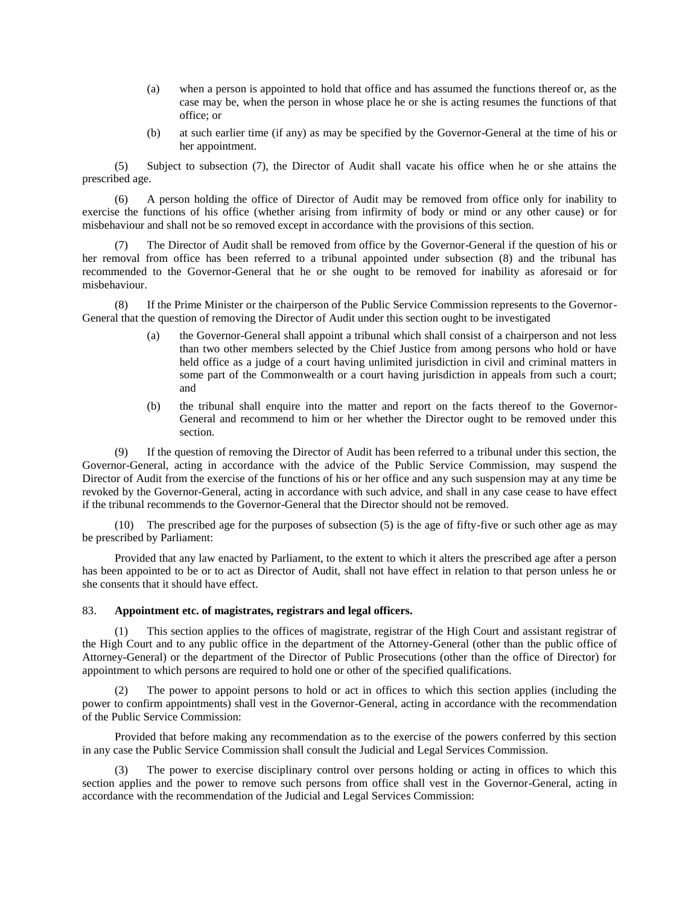(a) when a person is appointed to hold that office and has assumed the functions thereof or, as the case may be, when the person in whose place he or she is acting resumes the functions of that office; or

(b) at such earlier time (if any) as may be specified by the Governor-General at the time of his or her appointment.

(5) Subject to subsection (7), the Director of Audit shall vacate his office when he or she attains the prescribed age.

(6) A person holding the office of Director of Audit may be removed from office only for inability to exercise the functions of his office (whether arising from infirmity of body or mind or any other cause) or for misbehaviour and shall not be so removed except in accordance with the provisions of this section.

(7) The Director of Audit shall be removed from office by the Governor-General if the question of his or her removal from office has been referred to a tribunal appointed under subsection (8) and the tribunal has recommended to the Governor-General that he or she ought to be removed for inability as aforesaid or for misbehaviour.

(8) If the Prime Minister or the chairperson of the Public Service Commission represents to the Governor-General that the question of removing the Director of Audit under this section ought to be investigated

(a) the Governor-General shall appoint a tribunal which shall consist of a chairperson and not less than two other members selected by the Chief Justice from among persons who hold or have held office as a judge of a court having unlimited jurisdiction in civil and criminal matters in some part of the Commonwealth or a court having jurisdiction in appeals from such a court; and

(b) the tribunal shall enquire into the matter and report on the facts thereof to the Governor-General and recommend to him or her whether the Director ought to be removed under this section.

(9) If the question of removing the Director of Audit has been referred to a tribunal under this section, the Governor-General, acting in accordance with the advice of the Public Service Commission, may suspend the Director of Audit from the exercise of the functions of his or her office and any such suspension may at any time be revoked by the Governor-General, acting in accordance with such advice, and shall in any case cease to have effect if the tribunal recommends to the Governor-General that the Director should not be removed.

(10) The prescribed age for the purposes of subsection (5) is the age of fifty-five or such other age as may be prescribed by Parliament:

Provided that any law enacted by Parliament, to the extent to which it alters the prescribed age after a person has been appointed to be or to act as Director of Audit, shall not have effect in relation to that person unless he or she consents that it should have effect.

83. **Appointment etc. of magistrates, registrars and legal officers.**

(1) This section applies to the offices of magistrate, registrar of the High Court and assistant registrar of the High Court and to any public office in the department of the Attorney-General (other than the public office of Attorney-General) or the department of the Director of Public Prosecutions (other than the office of Director) for appointment to which persons are required to hold one or other of the specified qualifications.

(2) The power to appoint persons to hold or act in offices to which this section applies (including the power to confirm appointments) shall vest in the Governor-General, acting in accordance with the recommendation of the Public Service Commission:

Provided that before making any recommendation as to the exercise of the powers conferred by this section in any case the Public Service Commission shall consult the Judicial and Legal Services Commission.

(3) The power to exercise disciplinary control over persons holding or acting in offices to which this section applies and the power to remove such persons from office shall vest in the Governor-General, acting in accordance with the recommendation of the Judicial and Legal Services Commission: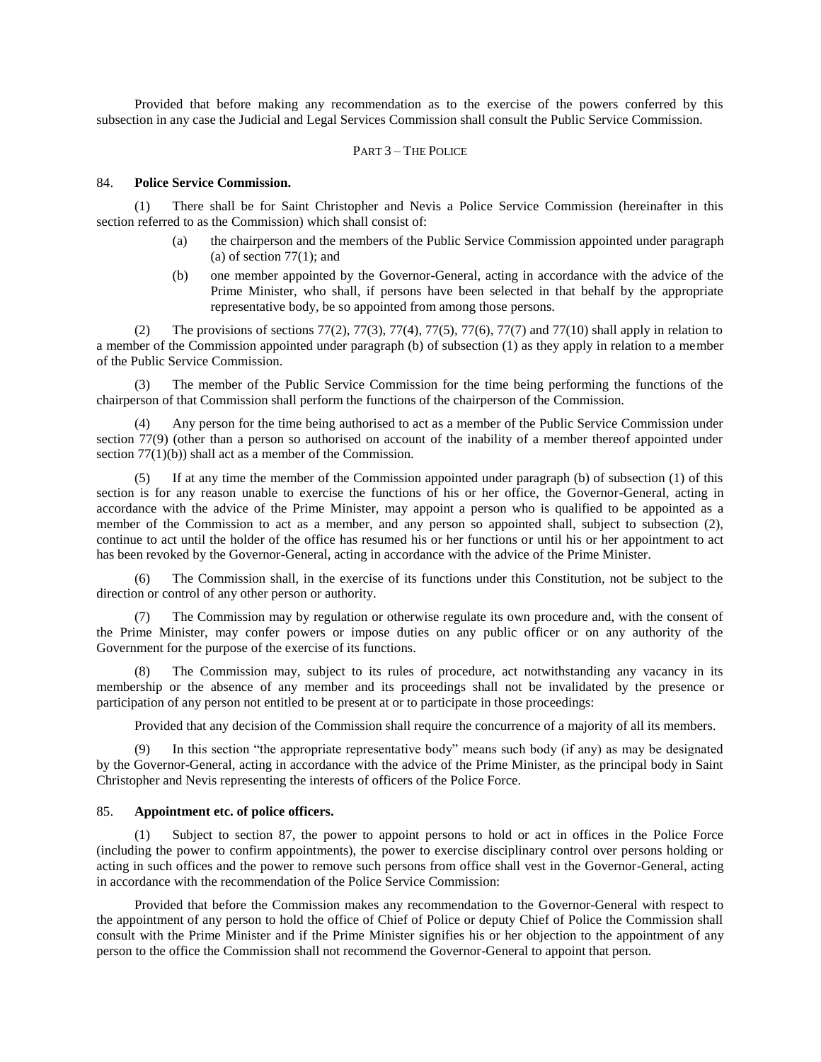Provided that before making any recommendation as to the exercise of the powers conferred by this subsection in any case the Judicial and Legal Services Commission shall consult the Public Service Commission.

## PART 3 – THE POLICE

### 84. Police Service Commission.

(1) There shall be for Saint Christopher and Nevis a Police Service Commission (hereinafter in this section referred to as the Commission) which shall consist of:

- (a) the chairperson and the members of the Public Service Commission appointed under paragraph (a) of section 77(1); and
- (b) one member appointed by the Governor-General, acting in accordance with the advice of the Prime Minister, who shall, if persons have been selected in that behalf by the appropriate representative body, be so appointed from among those persons.

(2) The provisions of sections 77(2), 77(3), 77(4), 77(5), 77(6), 77(7) and 77(10) shall apply in relation to a member of the Commission appointed under paragraph (b) of subsection (1) as they apply in relation to a member of the Public Service Commission.

(3) The member of the Public Service Commission for the time being performing the functions of the chairperson of that Commission shall perform the functions of the chairperson of the Commission.

(4) Any person for the time being authorised to act as a member of the Public Service Commission under section 77(9) (other than a person so authorised on account of the inability of a member thereof appointed under section 77(1)(b)) shall act as a member of the Commission.

(5) If at any time the member of the Commission appointed under paragraph (b) of subsection (1) of this section is for any reason unable to exercise the functions of his or her office, the Governor-General, acting in accordance with the advice of the Prime Minister, may appoint a person who is qualified to be appointed as a member of the Commission to act as a member, and any person so appointed shall, subject to subsection (2), continue to act until the holder of the office has resumed his or her functions or until his or her appointment to act has been revoked by the Governor-General, acting in accordance with the advice of the Prime Minister.

(6) The Commission shall, in the exercise of its functions under this Constitution, not be subject to the direction or control of any other person or authority.

(7) The Commission may by regulation or otherwise regulate its own procedure and, with the consent of the Prime Minister, may confer powers or impose duties on any public officer or on any authority of the Government for the purpose of the exercise of its functions.

(8) The Commission may, subject to its rules of procedure, act notwithstanding any vacancy in its membership or the absence of any member and its proceedings shall not be invalidated by the presence or participation of any person not entitled to be present at or to participate in those proceedings:

Provided that any decision of the Commission shall require the concurrence of a majority of all its members.

(9) In this section "the appropriate representative body" means such body (if any) as may be designated by the Governor-General, acting in accordance with the advice of the Prime Minister, as the principal body in Saint Christopher and Nevis representing the interests of officers of the Police Force.

### 85. Appointment etc. of police officers.

(1) Subject to section 87, the power to appoint persons to hold or act in offices in the Police Force (including the power to confirm appointments), the power to exercise disciplinary control over persons holding or acting in such offices and the power to remove such persons from office shall vest in the Governor-General, acting in accordance with the recommendation of the Police Service Commission:

Provided that before the Commission makes any recommendation to the Governor-General with respect to the appointment of any person to hold the office of Chief of Police or deputy Chief of Police the Commission shall consult with the Prime Minister and if the Prime Minister signifies his or her objection to the appointment of any person to the office the Commission shall not recommend the Governor-General to appoint that person.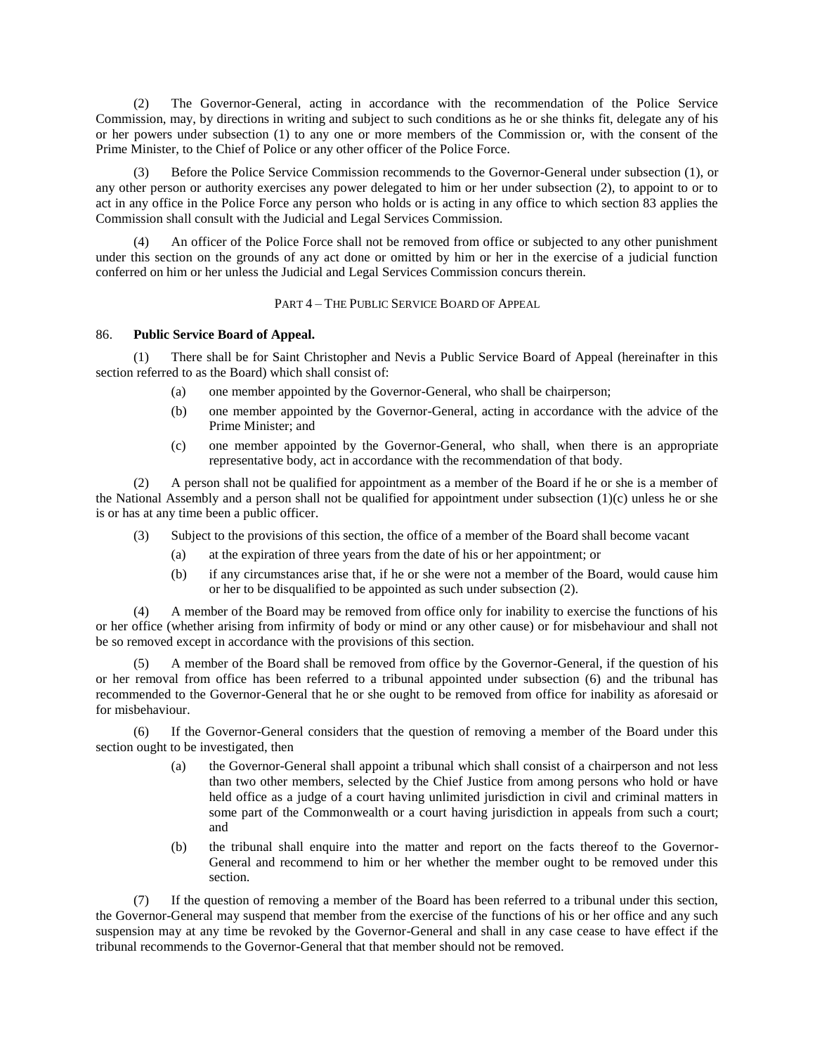(2) The Governor-General, acting in accordance with the recommendation of the Police Service Commission, may, by directions in writing and subject to such conditions as he or she thinks fit, delegate any of his or her powers under subsection (1) to any one or more members of the Commission or, with the consent of the Prime Minister, to the Chief of Police or any other officer of the Police Force.

(3) Before the Police Service Commission recommends to the Governor-General under subsection (1), or any other person or authority exercises any power delegated to him or her under subsection (2), to appoint to or to act in any office in the Police Force any person who holds or is acting in any office to which section 83 applies the Commission shall consult with the Judicial and Legal Services Commission.

(4) An officer of the Police Force shall not be removed from office or subjected to any other punishment under this section on the grounds of any act done or omitted by him or her in the exercise of a judicial function conferred on him or her unless the Judicial and Legal Services Commission concurs therein.

## PART 4 – THE PUBLIC SERVICE BOARD OF APPEAL

### 86. **Public Service Board of Appeal.**

(1) There shall be for Saint Christopher and Nevis a Public Service Board of Appeal (hereinafter in this section referred to as the Board) which shall consist of:

- (a) one member appointed by the Governor-General, who shall be chairperson;
- (b) one member appointed by the Governor-General, acting in accordance with the advice of the Prime Minister; and
- (c) one member appointed by the Governor-General, who shall, when there is an appropriate representative body, act in accordance with the recommendation of that body.

(2) A person shall not be qualified for appointment as a member of the Board if he or she is a member of the National Assembly and a person shall not be qualified for appointment under subsection (1)(c) unless he or she is or has at any time been a public officer.

(3) Subject to the provisions of this section, the office of a member of the Board shall become vacant

- (a) at the expiration of three years from the date of his or her appointment; or
- (b) if any circumstances arise that, if he or she were not a member of the Board, would cause him or her to be disqualified to be appointed as such under subsection (2).

(4) A member of the Board may be removed from office only for inability to exercise the functions of his or her office (whether arising from infirmity of body or mind or any other cause) or for misbehaviour and shall not be so removed except in accordance with the provisions of this section.

(5) A member of the Board shall be removed from office by the Governor-General, if the question of his or her removal from office has been referred to a tribunal appointed under subsection (6) and the tribunal has recommended to the Governor-General that he or she ought to be removed from office for inability as aforesaid or for misbehaviour.

(6) If the Governor-General considers that the question of removing a member of the Board under this section ought to be investigated, then

- (a) the Governor-General shall appoint a tribunal which shall consist of a chairperson and not less than two other members, selected by the Chief Justice from among persons who hold or have held office as a judge of a court having unlimited jurisdiction in civil and criminal matters in some part of the Commonwealth or a court having jurisdiction in appeals from such a court; and
- (b) the tribunal shall enquire into the matter and report on the facts thereof to the Governor-General and recommend to him or her whether the member ought to be removed under this section.

(7) If the question of removing a member of the Board has been referred to a tribunal under this section, the Governor-General may suspend that member from the exercise of the functions of his or her office and any such suspension may at any time be revoked by the Governor-General and shall in any case cease to have effect if the tribunal recommends to the Governor-General that that member should not be removed.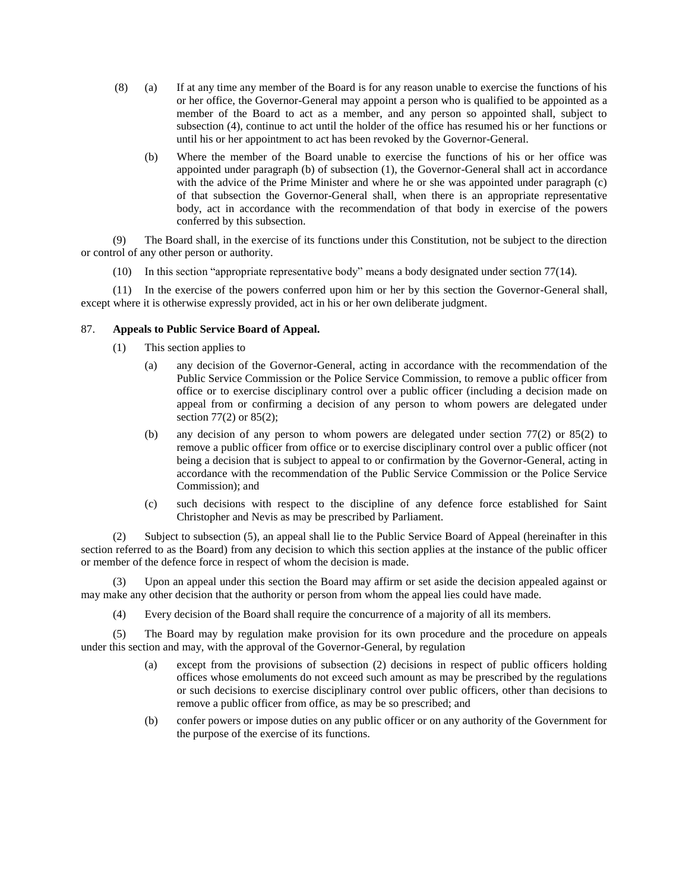(8) (a) If at any time any member of the Board is for any reason unable to exercise the functions of his or her office, the Governor-General may appoint a person who is qualified to be appointed as a member of the Board to act as a member, and any person so appointed shall, subject to subsection (4), continue to act until the holder of the office has resumed his or her functions or until his or her appointment to act has been revoked by the Governor-General.

(b) Where the member of the Board unable to exercise the functions of his or her office was appointed under paragraph (b) of subsection (1), the Governor-General shall act in accordance with the advice of the Prime Minister and where he or she was appointed under paragraph (c) of that subsection the Governor-General shall, when there is an appropriate representative body, act in accordance with the recommendation of that body in exercise of the powers conferred by this subsection.

(9) The Board shall, in the exercise of its functions under this Constitution, not be subject to the direction or control of any other person or authority.

(10) In this section "appropriate representative body" means a body designated under section 77(14).

(11) In the exercise of the powers conferred upon him or her by this section the Governor-General shall, except where it is otherwise expressly provided, act in his or her own deliberate judgment.

87. **Appeals to Public Service Board of Appeal.**

(1) This section applies to

(a) any decision of the Governor-General, acting in accordance with the recommendation of the Public Service Commission or the Police Service Commission, to remove a public officer from office or to exercise disciplinary control over a public officer (including a decision made on appeal from or confirming a decision of any person to whom powers are delegated under section 77(2) or 85(2);

(b) any decision of any person to whom powers are delegated under section 77(2) or 85(2) to remove a public officer from office or to exercise disciplinary control over a public officer (not being a decision that is subject to appeal to or confirmation by the Governor-General, acting in accordance with the recommendation of the Public Service Commission or the Police Service Commission); and

(c) such decisions with respect to the discipline of any defence force established for Saint Christopher and Nevis as may be prescribed by Parliament.

(2) Subject to subsection (5), an appeal shall lie to the Public Service Board of Appeal (hereinafter in this section referred to as the Board) from any decision to which this section applies at the instance of the public officer or member of the defence force in respect of whom the decision is made.

(3) Upon an appeal under this section the Board may affirm or set aside the decision appealed against or may make any other decision that the authority or person from whom the appeal lies could have made.

(4) Every decision of the Board shall require the concurrence of a majority of all its members.

(5) The Board may by regulation make provision for its own procedure and the procedure on appeals under this section and may, with the approval of the Governor-General, by regulation

(a) except from the provisions of subsection (2) decisions in respect of public officers holding offices whose emoluments do not exceed such amount as may be prescribed by the regulations or such decisions to exercise disciplinary control over public officers, other than decisions to remove a public officer from office, as may be so prescribed; and

(b) confer powers or impose duties on any public officer or on any authority of the Government for the purpose of the exercise of its functions.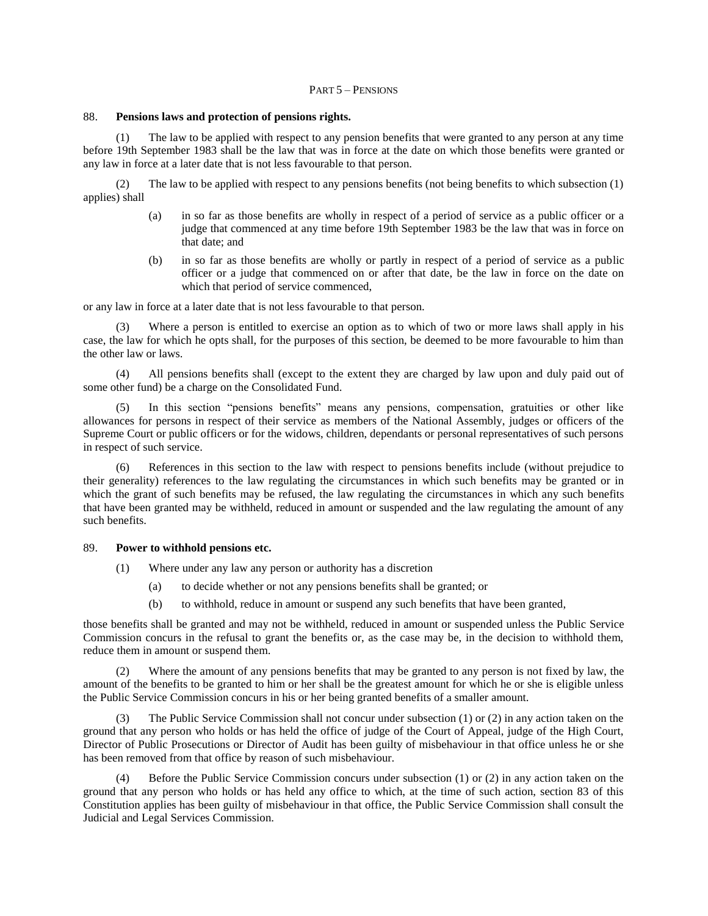## PART 5 – PENSIONS

### 88. Pensions laws and protection of pensions rights.

(1) The law to be applied with respect to any pension benefits that were granted to any person at any time before 19th September 1983 shall be the law that was in force at the date on which those benefits were granted or any law in force at a later date that is not less favourable to that person.

(2) The law to be applied with respect to any pensions benefits (not being benefits to which subsection (1) applies) shall

(a) in so far as those benefits are wholly in respect of a period of service as a public officer or a judge that commenced at any time before 19th September 1983 be the law that was in force on that date; and

(b) in so far as those benefits are wholly or partly in respect of a period of service as a public officer or a judge that commenced on or after that date, be the law in force on the date on which that period of service commenced,

or any law in force at a later date that is not less favourable to that person.

(3) Where a person is entitled to exercise an option as to which of two or more laws shall apply in his case, the law for which he opts shall, for the purposes of this section, be deemed to be more favourable to him than the other law or laws.

(4) All pensions benefits shall (except to the extent they are charged by law upon and duly paid out of some other fund) be a charge on the Consolidated Fund.

(5) In this section "pensions benefits" means any pensions, compensation, gratuities or other like allowances for persons in respect of their service as members of the National Assembly, judges or officers of the Supreme Court or public officers or for the widows, children, dependants or personal representatives of such persons in respect of such service.

(6) References in this section to the law with respect to pensions benefits include (without prejudice to their generality) references to the law regulating the circumstances in which such benefits may be granted or in which the grant of such benefits may be refused, the law regulating the circumstances in which any such benefits that have been granted may be withheld, reduced in amount or suspended and the law regulating the amount of any such benefits.

### 89. Power to withhold pensions etc.

(1) Where under any law any person or authority has a discretion

(a) to decide whether or not any pensions benefits shall be granted; or

(b) to withhold, reduce in amount or suspend any such benefits that have been granted,

those benefits shall be granted and may not be withheld, reduced in amount or suspended unless the Public Service Commission concurs in the refusal to grant the benefits or, as the case may be, in the decision to withhold them, reduce them in amount or suspend them.

(2) Where the amount of any pensions benefits that may be granted to any person is not fixed by law, the amount of the benefits to be granted to him or her shall be the greatest amount for which he or she is eligible unless the Public Service Commission concurs in his or her being granted benefits of a smaller amount.

(3) The Public Service Commission shall not concur under subsection (1) or (2) in any action taken on the ground that any person who holds or has held the office of judge of the Court of Appeal, judge of the High Court, Director of Public Prosecutions or Director of Audit has been guilty of misbehaviour in that office unless he or she has been removed from that office by reason of such misbehaviour.

(4) Before the Public Service Commission concurs under subsection (1) or (2) in any action taken on the ground that any person who holds or has held any office to which, at the time of such action, section 83 of this Constitution applies has been guilty of misbehaviour in that office, the Public Service Commission shall consult the Judicial and Legal Services Commission.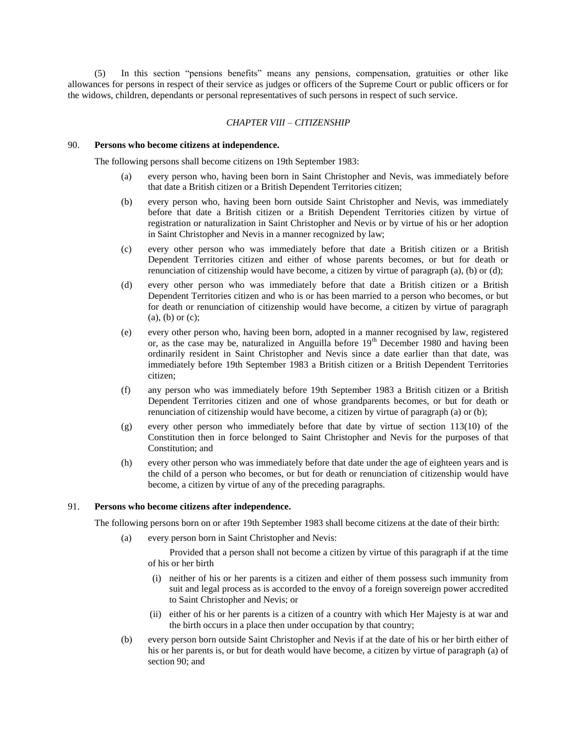(5) In this section "pensions benefits" means any pensions, compensation, gratuities or other like allowances for persons in respect of their service as judges or officers of the Supreme Court or public officers or for the widows, children, dependants or personal representatives of such persons in respect of such service.

## *CHAPTER VIII – CITIZENSHIP*

### 90. **Persons who become citizens at independence.**

The following persons shall become citizens on 19th September 1983:

(a) every person who, having been born in Saint Christopher and Nevis, was immediately before that date a British citizen or a British Dependent Territories citizen;

(b) every person who, having been born outside Saint Christopher and Nevis, was immediately before that date a British citizen or a British Dependent Territories citizen by virtue of registration or naturalization in Saint Christopher and Nevis or by virtue of his or her adoption in Saint Christopher and Nevis in a manner recognized by law;

(c) every other person who was immediately before that date a British citizen or a British Dependent Territories citizen and either of whose parents becomes, or but for death or renunciation of citizenship would have become, a citizen by virtue of paragraph (a), (b) or (d);

(d) every other person who was immediately before that date a British citizen or a British Dependent Territories citizen and who is or has been married to a person who becomes, or but for death or renunciation of citizenship would have become, a citizen by virtue of paragraph (a), (b) or (c);

(e) every other person who, having been born, adopted in a manner recognised by law, registered or, as the case may be, naturalized in Anguilla before 19th December 1980 and having been ordinarily resident in Saint Christopher and Nevis since a date earlier than that date, was immediately before 19th September 1983 a British citizen or a British Dependent Territories citizen;

(f) any person who was immediately before 19th September 1983 a British citizen or a British Dependent Territories citizen and one of whose grandparents becomes, or but for death or renunciation of citizenship would have become, a citizen by virtue of paragraph (a) or (b);

(g) every other person who immediately before that date by virtue of section 113(10) of the Constitution then in force belonged to Saint Christopher and Nevis for the purposes of that Constitution; and

(h) every other person who was immediately before that date under the age of eighteen years and is the child of a person who becomes, or but for death or renunciation of citizenship would have become, a citizen by virtue of any of the preceding paragraphs.

### 91. **Persons who become citizens after independence.**

The following persons born on or after 19th September 1983 shall become citizens at the date of their birth:

(a) every person born in Saint Christopher and Nevis:

Provided that a person shall not become a citizen by virtue of this paragraph if at the time of his or her birth

(i) neither of his or her parents is a citizen and either of them possess such immunity from suit and legal process as is accorded to the envoy of a foreign sovereign power accredited to Saint Christopher and Nevis; or

(ii) either of his or her parents is a citizen of a country with which Her Majesty is at war and the birth occurs in a place then under occupation by that country;

(b) every person born outside Saint Christopher and Nevis if at the date of his or her birth either of his or her parents is, or but for death would have become, a citizen by virtue of paragraph (a) of section 90; and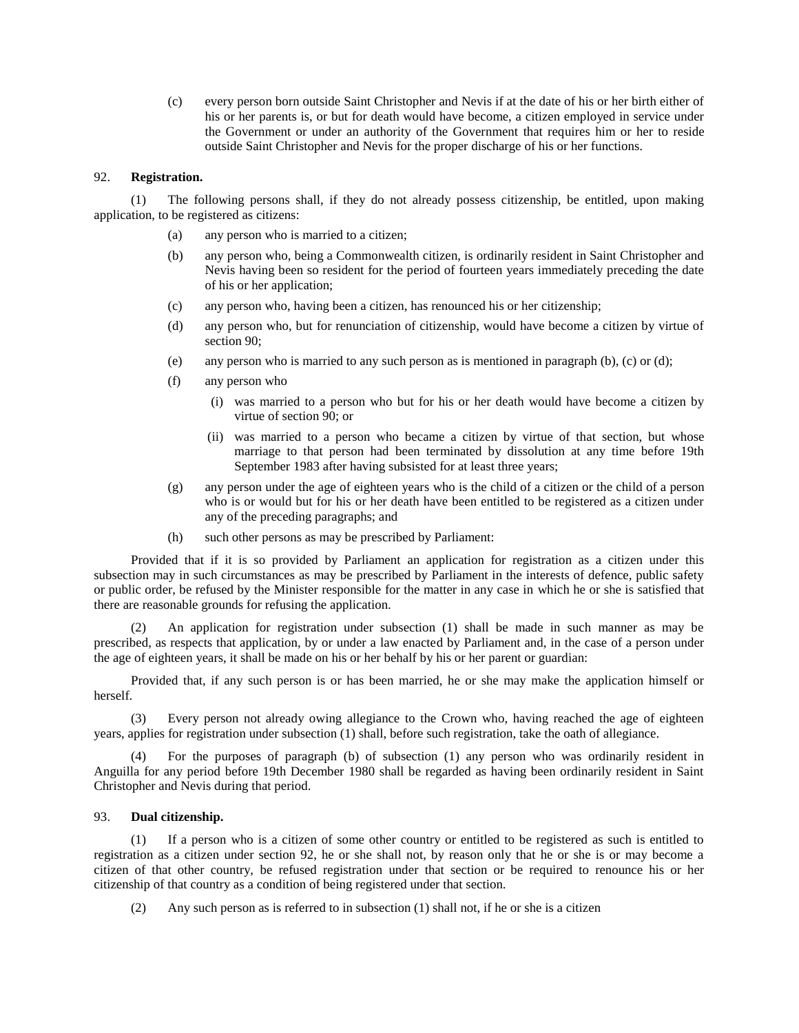(c) every person born outside Saint Christopher and Nevis if at the date of his or her birth either of his or her parents is, or but for death would have become, a citizen employed in service under the Government or under an authority of the Government that requires him or her to reside outside Saint Christopher and Nevis for the proper discharge of his or her functions.

92. **Registration.**

(1) The following persons shall, if they do not already possess citizenship, be entitled, upon making application, to be registered as citizens:

(a) any person who is married to a citizen;

(b) any person who, being a Commonwealth citizen, is ordinarily resident in Saint Christopher and Nevis having been so resident for the period of fourteen years immediately preceding the date of his or her application;

(c) any person who, having been a citizen, has renounced his or her citizenship;

(d) any person who, but for renunciation of citizenship, would have become a citizen by virtue of section 90;

(e) any person who is married to any such person as is mentioned in paragraph (b), (c) or (d);

(f) any person who

(i) was married to a person who but for his or her death would have become a citizen by virtue of section 90; or

(ii) was married to a person who became a citizen by virtue of that section, but whose marriage to that person had been terminated by dissolution at any time before 19th September 1983 after having subsisted for at least three years;

(g) any person under the age of eighteen years who is the child of a citizen or the child of a person who is or would but for his or her death have been entitled to be registered as a citizen under any of the preceding paragraphs; and

(h) such other persons as may be prescribed by Parliament:

Provided that if it is so provided by Parliament an application for registration as a citizen under this subsection may in such circumstances as may be prescribed by Parliament in the interests of defence, public safety or public order, be refused by the Minister responsible for the matter in any case in which he or she is satisfied that there are reasonable grounds for refusing the application.

(2) An application for registration under subsection (1) shall be made in such manner as may be prescribed, as respects that application, by or under a law enacted by Parliament and, in the case of a person under the age of eighteen years, it shall be made on his or her behalf by his or her parent or guardian:

Provided that, if any such person is or has been married, he or she may make the application himself or herself.

(3) Every person not already owing allegiance to the Crown who, having reached the age of eighteen years, applies for registration under subsection (1) shall, before such registration, take the oath of allegiance.

(4) For the purposes of paragraph (b) of subsection (1) any person who was ordinarily resident in Anguilla for any period before 19th December 1980 shall be regarded as having been ordinarily resident in Saint Christopher and Nevis during that period.

93. **Dual citizenship.**

(1) If a person who is a citizen of some other country or entitled to be registered as such is entitled to registration as a citizen under section 92, he or she shall not, by reason only that he or she is or may become a citizen of that other country, be refused registration under that section or be required to renounce his or her citizenship of that country as a condition of being registered under that section.

(2) Any such person as is referred to in subsection (1) shall not, if he or she is a citizen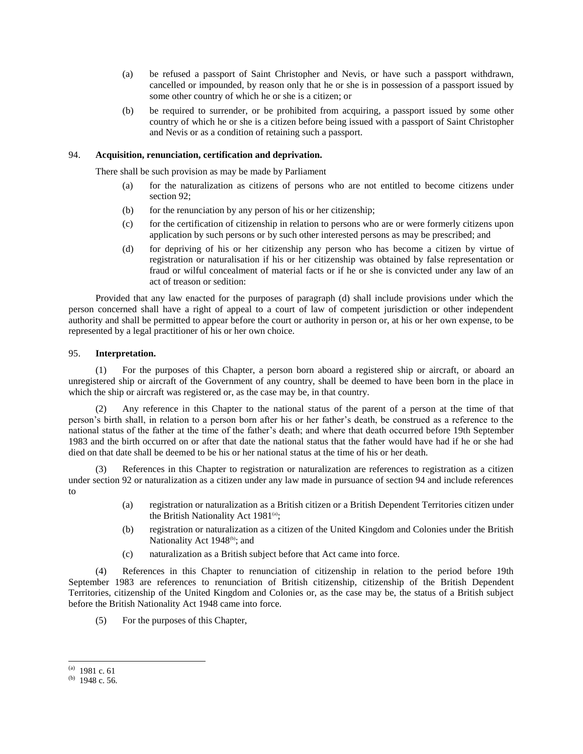(a) be refused a passport of Saint Christopher and Nevis, or have such a passport withdrawn, cancelled or impounded, by reason only that he or she is in possession of a passport issued by some other country of which he or she is a citizen; or

(b) be required to surrender, or be prohibited from acquiring, a passport issued by some other country of which he or she is a citizen before being issued with a passport of Saint Christopher and Nevis or as a condition of retaining such a passport.

94. **Acquisition, renunciation, certification and deprivation.**

There shall be such provision as may be made by Parliament

(a) for the naturalization as citizens of persons who are not entitled to become citizens under section 92;

(b) for the renunciation by any person of his or her citizenship;

(c) for the certification of citizenship in relation to persons who are or were formerly citizens upon application by such persons or by such other interested persons as may be prescribed; and

(d) for depriving of his or her citizenship any person who has become a citizen by virtue of registration or naturalisation if his or her citizenship was obtained by false representation or fraud or wilful concealment of material facts or if he or she is convicted under any law of an act of treason or sedition:

Provided that any law enacted for the purposes of paragraph (d) shall include provisions under which the person concerned shall have a right of appeal to a court of law of competent jurisdiction or other independent authority and shall be permitted to appear before the court or authority in person or, at his or her own expense, to be represented by a legal practitioner of his or her own choice.

95. **Interpretation.**

(1) For the purposes of this Chapter, a person born aboard a registered ship or aircraft, or aboard an unregistered ship or aircraft of the Government of any country, shall be deemed to have been born in the place in which the ship or aircraft was registered or, as the case may be, in that country.

(2) Any reference in this Chapter to the national status of the parent of a person at the time of that person's birth shall, in relation to a person born after his or her father's death, be construed as a reference to the national status of the father at the time of the father's death; and where that death occurred before 19th September 1983 and the birth occurred on or after that date the national status that the father would have had if he or she had died on that date shall be deemed to be his or her national status at the time of his or her death.

(3) References in this Chapter to registration or naturalization are references to registration as a citizen under section 92 or naturalization as a citizen under any law made in pursuance of section 94 and include references to

(a) registration or naturalization as a British citizen or a British Dependent Territories citizen under the British Nationality Act 1981[(a)];

(b) registration or naturalization as a citizen of the United Kingdom and Colonies under the British Nationality Act 1948[(b)]; and

(c) naturalization as a British subject before that Act came into force.

(4) References in this Chapter to renunciation of citizenship in relation to the period before 19th September 1983 are references to renunciation of British citizenship, citizenship of the British Dependent Territories, citizenship of the United Kingdom and Colonies or, as the case may be, the status of a British subject before the British Nationality Act 1948 came into force.

(5) For the purposes of this Chapter,

---

(a) 1981 c. 61

(b) 1948 c. 56.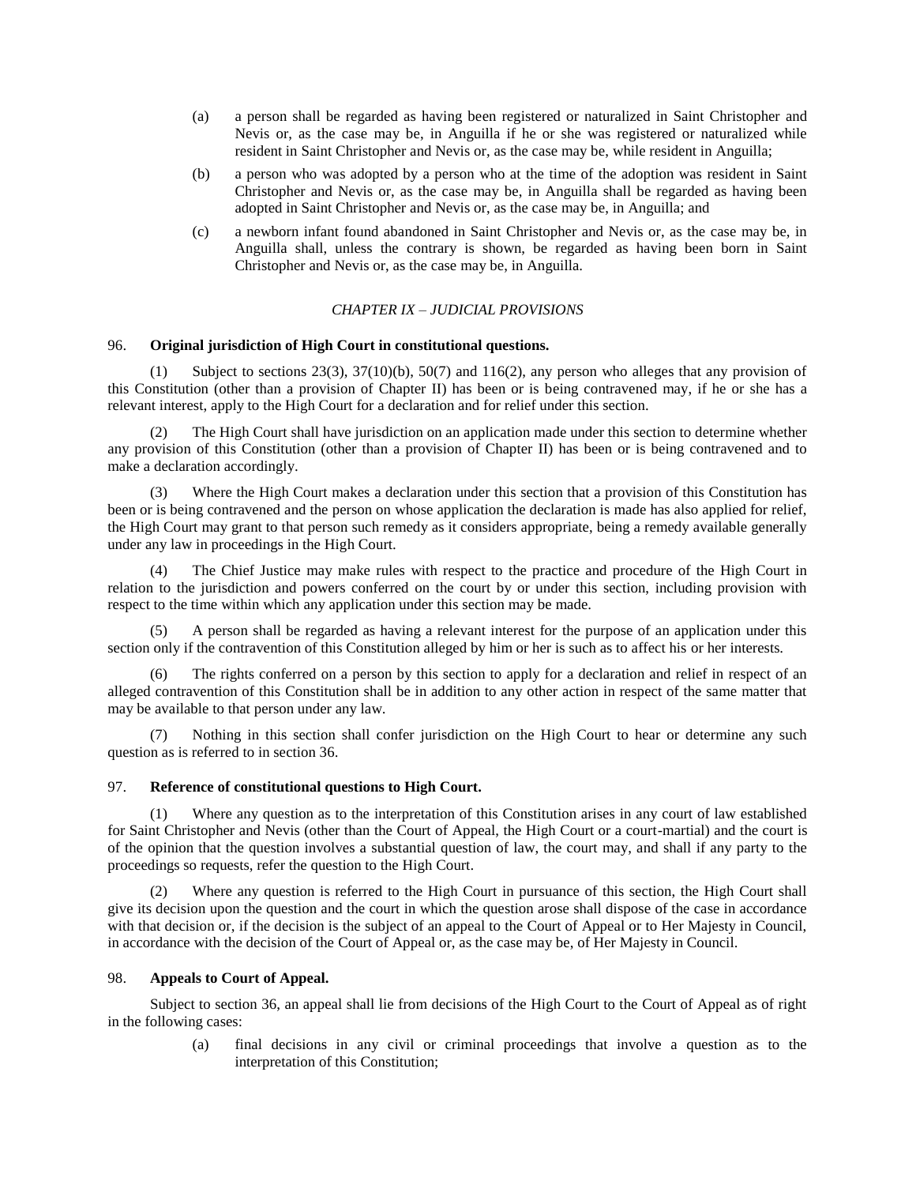(a) a person shall be regarded as having been registered or naturalized in Saint Christopher and Nevis or, as the case may be, in Anguilla if he or she was registered or naturalized while resident in Saint Christopher and Nevis or, as the case may be, while resident in Anguilla;

(b) a person who was adopted by a person who at the time of the adoption was resident in Saint Christopher and Nevis or, as the case may be, in Anguilla shall be regarded as having been adopted in Saint Christopher and Nevis or, as the case may be, in Anguilla; and

(c) a newborn infant found abandoned in Saint Christopher and Nevis or, as the case may be, in Anguilla shall, unless the contrary is shown, be regarded as having been born in Saint Christopher and Nevis or, as the case may be, in Anguilla.

## *CHAPTER IX – JUDICIAL PROVISIONS*

### 96. **Original jurisdiction of High Court in constitutional questions.**

(1) Subject to sections 23(3), 37(10)(b), 50(7) and 116(2), any person who alleges that any provision of this Constitution (other than a provision of Chapter II) has been or is being contravened may, if he or she has a relevant interest, apply to the High Court for a declaration and for relief under this section.

(2) The High Court shall have jurisdiction on an application made under this section to determine whether any provision of this Constitution (other than a provision of Chapter II) has been or is being contravened and to make a declaration accordingly.

(3) Where the High Court makes a declaration under this section that a provision of this Constitution has been or is being contravened and the person on whose application the declaration is made has also applied for relief, the High Court may grant to that person such remedy as it considers appropriate, being a remedy available generally under any law in proceedings in the High Court.

(4) The Chief Justice may make rules with respect to the practice and procedure of the High Court in relation to the jurisdiction and powers conferred on the court by or under this section, including provision with respect to the time within which any application under this section may be made.

(5) A person shall be regarded as having a relevant interest for the purpose of an application under this section only if the contravention of this Constitution alleged by him or her is such as to affect his or her interests.

(6) The rights conferred on a person by this section to apply for a declaration and relief in respect of an alleged contravention of this Constitution shall be in addition to any other action in respect of the same matter that may be available to that person under any law.

(7) Nothing in this section shall confer jurisdiction on the High Court to hear or determine any such question as is referred to in section 36.

### 97. **Reference of constitutional questions to High Court.**

(1) Where any question as to the interpretation of this Constitution arises in any court of law established for Saint Christopher and Nevis (other than the Court of Appeal, the High Court or a court-martial) and the court is of the opinion that the question involves a substantial question of law, the court may, and shall if any party to the proceedings so requests, refer the question to the High Court.

(2) Where any question is referred to the High Court in pursuance of this section, the High Court shall give its decision upon the question and the court in which the question arose shall dispose of the case in accordance with that decision or, if the decision is the subject of an appeal to the Court of Appeal or to Her Majesty in Council, in accordance with the decision of the Court of Appeal or, as the case may be, of Her Majesty in Council.

### 98. **Appeals to Court of Appeal.**

Subject to section 36, an appeal shall lie from decisions of the High Court to the Court of Appeal as of right in the following cases:

(a) final decisions in any civil or criminal proceedings that involve a question as to the interpretation of this Constitution;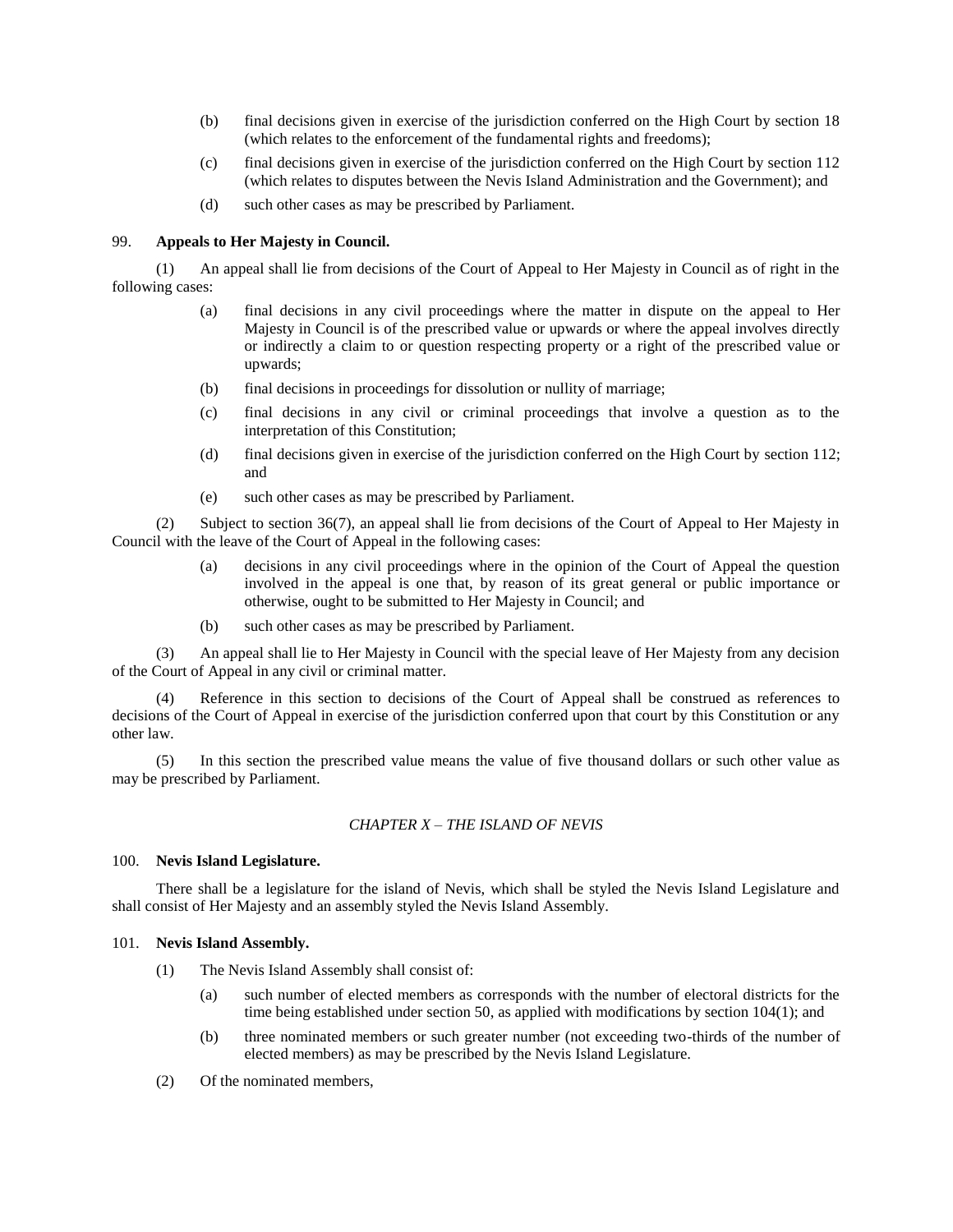(b) final decisions given in exercise of the jurisdiction conferred on the High Court by section 18 (which relates to the enforcement of the fundamental rights and freedoms);

(c) final decisions given in exercise of the jurisdiction conferred on the High Court by section 112 (which relates to disputes between the Nevis Island Administration and the Government); and

(d) such other cases as may be prescribed by Parliament.

99. **Appeals to Her Majesty in Council.**

(1) An appeal shall lie from decisions of the Court of Appeal to Her Majesty in Council as of right in the following cases:

(a) final decisions in any civil proceedings where the matter in dispute on the appeal to Her Majesty in Council is of the prescribed value or upwards or where the appeal involves directly or indirectly a claim to or question respecting property or a right of the prescribed value or upwards;

(b) final decisions in proceedings for dissolution or nullity of marriage;

(c) final decisions in any civil or criminal proceedings that involve a question as to the interpretation of this Constitution;

(d) final decisions given in exercise of the jurisdiction conferred on the High Court by section 112; and

(e) such other cases as may be prescribed by Parliament.

(2) Subject to section 36(7), an appeal shall lie from decisions of the Court of Appeal to Her Majesty in Council with the leave of the Court of Appeal in the following cases:

(a) decisions in any civil proceedings where in the opinion of the Court of Appeal the question involved in the appeal is one that, by reason of its great general or public importance or otherwise, ought to be submitted to Her Majesty in Council; and

(b) such other cases as may be prescribed by Parliament.

(3) An appeal shall lie to Her Majesty in Council with the special leave of Her Majesty from any decision of the Court of Appeal in any civil or criminal matter.

(4) Reference in this section to decisions of the Court of Appeal shall be construed as references to decisions of the Court of Appeal in exercise of the jurisdiction conferred upon that court by this Constitution or any other law.

(5) In this section the prescribed value means the value of five thousand dollars or such other value as may be prescribed by Parliament.

## *CHAPTER X – THE ISLAND OF NEVIS*

100. **Nevis Island Legislature.**

There shall be a legislature for the island of Nevis, which shall be styled the Nevis Island Legislature and shall consist of Her Majesty and an assembly styled the Nevis Island Assembly.

101. **Nevis Island Assembly.**

(1) The Nevis Island Assembly shall consist of:

(a) such number of elected members as corresponds with the number of electoral districts for the time being established under section 50, as applied with modifications by section 104(1); and

(b) three nominated members or such greater number (not exceeding two-thirds of the number of elected members) as may be prescribed by the Nevis Island Legislature.

(2) Of the nominated members,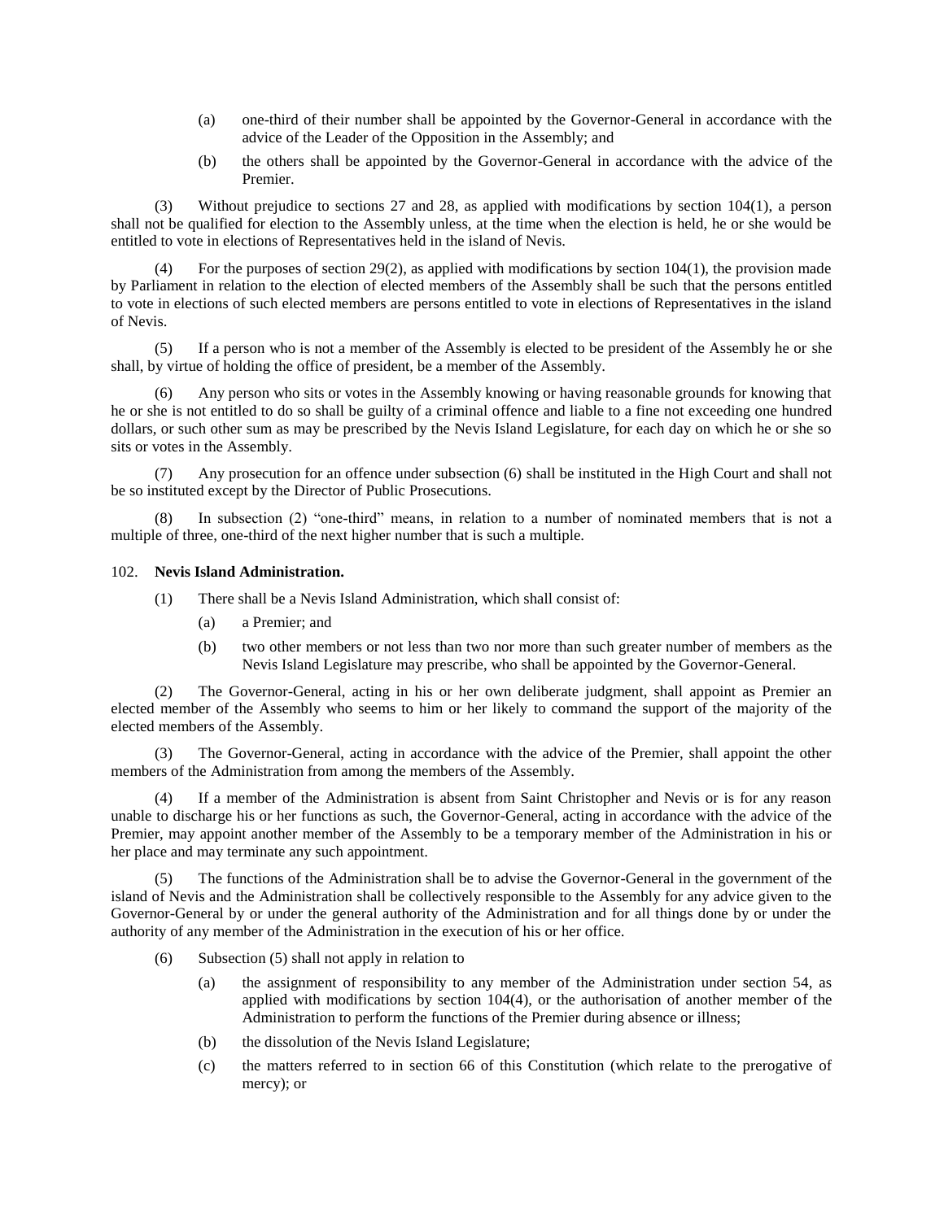(a) one-third of their number shall be appointed by the Governor-General in accordance with the advice of the Leader of the Opposition in the Assembly; and

(b) the others shall be appointed by the Governor-General in accordance with the advice of the Premier.

(3) Without prejudice to sections 27 and 28, as applied with modifications by section 104(1), a person shall not be qualified for election to the Assembly unless, at the time when the election is held, he or she would be entitled to vote in elections of Representatives held in the island of Nevis.

(4) For the purposes of section 29(2), as applied with modifications by section 104(1), the provision made by Parliament in relation to the election of elected members of the Assembly shall be such that the persons entitled to vote in elections of such elected members are persons entitled to vote in elections of Representatives in the island of Nevis.

(5) If a person who is not a member of the Assembly is elected to be president of the Assembly he or she shall, by virtue of holding the office of president, be a member of the Assembly.

(6) Any person who sits or votes in the Assembly knowing or having reasonable grounds for knowing that he or she is not entitled to do so shall be guilty of a criminal offence and liable to a fine not exceeding one hundred dollars, or such other sum as may be prescribed by the Nevis Island Legislature, for each day on which he or she so sits or votes in the Assembly.

(7) Any prosecution for an offence under subsection (6) shall be instituted in the High Court and shall not be so instituted except by the Director of Public Prosecutions.

(8) In subsection (2) "one-third" means, in relation to a number of nominated members that is not a multiple of three, one-third of the next higher number that is such a multiple.

102. **Nevis Island Administration.**

(1) There shall be a Nevis Island Administration, which shall consist of:

(a) a Premier; and

(b) two other members or not less than two nor more than such greater number of members as the Nevis Island Legislature may prescribe, who shall be appointed by the Governor-General.

(2) The Governor-General, acting in his or her own deliberate judgment, shall appoint as Premier an elected member of the Assembly who seems to him or her likely to command the support of the majority of the elected members of the Assembly.

(3) The Governor-General, acting in accordance with the advice of the Premier, shall appoint the other members of the Administration from among the members of the Assembly.

(4) If a member of the Administration is absent from Saint Christopher and Nevis or is for any reason unable to discharge his or her functions as such, the Governor-General, acting in accordance with the advice of the Premier, may appoint another member of the Assembly to be a temporary member of the Administration in his or her place and may terminate any such appointment.

(5) The functions of the Administration shall be to advise the Governor-General in the government of the island of Nevis and the Administration shall be collectively responsible to the Assembly for any advice given to the Governor-General by or under the general authority of the Administration and for all things done by or under the authority of any member of the Administration in the execution of his or her office.

(6) Subsection (5) shall not apply in relation to

(a) the assignment of responsibility to any member of the Administration under section 54, as applied with modifications by section 104(4), or the authorisation of another member of the Administration to perform the functions of the Premier during absence or illness;

(b) the dissolution of the Nevis Island Legislature;

(c) the matters referred to in section 66 of this Constitution (which relate to the prerogative of mercy); or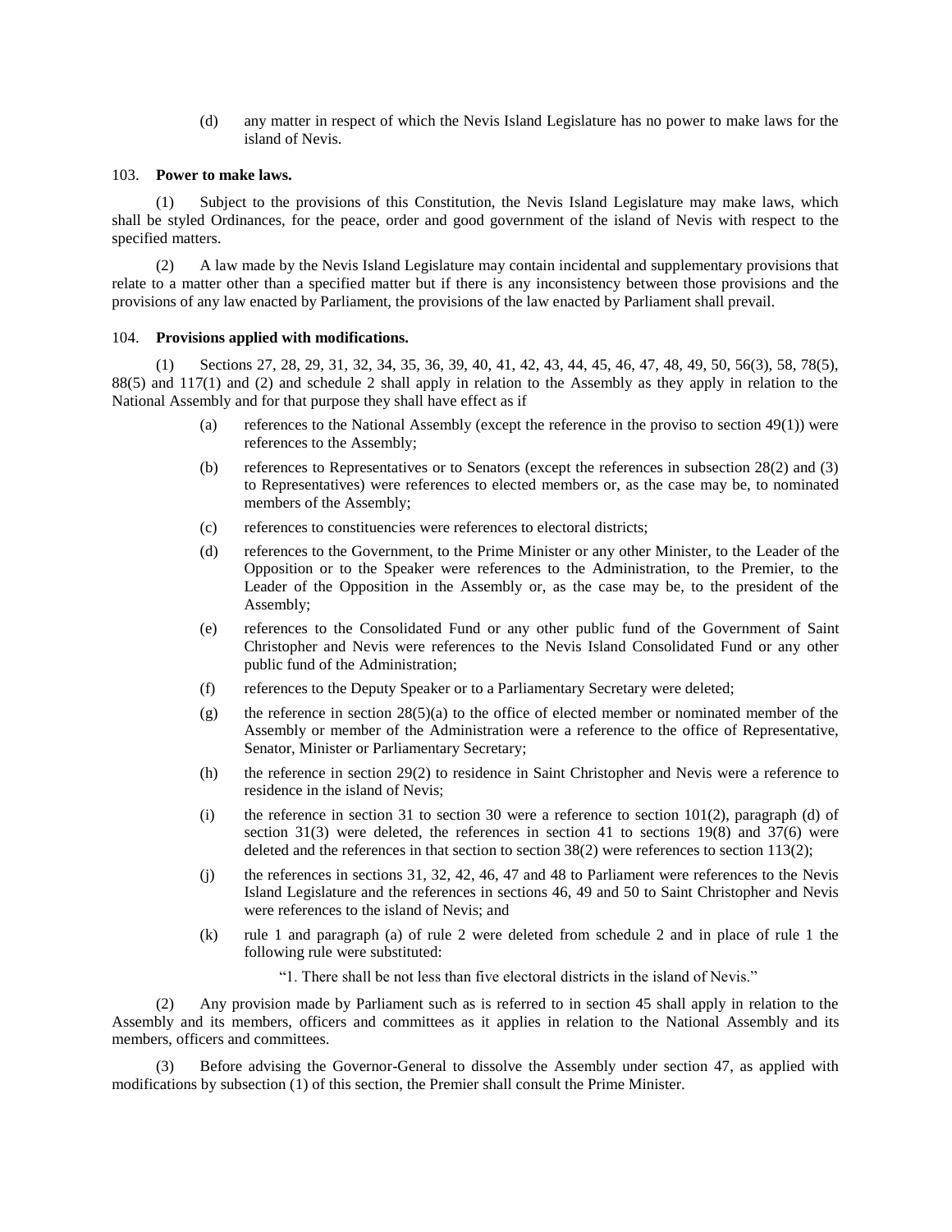(d) any matter in respect of which the Nevis Island Legislature has no power to make laws for the island of Nevis.

103. **Power to make laws.**

(1) Subject to the provisions of this Constitution, the Nevis Island Legislature may make laws, which shall be styled Ordinances, for the peace, order and good government of the island of Nevis with respect to the specified matters.

(2) A law made by the Nevis Island Legislature may contain incidental and supplementary provisions that relate to a matter other than a specified matter but if there is any inconsistency between those provisions and the provisions of any law enacted by Parliament, the provisions of the law enacted by Parliament shall prevail.

104. **Provisions applied with modifications.**

(1) Sections 27, 28, 29, 31, 32, 34, 35, 36, 39, 40, 41, 42, 43, 44, 45, 46, 47, 48, 49, 50, 56(3), 58, 78(5), 88(5) and 117(1) and (2) and schedule 2 shall apply in relation to the Assembly as they apply in relation to the National Assembly and for that purpose they shall have effect as if

(a) references to the National Assembly (except the reference in the proviso to section 49(1)) were references to the Assembly;

(b) references to Representatives or to Senators (except the references in subsection 28(2) and (3) to Representatives) were references to elected members or, as the case may be, to nominated members of the Assembly;

(c) references to constituencies were references to electoral districts;

(d) references to the Government, to the Prime Minister or any other Minister, to the Leader of the Opposition or to the Speaker were references to the Administration, to the Premier, to the Leader of the Opposition in the Assembly or, as the case may be, to the president of the Assembly;

(e) references to the Consolidated Fund or any other public fund of the Government of Saint Christopher and Nevis were references to the Nevis Island Consolidated Fund or any other public fund of the Administration;

(f) references to the Deputy Speaker or to a Parliamentary Secretary were deleted;

(g) the reference in section 28(5)(a) to the office of elected member or nominated member of the Assembly or member of the Administration were a reference to the office of Representative, Senator, Minister or Parliamentary Secretary;

(h) the reference in section 29(2) to residence in Saint Christopher and Nevis were a reference to residence in the island of Nevis;

(i) the reference in section 31 to section 30 were a reference to section 101(2), paragraph (d) of section 31(3) were deleted, the references in section 41 to sections 19(8) and 37(6) were deleted and the references in that section to section 38(2) were references to section 113(2);

(j) the references in sections 31, 32, 42, 46, 47 and 48 to Parliament were references to the Nevis Island Legislature and the references in sections 46, 49 and 50 to Saint Christopher and Nevis were references to the island of Nevis; and

(k) rule 1 and paragraph (a) of rule 2 were deleted from schedule 2 and in place of rule 1 the following rule were substituted:

"1. There shall be not less than five electoral districts in the island of Nevis."

(2) Any provision made by Parliament such as is referred to in section 45 shall apply in relation to the Assembly and its members, officers and committees as it applies in relation to the National Assembly and its members, officers and committees.

(3) Before advising the Governor-General to dissolve the Assembly under section 47, as applied with modifications by subsection (1) of this section, the Premier shall consult the Prime Minister.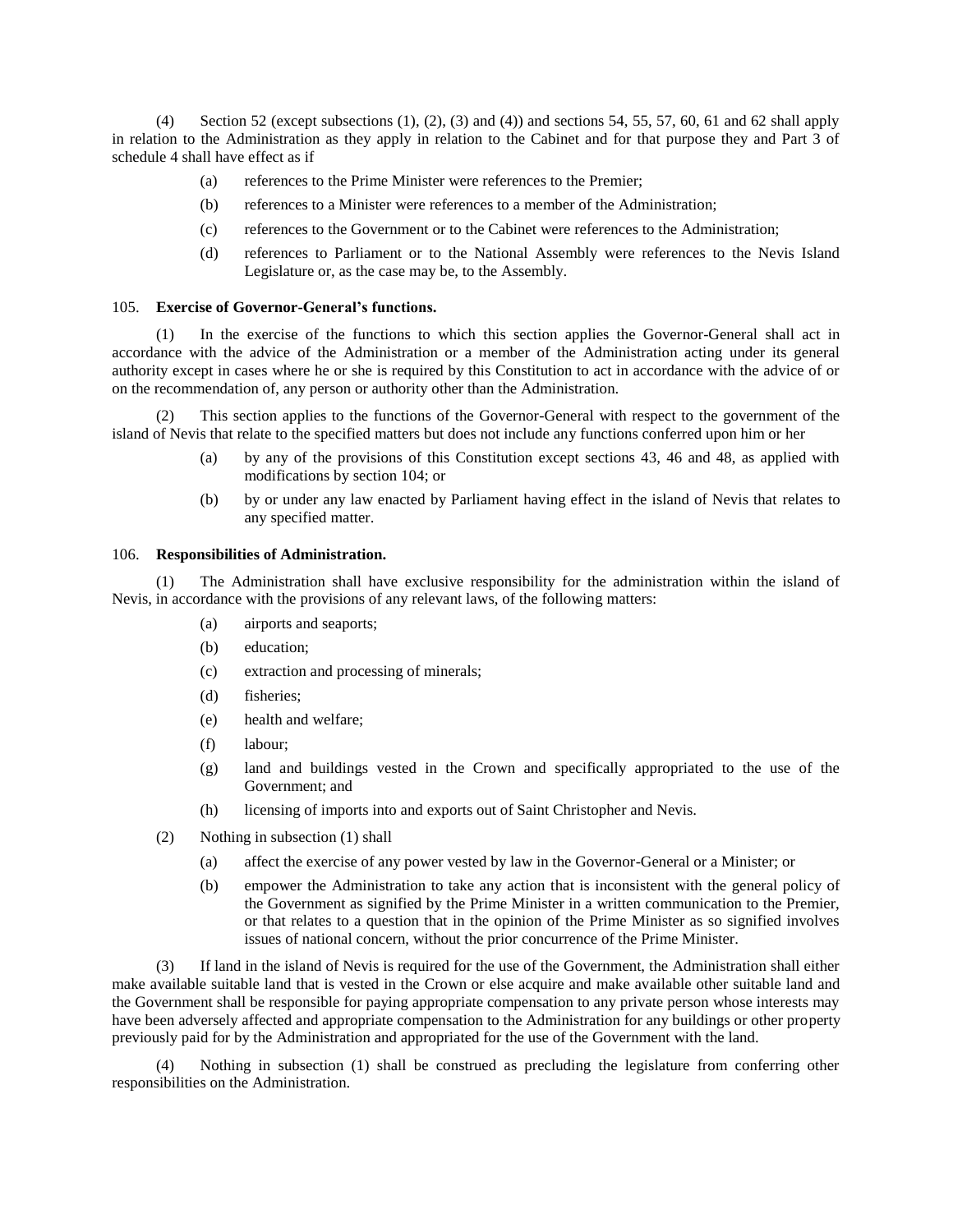(4) Section 52 (except subsections (1), (2), (3) and (4)) and sections 54, 55, 57, 60, 61 and 62 shall apply in relation to the Administration as they apply in relation to the Cabinet and for that purpose they and Part 3 of schedule 4 shall have effect as if

(a) references to the Prime Minister were references to the Premier;

(b) references to a Minister were references to a member of the Administration;

(c) references to the Government or to the Cabinet were references to the Administration;

(d) references to Parliament or to the National Assembly were references to the Nevis Island Legislature or, as the case may be, to the Assembly.

105. **Exercise of Governor-General's functions.**

(1) In the exercise of the functions to which this section applies the Governor-General shall act in accordance with the advice of the Administration or a member of the Administration acting under its general authority except in cases where he or she is required by this Constitution to act in accordance with the advice of or on the recommendation of, any person or authority other than the Administration.

(2) This section applies to the functions of the Governor-General with respect to the government of the island of Nevis that relate to the specified matters but does not include any functions conferred upon him or her

(a) by any of the provisions of this Constitution except sections 43, 46 and 48, as applied with modifications by section 104; or

(b) by or under any law enacted by Parliament having effect in the island of Nevis that relates to any specified matter.

106. **Responsibilities of Administration.**

(1) The Administration shall have exclusive responsibility for the administration within the island of Nevis, in accordance with the provisions of any relevant laws, of the following matters:

(a) airports and seaports;

(b) education;

(c) extraction and processing of minerals;

(d) fisheries;

(e) health and welfare;

(f) labour;

(g) land and buildings vested in the Crown and specifically appropriated to the use of the Government; and

(h) licensing of imports into and exports out of Saint Christopher and Nevis.

(2) Nothing in subsection (1) shall

(a) affect the exercise of any power vested by law in the Governor-General or a Minister; or

(b) empower the Administration to take any action that is inconsistent with the general policy of the Government as signified by the Prime Minister in a written communication to the Premier, or that relates to a question that in the opinion of the Prime Minister as so signified involves issues of national concern, without the prior concurrence of the Prime Minister.

(3) If land in the island of Nevis is required for the use of the Government, the Administration shall either make available suitable land that is vested in the Crown or else acquire and make available other suitable land and the Government shall be responsible for paying appropriate compensation to any private person whose interests may have been adversely affected and appropriate compensation to the Administration for any buildings or other property previously paid for by the Administration and appropriated for the use of the Government with the land.

(4) Nothing in subsection (1) shall be construed as precluding the legislature from conferring other responsibilities on the Administration.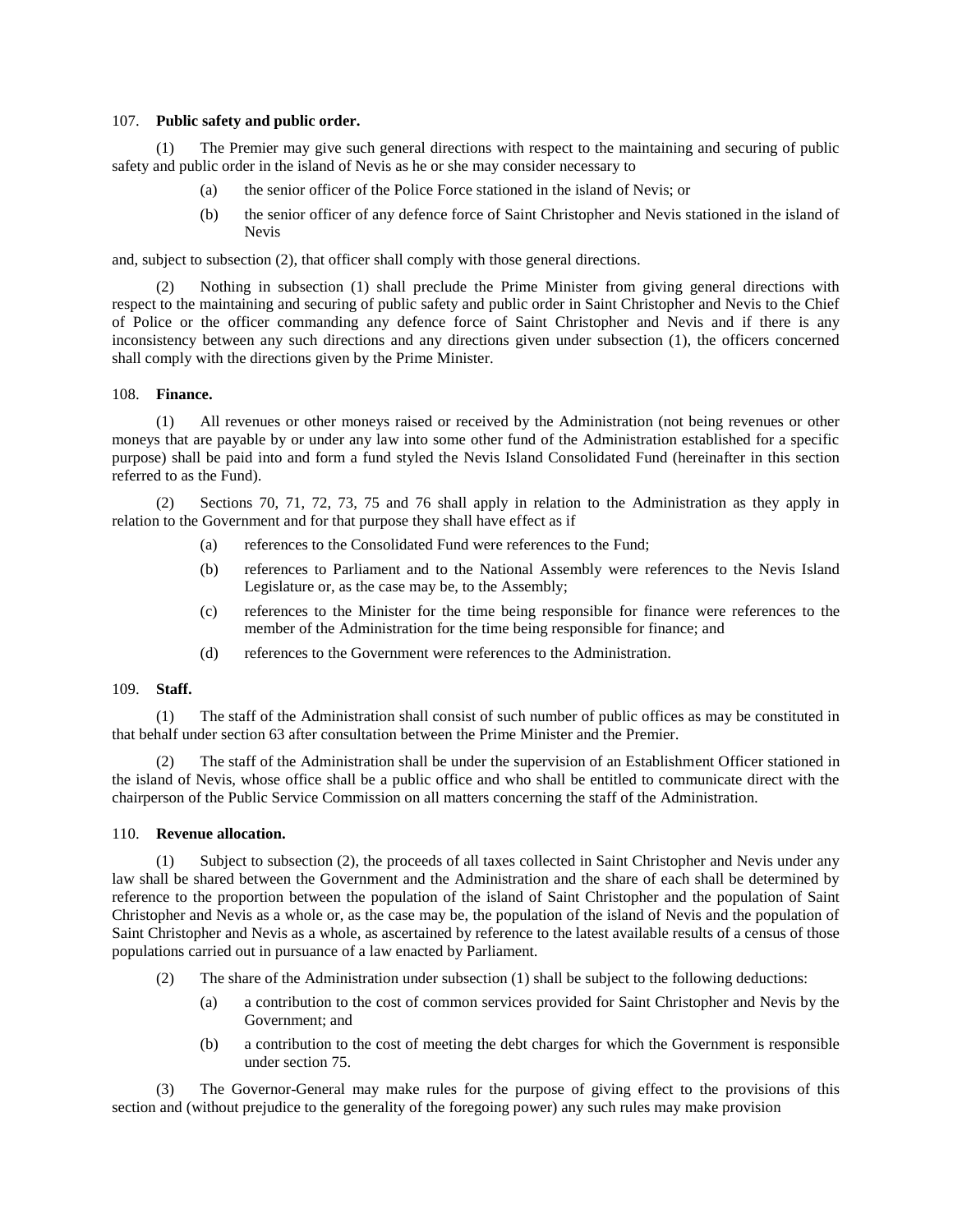107. **Public safety and public order.**

(1) The Premier may give such general directions with respect to the maintaining and securing of public safety and public order in the island of Nevis as he or she may consider necessary to

(a) the senior officer of the Police Force stationed in the island of Nevis; or

(b) the senior officer of any defence force of Saint Christopher and Nevis stationed in the island of Nevis

and, subject to subsection (2), that officer shall comply with those general directions.

(2) Nothing in subsection (1) shall preclude the Prime Minister from giving general directions with respect to the maintaining and securing of public safety and public order in Saint Christopher and Nevis to the Chief of Police or the officer commanding any defence force of Saint Christopher and Nevis and if there is any inconsistency between any such directions and any directions given under subsection (1), the officers concerned shall comply with the directions given by the Prime Minister.

108. **Finance.**

(1) All revenues or other moneys raised or received by the Administration (not being revenues or other moneys that are payable by or under any law into some other fund of the Administration established for a specific purpose) shall be paid into and form a fund styled the Nevis Island Consolidated Fund (hereinafter in this section referred to as the Fund).

(2) Sections 70, 71, 72, 73, 75 and 76 shall apply in relation to the Administration as they apply in relation to the Government and for that purpose they shall have effect as if

(a) references to the Consolidated Fund were references to the Fund;

(b) references to Parliament and to the National Assembly were references to the Nevis Island Legislature or, as the case may be, to the Assembly;

(c) references to the Minister for the time being responsible for finance were references to the member of the Administration for the time being responsible for finance; and

(d) references to the Government were references to the Administration.

109. **Staff.**

(1) The staff of the Administration shall consist of such number of public offices as may be constituted in that behalf under section 63 after consultation between the Prime Minister and the Premier.

(2) The staff of the Administration shall be under the supervision of an Establishment Officer stationed in the island of Nevis, whose office shall be a public office and who shall be entitled to communicate direct with the chairperson of the Public Service Commission on all matters concerning the staff of the Administration.

110. **Revenue allocation.**

(1) Subject to subsection (2), the proceeds of all taxes collected in Saint Christopher and Nevis under any law shall be shared between the Government and the Administration and the share of each shall be determined by reference to the proportion between the population of the island of Saint Christopher and the population of Saint Christopher and Nevis as a whole or, as the case may be, the population of the island of Nevis and the population of Saint Christopher and Nevis as a whole, as ascertained by reference to the latest available results of a census of those populations carried out in pursuance of a law enacted by Parliament.

(2) The share of the Administration under subsection (1) shall be subject to the following deductions:

(a) a contribution to the cost of common services provided for Saint Christopher and Nevis by the Government; and

(b) a contribution to the cost of meeting the debt charges for which the Government is responsible under section 75.

(3) The Governor-General may make rules for the purpose of giving effect to the provisions of this section and (without prejudice to the generality of the foregoing power) any such rules may make provision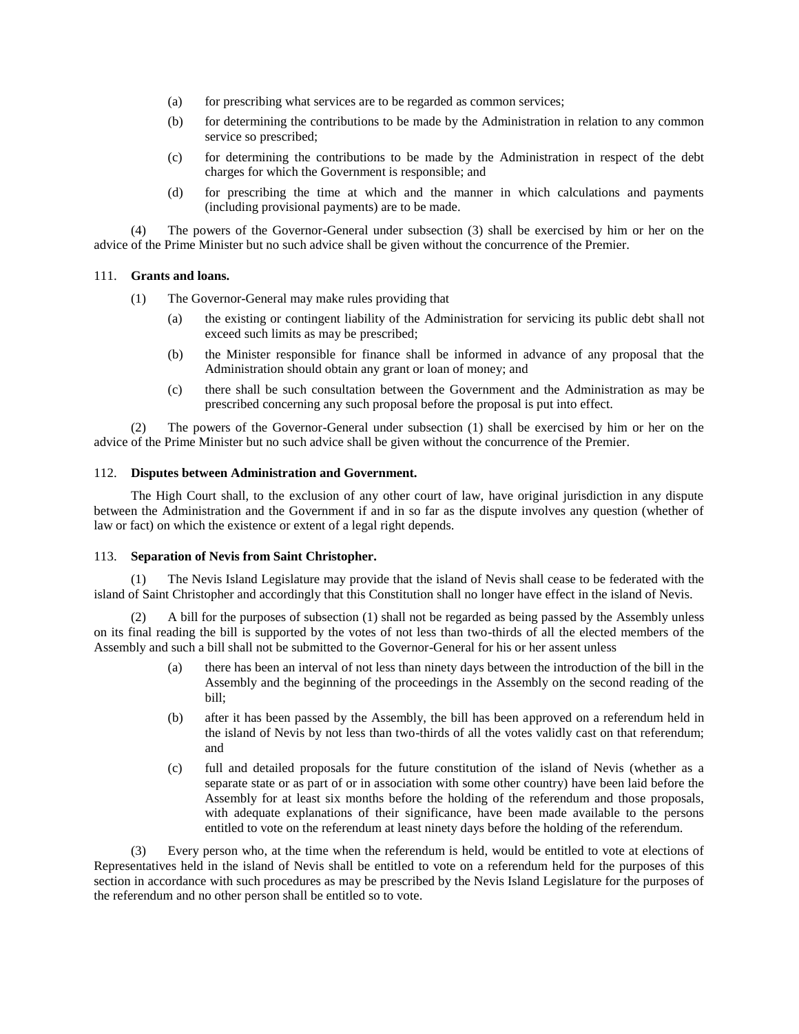(a) for prescribing what services are to be regarded as common services;

(b) for determining the contributions to be made by the Administration in relation to any common service so prescribed;

(c) for determining the contributions to be made by the Administration in respect of the debt charges for which the Government is responsible; and

(d) for prescribing the time at which and the manner in which calculations and payments (including provisional payments) are to be made.

(4) The powers of the Governor-General under subsection (3) shall be exercised by him or her on the advice of the Prime Minister but no such advice shall be given without the concurrence of the Premier.

111. **Grants and loans.**

(1) The Governor-General may make rules providing that

(a) the existing or contingent liability of the Administration for servicing its public debt shall not exceed such limits as may be prescribed;

(b) the Minister responsible for finance shall be informed in advance of any proposal that the Administration should obtain any grant or loan of money; and

(c) there shall be such consultation between the Government and the Administration as may be prescribed concerning any such proposal before the proposal is put into effect.

(2) The powers of the Governor-General under subsection (1) shall be exercised by him or her on the advice of the Prime Minister but no such advice shall be given without the concurrence of the Premier.

112. **Disputes between Administration and Government.**

The High Court shall, to the exclusion of any other court of law, have original jurisdiction in any dispute between the Administration and the Government if and in so far as the dispute involves any question (whether of law or fact) on which the existence or extent of a legal right depends.

113. **Separation of Nevis from Saint Christopher.**

(1) The Nevis Island Legislature may provide that the island of Nevis shall cease to be federated with the island of Saint Christopher and accordingly that this Constitution shall no longer have effect in the island of Nevis.

(2) A bill for the purposes of subsection (1) shall not be regarded as being passed by the Assembly unless on its final reading the bill is supported by the votes of not less than two-thirds of all the elected members of the Assembly and such a bill shall not be submitted to the Governor-General for his or her assent unless

(a) there has been an interval of not less than ninety days between the introduction of the bill in the Assembly and the beginning of the proceedings in the Assembly on the second reading of the bill;

(b) after it has been passed by the Assembly, the bill has been approved on a referendum held in the island of Nevis by not less than two-thirds of all the votes validly cast on that referendum; and

(c) full and detailed proposals for the future constitution of the island of Nevis (whether as a separate state or as part of or in association with some other country) have been laid before the Assembly for at least six months before the holding of the referendum and those proposals, with adequate explanations of their significance, have been made available to the persons entitled to vote on the referendum at least ninety days before the holding of the referendum.

(3) Every person who, at the time when the referendum is held, would be entitled to vote at elections of Representatives held in the island of Nevis shall be entitled to vote on a referendum held for the purposes of this section in accordance with such procedures as may be prescribed by the Nevis Island Legislature for the purposes of the referendum and no other person shall be entitled so to vote.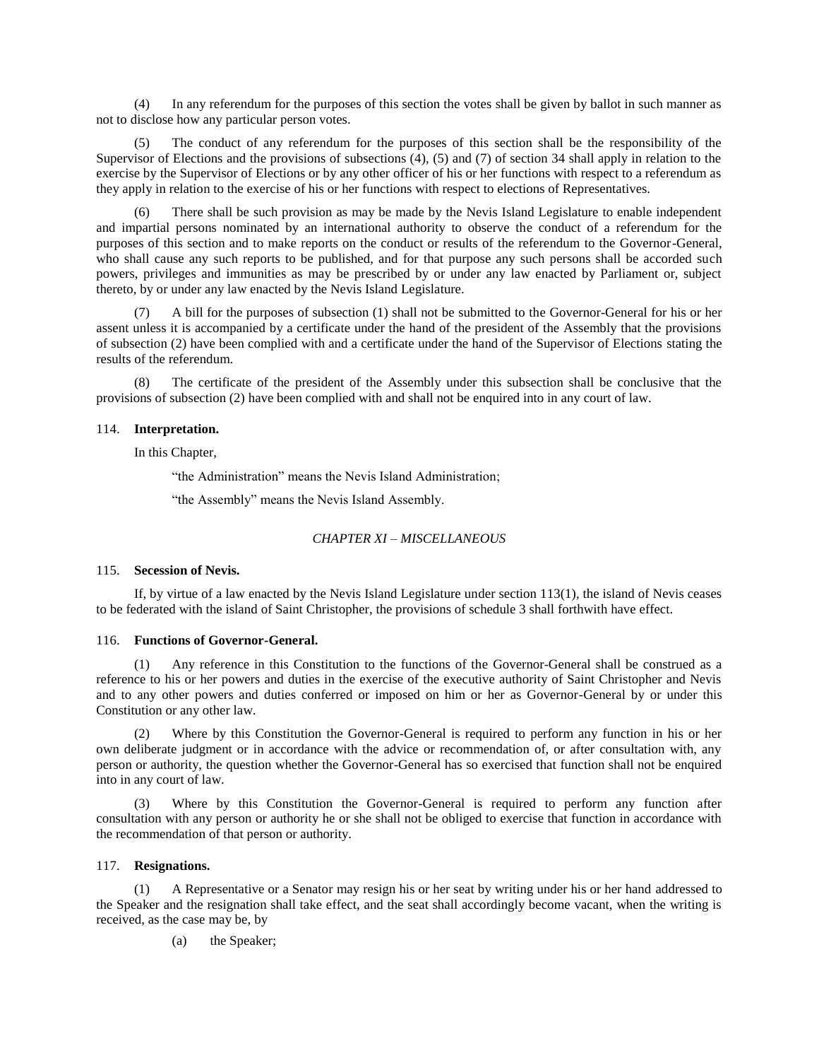(4) In any referendum for the purposes of this section the votes shall be given by ballot in such manner as not to disclose how any particular person votes.

(5) The conduct of any referendum for the purposes of this section shall be the responsibility of the Supervisor of Elections and the provisions of subsections (4), (5) and (7) of section 34 shall apply in relation to the exercise by the Supervisor of Elections or by any other officer of his or her functions with respect to a referendum as they apply in relation to the exercise of his or her functions with respect to elections of Representatives.

(6) There shall be such provision as may be made by the Nevis Island Legislature to enable independent and impartial persons nominated by an international authority to observe the conduct of a referendum for the purposes of this section and to make reports on the conduct or results of the referendum to the Governor-General, who shall cause any such reports to be published, and for that purpose any such persons shall be accorded such powers, privileges and immunities as may be prescribed by or under any law enacted by Parliament or, subject thereto, by or under any law enacted by the Nevis Island Legislature.

(7) A bill for the purposes of subsection (1) shall not be submitted to the Governor-General for his or her assent unless it is accompanied by a certificate under the hand of the president of the Assembly that the provisions of subsection (2) have been complied with and a certificate under the hand of the Supervisor of Elections stating the results of the referendum.

(8) The certificate of the president of the Assembly under this subsection shall be conclusive that the provisions of subsection (2) have been complied with and shall not be enquired into in any court of law.

114. **Interpretation.**

In this Chapter,

"the Administration" means the Nevis Island Administration;

"the Assembly" means the Nevis Island Assembly.

## *CHAPTER XI – MISCELLANEOUS*

115. **Secession of Nevis.**

If, by virtue of a law enacted by the Nevis Island Legislature under section 113(1), the island of Nevis ceases to be federated with the island of Saint Christopher, the provisions of schedule 3 shall forthwith have effect.

116. **Functions of Governor-General.**

(1) Any reference in this Constitution to the functions of the Governor-General shall be construed as a reference to his or her powers and duties in the exercise of the executive authority of Saint Christopher and Nevis and to any other powers and duties conferred or imposed on him or her as Governor-General by or under this Constitution or any other law.

(2) Where by this Constitution the Governor-General is required to perform any function in his or her own deliberate judgment or in accordance with the advice or recommendation of, or after consultation with, any person or authority, the question whether the Governor-General has so exercised that function shall not be enquired into in any court of law.

(3) Where by this Constitution the Governor-General is required to perform any function after consultation with any person or authority he or she shall not be obliged to exercise that function in accordance with the recommendation of that person or authority.

117. **Resignations.**

(1) A Representative or a Senator may resign his or her seat by writing under his or her hand addressed to the Speaker and the resignation shall take effect, and the seat shall accordingly become vacant, when the writing is received, as the case may be, by

(a) the Speaker;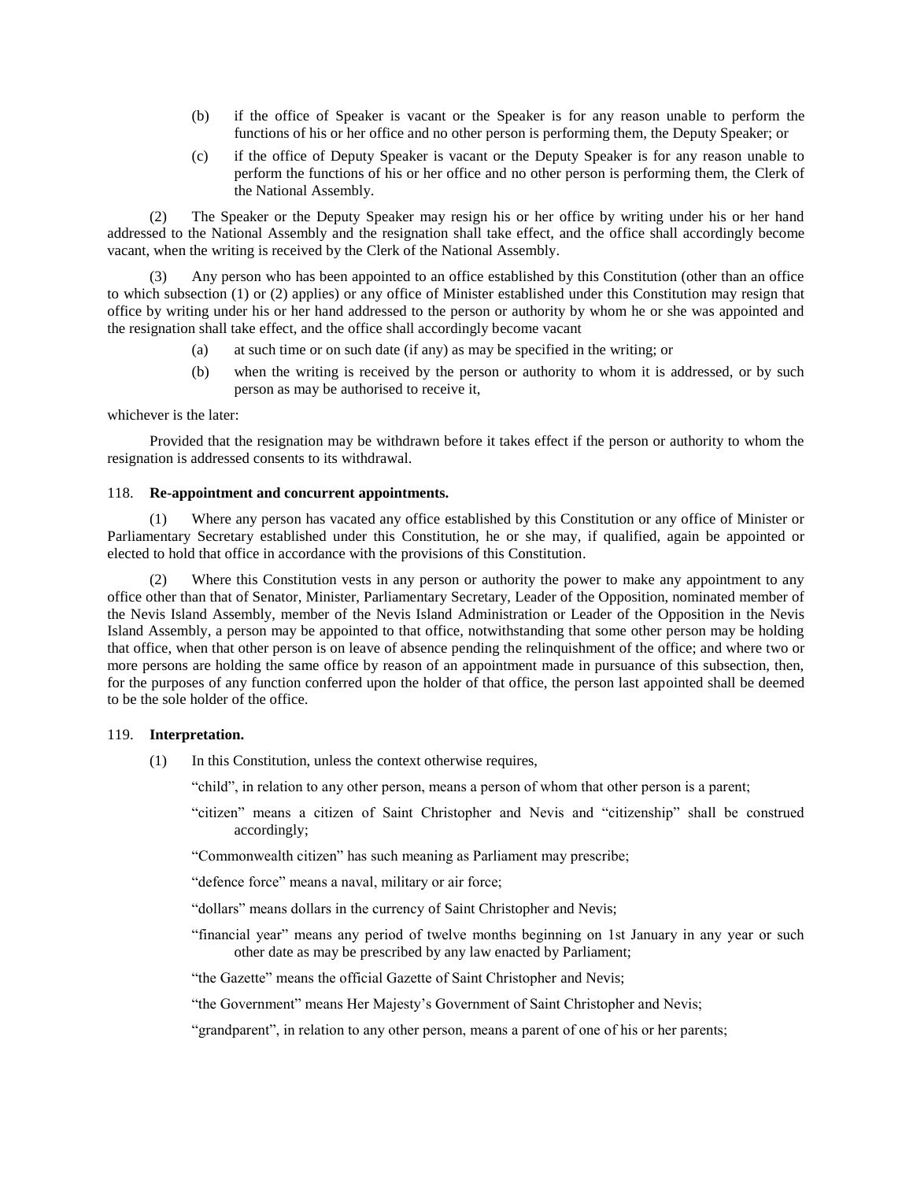(b) if the office of Speaker is vacant or the Speaker is for any reason unable to perform the functions of his or her office and no other person is performing them, the Deputy Speaker; or

(c) if the office of Deputy Speaker is vacant or the Deputy Speaker is for any reason unable to perform the functions of his or her office and no other person is performing them, the Clerk of the National Assembly.

(2) The Speaker or the Deputy Speaker may resign his or her office by writing under his or her hand addressed to the National Assembly and the resignation shall take effect, and the office shall accordingly become vacant, when the writing is received by the Clerk of the National Assembly.

(3) Any person who has been appointed to an office established by this Constitution (other than an office to which subsection (1) or (2) applies) or any office of Minister established under this Constitution may resign that office by writing under his or her hand addressed to the person or authority by whom he or she was appointed and the resignation shall take effect, and the office shall accordingly become vacant

(a) at such time or on such date (if any) as may be specified in the writing; or

(b) when the writing is received by the person or authority to whom it is addressed, or by such person as may be authorised to receive it,

whichever is the later:

Provided that the resignation may be withdrawn before it takes effect if the person or authority to whom the resignation is addressed consents to its withdrawal.

118. **Re-appointment and concurrent appointments.**

(1) Where any person has vacated any office established by this Constitution or any office of Minister or Parliamentary Secretary established under this Constitution, he or she may, if qualified, again be appointed or elected to hold that office in accordance with the provisions of this Constitution.

(2) Where this Constitution vests in any person or authority the power to make any appointment to any office other than that of Senator, Minister, Parliamentary Secretary, Leader of the Opposition, nominated member of the Nevis Island Assembly, member of the Nevis Island Administration or Leader of the Opposition in the Nevis Island Assembly, a person may be appointed to that office, notwithstanding that some other person may be holding that office, when that other person is on leave of absence pending the relinquishment of the office; and where two or more persons are holding the same office by reason of an appointment made in pursuance of this subsection, then, for the purposes of any function conferred upon the holder of that office, the person last appointed shall be deemed to be the sole holder of the office.

119. **Interpretation.**

(1) In this Constitution, unless the context otherwise requires,

"child", in relation to any other person, means a person of whom that other person is a parent;

"citizen" means a citizen of Saint Christopher and Nevis and "citizenship" shall be construed accordingly;

"Commonwealth citizen" has such meaning as Parliament may prescribe;

"defence force" means a naval, military or air force;

"dollars" means dollars in the currency of Saint Christopher and Nevis;

"financial year" means any period of twelve months beginning on 1st January in any year or such other date as may be prescribed by any law enacted by Parliament;

"the Gazette" means the official Gazette of Saint Christopher and Nevis;

"the Government" means Her Majesty's Government of Saint Christopher and Nevis;

"grandparent", in relation to any other person, means a parent of one of his or her parents;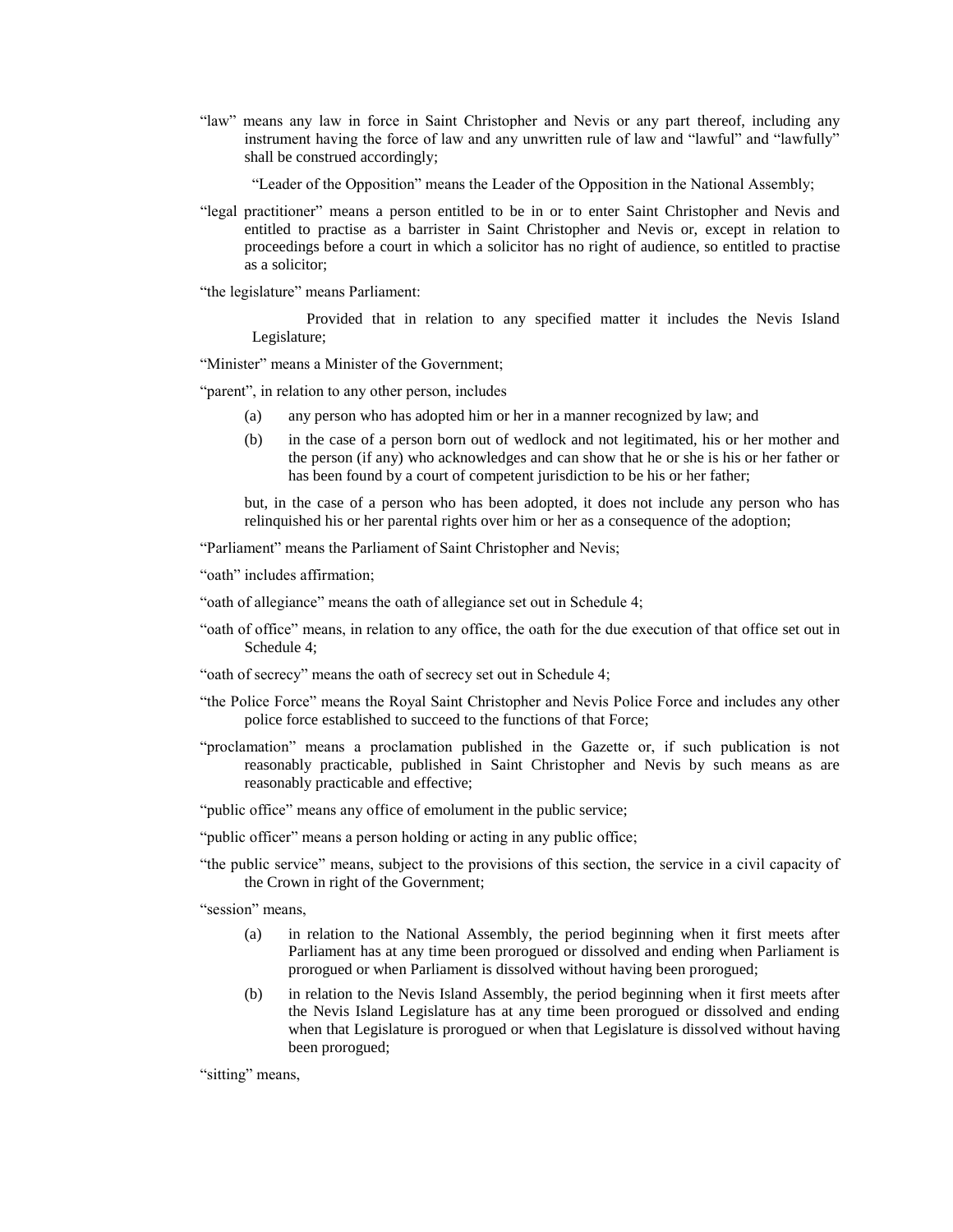"law" means any law in force in Saint Christopher and Nevis or any part thereof, including any instrument having the force of law and any unwritten rule of law and "lawful" and "lawfully" shall be construed accordingly;

"Leader of the Opposition" means the Leader of the Opposition in the National Assembly;

"legal practitioner" means a person entitled to be in or to enter Saint Christopher and Nevis and entitled to practise as a barrister in Saint Christopher and Nevis or, except in relation to proceedings before a court in which a solicitor has no right of audience, so entitled to practise as a solicitor;

"the legislature" means Parliament:

Provided that in relation to any specified matter it includes the Nevis Island Legislature;

"Minister" means a Minister of the Government;

"parent", in relation to any other person, includes

(a) any person who has adopted him or her in a manner recognized by law; and

(b) in the case of a person born out of wedlock and not legitimated, his or her mother and the person (if any) who acknowledges and can show that he or she is his or her father or has been found by a court of competent jurisdiction to be his or her father;

but, in the case of a person who has been adopted, it does not include any person who has relinquished his or her parental rights over him or her as a consequence of the adoption;

"Parliament" means the Parliament of Saint Christopher and Nevis;

"oath" includes affirmation;

"oath of allegiance" means the oath of allegiance set out in Schedule 4;

"oath of office" means, in relation to any office, the oath for the due execution of that office set out in Schedule 4;

"oath of secrecy" means the oath of secrecy set out in Schedule 4;

"the Police Force" means the Royal Saint Christopher and Nevis Police Force and includes any other police force established to succeed to the functions of that Force;

"proclamation" means a proclamation published in the Gazette or, if such publication is not reasonably practicable, published in Saint Christopher and Nevis by such means as are reasonably practicable and effective;

"public office" means any office of emolument in the public service;

"public officer" means a person holding or acting in any public office;

"the public service" means, subject to the provisions of this section, the service in a civil capacity of the Crown in right of the Government;

"session" means,

(a) in relation to the National Assembly, the period beginning when it first meets after Parliament has at any time been prorogued or dissolved and ending when Parliament is prorogued or when Parliament is dissolved without having been prorogued;

(b) in relation to the Nevis Island Assembly, the period beginning when it first meets after the Nevis Island Legislature has at any time been prorogued or dissolved and ending when that Legislature is prorogued or when that Legislature is dissolved without having been prorogued;

"sitting" means,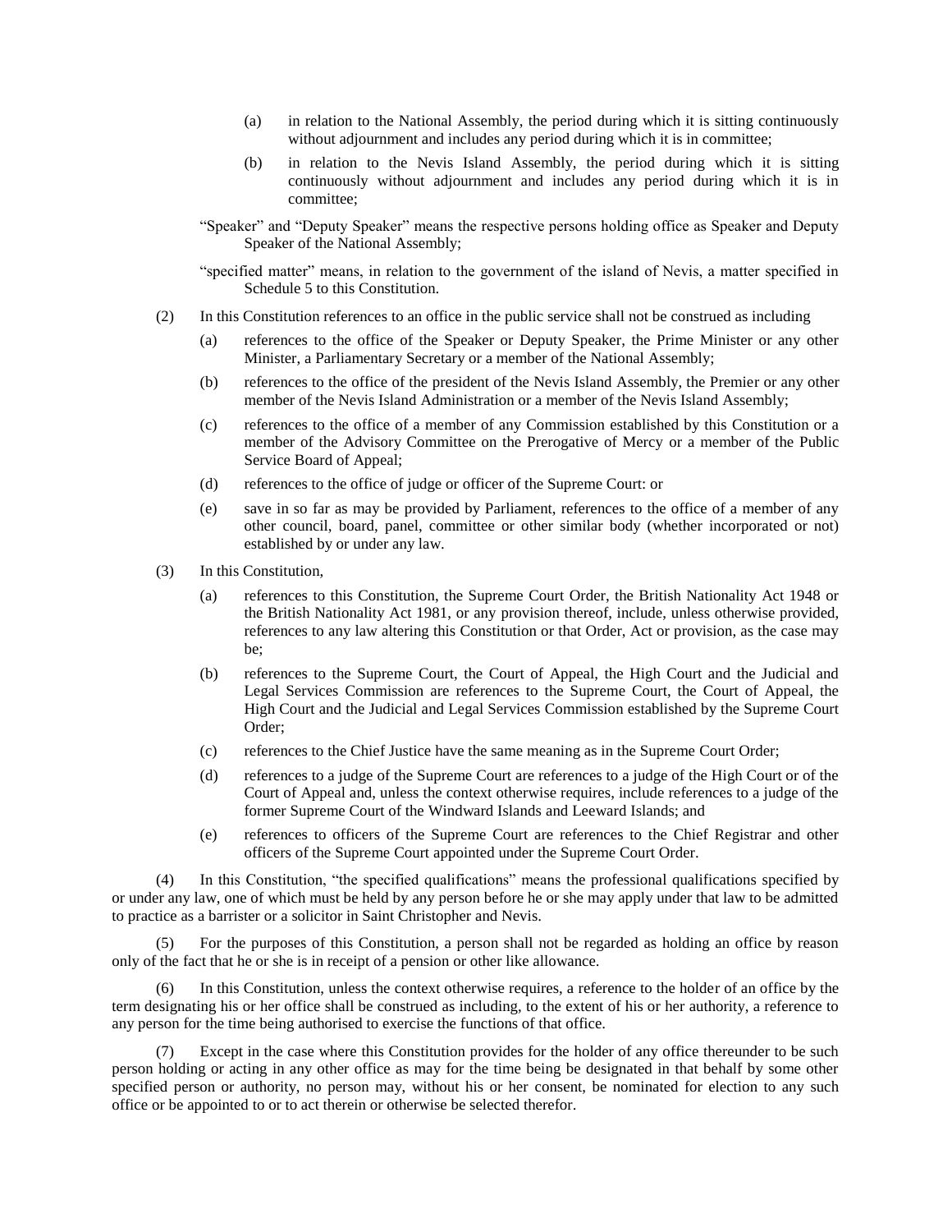(a) in relation to the National Assembly, the period during which it is sitting continuously without adjournment and includes any period during which it is in committee;

(b) in relation to the Nevis Island Assembly, the period during which it is sitting continuously without adjournment and includes any period during which it is in committee;

"Speaker" and "Deputy Speaker" means the respective persons holding office as Speaker and Deputy Speaker of the National Assembly;

"specified matter" means, in relation to the government of the island of Nevis, a matter specified in Schedule 5 to this Constitution.

(2) In this Constitution references to an office in the public service shall not be construed as including

(a) references to the office of the Speaker or Deputy Speaker, the Prime Minister or any other Minister, a Parliamentary Secretary or a member of the National Assembly;

(b) references to the office of the president of the Nevis Island Assembly, the Premier or any other member of the Nevis Island Administration or a member of the Nevis Island Assembly;

(c) references to the office of a member of any Commission established by this Constitution or a member of the Advisory Committee on the Prerogative of Mercy or a member of the Public Service Board of Appeal;

(d) references to the office of judge or officer of the Supreme Court: or

(e) save in so far as may be provided by Parliament, references to the office of a member of any other council, board, panel, committee or other similar body (whether incorporated or not) established by or under any law.

(3) In this Constitution,

(a) references to this Constitution, the Supreme Court Order, the British Nationality Act 1948 or the British Nationality Act 1981, or any provision thereof, include, unless otherwise provided, references to any law altering this Constitution or that Order, Act or provision, as the case may be;

(b) references to the Supreme Court, the Court of Appeal, the High Court and the Judicial and Legal Services Commission are references to the Supreme Court, the Court of Appeal, the High Court and the Judicial and Legal Services Commission established by the Supreme Court Order;

(c) references to the Chief Justice have the same meaning as in the Supreme Court Order;

(d) references to a judge of the Supreme Court are references to a judge of the High Court or of the Court of Appeal and, unless the context otherwise requires, include references to a judge of the former Supreme Court of the Windward Islands and Leeward Islands; and

(e) references to officers of the Supreme Court are references to the Chief Registrar and other officers of the Supreme Court appointed under the Supreme Court Order.

(4) In this Constitution, "the specified qualifications" means the professional qualifications specified by or under any law, one of which must be held by any person before he or she may apply under that law to be admitted to practice as a barrister or a solicitor in Saint Christopher and Nevis.

(5) For the purposes of this Constitution, a person shall not be regarded as holding an office by reason only of the fact that he or she is in receipt of a pension or other like allowance.

(6) In this Constitution, unless the context otherwise requires, a reference to the holder of an office by the term designating his or her office shall be construed as including, to the extent of his or her authority, a reference to any person for the time being authorised to exercise the functions of that office.

(7) Except in the case where this Constitution provides for the holder of any office thereunder to be such person holding or acting in any other office as may for the time being be designated in that behalf by some other specified person or authority, no person may, without his or her consent, be nominated for election to any such office or be appointed to or to act therein or otherwise be selected therefor.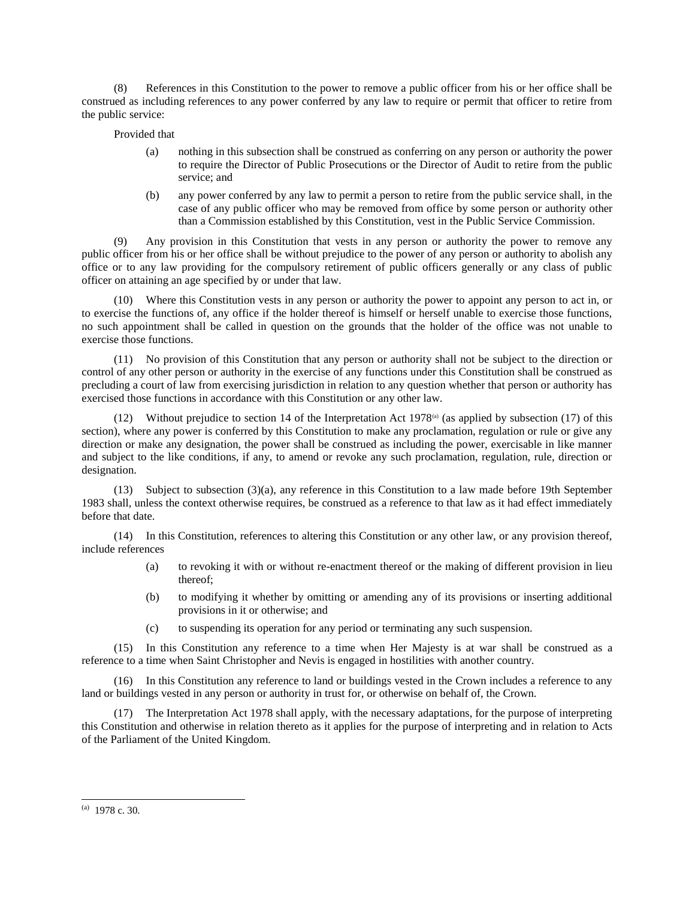(8) References in this Constitution to the power to remove a public officer from his or her office shall be construed as including references to any power conferred by any law to require or permit that officer to retire from the public service:

Provided that

- (a) nothing in this subsection shall be construed as conferring on any person or authority the power to require the Director of Public Prosecutions or the Director of Audit to retire from the public service; and
- (b) any power conferred by any law to permit a person to retire from the public service shall, in the case of any public officer who may be removed from office by some person or authority other than a Commission established by this Constitution, vest in the Public Service Commission.

(9) Any provision in this Constitution that vests in any person or authority the power to remove any public officer from his or her office shall be without prejudice to the power of any person or authority to abolish any office or to any law providing for the compulsory retirement of public officers generally or any class of public officer on attaining an age specified by or under that law.

(10) Where this Constitution vests in any person or authority the power to appoint any person to act in, or to exercise the functions of, any office if the holder thereof is himself or herself unable to exercise those functions, no such appointment shall be called in question on the grounds that the holder of the office was not unable to exercise those functions.

(11) No provision of this Constitution that any person or authority shall not be subject to the direction or control of any other person or authority in the exercise of any functions under this Constitution shall be construed as precluding a court of law from exercising jurisdiction in relation to any question whether that person or authority has exercised those functions in accordance with this Constitution or any other law.

(12) Without prejudice to section 14 of the Interpretation Act 1978[a] (as applied by subsection (17) of this section), where any power is conferred by this Constitution to make any proclamation, regulation or rule or give any direction or make any designation, the power shall be construed as including the power, exercisable in like manner and subject to the like conditions, if any, to amend or revoke any such proclamation, regulation, rule, direction or designation.

(13) Subject to subsection (3)(a), any reference in this Constitution to a law made before 19th September 1983 shall, unless the context otherwise requires, be construed as a reference to that law as it had effect immediately before that date.

(14) In this Constitution, references to altering this Constitution or any other law, or any provision thereof, include references

- (a) to revoking it with or without re-enactment thereof or the making of different provision in lieu thereof;
- (b) to modifying it whether by omitting or amending any of its provisions or inserting additional provisions in it or otherwise; and
- (c) to suspending its operation for any period or terminating any such suspension.

(15) In this Constitution any reference to a time when Her Majesty is at war shall be construed as a reference to a time when Saint Christopher and Nevis is engaged in hostilities with another country.

(16) In this Constitution any reference to land or buildings vested in the Crown includes a reference to any land or buildings vested in any person or authority in trust for, or otherwise on behalf of, the Crown.

(17) The Interpretation Act 1978 shall apply, with the necessary adaptations, for the purpose of interpreting this Constitution and otherwise in relation thereto as it applies for the purpose of interpreting and in relation to Acts of the Parliament of the United Kingdom.

---

[a] 1978 c. 30.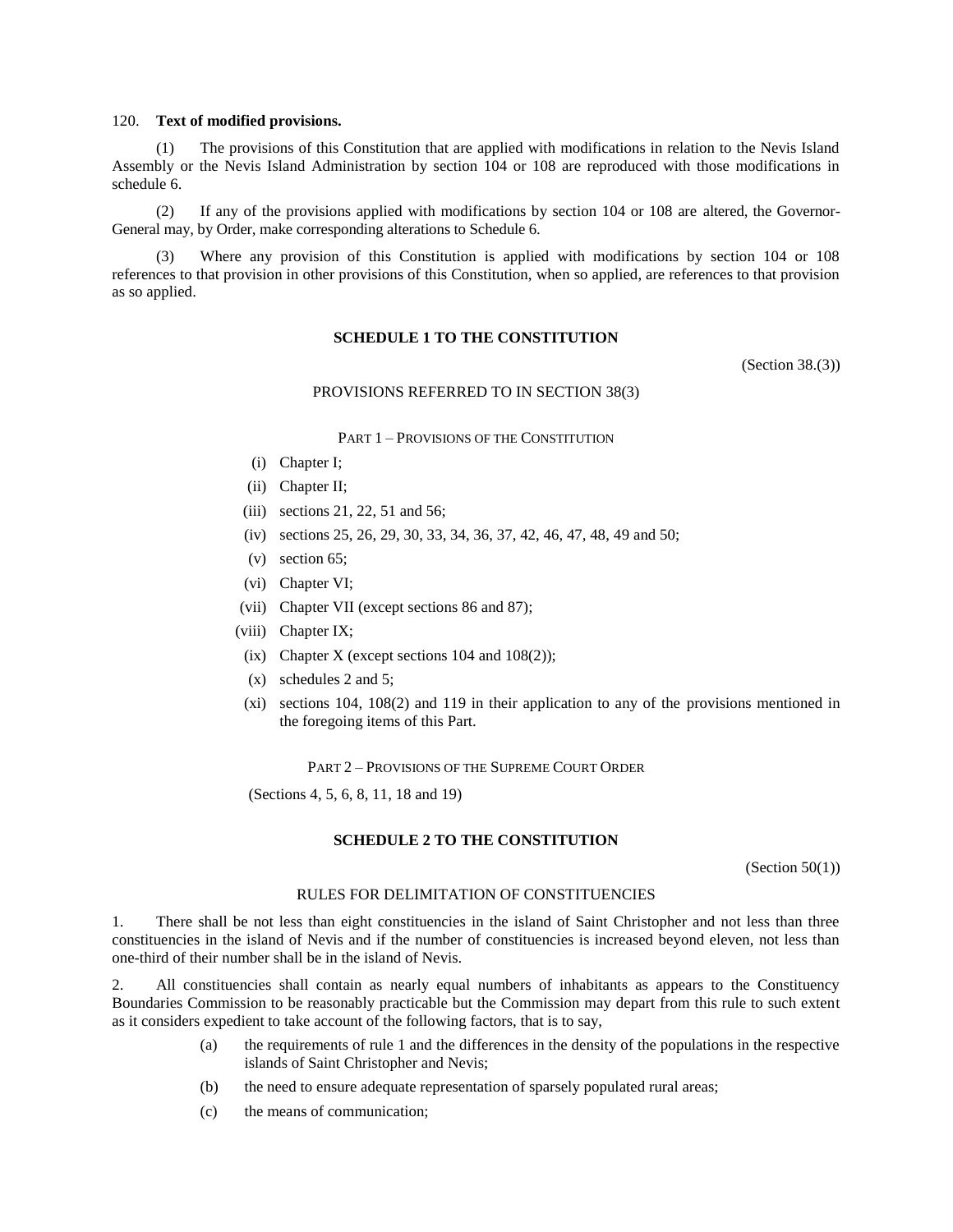120. **Text of modified provisions.**

(1) The provisions of this Constitution that are applied with modifications in relation to the Nevis Island Assembly or the Nevis Island Administration by section 104 or 108 are reproduced with those modifications in schedule 6.

(2) If any of the provisions applied with modifications by section 104 or 108 are altered, the Governor-General may, by Order, make corresponding alterations to Schedule 6.

(3) Where any provision of this Constitution is applied with modifications by section 104 or 108 references to that provision in other provisions of this Constitution, when so applied, are references to that provision as so applied.

## SCHEDULE 1 TO THE CONSTITUTION

(Section 38.(3))

PROVISIONS REFERRED TO IN SECTION 38(3)

PART 1 – PROVISIONS OF THE CONSTITUTION

- (i) Chapter I;
- (ii) Chapter II;
- (iii) sections 21, 22, 51 and 56;
- (iv) sections 25, 26, 29, 30, 33, 34, 36, 37, 42, 46, 47, 48, 49 and 50;
- (v) section 65;
- (vi) Chapter VI;
- (vii) Chapter VII (except sections 86 and 87);
- (viii) Chapter IX;
- (ix) Chapter X (except sections 104 and 108(2));
- (x) schedules 2 and 5;
- (xi) sections 104, 108(2) and 119 in their application to any of the provisions mentioned in the foregoing items of this Part.

PART 2 – PROVISIONS OF THE SUPREME COURT ORDER

(Sections 4, 5, 6, 8, 11, 18 and 19)

## SCHEDULE 2 TO THE CONSTITUTION

(Section 50(1))

RULES FOR DELIMITATION OF CONSTITUENCIES

1. There shall be not less than eight constituencies in the island of Saint Christopher and not less than three constituencies in the island of Nevis and if the number of constituencies is increased beyond eleven, not less than one-third of their number shall be in the island of Nevis.

2. All constituencies shall contain as nearly equal numbers of inhabitants as appears to the Constituency Boundaries Commission to be reasonably practicable but the Commission may depart from this rule to such extent as it considers expedient to take account of the following factors, that is to say,

   (a) the requirements of rule 1 and the differences in the density of the populations in the respective islands of Saint Christopher and Nevis;

   (b) the need to ensure adequate representation of sparsely populated rural areas;

   (c) the means of communication;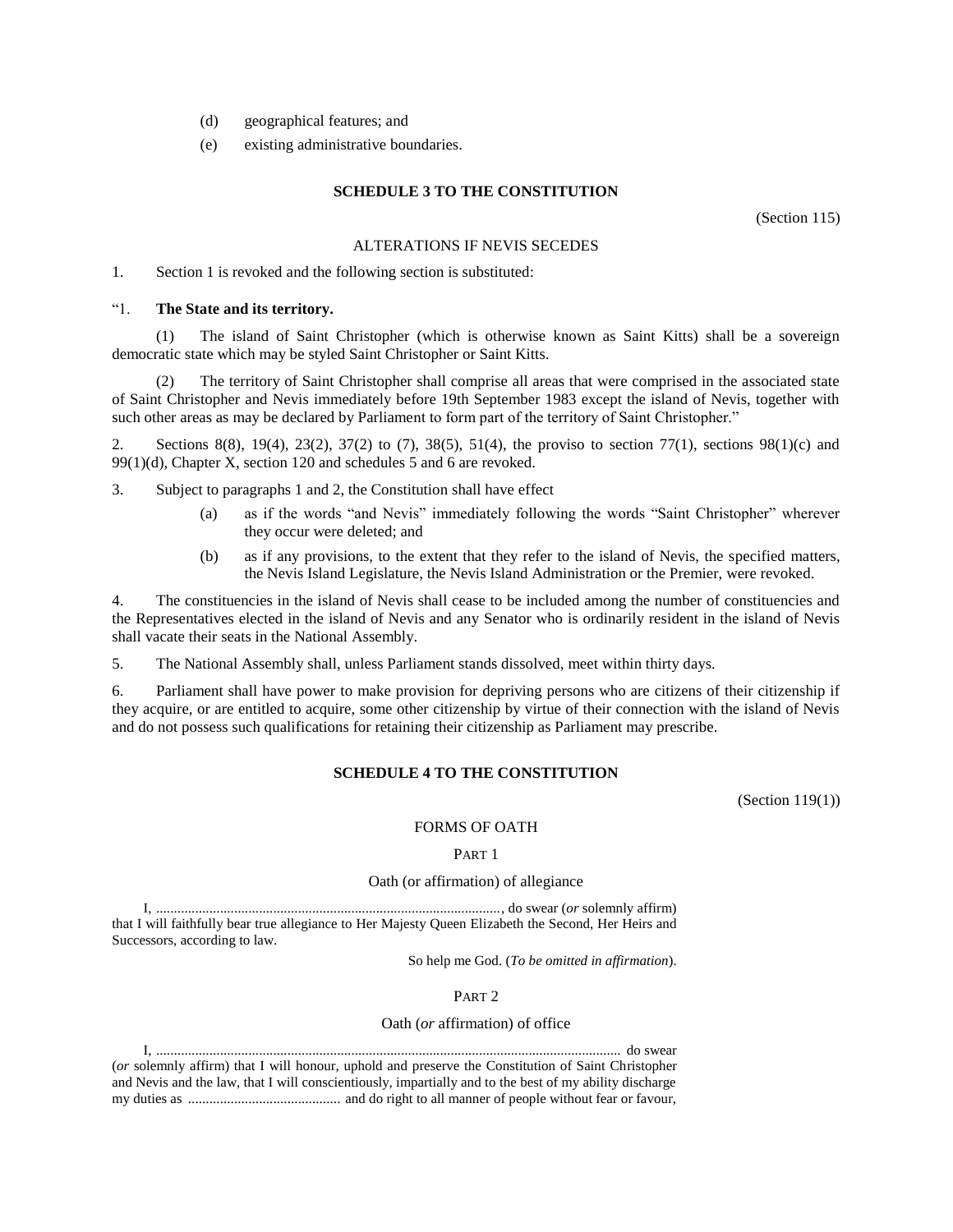(d) geographical features; and

(e) existing administrative boundaries.

## SCHEDULE 3 TO THE CONSTITUTION

(Section 115)

ALTERATIONS IF NEVIS SECEDES

1. Section 1 is revoked and the following section is substituted:

"1. **The State and its territory.**

(1) The island of Saint Christopher (which is otherwise known as Saint Kitts) shall be a sovereign democratic state which may be styled Saint Christopher or Saint Kitts.

(2) The territory of Saint Christopher shall comprise all areas that were comprised in the associated state of Saint Christopher and Nevis immediately before 19th September 1983 except the island of Nevis, together with such other areas as may be declared by Parliament to form part of the territory of Saint Christopher."

2. Sections 8(8), 19(4), 23(2), 37(2) to (7), 38(5), 51(4), the proviso to section 77(1), sections 98(1)(c) and 99(1)(d), Chapter X, section 120 and schedules 5 and 6 are revoked.

3. Subject to paragraphs 1 and 2, the Constitution shall have effect

(a) as if the words "and Nevis" immediately following the words "Saint Christopher" wherever they occur were deleted; and

(b) as if any provisions, to the extent that they refer to the island of Nevis, the specified matters, the Nevis Island Legislature, the Nevis Island Administration or the Premier, were revoked.

4. The constituencies in the island of Nevis shall cease to be included among the number of constituencies and the Representatives elected in the island of Nevis and any Senator who is ordinarily resident in the island of Nevis shall vacate their seats in the National Assembly.

5. The National Assembly shall, unless Parliament stands dissolved, meet within thirty days.

6. Parliament shall have power to make provision for depriving persons who are citizens of their citizenship if they acquire, or are entitled to acquire, some other citizenship by virtue of their connection with the island of Nevis and do not possess such qualifications for retaining their citizenship as Parliament may prescribe.

## SCHEDULE 4 TO THE CONSTITUTION

(Section 119(1))

FORMS OF OATH

PART 1

Oath (or affirmation) of allegiance

I, ................................................................................................, do swear (*or* solemnly affirm) that I will faithfully bear true allegiance to Her Majesty Queen Elizabeth the Second, Her Heirs and Successors, according to law.

So help me God. (*To be omitted in affirmation*).

PART 2

Oath (*or* affirmation) of office

I, .................................................................................................................................. do swear (*or* solemnly affirm) that I will honour, uphold and preserve the Constitution of Saint Christopher and Nevis and the law, that I will conscientiously, impartially and to the best of my ability discharge my duties as .......................................... and do right to all manner of people without fear or favour,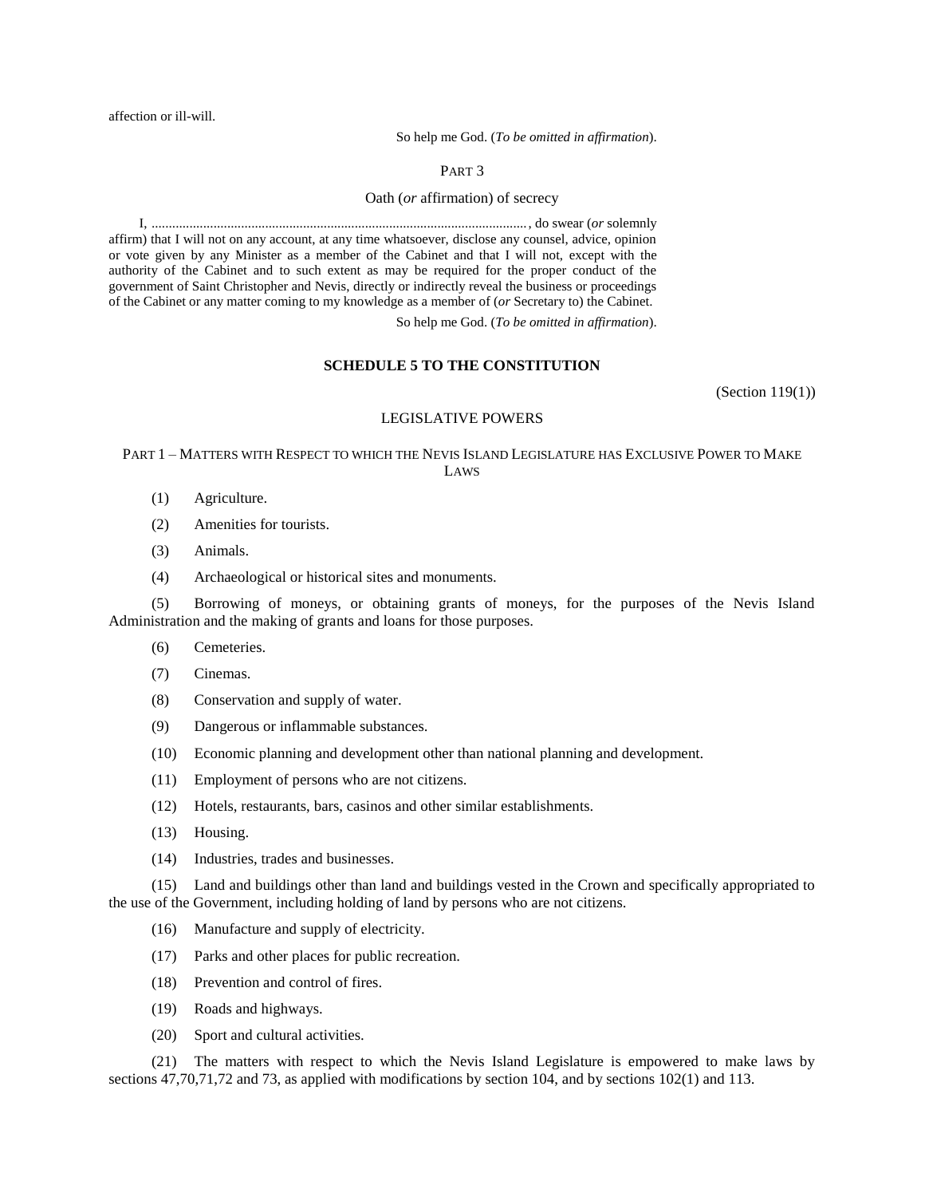affection or ill-will.

So help me God. (*To be omitted in affirmation*).

PART 3

Oath (*or* affirmation) of secrecy

I, .............................................................................................................., do swear (*or* solemnly affirm) that I will not on any account, at any time whatsoever, disclose any counsel, advice, opinion or vote given by any Minister as a member of the Cabinet and that I will not, except with the authority of the Cabinet and to such extent as may be required for the proper conduct of the government of Saint Christopher and Nevis, directly or indirectly reveal the business or proceedings of the Cabinet or any matter coming to my knowledge as a member of (*or* Secretary to) the Cabinet.

So help me God. (*To be omitted in affirmation*).

## SCHEDULE 5 TO THE CONSTITUTION

(Section 119(1))

LEGISLATIVE POWERS

PART 1 – MATTERS WITH RESPECT TO WHICH THE NEVIS ISLAND LEGISLATURE HAS EXCLUSIVE POWER TO MAKE LAWS

(1) Agriculture.

(2) Amenities for tourists.

(3) Animals.

(4) Archaeological or historical sites and monuments.

(5) Borrowing of moneys, or obtaining grants of moneys, for the purposes of the Nevis Island Administration and the making of grants and loans for those purposes.

(6) Cemeteries.

(7) Cinemas.

(8) Conservation and supply of water.

(9) Dangerous or inflammable substances.

(10) Economic planning and development other than national planning and development.

(11) Employment of persons who are not citizens.

(12) Hotels, restaurants, bars, casinos and other similar establishments.

(13) Housing.

(14) Industries, trades and businesses.

(15) Land and buildings other than land and buildings vested in the Crown and specifically appropriated to the use of the Government, including holding of land by persons who are not citizens.

(16) Manufacture and supply of electricity.

(17) Parks and other places for public recreation.

(18) Prevention and control of fires.

(19) Roads and highways.

(20) Sport and cultural activities.

(21) The matters with respect to which the Nevis Island Legislature is empowered to make laws by sections 47,70,71,72 and 73, as applied with modifications by section 104, and by sections 102(1) and 113.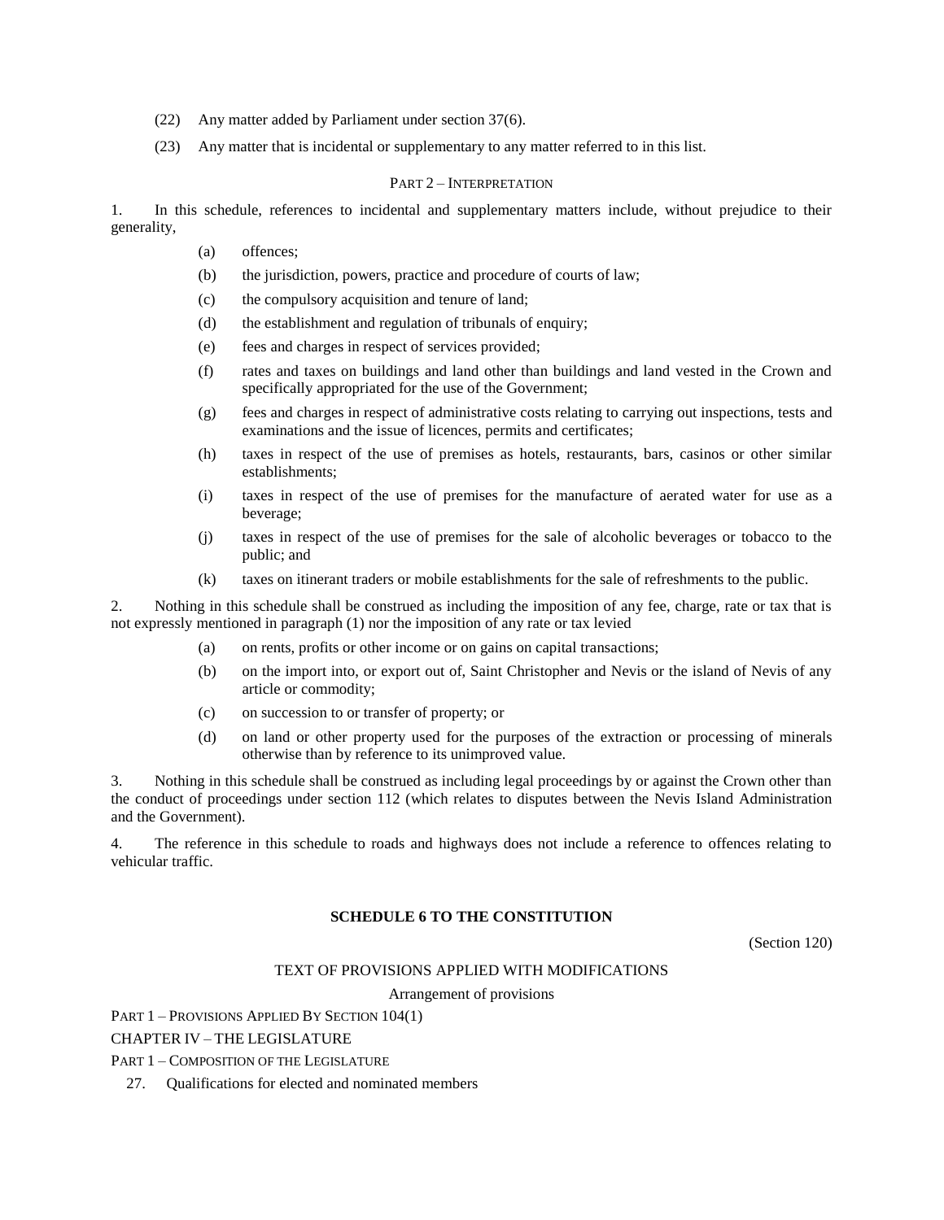(22) Any matter added by Parliament under section 37(6).

(23) Any matter that is incidental or supplementary to any matter referred to in this list.

PART 2 – INTERPRETATION

1. In this schedule, references to incidental and supplementary matters include, without prejudice to their generality,

- (a) offences;
- (b) the jurisdiction, powers, practice and procedure of courts of law;
- (c) the compulsory acquisition and tenure of land;
- (d) the establishment and regulation of tribunals of enquiry;
- (e) fees and charges in respect of services provided;
- (f) rates and taxes on buildings and land other than buildings and land vested in the Crown and specifically appropriated for the use of the Government;
- (g) fees and charges in respect of administrative costs relating to carrying out inspections, tests and examinations and the issue of licences, permits and certificates;
- (h) taxes in respect of the use of premises as hotels, restaurants, bars, casinos or other similar establishments;
- (i) taxes in respect of the use of premises for the manufacture of aerated water for use as a beverage;
- (j) taxes in respect of the use of premises for the sale of alcoholic beverages or tobacco to the public; and
- (k) taxes on itinerant traders or mobile establishments for the sale of refreshments to the public.

2. Nothing in this schedule shall be construed as including the imposition of any fee, charge, rate or tax that is not expressly mentioned in paragraph (1) nor the imposition of any rate or tax levied

- (a) on rents, profits or other income or on gains on capital transactions;
- (b) on the import into, or export out of, Saint Christopher and Nevis or the island of Nevis of any article or commodity;
- (c) on succession to or transfer of property; or
- (d) on land or other property used for the purposes of the extraction or processing of minerals otherwise than by reference to its unimproved value.

3. Nothing in this schedule shall be construed as including legal proceedings by or against the Crown other than the conduct of proceedings under section 112 (which relates to disputes between the Nevis Island Administration and the Government).

4. The reference in this schedule to roads and highways does not include a reference to offences relating to vehicular traffic.

## SCHEDULE 6 TO THE CONSTITUTION

(Section 120)

TEXT OF PROVISIONS APPLIED WITH MODIFICATIONS

Arrangement of provisions

PART 1 – PROVISIONS APPLIED BY SECTION 104(1)

CHAPTER IV – THE LEGISLATURE

PART 1 – COMPOSITION OF THE LEGISLATURE

27. Qualifications for elected and nominated members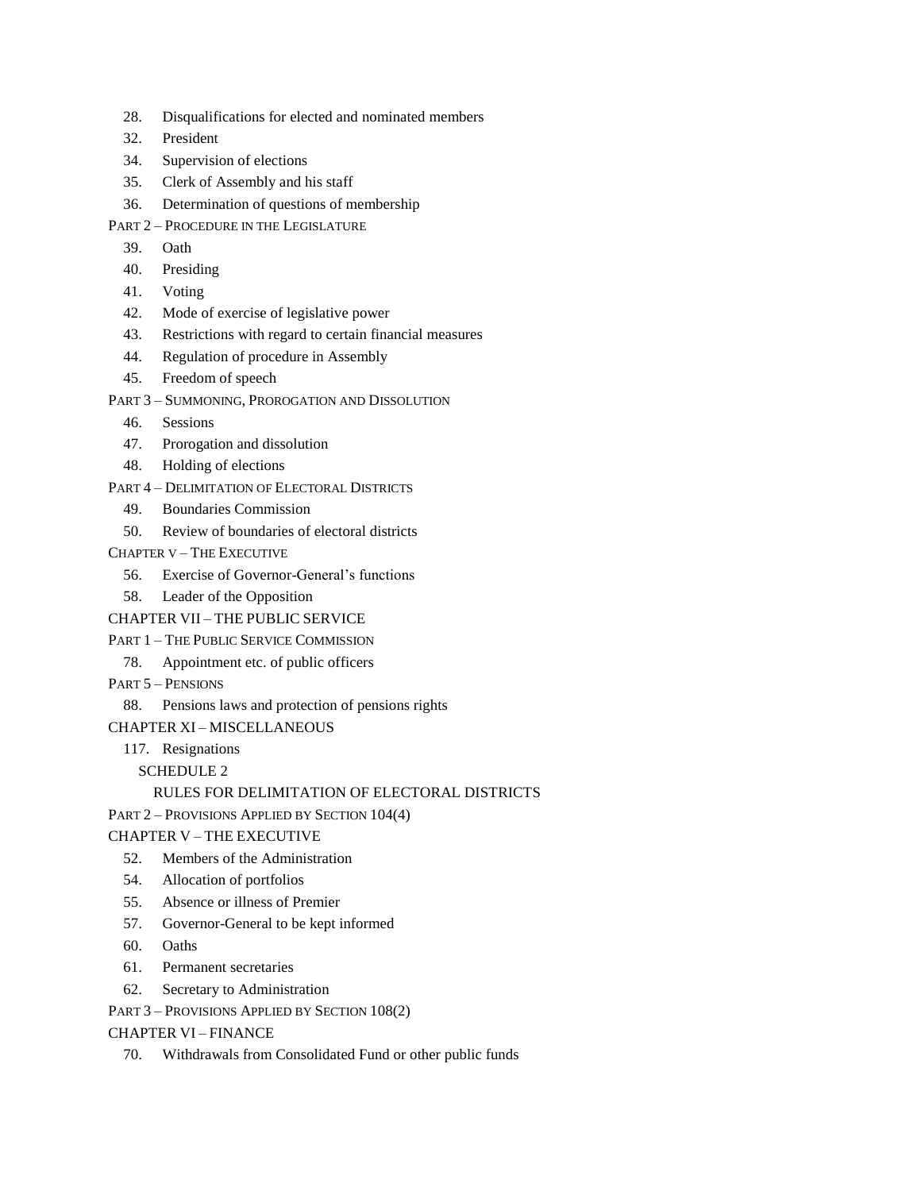28. Disqualifications for elected and nominated members

32. President

34. Supervision of elections

35. Clerk of Assembly and his staff

36. Determination of questions of membership

PART 2 – PROCEDURE IN THE LEGISLATURE

39. Oath

40. Presiding

41. Voting

42. Mode of exercise of legislative power

43. Restrictions with regard to certain financial measures

44. Regulation of procedure in Assembly

45. Freedom of speech

PART 3 – SUMMONING, PROROGATION AND DISSOLUTION

46. Sessions

47. Prorogation and dissolution

48. Holding of elections

PART 4 – DELIMITATION OF ELECTORAL DISTRICTS

49. Boundaries Commission

50. Review of boundaries of electoral districts

CHAPTER V – THE EXECUTIVE

56. Exercise of Governor-General's functions

58. Leader of the Opposition

CHAPTER VII – THE PUBLIC SERVICE

PART 1 – THE PUBLIC SERVICE COMMISSION

78. Appointment etc. of public officers

PART 5 – PENSIONS

88. Pensions laws and protection of pensions rights

CHAPTER XI – MISCELLANEOUS

117. Resignations

SCHEDULE 2

RULES FOR DELIMITATION OF ELECTORAL DISTRICTS

PART 2 – PROVISIONS APPLIED BY SECTION 104(4)

CHAPTER V – THE EXECUTIVE

52. Members of the Administration

54. Allocation of portfolios

55. Absence or illness of Premier

57. Governor-General to be kept informed

60. Oaths

61. Permanent secretaries

62. Secretary to Administration

PART 3 – PROVISIONS APPLIED BY SECTION 108(2)

CHAPTER VI – FINANCE

70. Withdrawals from Consolidated Fund or other public funds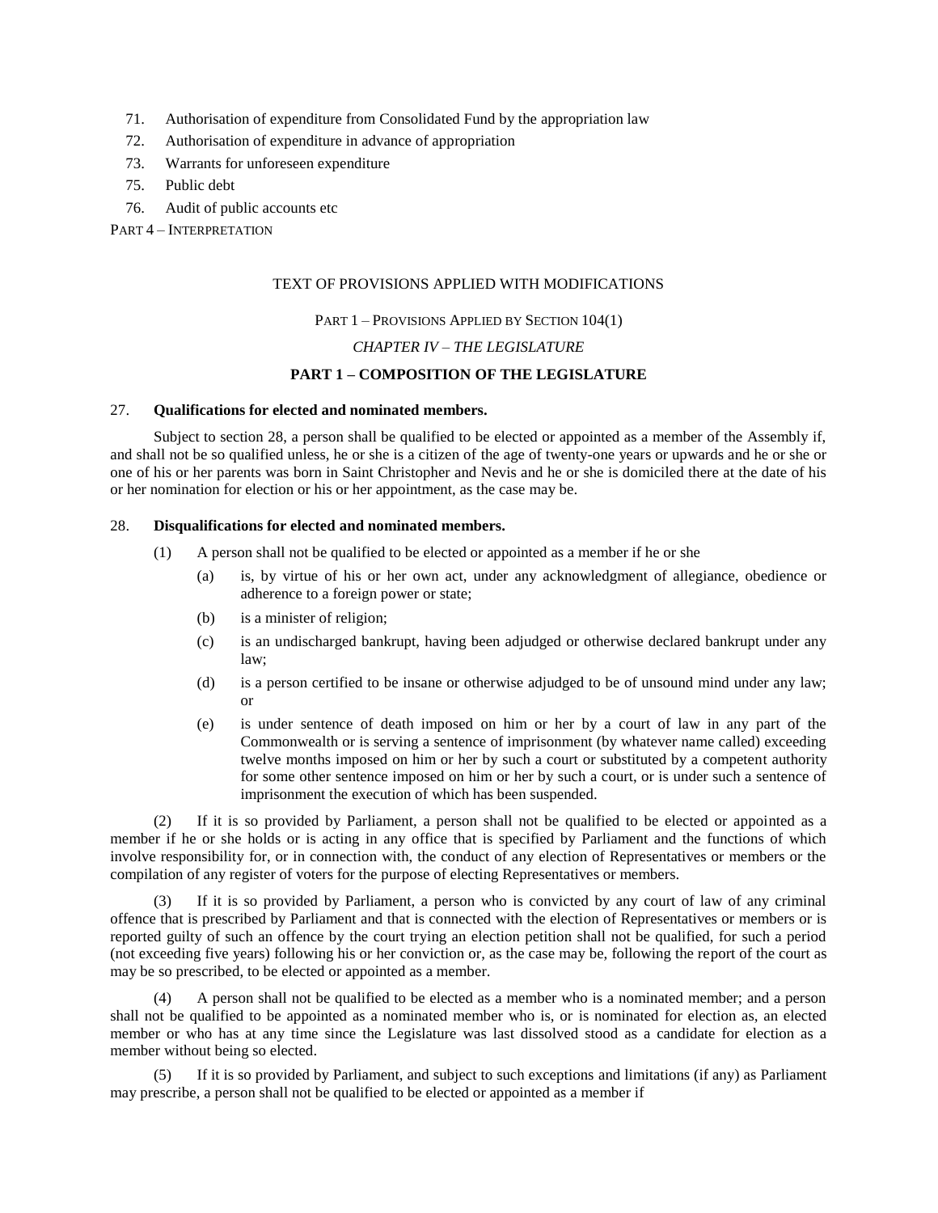71. Authorisation of expenditure from Consolidated Fund by the appropriation law
72. Authorisation of expenditure in advance of appropriation
73. Warrants for unforeseen expenditure
75. Public debt
76. Audit of public accounts etc

PART 4 – INTERPRETATION

TEXT OF PROVISIONS APPLIED WITH MODIFICATIONS

PART 1 – PROVISIONS APPLIED BY SECTION 104(1)

*CHAPTER IV – THE LEGISLATURE*

**PART 1 – COMPOSITION OF THE LEGISLATURE**

27. **Qualifications for elected and nominated members.**

Subject to section 28, a person shall be qualified to be elected or appointed as a member of the Assembly if, and shall not be so qualified unless, he or she is a citizen of the age of twenty-one years or upwards and he or she or one of his or her parents was born in Saint Christopher and Nevis and he or she is domiciled there at the date of his or her nomination for election or his or her appointment, as the case may be.

28. **Disqualifications for elected and nominated members.**

(1) A person shall not be qualified to be elected or appointed as a member if he or she

(a) is, by virtue of his or her own act, under any acknowledgment of allegiance, obedience or adherence to a foreign power or state;

(b) is a minister of religion;

(c) is an undischarged bankrupt, having been adjudged or otherwise declared bankrupt under any law;

(d) is a person certified to be insane or otherwise adjudged to be of unsound mind under any law; or

(e) is under sentence of death imposed on him or her by a court of law in any part of the Commonwealth or is serving a sentence of imprisonment (by whatever name called) exceeding twelve months imposed on him or her by such a court or substituted by a competent authority for some other sentence imposed on him or her by such a court, or is under such a sentence of imprisonment the execution of which has been suspended.

(2) If it is so provided by Parliament, a person shall not be qualified to be elected or appointed as a member if he or she holds or is acting in any office that is specified by Parliament and the functions of which involve responsibility for, or in connection with, the conduct of any election of Representatives or members or the compilation of any register of voters for the purpose of electing Representatives or members.

(3) If it is so provided by Parliament, a person who is convicted by any court of law of any criminal offence that is prescribed by Parliament and that is connected with the election of Representatives or members or is reported guilty of such an offence by the court trying an election petition shall not be qualified, for such a period (not exceeding five years) following his or her conviction or, as the case may be, following the report of the court as may be so prescribed, to be elected or appointed as a member.

(4) A person shall not be qualified to be elected as a member who is a nominated member; and a person shall not be qualified to be appointed as a nominated member who is, or is nominated for election as, an elected member or who has at any time since the Legislature was last dissolved stood as a candidate for election as a member without being so elected.

(5) If it is so provided by Parliament, and subject to such exceptions and limitations (if any) as Parliament may prescribe, a person shall not be qualified to be elected or appointed as a member if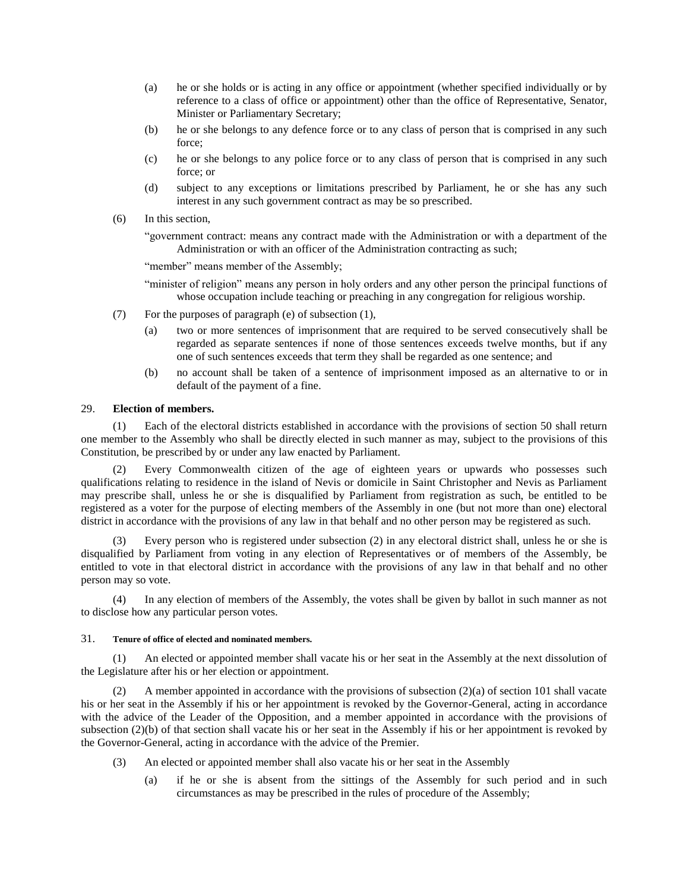(a) he or she holds or is acting in any office or appointment (whether specified individually or by reference to a class of office or appointment) other than the office of Representative, Senator, Minister or Parliamentary Secretary;

(b) he or she belongs to any defence force or to any class of person that is comprised in any such force;

(c) he or she belongs to any police force or to any class of person that is comprised in any such force; or

(d) subject to any exceptions or limitations prescribed by Parliament, he or she has any such interest in any such government contract as may be so prescribed.

(6) In this section,

"government contract: means any contract made with the Administration or with a department of the Administration or with an officer of the Administration contracting as such;

"member" means member of the Assembly;

"minister of religion" means any person in holy orders and any other person the principal functions of whose occupation include teaching or preaching in any congregation for religious worship.

(7) For the purposes of paragraph (e) of subsection (1),

(a) two or more sentences of imprisonment that are required to be served consecutively shall be regarded as separate sentences if none of those sentences exceeds twelve months, but if any one of such sentences exceeds that term they shall be regarded as one sentence; and

(b) no account shall be taken of a sentence of imprisonment imposed as an alternative to or in default of the payment of a fine.

29. **Election of members.**

(1) Each of the electoral districts established in accordance with the provisions of section 50 shall return one member to the Assembly who shall be directly elected in such manner as may, subject to the provisions of this Constitution, be prescribed by or under any law enacted by Parliament.

(2) Every Commonwealth citizen of the age of eighteen years or upwards who possesses such qualifications relating to residence in the island of Nevis or domicile in Saint Christopher and Nevis as Parliament may prescribe shall, unless he or she is disqualified by Parliament from registration as such, be entitled to be registered as a voter for the purpose of electing members of the Assembly in one (but not more than one) electoral district in accordance with the provisions of any law in that behalf and no other person may be registered as such.

(3) Every person who is registered under subsection (2) in any electoral district shall, unless he or she is disqualified by Parliament from voting in any election of Representatives or of members of the Assembly, be entitled to vote in that electoral district in accordance with the provisions of any law in that behalf and no other person may so vote.

(4) In any election of members of the Assembly, the votes shall be given by ballot in such manner as not to disclose how any particular person votes.

31. **Tenure of office of elected and nominated members.**

(1) An elected or appointed member shall vacate his or her seat in the Assembly at the next dissolution of the Legislature after his or her election or appointment.

(2) A member appointed in accordance with the provisions of subsection (2)(a) of section 101 shall vacate his or her seat in the Assembly if his or her appointment is revoked by the Governor-General, acting in accordance with the advice of the Leader of the Opposition, and a member appointed in accordance with the provisions of subsection (2)(b) of that section shall vacate his or her seat in the Assembly if his or her appointment is revoked by the Governor-General, acting in accordance with the advice of the Premier.

(3) An elected or appointed member shall also vacate his or her seat in the Assembly

(a) if he or she is absent from the sittings of the Assembly for such period and in such circumstances as may be prescribed in the rules of procedure of the Assembly;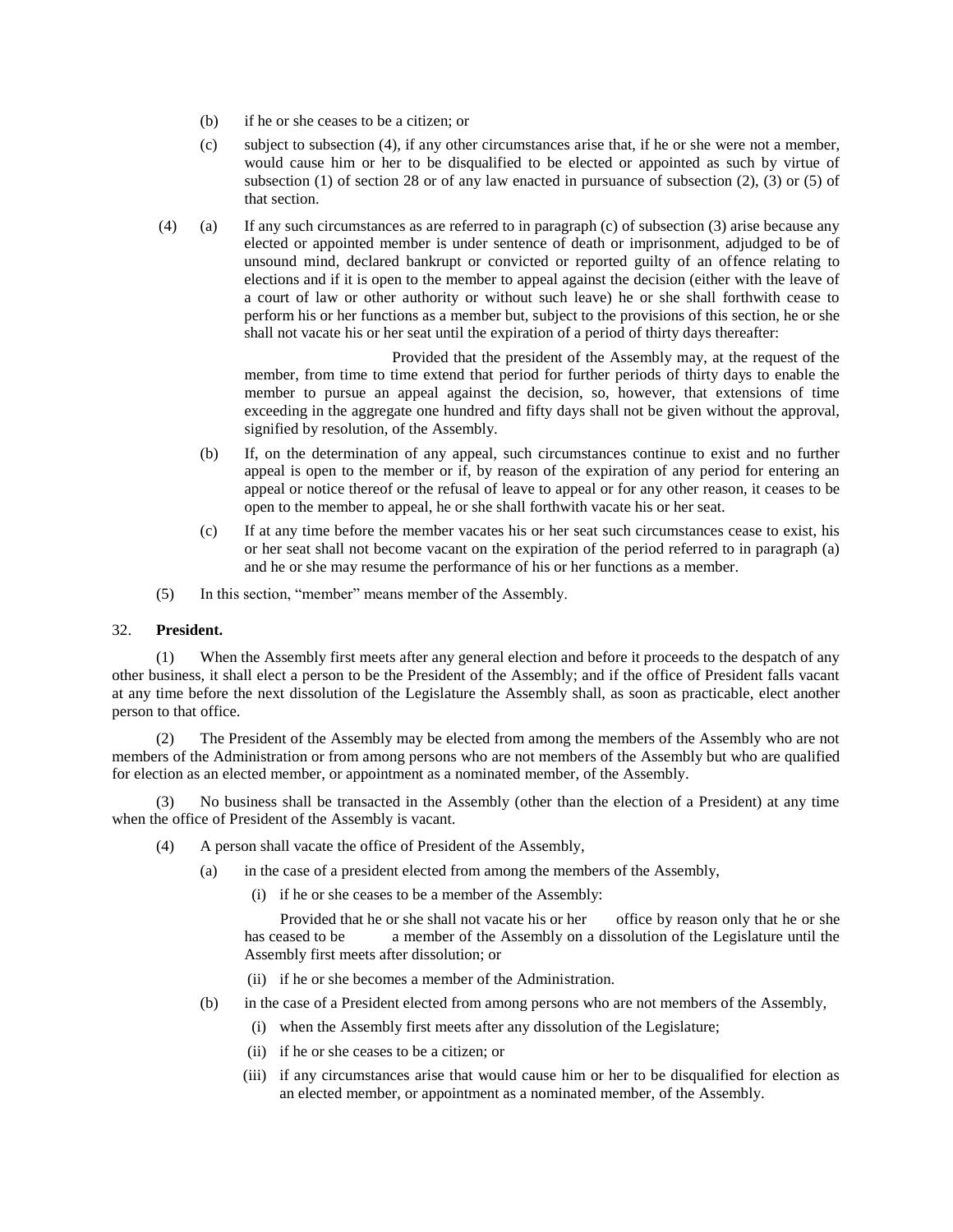(b) if he or she ceases to be a citizen; or

(c) subject to subsection (4), if any other circumstances arise that, if he or she were not a member, would cause him or her to be disqualified to be elected or appointed as such by virtue of subsection (1) of section 28 or of any law enacted in pursuance of subsection (2), (3) or (5) of that section.

(4) (a) If any such circumstances as are referred to in paragraph (c) of subsection (3) arise because any elected or appointed member is under sentence of death or imprisonment, adjudged to be of unsound mind, declared bankrupt or convicted or reported guilty of an offence relating to elections and if it is open to the member to appeal against the decision (either with the leave of a court of law or other authority or without such leave) he or she shall forthwith cease to perform his or her functions as a member but, subject to the provisions of this section, he or she shall not vacate his or her seat until the expiration of a period of thirty days thereafter:

Provided that the president of the Assembly may, at the request of the member, from time to time extend that period for further periods of thirty days to enable the member to pursue an appeal against the decision, so, however, that extensions of time exceeding in the aggregate one hundred and fifty days shall not be given without the approval, signified by resolution, of the Assembly.

(b) If, on the determination of any appeal, such circumstances continue to exist and no further appeal is open to the member or if, by reason of the expiration of any period for entering an appeal or notice thereof or the refusal of leave to appeal or for any other reason, it ceases to be open to the member to appeal, he or she shall forthwith vacate his or her seat.

(c) If at any time before the member vacates his or her seat such circumstances cease to exist, his or her seat shall not become vacant on the expiration of the period referred to in paragraph (a) and he or she may resume the performance of his or her functions as a member.

(5) In this section, "member" means member of the Assembly.

32. **President.**

(1) When the Assembly first meets after any general election and before it proceeds to the despatch of any other business, it shall elect a person to be the President of the Assembly; and if the office of President falls vacant at any time before the next dissolution of the Legislature the Assembly shall, as soon as practicable, elect another person to that office.

(2) The President of the Assembly may be elected from among the members of the Assembly who are not members of the Administration or from among persons who are not members of the Assembly but who are qualified for election as an elected member, or appointment as a nominated member, of the Assembly.

(3) No business shall be transacted in the Assembly (other than the election of a President) at any time when the office of President of the Assembly is vacant.

(4) A person shall vacate the office of President of the Assembly,

(a) in the case of a president elected from among the members of the Assembly,

(i) if he or she ceases to be a member of the Assembly:

Provided that he or she shall not vacate his or her office by reason only that he or she has ceased to be a member of the Assembly on a dissolution of the Legislature until the Assembly first meets after dissolution; or

(ii) if he or she becomes a member of the Administration.

(b) in the case of a President elected from among persons who are not members of the Assembly,

(i) when the Assembly first meets after any dissolution of the Legislature;

(ii) if he or she ceases to be a citizen; or

(iii) if any circumstances arise that would cause him or her to be disqualified for election as an elected member, or appointment as a nominated member, of the Assembly.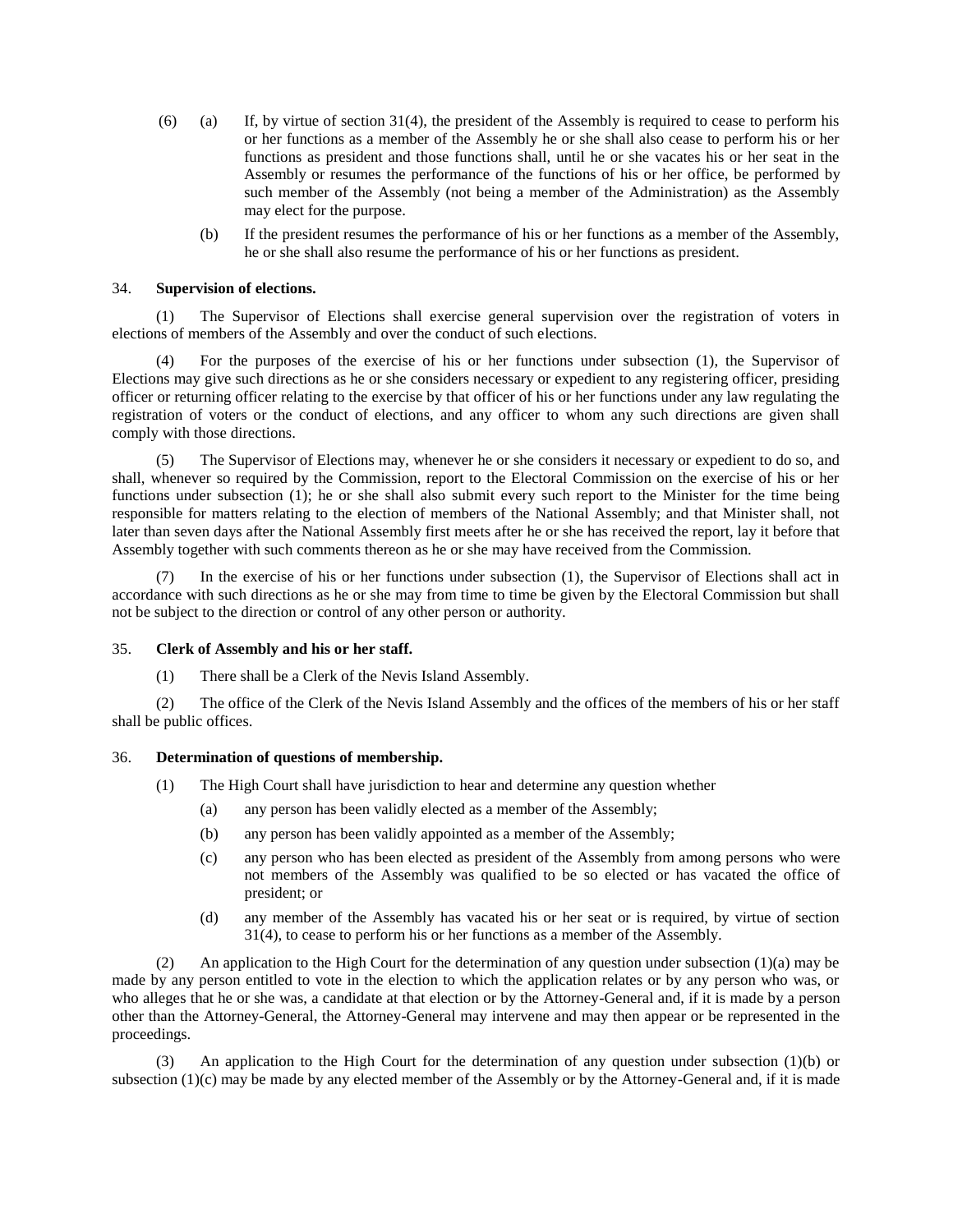(6) (a) If, by virtue of section 31(4), the president of the Assembly is required to cease to perform his or her functions as a member of the Assembly he or she shall also cease to perform his or her functions as president and those functions shall, until he or she vacates his or her seat in the Assembly or resumes the performance of the functions of his or her office, be performed by such member of the Assembly (not being a member of the Administration) as the Assembly may elect for the purpose.

(b) If the president resumes the performance of his or her functions as a member of the Assembly, he or she shall also resume the performance of his or her functions as president.

34. **Supervision of elections.**

(1) The Supervisor of Elections shall exercise general supervision over the registration of voters in elections of members of the Assembly and over the conduct of such elections.

(4) For the purposes of the exercise of his or her functions under subsection (1), the Supervisor of Elections may give such directions as he or she considers necessary or expedient to any registering officer, presiding officer or returning officer relating to the exercise by that officer of his or her functions under any law regulating the registration of voters or the conduct of elections, and any officer to whom any such directions are given shall comply with those directions.

(5) The Supervisor of Elections may, whenever he or she considers it necessary or expedient to do so, and shall, whenever so required by the Commission, report to the Electoral Commission on the exercise of his or her functions under subsection (1); he or she shall also submit every such report to the Minister for the time being responsible for matters relating to the election of members of the National Assembly; and that Minister shall, not later than seven days after the National Assembly first meets after he or she has received the report, lay it before that Assembly together with such comments thereon as he or she may have received from the Commission.

(7) In the exercise of his or her functions under subsection (1), the Supervisor of Elections shall act in accordance with such directions as he or she may from time to time be given by the Electoral Commission but shall not be subject to the direction or control of any other person or authority.

35. **Clerk of Assembly and his or her staff.**

(1) There shall be a Clerk of the Nevis Island Assembly.

(2) The office of the Clerk of the Nevis Island Assembly and the offices of the members of his or her staff shall be public offices.

36. **Determination of questions of membership.**

(1) The High Court shall have jurisdiction to hear and determine any question whether

(a) any person has been validly elected as a member of the Assembly;

(b) any person has been validly appointed as a member of the Assembly;

(c) any person who has been elected as president of the Assembly from among persons who were not members of the Assembly was qualified to be so elected or has vacated the office of president; or

(d) any member of the Assembly has vacated his or her seat or is required, by virtue of section 31(4), to cease to perform his or her functions as a member of the Assembly.

(2) An application to the High Court for the determination of any question under subsection (1)(a) may be made by any person entitled to vote in the election to which the application relates or by any person who was, or who alleges that he or she was, a candidate at that election or by the Attorney-General and, if it is made by a person other than the Attorney-General, the Attorney-General may intervene and may then appear or be represented in the proceedings.

(3) An application to the High Court for the determination of any question under subsection (1)(b) or subsection (1)(c) may be made by any elected member of the Assembly or by the Attorney-General and, if it is made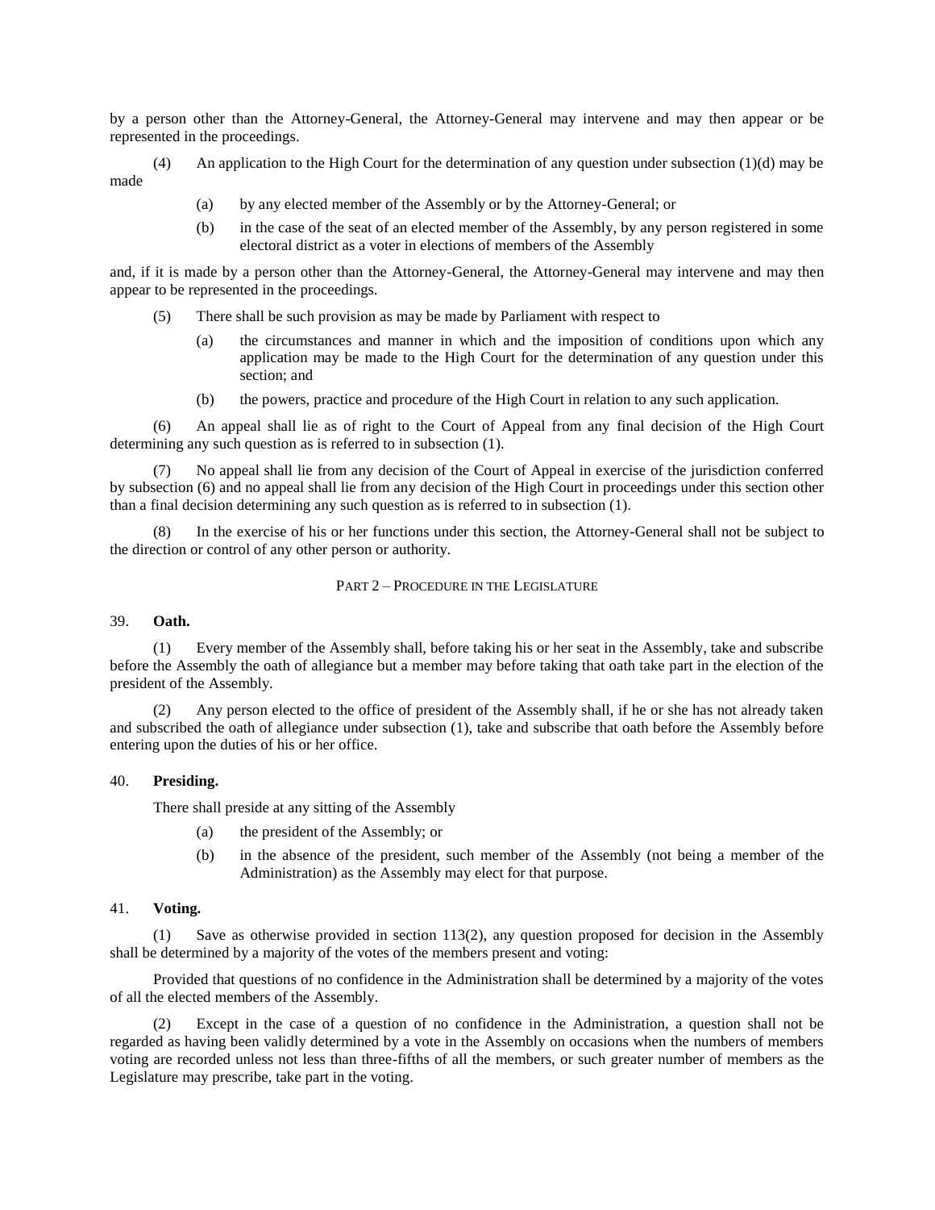by a person other than the Attorney-General, the Attorney-General may intervene and may then appear or be represented in the proceedings.

(4) An application to the High Court for the determination of any question under subsection (1)(d) may be made

(a) by any elected member of the Assembly or by the Attorney-General; or

(b) in the case of the seat of an elected member of the Assembly, by any person registered in some electoral district as a voter in elections of members of the Assembly

and, if it is made by a person other than the Attorney-General, the Attorney-General may intervene and may then appear to be represented in the proceedings.

(5) There shall be such provision as may be made by Parliament with respect to

(a) the circumstances and manner in which and the imposition of conditions upon which any application may be made to the High Court for the determination of any question under this section; and

(b) the powers, practice and procedure of the High Court in relation to any such application.

(6) An appeal shall lie as of right to the Court of Appeal from any final decision of the High Court determining any such question as is referred to in subsection (1).

(7) No appeal shall lie from any decision of the Court of Appeal in exercise of the jurisdiction conferred by subsection (6) and no appeal shall lie from any decision of the High Court in proceedings under this section other than a final decision determining any such question as is referred to in subsection (1).

(8) In the exercise of his or her functions under this section, the Attorney-General shall not be subject to the direction or control of any other person or authority.

## PART 2 – PROCEDURE IN THE LEGISLATURE

### 39. **Oath.**

(1) Every member of the Assembly shall, before taking his or her seat in the Assembly, take and subscribe before the Assembly the oath of allegiance but a member may before taking that oath take part in the election of the president of the Assembly.

(2) Any person elected to the office of president of the Assembly shall, if he or she has not already taken and subscribed the oath of allegiance under subsection (1), take and subscribe that oath before the Assembly before entering upon the duties of his or her office.

### 40. **Presiding.**

There shall preside at any sitting of the Assembly

(a) the president of the Assembly; or

(b) in the absence of the president, such member of the Assembly (not being a member of the Administration) as the Assembly may elect for that purpose.

### 41. **Voting.**

(1) Save as otherwise provided in section 113(2), any question proposed for decision in the Assembly shall be determined by a majority of the votes of the members present and voting:

Provided that questions of no confidence in the Administration shall be determined by a majority of the votes of all the elected members of the Assembly.

(2) Except in the case of a question of no confidence in the Administration, a question shall not be regarded as having been validly determined by a vote in the Assembly on occasions when the numbers of members voting are recorded unless not less than three-fifths of all the members, or such greater number of members as the Legislature may prescribe, take part in the voting.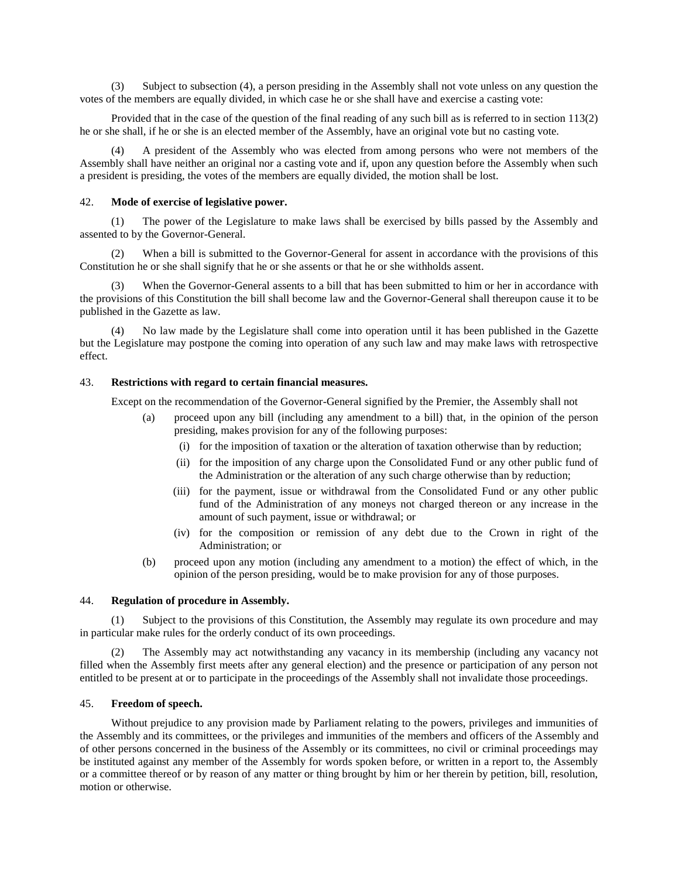(3) Subject to subsection (4), a person presiding in the Assembly shall not vote unless on any question the votes of the members are equally divided, in which case he or she shall have and exercise a casting vote:

Provided that in the case of the question of the final reading of any such bill as is referred to in section 113(2) he or she shall, if he or she is an elected member of the Assembly, have an original vote but no casting vote.

(4) A president of the Assembly who was elected from among persons who were not members of the Assembly shall have neither an original nor a casting vote and if, upon any question before the Assembly when such a president is presiding, the votes of the members are equally divided, the motion shall be lost.

### 42. Mode of exercise of legislative power.

(1) The power of the Legislature to make laws shall be exercised by bills passed by the Assembly and assented to by the Governor-General.

(2) When a bill is submitted to the Governor-General for assent in accordance with the provisions of this Constitution he or she shall signify that he or she assents or that he or she withholds assent.

(3) When the Governor-General assents to a bill that has been submitted to him or her in accordance with the provisions of this Constitution the bill shall become law and the Governor-General shall thereupon cause it to be published in the Gazette as law.

(4) No law made by the Legislature shall come into operation until it has been published in the Gazette but the Legislature may postpone the coming into operation of any such law and may make laws with retrospective effect.

### 43. Restrictions with regard to certain financial measures.

Except on the recommendation of the Governor-General signified by the Premier, the Assembly shall not

(a) proceed upon any bill (including any amendment to a bill) that, in the opinion of the person presiding, makes provision for any of the following purposes:

(i) for the imposition of taxation or the alteration of taxation otherwise than by reduction;

(ii) for the imposition of any charge upon the Consolidated Fund or any other public fund of the Administration or the alteration of any such charge otherwise than by reduction;

(iii) for the payment, issue or withdrawal from the Consolidated Fund or any other public fund of the Administration of any moneys not charged thereon or any increase in the amount of such payment, issue or withdrawal; or

(iv) for the composition or remission of any debt due to the Crown in right of the Administration; or

(b) proceed upon any motion (including any amendment to a motion) the effect of which, in the opinion of the person presiding, would be to make provision for any of those purposes.

### 44. Regulation of procedure in Assembly.

(1) Subject to the provisions of this Constitution, the Assembly may regulate its own procedure and may in particular make rules for the orderly conduct of its own proceedings.

(2) The Assembly may act notwithstanding any vacancy in its membership (including any vacancy not filled when the Assembly first meets after any general election) and the presence or participation of any person not entitled to be present at or to participate in the proceedings of the Assembly shall not invalidate those proceedings.

### 45. Freedom of speech.

Without prejudice to any provision made by Parliament relating to the powers, privileges and immunities of the Assembly and its committees, or the privileges and immunities of the members and officers of the Assembly and of other persons concerned in the business of the Assembly or its committees, no civil or criminal proceedings may be instituted against any member of the Assembly for words spoken before, or written in a report to, the Assembly or a committee thereof or by reason of any matter or thing brought by him or her therein by petition, bill, resolution, motion or otherwise.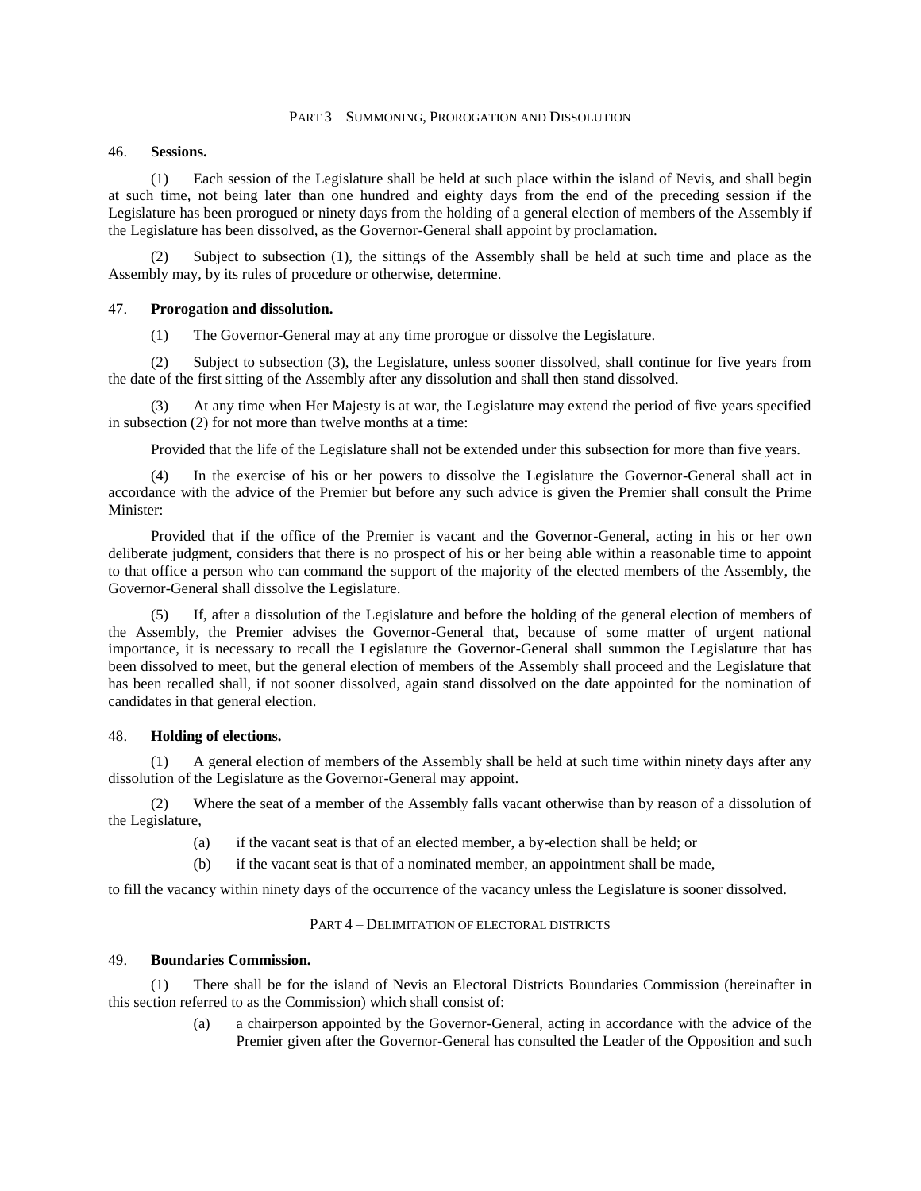PART 3 – SUMMONING, PROROGATION AND DISSOLUTION

46. **Sessions.**

(1) Each session of the Legislature shall be held at such place within the island of Nevis, and shall begin at such time, not being later than one hundred and eighty days from the end of the preceding session if the Legislature has been prorogued or ninety days from the holding of a general election of members of the Assembly if the Legislature has been dissolved, as the Governor-General shall appoint by proclamation.

(2) Subject to subsection (1), the sittings of the Assembly shall be held at such time and place as the Assembly may, by its rules of procedure or otherwise, determine.

47. **Prorogation and dissolution.**

(1) The Governor-General may at any time prorogue or dissolve the Legislature.

(2) Subject to subsection (3), the Legislature, unless sooner dissolved, shall continue for five years from the date of the first sitting of the Assembly after any dissolution and shall then stand dissolved.

(3) At any time when Her Majesty is at war, the Legislature may extend the period of five years specified in subsection (2) for not more than twelve months at a time:

Provided that the life of the Legislature shall not be extended under this subsection for more than five years.

(4) In the exercise of his or her powers to dissolve the Legislature the Governor-General shall act in accordance with the advice of the Premier but before any such advice is given the Premier shall consult the Prime Minister:

Provided that if the office of the Premier is vacant and the Governor-General, acting in his or her own deliberate judgment, considers that there is no prospect of his or her being able within a reasonable time to appoint to that office a person who can command the support of the majority of the elected members of the Assembly, the Governor-General shall dissolve the Legislature.

(5) If, after a dissolution of the Legislature and before the holding of the general election of members of the Assembly, the Premier advises the Governor-General that, because of some matter of urgent national importance, it is necessary to recall the Legislature the Governor-General shall summon the Legislature that has been dissolved to meet, but the general election of members of the Assembly shall proceed and the Legislature that has been recalled shall, if not sooner dissolved, again stand dissolved on the date appointed for the nomination of candidates in that general election.

48. **Holding of elections.**

(1) A general election of members of the Assembly shall be held at such time within ninety days after any dissolution of the Legislature as the Governor-General may appoint.

(2) Where the seat of a member of the Assembly falls vacant otherwise than by reason of a dissolution of the Legislature,

(a) if the vacant seat is that of an elected member, a by-election shall be held; or

(b) if the vacant seat is that of a nominated member, an appointment shall be made,

to fill the vacancy within ninety days of the occurrence of the vacancy unless the Legislature is sooner dissolved.

PART 4 – DELIMITATION OF ELECTORAL DISTRICTS

49. **Boundaries Commission.**

(1) There shall be for the island of Nevis an Electoral Districts Boundaries Commission (hereinafter in this section referred to as the Commission) which shall consist of:

(a) a chairperson appointed by the Governor-General, acting in accordance with the advice of the Premier given after the Governor-General has consulted the Leader of the Opposition and such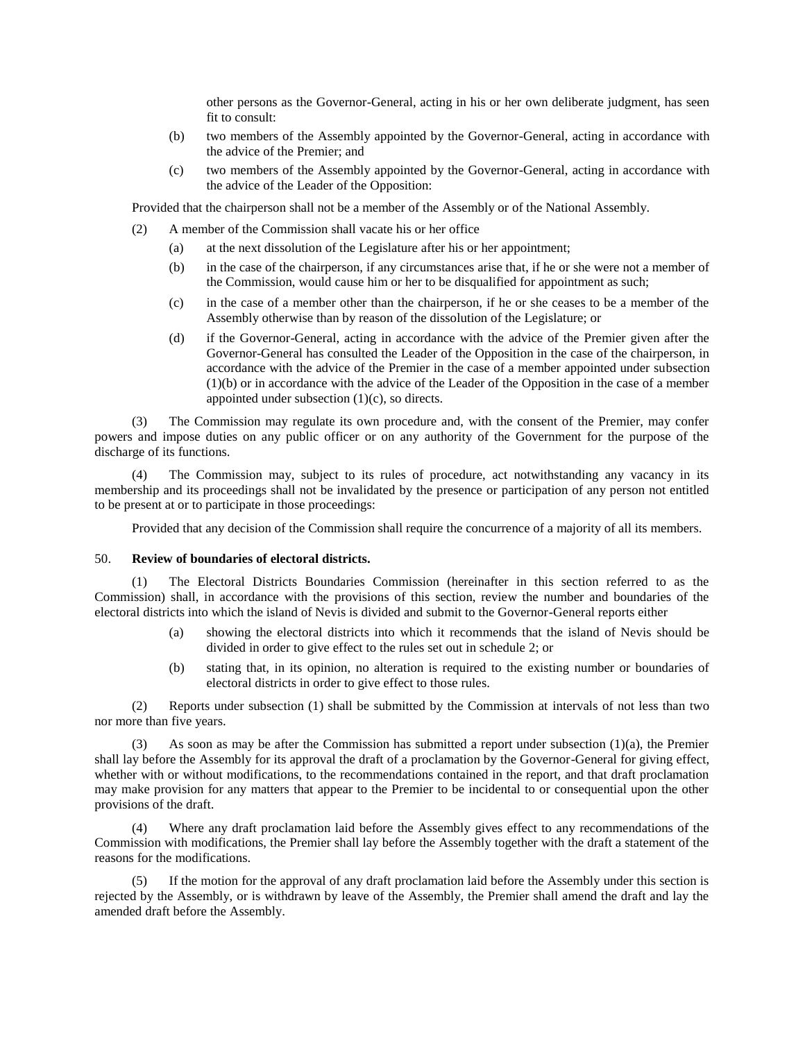other persons as the Governor-General, acting in his or her own deliberate judgment, has seen fit to consult:

(b) two members of the Assembly appointed by the Governor-General, acting in accordance with the advice of the Premier; and

(c) two members of the Assembly appointed by the Governor-General, acting in accordance with the advice of the Leader of the Opposition:

Provided that the chairperson shall not be a member of the Assembly or of the National Assembly.

(2) A member of the Commission shall vacate his or her office

(a) at the next dissolution of the Legislature after his or her appointment;

(b) in the case of the chairperson, if any circumstances arise that, if he or she were not a member of the Commission, would cause him or her to be disqualified for appointment as such;

(c) in the case of a member other than the chairperson, if he or she ceases to be a member of the Assembly otherwise than by reason of the dissolution of the Legislature; or

(d) if the Governor-General, acting in accordance with the advice of the Premier given after the Governor-General has consulted the Leader of the Opposition in the case of the chairperson, in accordance with the advice of the Premier in the case of a member appointed under subsection (1)(b) or in accordance with the advice of the Leader of the Opposition in the case of a member appointed under subsection (1)(c), so directs.

(3) The Commission may regulate its own procedure and, with the consent of the Premier, may confer powers and impose duties on any public officer or on any authority of the Government for the purpose of the discharge of its functions.

(4) The Commission may, subject to its rules of procedure, act notwithstanding any vacancy in its membership and its proceedings shall not be invalidated by the presence or participation of any person not entitled to be present at or to participate in those proceedings:

Provided that any decision of the Commission shall require the concurrence of a majority of all its members.

50. **Review of boundaries of electoral districts.**

(1) The Electoral Districts Boundaries Commission (hereinafter in this section referred to as the Commission) shall, in accordance with the provisions of this section, review the number and boundaries of the electoral districts into which the island of Nevis is divided and submit to the Governor-General reports either

(a) showing the electoral districts into which it recommends that the island of Nevis should be divided in order to give effect to the rules set out in schedule 2; or

(b) stating that, in its opinion, no alteration is required to the existing number or boundaries of electoral districts in order to give effect to those rules.

(2) Reports under subsection (1) shall be submitted by the Commission at intervals of not less than two nor more than five years.

(3) As soon as may be after the Commission has submitted a report under subsection (1)(a), the Premier shall lay before the Assembly for its approval the draft of a proclamation by the Governor-General for giving effect, whether with or without modifications, to the recommendations contained in the report, and that draft proclamation may make provision for any matters that appear to the Premier to be incidental to or consequential upon the other provisions of the draft.

(4) Where any draft proclamation laid before the Assembly gives effect to any recommendations of the Commission with modifications, the Premier shall lay before the Assembly together with the draft a statement of the reasons for the modifications.

(5) If the motion for the approval of any draft proclamation laid before the Assembly under this section is rejected by the Assembly, or is withdrawn by leave of the Assembly, the Premier shall amend the draft and lay the amended draft before the Assembly.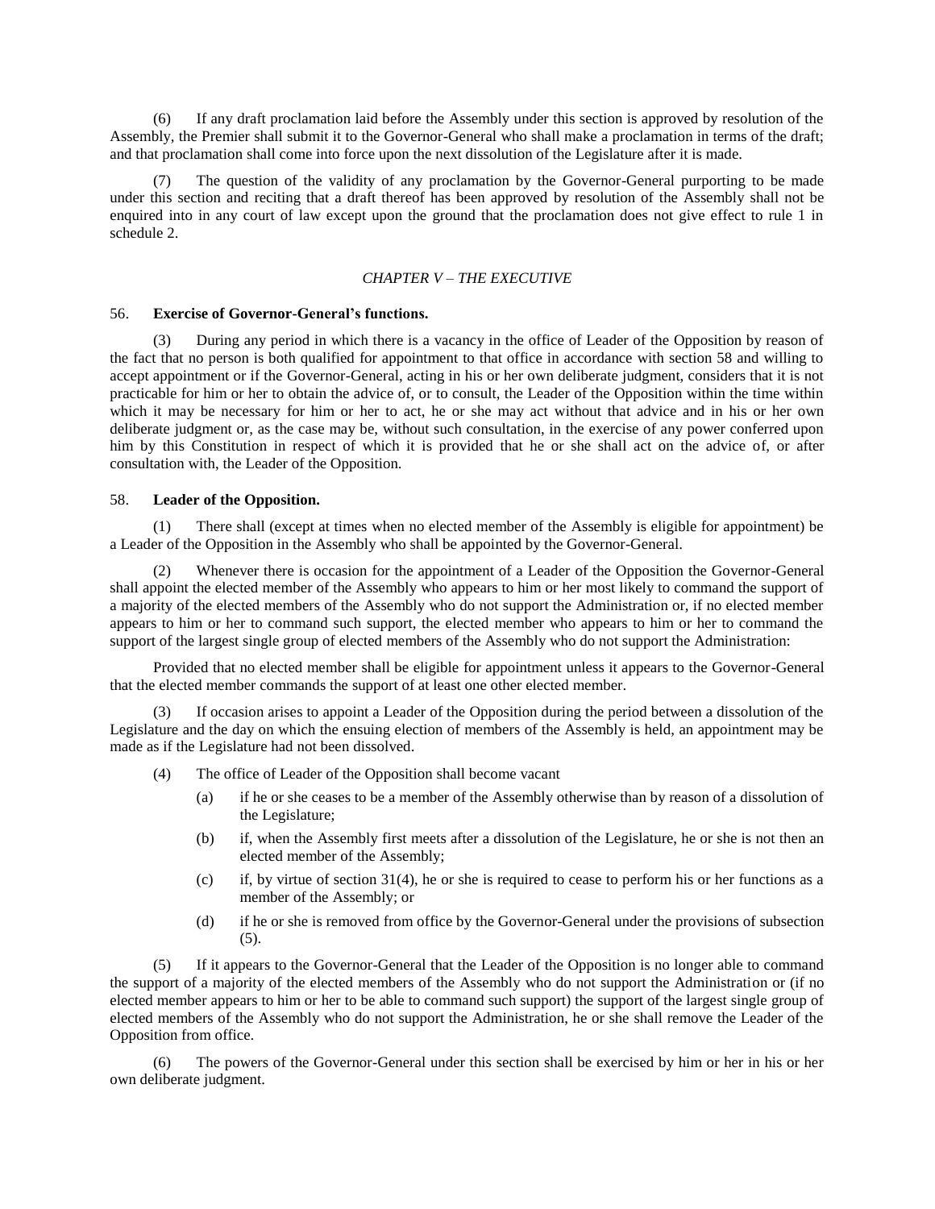(6) If any draft proclamation laid before the Assembly under this section is approved by resolution of the Assembly, the Premier shall submit it to the Governor-General who shall make a proclamation in terms of the draft; and that proclamation shall come into force upon the next dissolution of the Legislature after it is made.

(7) The question of the validity of any proclamation by the Governor-General purporting to be made under this section and reciting that a draft thereof has been approved by resolution of the Assembly shall not be enquired into in any court of law except upon the ground that the proclamation does not give effect to rule 1 in schedule 2.

*CHAPTER V – THE EXECUTIVE*

56. **Exercise of Governor-General's functions.**

(3) During any period in which there is a vacancy in the office of Leader of the Opposition by reason of the fact that no person is both qualified for appointment to that office in accordance with section 58 and willing to accept appointment or if the Governor-General, acting in his or her own deliberate judgment, considers that it is not practicable for him or her to obtain the advice of, or to consult, the Leader of the Opposition within the time within which it may be necessary for him or her to act, he or she may act without that advice and in his or her own deliberate judgment or, as the case may be, without such consultation, in the exercise of any power conferred upon him by this Constitution in respect of which it is provided that he or she shall act on the advice of, or after consultation with, the Leader of the Opposition.

58. **Leader of the Opposition.**

(1) There shall (except at times when no elected member of the Assembly is eligible for appointment) be a Leader of the Opposition in the Assembly who shall be appointed by the Governor-General.

(2) Whenever there is occasion for the appointment of a Leader of the Opposition the Governor-General shall appoint the elected member of the Assembly who appears to him or her most likely to command the support of a majority of the elected members of the Assembly who do not support the Administration or, if no elected member appears to him or her to command such support, the elected member who appears to him or her to command the support of the largest single group of elected members of the Assembly who do not support the Administration:

Provided that no elected member shall be eligible for appointment unless it appears to the Governor-General that the elected member commands the support of at least one other elected member.

(3) If occasion arises to appoint a Leader of the Opposition during the period between a dissolution of the Legislature and the day on which the ensuing election of members of the Assembly is held, an appointment may be made as if the Legislature had not been dissolved.

(4) The office of Leader of the Opposition shall become vacant

- (a) if he or she ceases to be a member of the Assembly otherwise than by reason of a dissolution of the Legislature;
- (b) if, when the Assembly first meets after a dissolution of the Legislature, he or she is not then an elected member of the Assembly;
- (c) if, by virtue of section 31(4), he or she is required to cease to perform his or her functions as a member of the Assembly; or
- (d) if he or she is removed from office by the Governor-General under the provisions of subsection (5).

(5) If it appears to the Governor-General that the Leader of the Opposition is no longer able to command the support of a majority of the elected members of the Assembly who do not support the Administration or (if no elected member appears to him or her to be able to command such support) the support of the largest single group of elected members of the Assembly who do not support the Administration, he or she shall remove the Leader of the Opposition from office.

(6) The powers of the Governor-General under this section shall be exercised by him or her in his or her own deliberate judgment.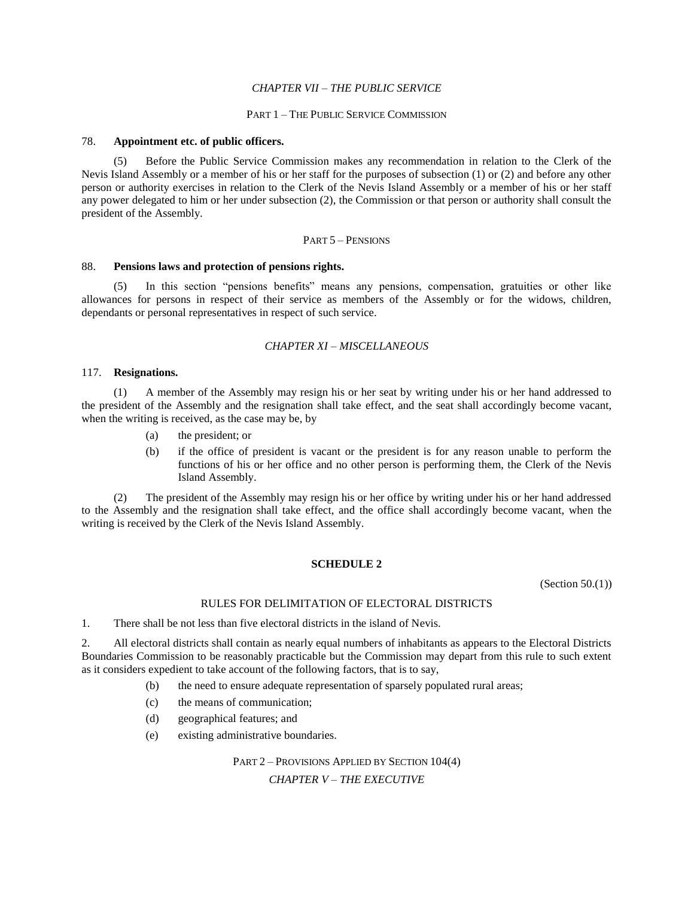*CHAPTER VII – THE PUBLIC SERVICE*

PART 1 – THE PUBLIC SERVICE COMMISSION

78. **Appointment etc. of public officers.**

(5) Before the Public Service Commission makes any recommendation in relation to the Clerk of the Nevis Island Assembly or a member of his or her staff for the purposes of subsection (1) or (2) and before any other person or authority exercises in relation to the Clerk of the Nevis Island Assembly or a member of his or her staff any power delegated to him or her under subsection (2), the Commission or that person or authority shall consult the president of the Assembly.

PART 5 – PENSIONS

88. **Pensions laws and protection of pensions rights.**

(5) In this section "pensions benefits" means any pensions, compensation, gratuities or other like allowances for persons in respect of their service as members of the Assembly or for the widows, children, dependants or personal representatives in respect of such service.

*CHAPTER XI – MISCELLANEOUS*

117. **Resignations.**

(1) A member of the Assembly may resign his or her seat by writing under his or her hand addressed to the president of the Assembly and the resignation shall take effect, and the seat shall accordingly become vacant, when the writing is received, as the case may be, by

- (a) the president; or
- (b) if the office of president is vacant or the president is for any reason unable to perform the functions of his or her office and no other person is performing them, the Clerk of the Nevis Island Assembly.

(2) The president of the Assembly may resign his or her office by writing under his or her hand addressed to the Assembly and the resignation shall take effect, and the office shall accordingly become vacant, when the writing is received by the Clerk of the Nevis Island Assembly.

**SCHEDULE 2**

(Section 50.(1))

RULES FOR DELIMITATION OF ELECTORAL DISTRICTS

1. There shall be not less than five electoral districts in the island of Nevis.

2. All electoral districts shall contain as nearly equal numbers of inhabitants as appears to the Electoral Districts Boundaries Commission to be reasonably practicable but the Commission may depart from this rule to such extent as it considers expedient to take account of the following factors, that is to say,

- (b) the need to ensure adequate representation of sparsely populated rural areas;
- (c) the means of communication;
- (d) geographical features; and
- (e) existing administrative boundaries.

PART 2 – PROVISIONS APPLIED BY SECTION 104(4)

*CHAPTER V – THE EXECUTIVE*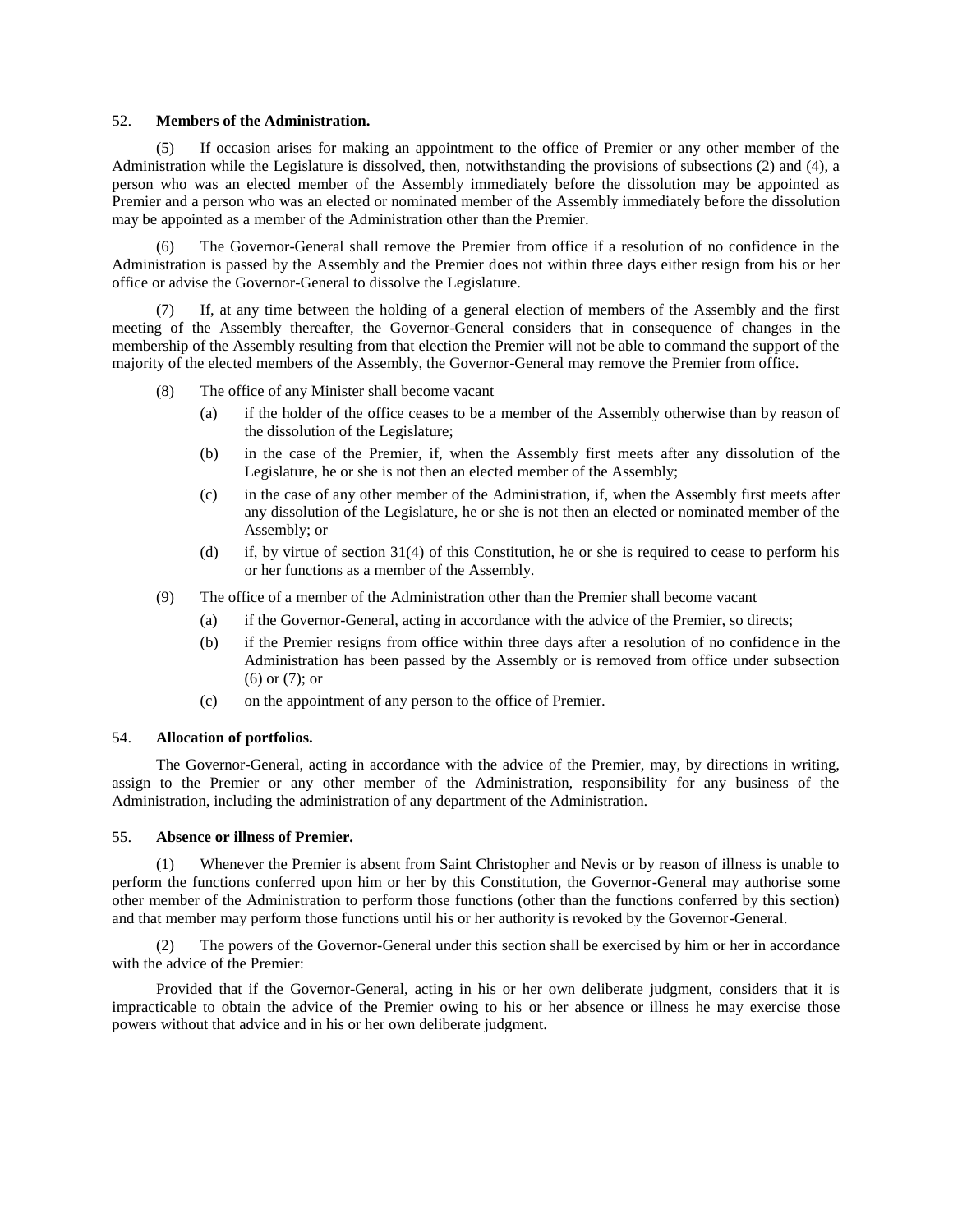52. **Members of the Administration.**

(5) If occasion arises for making an appointment to the office of Premier or any other member of the Administration while the Legislature is dissolved, then, notwithstanding the provisions of subsections (2) and (4), a person who was an elected member of the Assembly immediately before the dissolution may be appointed as Premier and a person who was an elected or nominated member of the Assembly immediately before the dissolution may be appointed as a member of the Administration other than the Premier.

(6) The Governor-General shall remove the Premier from office if a resolution of no confidence in the Administration is passed by the Assembly and the Premier does not within three days either resign from his or her office or advise the Governor-General to dissolve the Legislature.

(7) If, at any time between the holding of a general election of members of the Assembly and the first meeting of the Assembly thereafter, the Governor-General considers that in consequence of changes in the membership of the Assembly resulting from that election the Premier will not be able to command the support of the majority of the elected members of the Assembly, the Governor-General may remove the Premier from office.

(8) The office of any Minister shall become vacant

- (a) if the holder of the office ceases to be a member of the Assembly otherwise than by reason of the dissolution of the Legislature;
- (b) in the case of the Premier, if, when the Assembly first meets after any dissolution of the Legislature, he or she is not then an elected member of the Assembly;
- (c) in the case of any other member of the Administration, if, when the Assembly first meets after any dissolution of the Legislature, he or she is not then an elected or nominated member of the Assembly; or
- (d) if, by virtue of section 31(4) of this Constitution, he or she is required to cease to perform his or her functions as a member of the Assembly.

(9) The office of a member of the Administration other than the Premier shall become vacant

- (a) if the Governor-General, acting in accordance with the advice of the Premier, so directs;
- (b) if the Premier resigns from office within three days after a resolution of no confidence in the Administration has been passed by the Assembly or is removed from office under subsection (6) or (7); or
- (c) on the appointment of any person to the office of Premier.

54. **Allocation of portfolios.**

The Governor-General, acting in accordance with the advice of the Premier, may, by directions in writing, assign to the Premier or any other member of the Administration, responsibility for any business of the Administration, including the administration of any department of the Administration.

55. **Absence or illness of Premier.**

(1) Whenever the Premier is absent from Saint Christopher and Nevis or by reason of illness is unable to perform the functions conferred upon him or her by this Constitution, the Governor-General may authorise some other member of the Administration to perform those functions (other than the functions conferred by this section) and that member may perform those functions until his or her authority is revoked by the Governor-General.

(2) The powers of the Governor-General under this section shall be exercised by him or her in accordance with the advice of the Premier:

Provided that if the Governor-General, acting in his or her own deliberate judgment, considers that it is impracticable to obtain the advice of the Premier owing to his or her absence or illness he may exercise those powers without that advice and in his or her own deliberate judgment.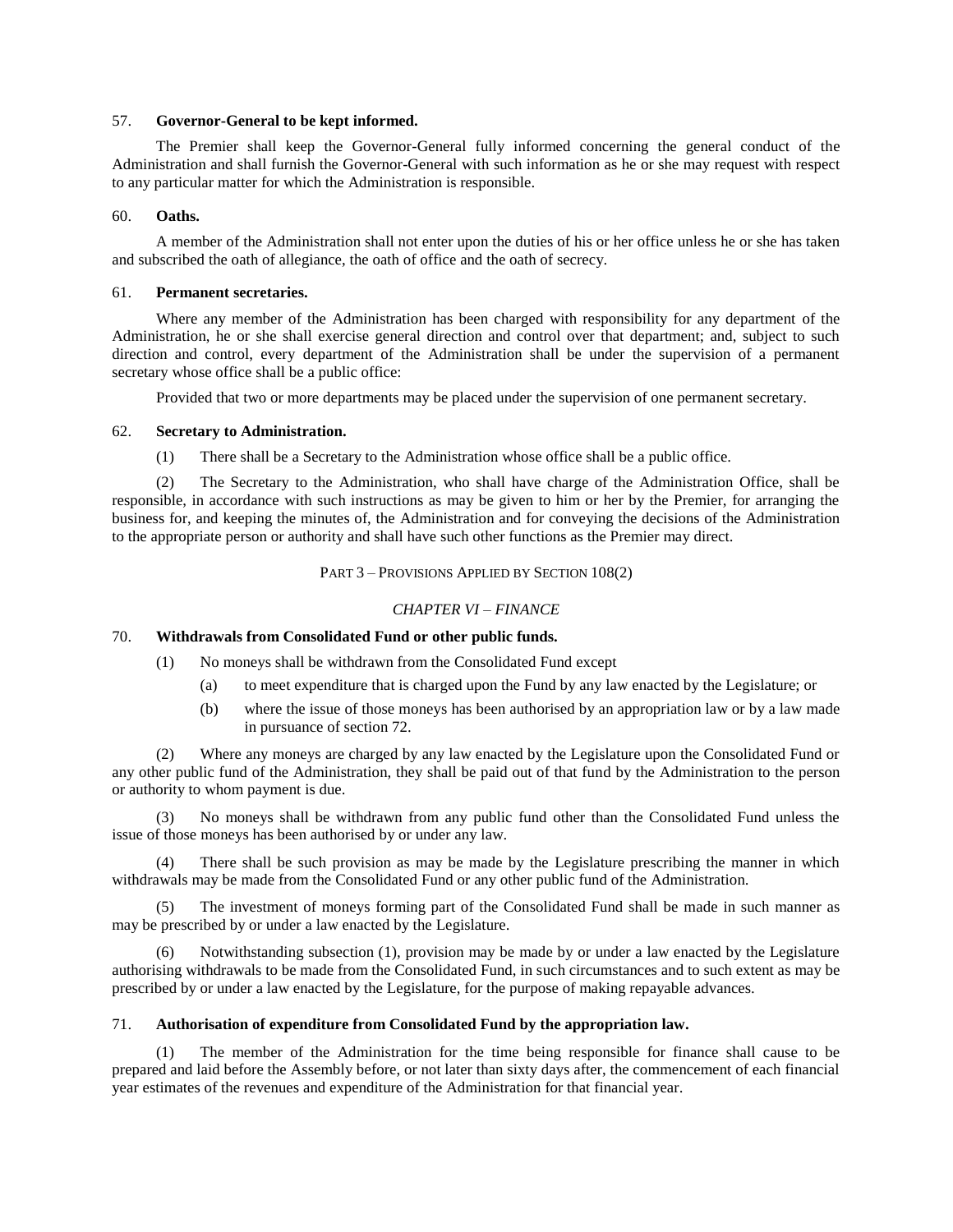### 57. **Governor-General to be kept informed.**

The Premier shall keep the Governor-General fully informed concerning the general conduct of the Administration and shall furnish the Governor-General with such information as he or she may request with respect to any particular matter for which the Administration is responsible.

### 60. **Oaths.**

A member of the Administration shall not enter upon the duties of his or her office unless he or she has taken and subscribed the oath of allegiance, the oath of office and the oath of secrecy.

### 61. **Permanent secretaries.**

Where any member of the Administration has been charged with responsibility for any department of the Administration, he or she shall exercise general direction and control over that department; and, subject to such direction and control, every department of the Administration shall be under the supervision of a permanent secretary whose office shall be a public office:

Provided that two or more departments may be placed under the supervision of one permanent secretary.

### 62. **Secretary to Administration.**

(1) There shall be a Secretary to the Administration whose office shall be a public office.

(2) The Secretary to the Administration, who shall have charge of the Administration Office, shall be responsible, in accordance with such instructions as may be given to him or her by the Premier, for arranging the business for, and keeping the minutes of, the Administration and for conveying the decisions of the Administration to the appropriate person or authority and shall have such other functions as the Premier may direct.

## PART 3 – PROVISIONS APPLIED BY SECTION 108(2)

## *CHAPTER VI – FINANCE*

### 70. **Withdrawals from Consolidated Fund or other public funds.**

(1) No moneys shall be withdrawn from the Consolidated Fund except

- (a) to meet expenditure that is charged upon the Fund by any law enacted by the Legislature; or
- (b) where the issue of those moneys has been authorised by an appropriation law or by a law made in pursuance of section 72.

(2) Where any moneys are charged by any law enacted by the Legislature upon the Consolidated Fund or any other public fund of the Administration, they shall be paid out of that fund by the Administration to the person or authority to whom payment is due.

(3) No moneys shall be withdrawn from any public fund other than the Consolidated Fund unless the issue of those moneys has been authorised by or under any law.

(4) There shall be such provision as may be made by the Legislature prescribing the manner in which withdrawals may be made from the Consolidated Fund or any other public fund of the Administration.

(5) The investment of moneys forming part of the Consolidated Fund shall be made in such manner as may be prescribed by or under a law enacted by the Legislature.

(6) Notwithstanding subsection (1), provision may be made by or under a law enacted by the Legislature authorising withdrawals to be made from the Consolidated Fund, in such circumstances and to such extent as may be prescribed by or under a law enacted by the Legislature, for the purpose of making repayable advances.

### 71. **Authorisation of expenditure from Consolidated Fund by the appropriation law.**

(1) The member of the Administration for the time being responsible for finance shall cause to be prepared and laid before the Assembly before, or not later than sixty days after, the commencement of each financial year estimates of the revenues and expenditure of the Administration for that financial year.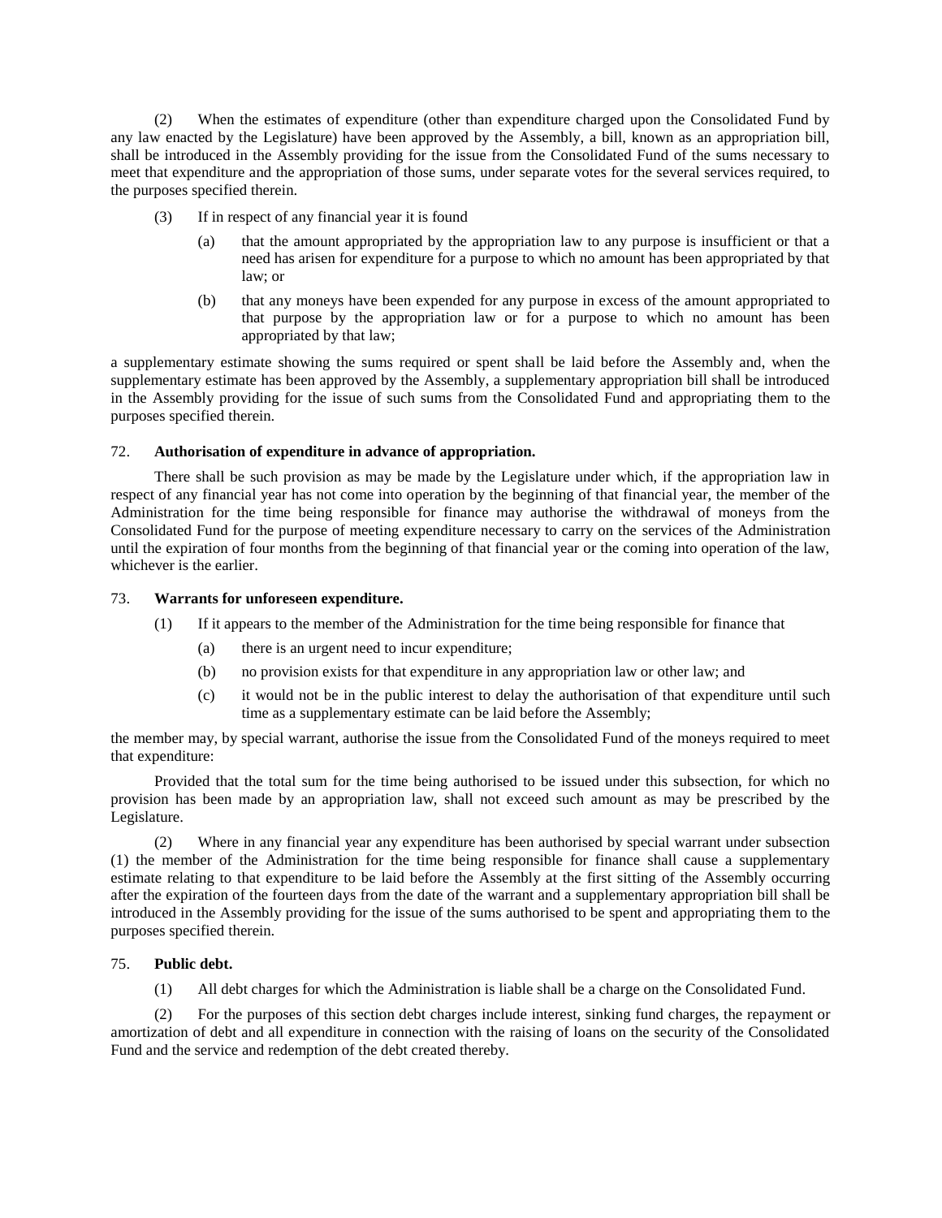(2) When the estimates of expenditure (other than expenditure charged upon the Consolidated Fund by any law enacted by the Legislature) have been approved by the Assembly, a bill, known as an appropriation bill, shall be introduced in the Assembly providing for the issue from the Consolidated Fund of the sums necessary to meet that expenditure and the appropriation of those sums, under separate votes for the several services required, to the purposes specified therein.

(3) If in respect of any financial year it is found

(a) that the amount appropriated by the appropriation law to any purpose is insufficient or that a need has arisen for expenditure for a purpose to which no amount has been appropriated by that law; or

(b) that any moneys have been expended for any purpose in excess of the amount appropriated to that purpose by the appropriation law or for a purpose to which no amount has been appropriated by that law;

a supplementary estimate showing the sums required or spent shall be laid before the Assembly and, when the supplementary estimate has been approved by the Assembly, a supplementary appropriation bill shall be introduced in the Assembly providing for the issue of such sums from the Consolidated Fund and appropriating them to the purposes specified therein.

72. **Authorisation of expenditure in advance of appropriation.**

There shall be such provision as may be made by the Legislature under which, if the appropriation law in respect of any financial year has not come into operation by the beginning of that financial year, the member of the Administration for the time being responsible for finance may authorise the withdrawal of moneys from the Consolidated Fund for the purpose of meeting expenditure necessary to carry on the services of the Administration until the expiration of four months from the beginning of that financial year or the coming into operation of the law, whichever is the earlier.

73. **Warrants for unforeseen expenditure.**

(1) If it appears to the member of the Administration for the time being responsible for finance that

(a) there is an urgent need to incur expenditure;

(b) no provision exists for that expenditure in any appropriation law or other law; and

(c) it would not be in the public interest to delay the authorisation of that expenditure until such time as a supplementary estimate can be laid before the Assembly;

the member may, by special warrant, authorise the issue from the Consolidated Fund of the moneys required to meet that expenditure:

Provided that the total sum for the time being authorised to be issued under this subsection, for which no provision has been made by an appropriation law, shall not exceed such amount as may be prescribed by the Legislature.

(2) Where in any financial year any expenditure has been authorised by special warrant under subsection (1) the member of the Administration for the time being responsible for finance shall cause a supplementary estimate relating to that expenditure to be laid before the Assembly at the first sitting of the Assembly occurring after the expiration of the fourteen days from the date of the warrant and a supplementary appropriation bill shall be introduced in the Assembly providing for the issue of the sums authorised to be spent and appropriating them to the purposes specified therein.

75. **Public debt.**

(1) All debt charges for which the Administration is liable shall be a charge on the Consolidated Fund.

(2) For the purposes of this section debt charges include interest, sinking fund charges, the repayment or amortization of debt and all expenditure in connection with the raising of loans on the security of the Consolidated Fund and the service and redemption of the debt created thereby.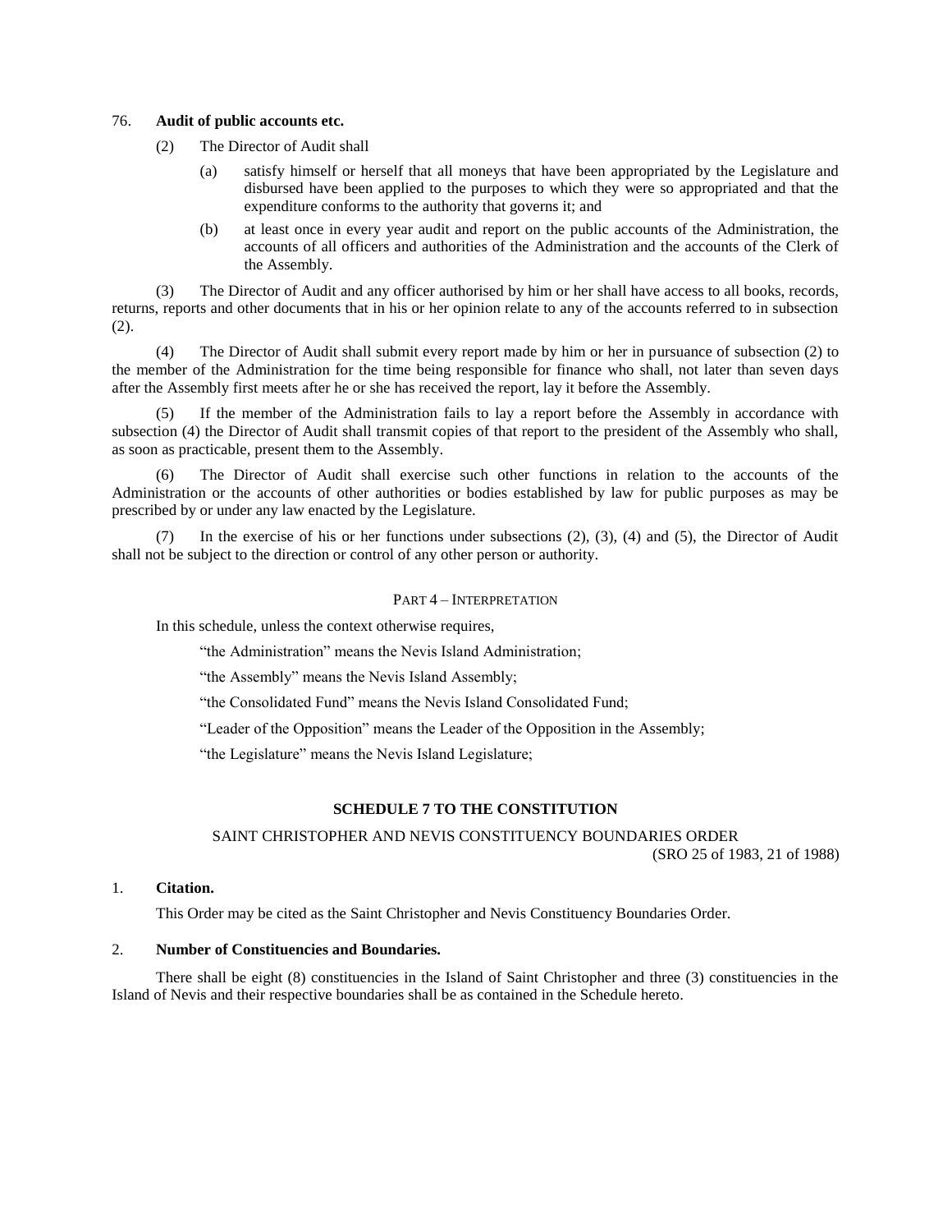76. **Audit of public accounts etc.**

(2) The Director of Audit shall

(a) satisfy himself or herself that all moneys that have been appropriated by the Legislature and disbursed have been applied to the purposes to which they were so appropriated and that the expenditure conforms to the authority that governs it; and

(b) at least once in every year audit and report on the public accounts of the Administration, the accounts of all officers and authorities of the Administration and the accounts of the Clerk of the Assembly.

(3) The Director of Audit and any officer authorised by him or her shall have access to all books, records, returns, reports and other documents that in his or her opinion relate to any of the accounts referred to in subsection (2).

(4) The Director of Audit shall submit every report made by him or her in pursuance of subsection (2) to the member of the Administration for the time being responsible for finance who shall, not later than seven days after the Assembly first meets after he or she has received the report, lay it before the Assembly.

(5) If the member of the Administration fails to lay a report before the Assembly in accordance with subsection (4) the Director of Audit shall transmit copies of that report to the president of the Assembly who shall, as soon as practicable, present them to the Assembly.

(6) The Director of Audit shall exercise such other functions in relation to the accounts of the Administration or the accounts of other authorities or bodies established by law for public purposes as may be prescribed by or under any law enacted by the Legislature.

(7) In the exercise of his or her functions under subsections (2), (3), (4) and (5), the Director of Audit shall not be subject to the direction or control of any other person or authority.

PART 4 – INTERPRETATION

In this schedule, unless the context otherwise requires,

"the Administration" means the Nevis Island Administration;

"the Assembly" means the Nevis Island Assembly;

"the Consolidated Fund" means the Nevis Island Consolidated Fund;

"Leader of the Opposition" means the Leader of the Opposition in the Assembly;

"the Legislature" means the Nevis Island Legislature;

## SCHEDULE 7 TO THE CONSTITUTION

SAINT CHRISTOPHER AND NEVIS CONSTITUENCY BOUNDARIES ORDER

(SRO 25 of 1983, 21 of 1988)

1. **Citation.**

This Order may be cited as the Saint Christopher and Nevis Constituency Boundaries Order.

2. **Number of Constituencies and Boundaries.**

There shall be eight (8) constituencies in the Island of Saint Christopher and three (3) constituencies in the Island of Nevis and their respective boundaries shall be as contained in the Schedule hereto.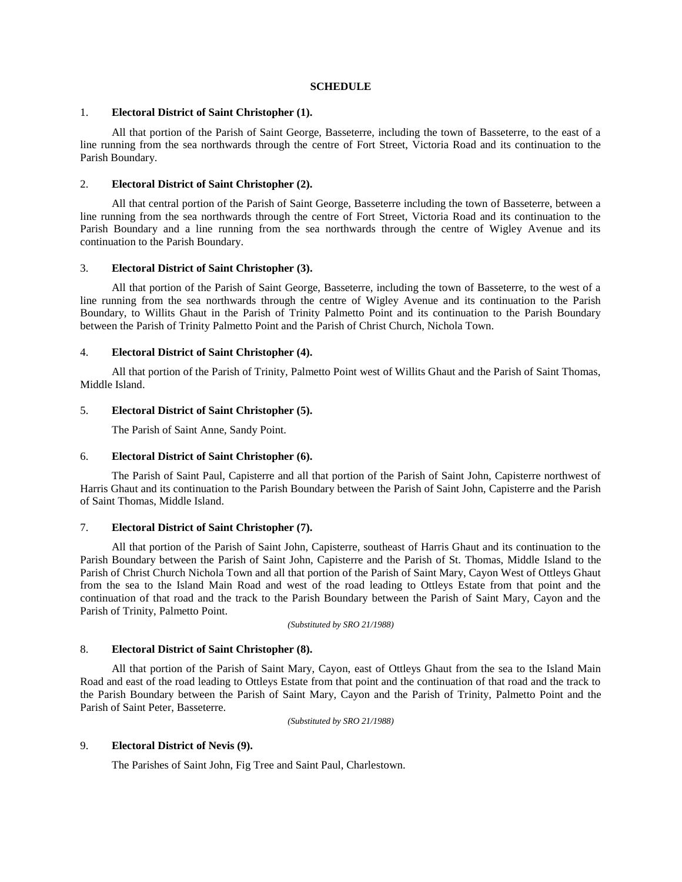## SCHEDULE

1. **Electoral District of Saint Christopher (1).**

All that portion of the Parish of Saint George, Basseterre, including the town of Basseterre, to the east of a line running from the sea northwards through the centre of Fort Street, Victoria Road and its continuation to the Parish Boundary.

2. **Electoral District of Saint Christopher (2).**

All that central portion of the Parish of Saint George, Basseterre including the town of Basseterre, between a line running from the sea northwards through the centre of Fort Street, Victoria Road and its continuation to the Parish Boundary and a line running from the sea northwards through the centre of Wigley Avenue and its continuation to the Parish Boundary.

3. **Electoral District of Saint Christopher (3).**

All that portion of the Parish of Saint George, Basseterre, including the town of Basseterre, to the west of a line running from the sea northwards through the centre of Wigley Avenue and its continuation to the Parish Boundary, to Willits Ghaut in the Parish of Trinity Palmetto Point and its continuation to the Parish Boundary between the Parish of Trinity Palmetto Point and the Parish of Christ Church, Nichola Town.

4. **Electoral District of Saint Christopher (4).**

All that portion of the Parish of Trinity, Palmetto Point west of Willits Ghaut and the Parish of Saint Thomas, Middle Island.

5. **Electoral District of Saint Christopher (5).**

The Parish of Saint Anne, Sandy Point.

6. **Electoral District of Saint Christopher (6).**

The Parish of Saint Paul, Capisterre and all that portion of the Parish of Saint John, Capisterre northwest of Harris Ghaut and its continuation to the Parish Boundary between the Parish of Saint John, Capisterre and the Parish of Saint Thomas, Middle Island.

7. **Electoral District of Saint Christopher (7).**

All that portion of the Parish of Saint John, Capisterre, southeast of Harris Ghaut and its continuation to the Parish Boundary between the Parish of Saint John, Capisterre and the Parish of St. Thomas, Middle Island to the Parish of Christ Church Nichola Town and all that portion of the Parish of Saint Mary, Cayon West of Ottleys Ghaut from the sea to the Island Main Road and west of the road leading to Ottleys Estate from that point and the continuation of that road and the track to the Parish Boundary between the Parish of Saint Mary, Cayon and the Parish of Trinity, Palmetto Point.

*(Substituted by SRO 21/1988)*

8. **Electoral District of Saint Christopher (8).**

All that portion of the Parish of Saint Mary, Cayon, east of Ottleys Ghaut from the sea to the Island Main Road and east of the road leading to Ottleys Estate from that point and the continuation of that road and the track to the Parish Boundary between the Parish of Saint Mary, Cayon and the Parish of Trinity, Palmetto Point and the Parish of Saint Peter, Basseterre.

*(Substituted by SRO 21/1988)*

9. **Electoral District of Nevis (9).**

The Parishes of Saint John, Fig Tree and Saint Paul, Charlestown.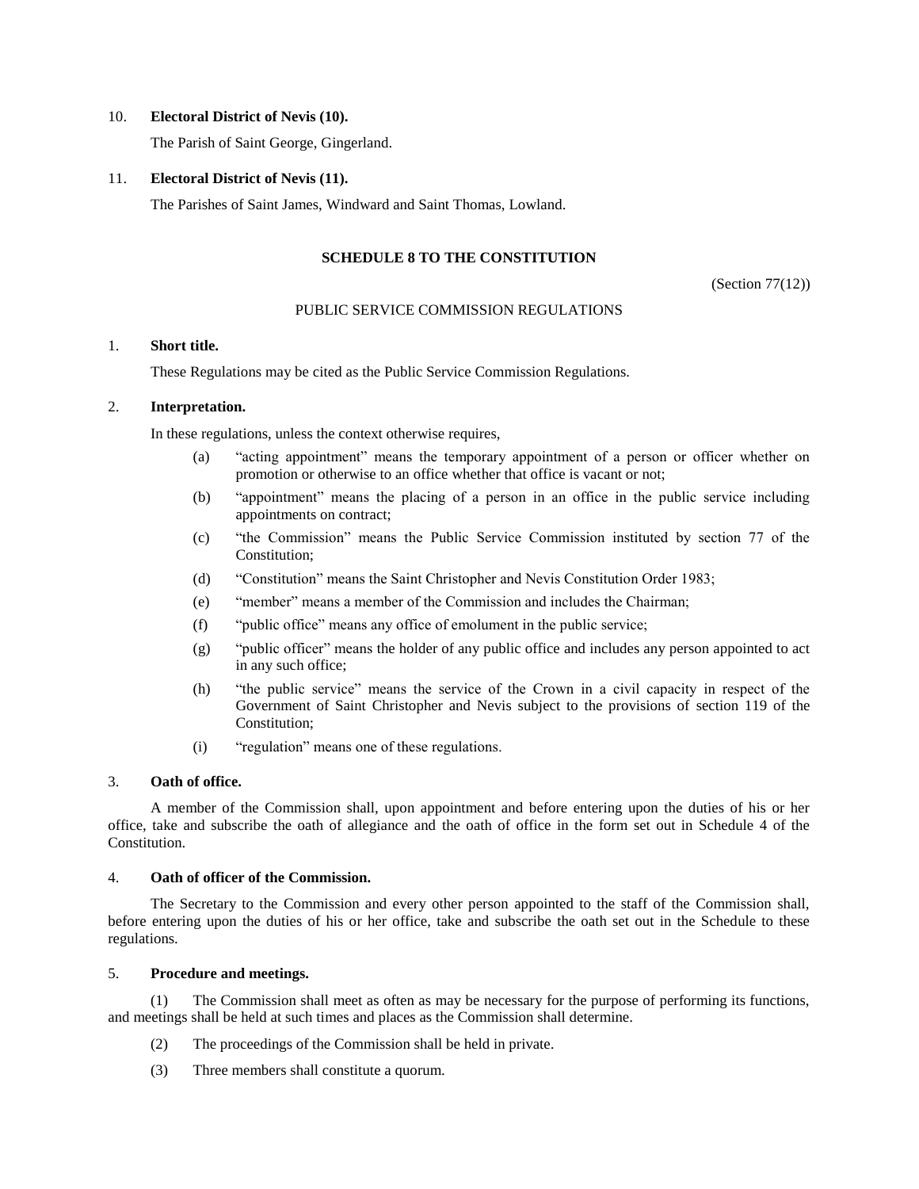10. **Electoral District of Nevis (10).**

The Parish of Saint George, Gingerland.

11. **Electoral District of Nevis (11).**

The Parishes of Saint James, Windward and Saint Thomas, Lowland.

## SCHEDULE 8 TO THE CONSTITUTION

(Section 77(12))

PUBLIC SERVICE COMMISSION REGULATIONS

1. **Short title.**

These Regulations may be cited as the Public Service Commission Regulations.

2. **Interpretation.**

In these regulations, unless the context otherwise requires,

- (a) "acting appointment" means the temporary appointment of a person or officer whether on promotion or otherwise to an office whether that office is vacant or not;
- (b) "appointment" means the placing of a person in an office in the public service including appointments on contract;
- (c) "the Commission" means the Public Service Commission instituted by section 77 of the Constitution;
- (d) "Constitution" means the Saint Christopher and Nevis Constitution Order 1983;
- (e) "member" means a member of the Commission and includes the Chairman;
- (f) "public office" means any office of emolument in the public service;
- (g) "public officer" means the holder of any public office and includes any person appointed to act in any such office;
- (h) "the public service" means the service of the Crown in a civil capacity in respect of the Government of Saint Christopher and Nevis subject to the provisions of section 119 of the Constitution;
- (i) "regulation" means one of these regulations.

3. **Oath of office.**

A member of the Commission shall, upon appointment and before entering upon the duties of his or her office, take and subscribe the oath of allegiance and the oath of office in the form set out in Schedule 4 of the Constitution.

4. **Oath of officer of the Commission.**

The Secretary to the Commission and every other person appointed to the staff of the Commission shall, before entering upon the duties of his or her office, take and subscribe the oath set out in the Schedule to these regulations.

5. **Procedure and meetings.**

(1) The Commission shall meet as often as may be necessary for the purpose of performing its functions, and meetings shall be held at such times and places as the Commission shall determine.

(2) The proceedings of the Commission shall be held in private.

(3) Three members shall constitute a quorum.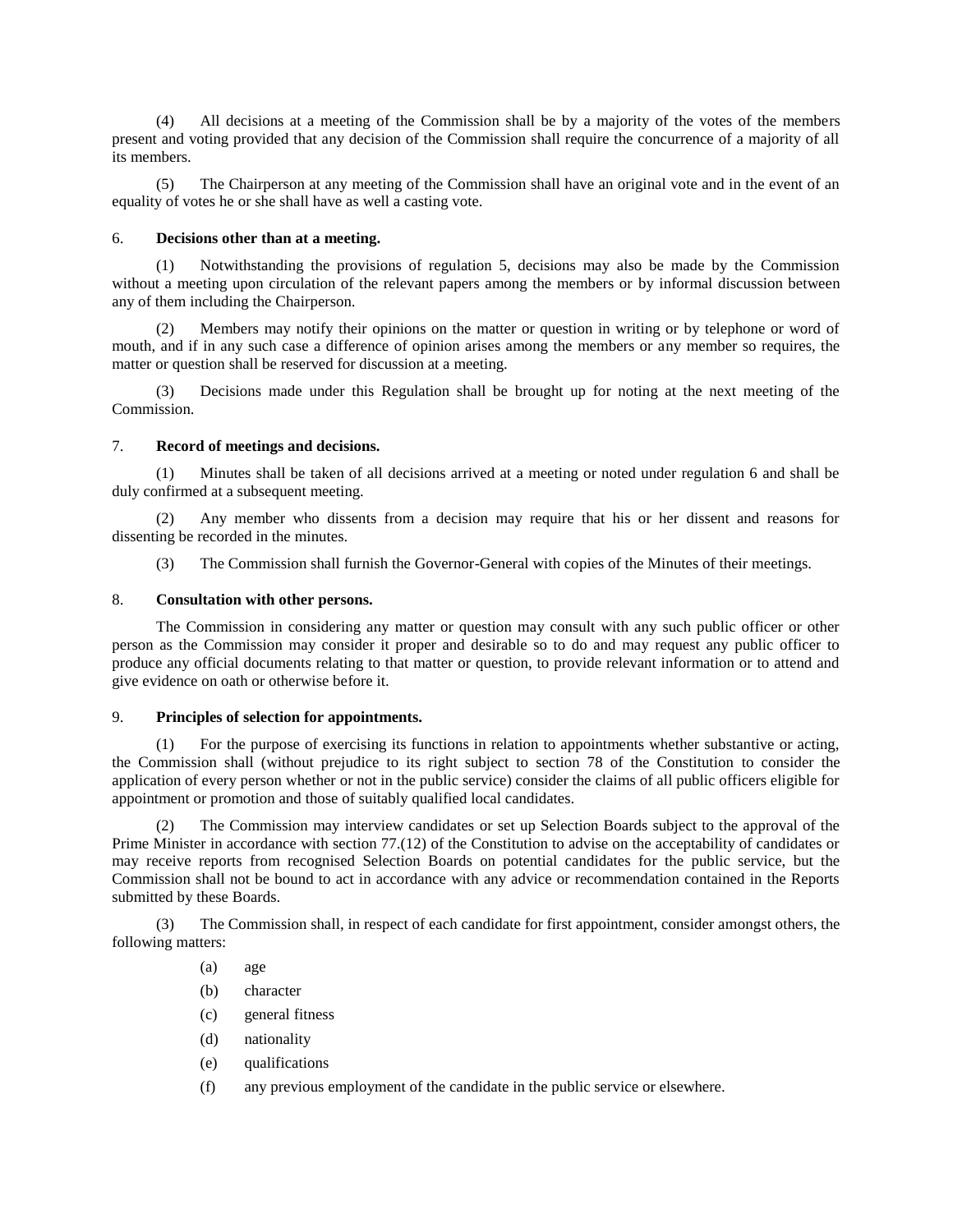(4) All decisions at a meeting of the Commission shall be by a majority of the votes of the members present and voting provided that any decision of the Commission shall require the concurrence of a majority of all its members.

(5) The Chairperson at any meeting of the Commission shall have an original vote and in the event of an equality of votes he or she shall have as well a casting vote.

6. **Decisions other than at a meeting.**

(1) Notwithstanding the provisions of regulation 5, decisions may also be made by the Commission without a meeting upon circulation of the relevant papers among the members or by informal discussion between any of them including the Chairperson.

(2) Members may notify their opinions on the matter or question in writing or by telephone or word of mouth, and if in any such case a difference of opinion arises among the members or any member so requires, the matter or question shall be reserved for discussion at a meeting.

(3) Decisions made under this Regulation shall be brought up for noting at the next meeting of the Commission.

7. **Record of meetings and decisions.**

(1) Minutes shall be taken of all decisions arrived at a meeting or noted under regulation 6 and shall be duly confirmed at a subsequent meeting.

(2) Any member who dissents from a decision may require that his or her dissent and reasons for dissenting be recorded in the minutes.

(3) The Commission shall furnish the Governor-General with copies of the Minutes of their meetings.

8. **Consultation with other persons.**

The Commission in considering any matter or question may consult with any such public officer or other person as the Commission may consider it proper and desirable so to do and may request any public officer to produce any official documents relating to that matter or question, to provide relevant information or to attend and give evidence on oath or otherwise before it.

9. **Principles of selection for appointments.**

(1) For the purpose of exercising its functions in relation to appointments whether substantive or acting, the Commission shall (without prejudice to its right subject to section 78 of the Constitution to consider the application of every person whether or not in the public service) consider the claims of all public officers eligible for appointment or promotion and those of suitably qualified local candidates.

(2) The Commission may interview candidates or set up Selection Boards subject to the approval of the Prime Minister in accordance with section 77.(12) of the Constitution to advise on the acceptability of candidates or may receive reports from recognised Selection Boards on potential candidates for the public service, but the Commission shall not be bound to act in accordance with any advice or recommendation contained in the Reports submitted by these Boards.

(3) The Commission shall, in respect of each candidate for first appointment, consider amongst others, the following matters:

(a) age

(b) character

(c) general fitness

(d) nationality

(e) qualifications

(f) any previous employment of the candidate in the public service or elsewhere.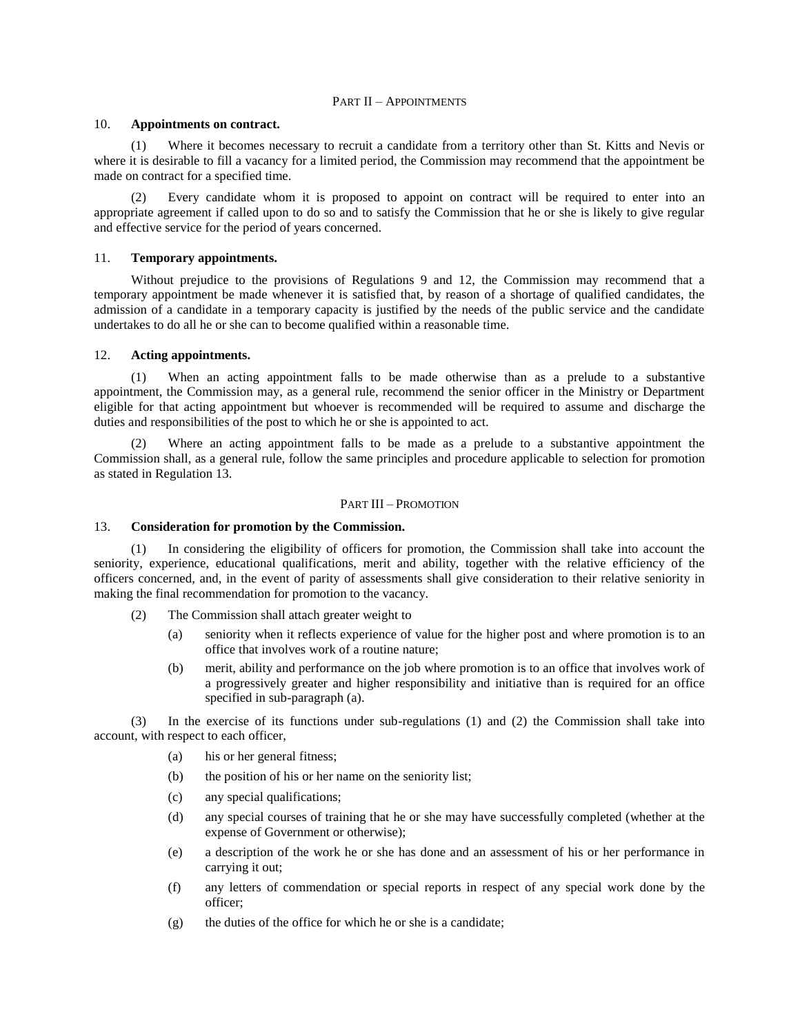## Part II – Appointments

**10. Appointments on contract.**

(1) Where it becomes necessary to recruit a candidate from a territory other than St. Kitts and Nevis or where it is desirable to fill a vacancy for a limited period, the Commission may recommend that the appointment be made on contract for a specified time.

(2) Every candidate whom it is proposed to appoint on contract will be required to enter into an appropriate agreement if called upon to do so and to satisfy the Commission that he or she is likely to give regular and effective service for the period of years concerned.

**11. Temporary appointments.**

Without prejudice to the provisions of Regulations 9 and 12, the Commission may recommend that a temporary appointment be made whenever it is satisfied that, by reason of a shortage of qualified candidates, the admission of a candidate in a temporary capacity is justified by the needs of the public service and the candidate undertakes to do all he or she can to become qualified within a reasonable time.

**12. Acting appointments.**

(1) When an acting appointment falls to be made otherwise than as a prelude to a substantive appointment, the Commission may, as a general rule, recommend the senior officer in the Ministry or Department eligible for that acting appointment but whoever is recommended will be required to assume and discharge the duties and responsibilities of the post to which he or she is appointed to act.

(2) Where an acting appointment falls to be made as a prelude to a substantive appointment the Commission shall, as a general rule, follow the same principles and procedure applicable to selection for promotion as stated in Regulation 13.

## Part III – Promotion

**13. Consideration for promotion by the Commission.**

(1) In considering the eligibility of officers for promotion, the Commission shall take into account the seniority, experience, educational qualifications, merit and ability, together with the relative efficiency of the officers concerned, and, in the event of parity of assessments shall give consideration to their relative seniority in making the final recommendation for promotion to the vacancy.

(2) The Commission shall attach greater weight to

- (a) seniority when it reflects experience of value for the higher post and where promotion is to an office that involves work of a routine nature;
- (b) merit, ability and performance on the job where promotion is to an office that involves work of a progressively greater and higher responsibility and initiative than is required for an office specified in sub-paragraph (a).

(3) In the exercise of its functions under sub-regulations (1) and (2) the Commission shall take into account, with respect to each officer,

- (a) his or her general fitness;
- (b) the position of his or her name on the seniority list;
- (c) any special qualifications;
- (d) any special courses of training that he or she may have successfully completed (whether at the expense of Government or otherwise);
- (e) a description of the work he or she has done and an assessment of his or her performance in carrying it out;
- (f) any letters of commendation or special reports in respect of any special work done by the officer;
- (g) the duties of the office for which he or she is a candidate;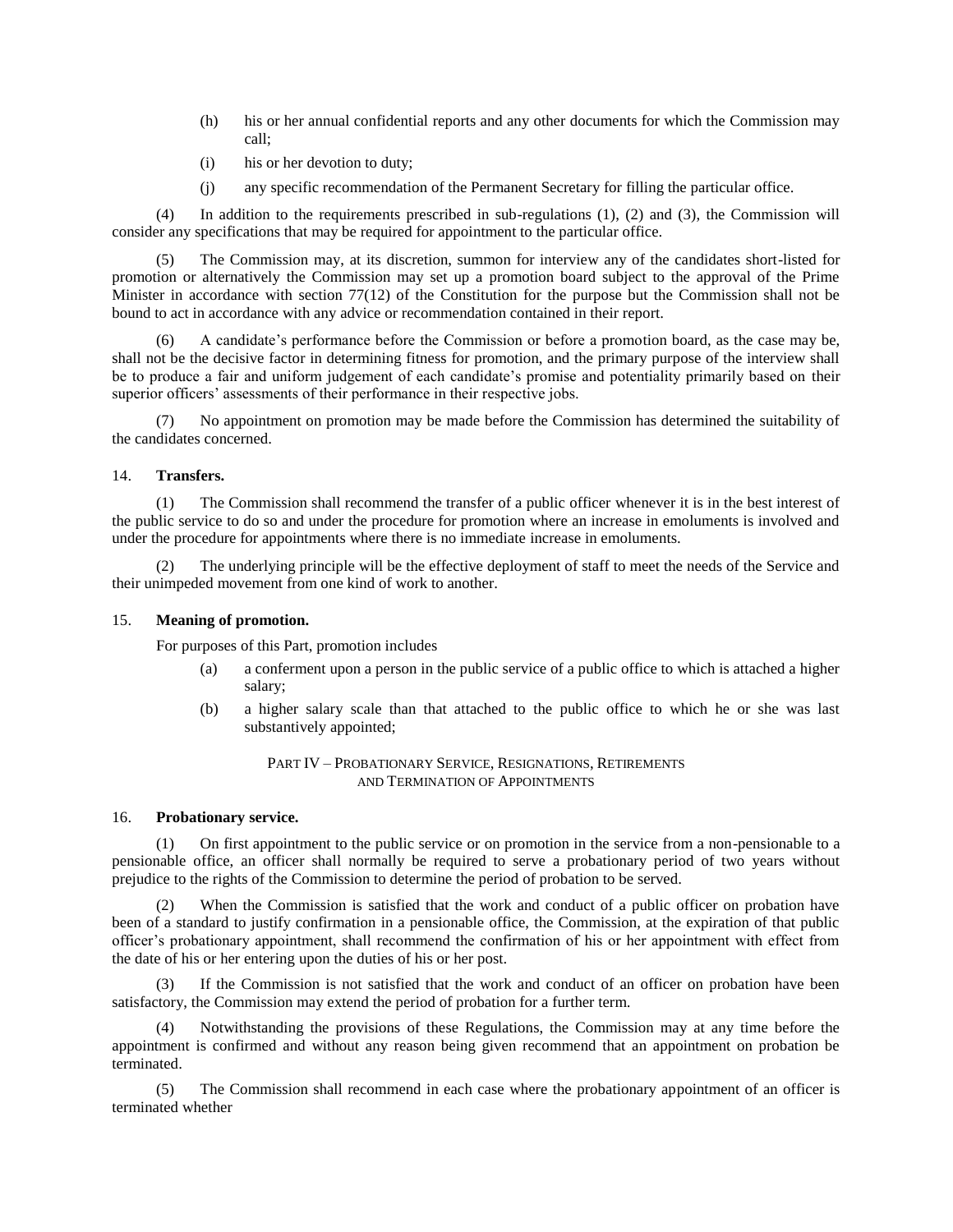(h) his or her annual confidential reports and any other documents for which the Commission may call;

(i) his or her devotion to duty;

(j) any specific recommendation of the Permanent Secretary for filling the particular office.

(4) In addition to the requirements prescribed in sub-regulations (1), (2) and (3), the Commission will consider any specifications that may be required for appointment to the particular office.

(5) The Commission may, at its discretion, summon for interview any of the candidates short-listed for promotion or alternatively the Commission may set up a promotion board subject to the approval of the Prime Minister in accordance with section 77(12) of the Constitution for the purpose but the Commission shall not be bound to act in accordance with any advice or recommendation contained in their report.

(6) A candidate's performance before the Commission or before a promotion board, as the case may be, shall not be the decisive factor in determining fitness for promotion, and the primary purpose of the interview shall be to produce a fair and uniform judgement of each candidate's promise and potentiality primarily based on their superior officers' assessments of their performance in their respective jobs.

(7) No appointment on promotion may be made before the Commission has determined the suitability of the candidates concerned.

14. **Transfers.**

(1) The Commission shall recommend the transfer of a public officer whenever it is in the best interest of the public service to do so and under the procedure for promotion where an increase in emoluments is involved and under the procedure for appointments where there is no immediate increase in emoluments.

(2) The underlying principle will be the effective deployment of staff to meet the needs of the Service and their unimpeded movement from one kind of work to another.

15. **Meaning of promotion.**

For purposes of this Part, promotion includes

(a) a conferment upon a person in the public service of a public office to which is attached a higher salary;

(b) a higher salary scale than that attached to the public office to which he or she was last substantively appointed;

## PART IV – PROBATIONARY SERVICE, RESIGNATIONS, RETIREMENTS AND TERMINATION OF APPOINTMENTS

16. **Probationary service.**

(1) On first appointment to the public service or on promotion in the service from a non-pensionable to a pensionable office, an officer shall normally be required to serve a probationary period of two years without prejudice to the rights of the Commission to determine the period of probation to be served.

(2) When the Commission is satisfied that the work and conduct of a public officer on probation have been of a standard to justify confirmation in a pensionable office, the Commission, at the expiration of that public officer's probationary appointment, shall recommend the confirmation of his or her appointment with effect from the date of his or her entering upon the duties of his or her post.

(3) If the Commission is not satisfied that the work and conduct of an officer on probation have been satisfactory, the Commission may extend the period of probation for a further term.

(4) Notwithstanding the provisions of these Regulations, the Commission may at any time before the appointment is confirmed and without any reason being given recommend that an appointment on probation be terminated.

(5) The Commission shall recommend in each case where the probationary appointment of an officer is terminated whether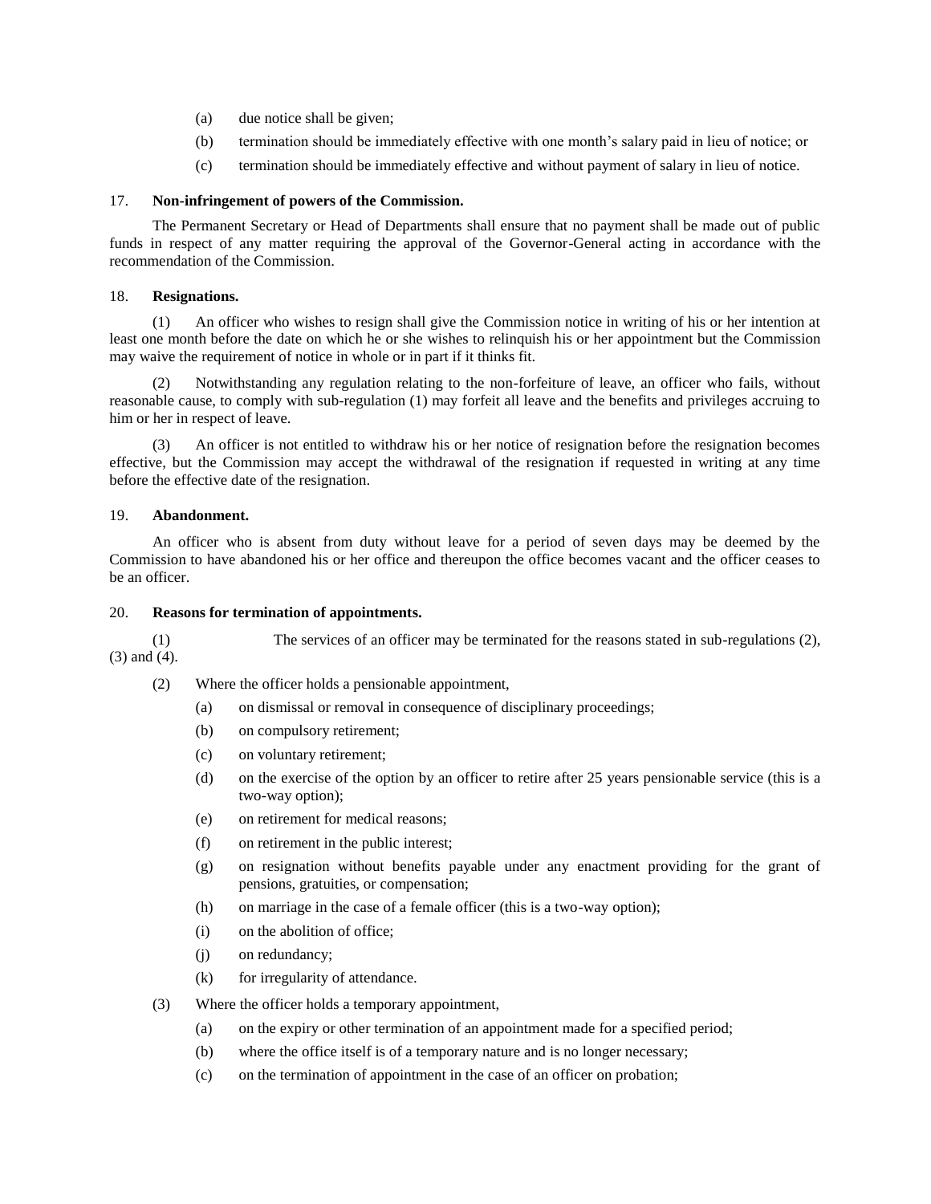(a) due notice shall be given;

(b) termination should be immediately effective with one month's salary paid in lieu of notice; or

(c) termination should be immediately effective and without payment of salary in lieu of notice.

17. **Non-infringement of powers of the Commission.**

The Permanent Secretary or Head of Departments shall ensure that no payment shall be made out of public funds in respect of any matter requiring the approval of the Governor-General acting in accordance with the recommendation of the Commission.

18. **Resignations.**

(1) An officer who wishes to resign shall give the Commission notice in writing of his or her intention at least one month before the date on which he or she wishes to relinquish his or her appointment but the Commission may waive the requirement of notice in whole or in part if it thinks fit.

(2) Notwithstanding any regulation relating to the non-forfeiture of leave, an officer who fails, without reasonable cause, to comply with sub-regulation (1) may forfeit all leave and the benefits and privileges accruing to him or her in respect of leave.

(3) An officer is not entitled to withdraw his or her notice of resignation before the resignation becomes effective, but the Commission may accept the withdrawal of the resignation if requested in writing at any time before the effective date of the resignation.

19. **Abandonment.**

An officer who is absent from duty without leave for a period of seven days may be deemed by the Commission to have abandoned his or her office and thereupon the office becomes vacant and the officer ceases to be an officer.

20. **Reasons for termination of appointments.**

(1) The services of an officer may be terminated for the reasons stated in sub-regulations (2), (3) and (4).

(2) Where the officer holds a pensionable appointment,

(a) on dismissal or removal in consequence of disciplinary proceedings;

(b) on compulsory retirement;

(c) on voluntary retirement;

(d) on the exercise of the option by an officer to retire after 25 years pensionable service (this is a two-way option);

(e) on retirement for medical reasons;

(f) on retirement in the public interest;

(g) on resignation without benefits payable under any enactment providing for the grant of pensions, gratuities, or compensation;

(h) on marriage in the case of a female officer (this is a two-way option);

(i) on the abolition of office;

(j) on redundancy;

(k) for irregularity of attendance.

(3) Where the officer holds a temporary appointment,

(a) on the expiry or other termination of an appointment made for a specified period;

(b) where the office itself is of a temporary nature and is no longer necessary;

(c) on the termination of appointment in the case of an officer on probation;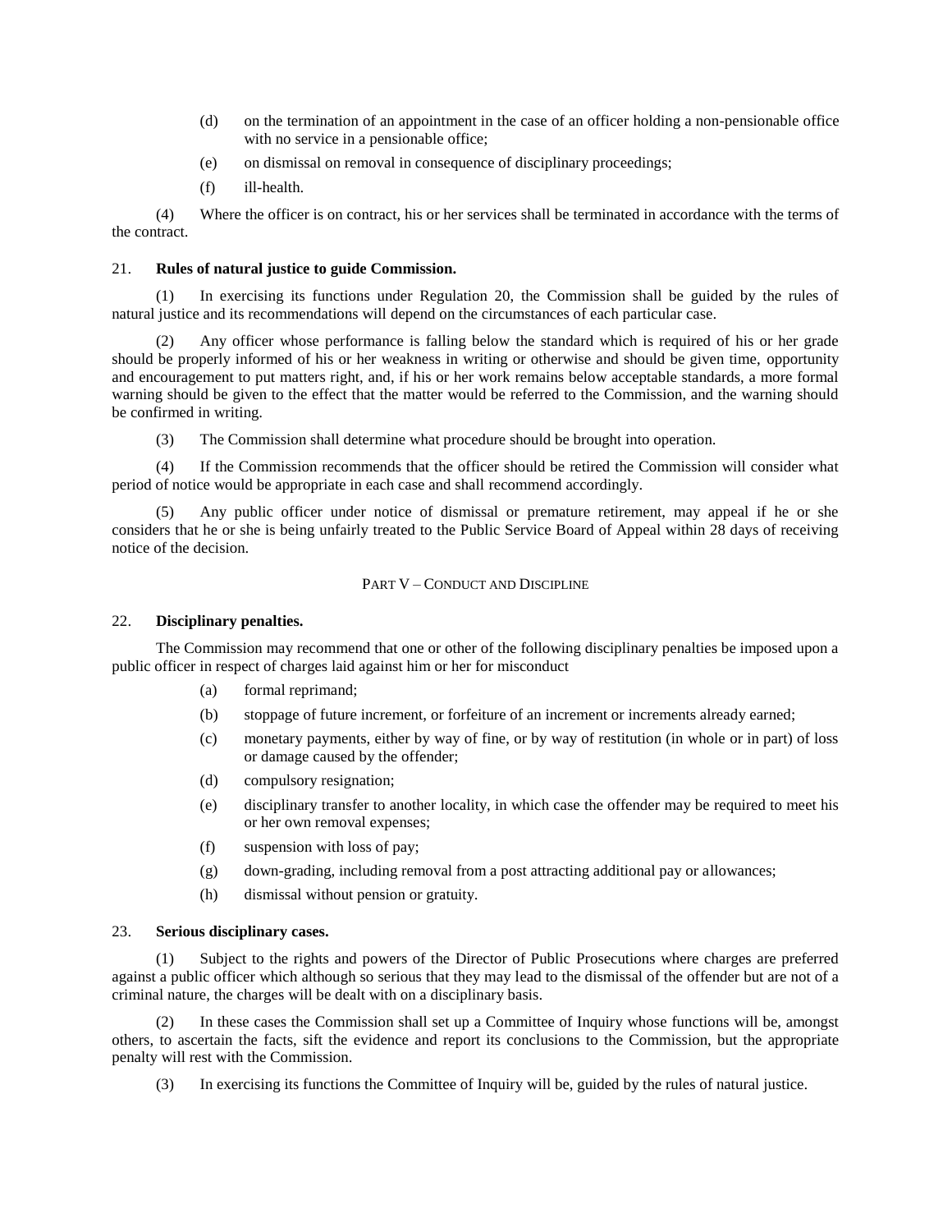(d) on the termination of an appointment in the case of an officer holding a non-pensionable office with no service in a pensionable office;

(e) on dismissal on removal in consequence of disciplinary proceedings;

(f) ill-health.

(4) Where the officer is on contract, his or her services shall be terminated in accordance with the terms of the contract.

21. **Rules of natural justice to guide Commission.**

(1) In exercising its functions under Regulation 20, the Commission shall be guided by the rules of natural justice and its recommendations will depend on the circumstances of each particular case.

(2) Any officer whose performance is falling below the standard which is required of his or her grade should be properly informed of his or her weakness in writing or otherwise and should be given time, opportunity and encouragement to put matters right, and, if his or her work remains below acceptable standards, a more formal warning should be given to the effect that the matter would be referred to the Commission, and the warning should be confirmed in writing.

(3) The Commission shall determine what procedure should be brought into operation.

(4) If the Commission recommends that the officer should be retired the Commission will consider what period of notice would be appropriate in each case and shall recommend accordingly.

(5) Any public officer under notice of dismissal or premature retirement, may appeal if he or she considers that he or she is being unfairly treated to the Public Service Board of Appeal within 28 days of receiving notice of the decision.

## PART V – CONDUCT AND DISCIPLINE

22. **Disciplinary penalties.**

The Commission may recommend that one or other of the following disciplinary penalties be imposed upon a public officer in respect of charges laid against him or her for misconduct

(a) formal reprimand;

(b) stoppage of future increment, or forfeiture of an increment or increments already earned;

(c) monetary payments, either by way of fine, or by way of restitution (in whole or in part) of loss or damage caused by the offender;

(d) compulsory resignation;

(e) disciplinary transfer to another locality, in which case the offender may be required to meet his or her own removal expenses;

(f) suspension with loss of pay;

(g) down-grading, including removal from a post attracting additional pay or allowances;

(h) dismissal without pension or gratuity.

23. **Serious disciplinary cases.**

(1) Subject to the rights and powers of the Director of Public Prosecutions where charges are preferred against a public officer which although so serious that they may lead to the dismissal of the offender but are not of a criminal nature, the charges will be dealt with on a disciplinary basis.

(2) In these cases the Commission shall set up a Committee of Inquiry whose functions will be, amongst others, to ascertain the facts, sift the evidence and report its conclusions to the Commission, but the appropriate penalty will rest with the Commission.

(3) In exercising its functions the Committee of Inquiry will be, guided by the rules of natural justice.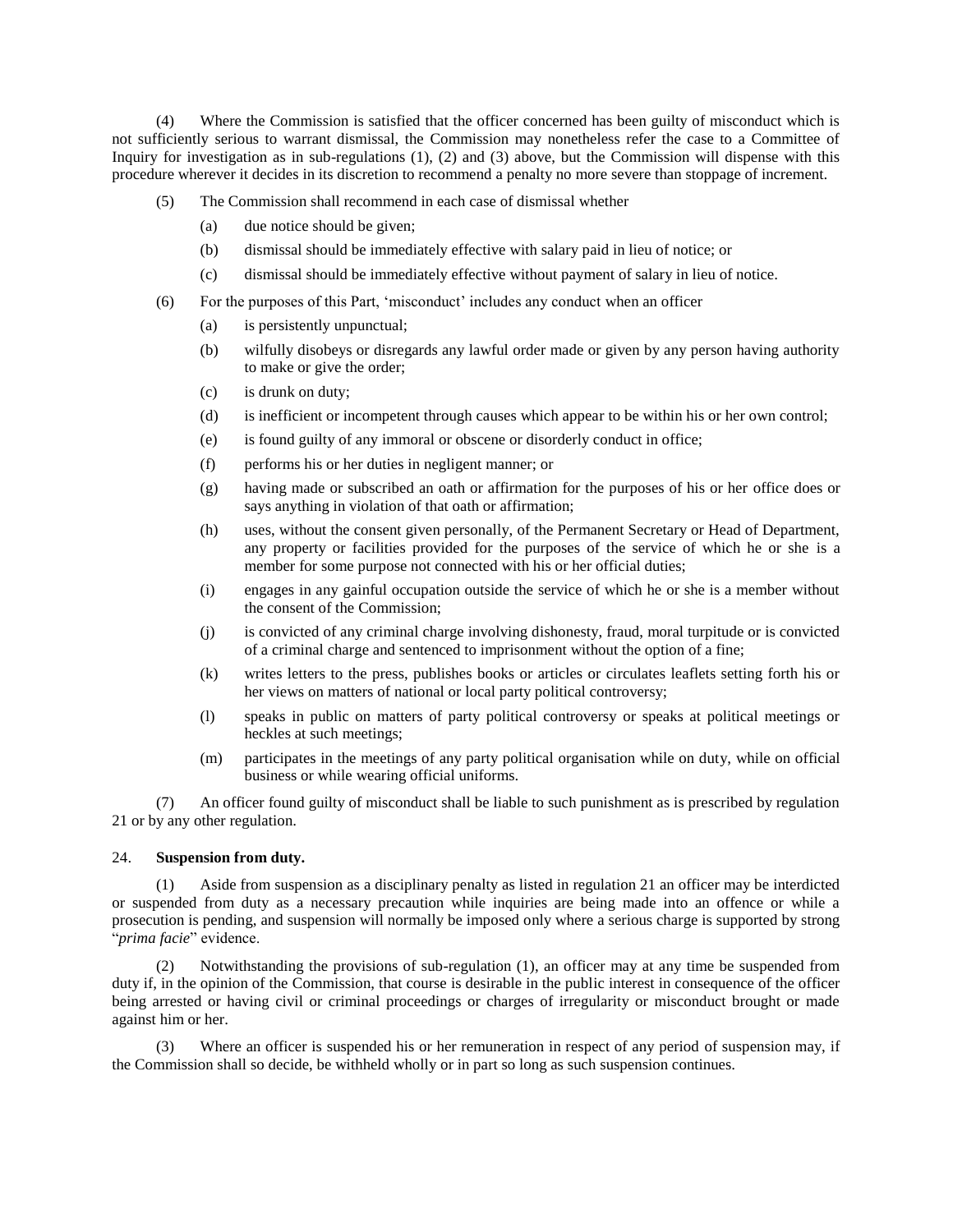(4) Where the Commission is satisfied that the officer concerned has been guilty of misconduct which is not sufficiently serious to warrant dismissal, the Commission may nonetheless refer the case to a Committee of Inquiry for investigation as in sub-regulations (1), (2) and (3) above, but the Commission will dispense with this procedure wherever it decides in its discretion to recommend a penalty no more severe than stoppage of increment.

(5) The Commission shall recommend in each case of dismissal whether

(a) due notice should be given;

(b) dismissal should be immediately effective with salary paid in lieu of notice; or

(c) dismissal should be immediately effective without payment of salary in lieu of notice.

(6) For the purposes of this Part, 'misconduct' includes any conduct when an officer

(a) is persistently unpunctual;

(b) wilfully disobeys or disregards any lawful order made or given by any person having authority to make or give the order;

(c) is drunk on duty;

(d) is inefficient or incompetent through causes which appear to be within his or her own control;

(e) is found guilty of any immoral or obscene or disorderly conduct in office;

(f) performs his or her duties in negligent manner; or

(g) having made or subscribed an oath or affirmation for the purposes of his or her office does or says anything in violation of that oath or affirmation;

(h) uses, without the consent given personally, of the Permanent Secretary or Head of Department, any property or facilities provided for the purposes of the service of which he or she is a member for some purpose not connected with his or her official duties;

(i) engages in any gainful occupation outside the service of which he or she is a member without the consent of the Commission;

(j) is convicted of any criminal charge involving dishonesty, fraud, moral turpitude or is convicted of a criminal charge and sentenced to imprisonment without the option of a fine;

(k) writes letters to the press, publishes books or articles or circulates leaflets setting forth his or her views on matters of national or local party political controversy;

(l) speaks in public on matters of party political controversy or speaks at political meetings or heckles at such meetings;

(m) participates in the meetings of any party political organisation while on duty, while on official business or while wearing official uniforms.

(7) An officer found guilty of misconduct shall be liable to such punishment as is prescribed by regulation 21 or by any other regulation.

24. **Suspension from duty.**

(1) Aside from suspension as a disciplinary penalty as listed in regulation 21 an officer may be interdicted or suspended from duty as a necessary precaution while inquiries are being made into an offence or while a prosecution is pending, and suspension will normally be imposed only where a serious charge is supported by strong "*prima facie*" evidence.

(2) Notwithstanding the provisions of sub-regulation (1), an officer may at any time be suspended from duty if, in the opinion of the Commission, that course is desirable in the public interest in consequence of the officer being arrested or having civil or criminal proceedings or charges of irregularity or misconduct brought or made against him or her.

(3) Where an officer is suspended his or her remuneration in respect of any period of suspension may, if the Commission shall so decide, be withheld wholly or in part so long as such suspension continues.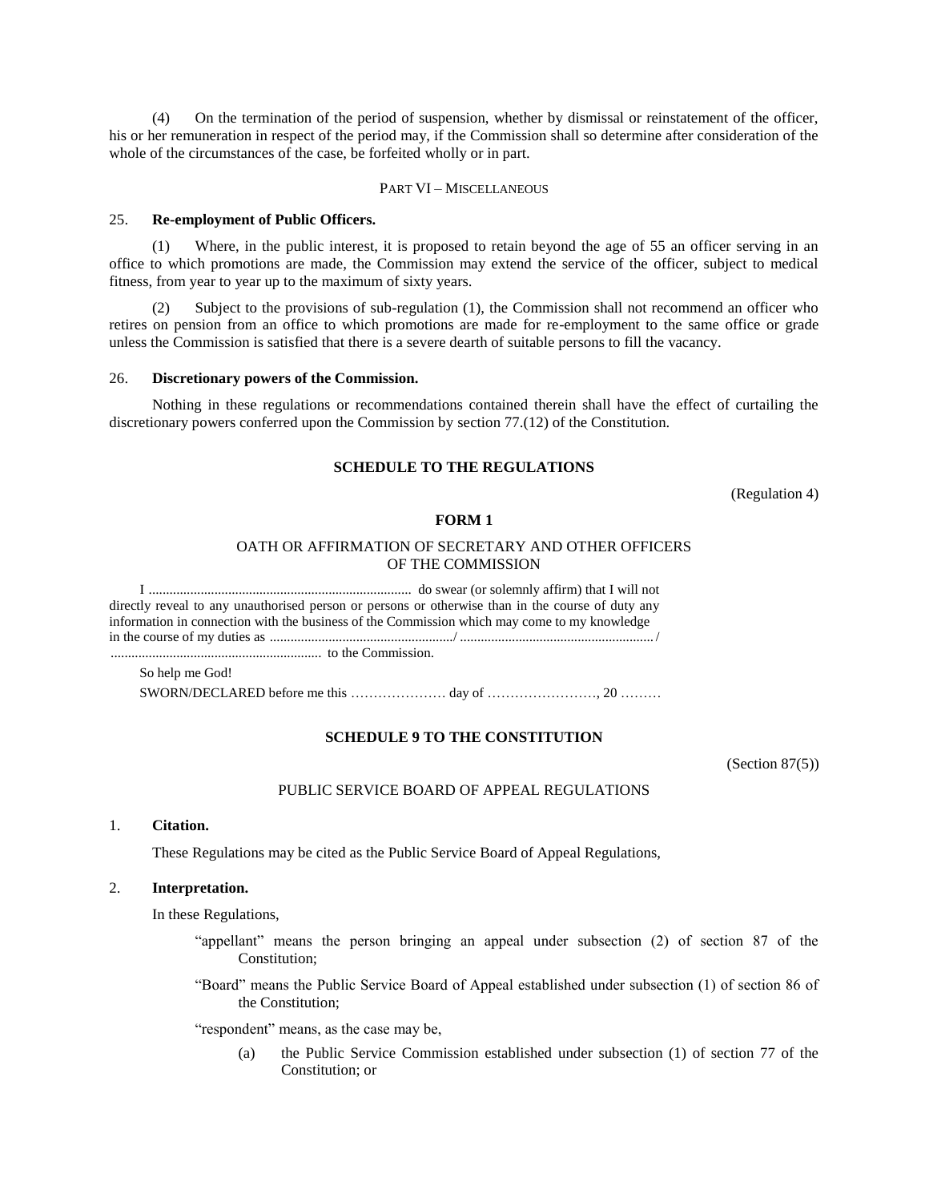(4) On the termination of the period of suspension, whether by dismissal or reinstatement of the officer, his or her remuneration in respect of the period may, if the Commission shall so determine after consideration of the whole of the circumstances of the case, be forfeited wholly or in part.

PART VI – MISCELLANEOUS

25. **Re-employment of Public Officers.**

(1) Where, in the public interest, it is proposed to retain beyond the age of 55 an officer serving in an office to which promotions are made, the Commission may extend the service of the officer, subject to medical fitness, from year to year up to the maximum of sixty years.

(2) Subject to the provisions of sub-regulation (1), the Commission shall not recommend an officer who retires on pension from an office to which promotions are made for re-employment to the same office or grade unless the Commission is satisfied that there is a severe dearth of suitable persons to fill the vacancy.

26. **Discretionary powers of the Commission.**

Nothing in these regulations or recommendations contained therein shall have the effect of curtailing the discretionary powers conferred upon the Commission by section 77.(12) of the Constitution.

**SCHEDULE TO THE REGULATIONS**

(Regulation 4)

**FORM 1**

OATH OR AFFIRMATION OF SECRETARY AND OTHER OFFICERS OF THE COMMISSION

I ............................................................................ do swear (or solemnly affirm) that I will not directly reveal to any unauthorised person or persons or otherwise than in the course of duty any information in connection with the business of the Commission which may come to my knowledge in the course of my duties as ....................................................../ ......................................................../ ............................................................ to the Commission.

So help me God!

SWORN/DECLARED before me this ………………… day of ……………………, 20 ………

**SCHEDULE 9 TO THE CONSTITUTION**

(Section 87(5))

PUBLIC SERVICE BOARD OF APPEAL REGULATIONS

1. **Citation.**

These Regulations may be cited as the Public Service Board of Appeal Regulations,

2. **Interpretation.**

In these Regulations,

"appellant" means the person bringing an appeal under subsection (2) of section 87 of the Constitution;

"Board" means the Public Service Board of Appeal established under subsection (1) of section 86 of the Constitution;

"respondent" means, as the case may be,

(a) the Public Service Commission established under subsection (1) of section 77 of the Constitution; or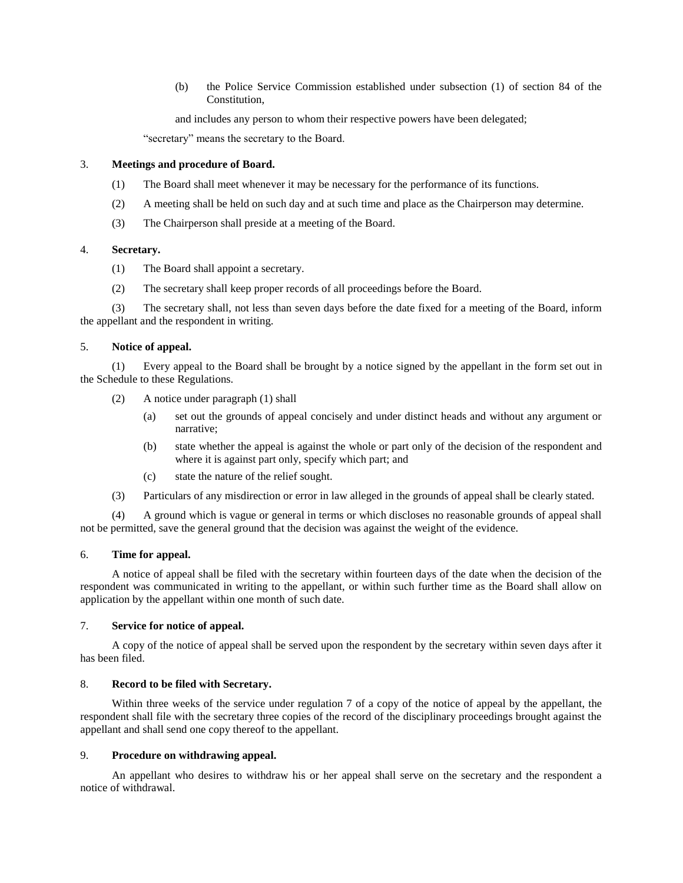(b) the Police Service Commission established under subsection (1) of section 84 of the Constitution,

and includes any person to whom their respective powers have been delegated;

"secretary" means the secretary to the Board.

3. **Meetings and procedure of Board.**

(1) The Board shall meet whenever it may be necessary for the performance of its functions.

(2) A meeting shall be held on such day and at such time and place as the Chairperson may determine.

(3) The Chairperson shall preside at a meeting of the Board.

4. **Secretary.**

(1) The Board shall appoint a secretary.

(2) The secretary shall keep proper records of all proceedings before the Board.

(3) The secretary shall, not less than seven days before the date fixed for a meeting of the Board, inform the appellant and the respondent in writing.

5. **Notice of appeal.**

(1) Every appeal to the Board shall be brought by a notice signed by the appellant in the form set out in the Schedule to these Regulations.

(2) A notice under paragraph (1) shall

(a) set out the grounds of appeal concisely and under distinct heads and without any argument or narrative;

(b) state whether the appeal is against the whole or part only of the decision of the respondent and where it is against part only, specify which part; and

(c) state the nature of the relief sought.

(3) Particulars of any misdirection or error in law alleged in the grounds of appeal shall be clearly stated.

(4) A ground which is vague or general in terms or which discloses no reasonable grounds of appeal shall not be permitted, save the general ground that the decision was against the weight of the evidence.

6. **Time for appeal.**

A notice of appeal shall be filed with the secretary within fourteen days of the date when the decision of the respondent was communicated in writing to the appellant, or within such further time as the Board shall allow on application by the appellant within one month of such date.

7. **Service for notice of appeal.**

A copy of the notice of appeal shall be served upon the respondent by the secretary within seven days after it has been filed.

8. **Record to be filed with Secretary.**

Within three weeks of the service under regulation 7 of a copy of the notice of appeal by the appellant, the respondent shall file with the secretary three copies of the record of the disciplinary proceedings brought against the appellant and shall send one copy thereof to the appellant.

9. **Procedure on withdrawing appeal.**

An appellant who desires to withdraw his or her appeal shall serve on the secretary and the respondent a notice of withdrawal.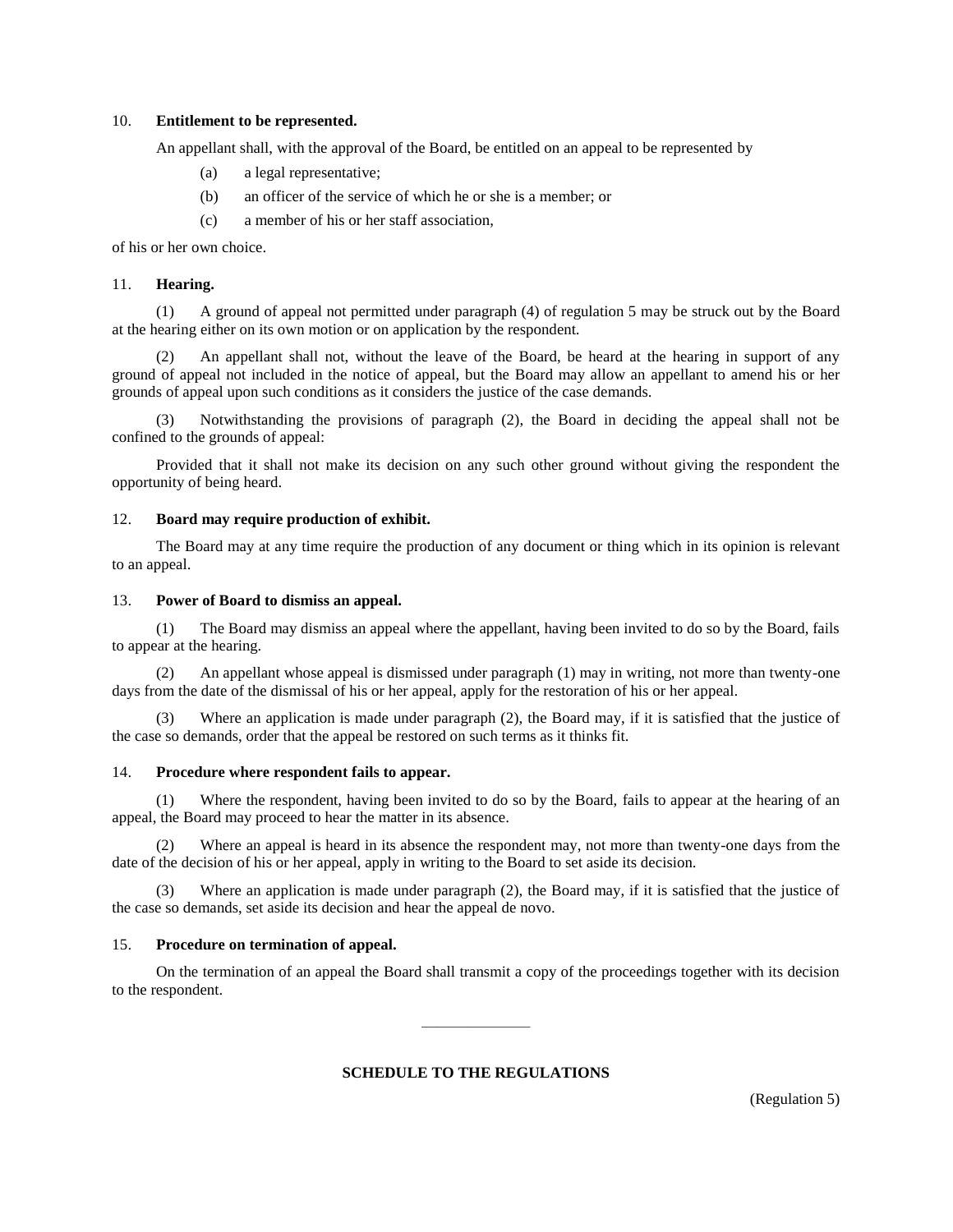10. **Entitlement to be represented.**

An appellant shall, with the approval of the Board, be entitled on an appeal to be represented by

(a) a legal representative;

(b) an officer of the service of which he or she is a member; or

(c) a member of his or her staff association,

of his or her own choice.

11. **Hearing.**

(1) A ground of appeal not permitted under paragraph (4) of regulation 5 may be struck out by the Board at the hearing either on its own motion or on application by the respondent.

(2) An appellant shall not, without the leave of the Board, be heard at the hearing in support of any ground of appeal not included in the notice of appeal, but the Board may allow an appellant to amend his or her grounds of appeal upon such conditions as it considers the justice of the case demands.

(3) Notwithstanding the provisions of paragraph (2), the Board in deciding the appeal shall not be confined to the grounds of appeal:

Provided that it shall not make its decision on any such other ground without giving the respondent the opportunity of being heard.

12. **Board may require production of exhibit.**

The Board may at any time require the production of any document or thing which in its opinion is relevant to an appeal.

13. **Power of Board to dismiss an appeal.**

(1) The Board may dismiss an appeal where the appellant, having been invited to do so by the Board, fails to appear at the hearing.

(2) An appellant whose appeal is dismissed under paragraph (1) may in writing, not more than twenty-one days from the date of the dismissal of his or her appeal, apply for the restoration of his or her appeal.

(3) Where an application is made under paragraph (2), the Board may, if it is satisfied that the justice of the case so demands, order that the appeal be restored on such terms as it thinks fit.

14. **Procedure where respondent fails to appear.**

(1) Where the respondent, having been invited to do so by the Board, fails to appear at the hearing of an appeal, the Board may proceed to hear the matter in its absence.

(2) Where an appeal is heard in its absence the respondent may, not more than twenty-one days from the date of the decision of his or her appeal, apply in writing to the Board to set aside its decision.

(3) Where an application is made under paragraph (2), the Board may, if it is satisfied that the justice of the case so demands, set aside its decision and hear the appeal de novo.

15. **Procedure on termination of appeal.**

On the termination of an appeal the Board shall transmit a copy of the proceedings together with its decision to the respondent.

---

**SCHEDULE TO THE REGULATIONS**

(Regulation 5)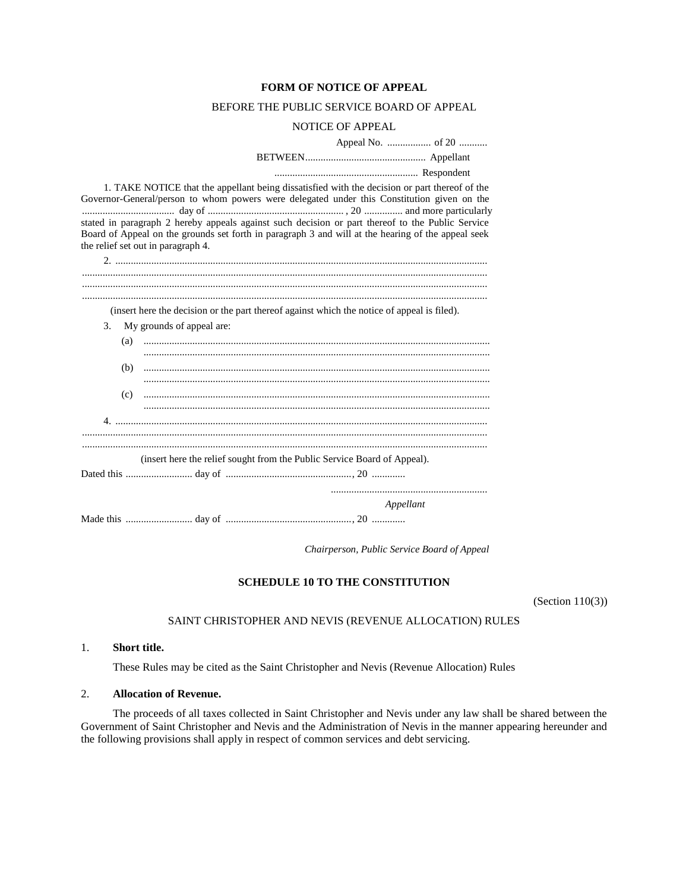**FORM OF NOTICE OF APPEAL**

BEFORE THE PUBLIC SERVICE BOARD OF APPEAL

NOTICE OF APPEAL

Appeal No. ................. of 20 ...........

BETWEEN............................................... Appellant

........................................................ Respondent

1. TAKE NOTICE that the appellant being dissatisfied with the decision or part thereof of the Governor-General/person to whom powers were delegated under this Constitution given on the .................................... day of ..................................................... , 20 ............... and more particularly stated in paragraph 2 hereby appeals against such decision or part thereof to the Public Service Board of Appeal on the grounds set forth in paragraph 3 and will at the hearing of the appeal seek the relief set out in paragraph 4.

2. ....................................................................................................................................
............................................................................................................................................
............................................................................................................................................
............................................................................................................................................

(insert here the decision or the part thereof against which the notice of appeal is filed).

3. My grounds of appeal are:

(a) ......................................................................................................................
......................................................................................................................

(b) ......................................................................................................................
......................................................................................................................

(c) ......................................................................................................................
......................................................................................................................

4. ....................................................................................................................................
............................................................................................................................................
............................................................................................................................................

(insert here the relief sought from the Public Service Board of Appeal).

Dated this .......................... day of ................................................., 20 .............

............................................................

*Appellant*

Made this .......................... day of ................................................., 20 .............

*Chairperson, Public Service Board of Appeal*

## SCHEDULE 10 TO THE CONSTITUTION

(Section 110(3))

SAINT CHRISTOPHER AND NEVIS (REVENUE ALLOCATION) RULES

1. **Short title.**

These Rules may be cited as the Saint Christopher and Nevis (Revenue Allocation) Rules

2. **Allocation of Revenue.**

The proceeds of all taxes collected in Saint Christopher and Nevis under any law shall be shared between the Government of Saint Christopher and Nevis and the Administration of Nevis in the manner appearing hereunder and the following provisions shall apply in respect of common services and debt servicing.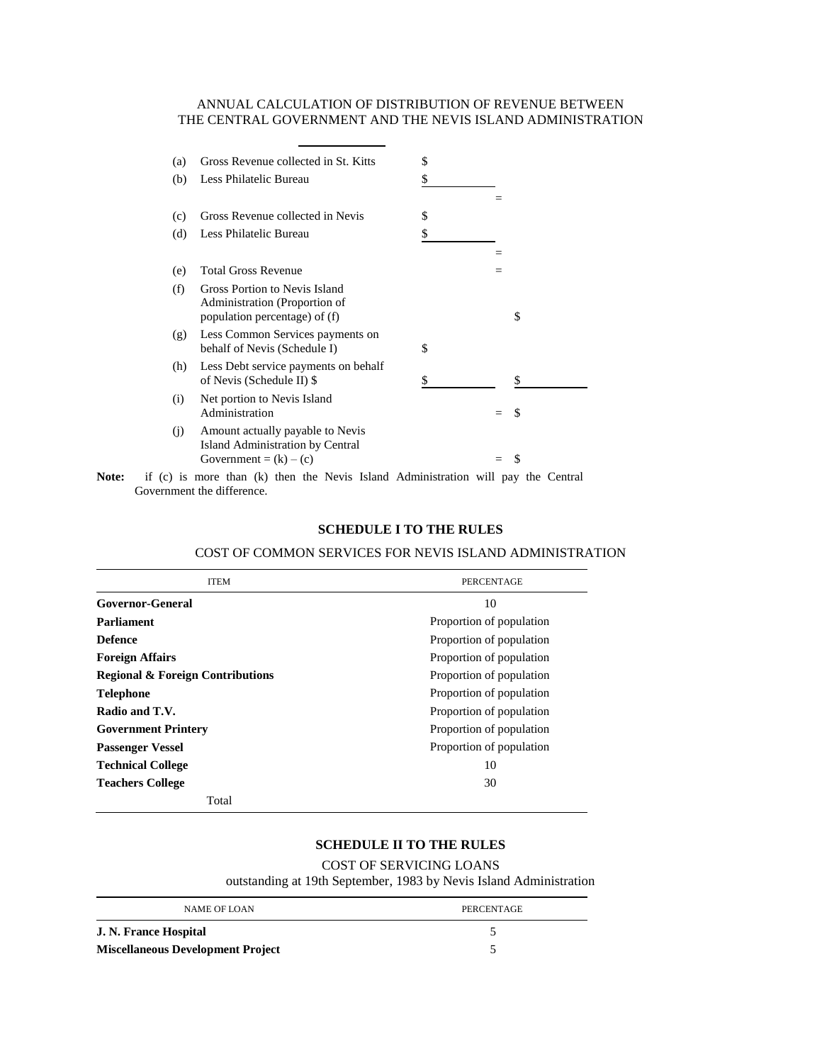ANNUAL CALCULATION OF DISTRIBUTION OF REVENUE BETWEEN THE CENTRAL GOVERNMENT AND THE NEVIS ISLAND ADMINISTRATION

| | | | | |
|---|---|---|---|---|
| (a) | Gross Revenue collected in St. Kitts | $ | | |
| (b) | Less Philatelic Bureau | $ | | |
| | | | = | |
| (c) | Gross Revenue collected in Nevis | $ | | |
| (d) | Less Philatelic Bureau | $ | | |
| | | | = | |
| (e) | Total Gross Revenue | | = | |
| (f) | Gross Portion to Nevis Island Administration (Proportion of population percentage) of (f) | | | $ |
| (g) | Less Common Services payments on behalf of Nevis (Schedule I) | $ | | |
| (h) | Less Debt service payments on behalf of Nevis (Schedule II) $ | $ | | $ |
| (i) | Net portion to Nevis Island Administration | | = | $ |
| (j) | Amount actually payable to Nevis Island Administration by Central Government = (k) – (c) | | = | $ |

**Note:** if (c) is more than (k) then the Nevis Island Administration will pay the Central Government the difference.

### SCHEDULE I TO THE RULES

COST OF COMMON SERVICES FOR NEVIS ISLAND ADMINISTRATION

| ITEM | PERCENTAGE |
|---|---|
| **Governor-General** | 10 |
| **Parliament** | Proportion of population |
| **Defence** | Proportion of population |
| **Foreign Affairs** | Proportion of population |
| **Regional & Foreign Contributions** | Proportion of population |
| **Telephone** | Proportion of population |
| **Radio and T.V.** | Proportion of population |
| **Government Printery** | Proportion of population |
| **Passenger Vessel** | Proportion of population |
| **Technical College** | 10 |
| **Teachers College** | 30 |
| Total | |

### SCHEDULE II TO THE RULES

COST OF SERVICING LOANS
outstanding at 19th September, 1983 by Nevis Island Administration

| NAME OF LOAN | PERCENTAGE |
|---|---|
| **J. N. France Hospital** | 5 |
| **Miscellaneous Development Project** | 5 |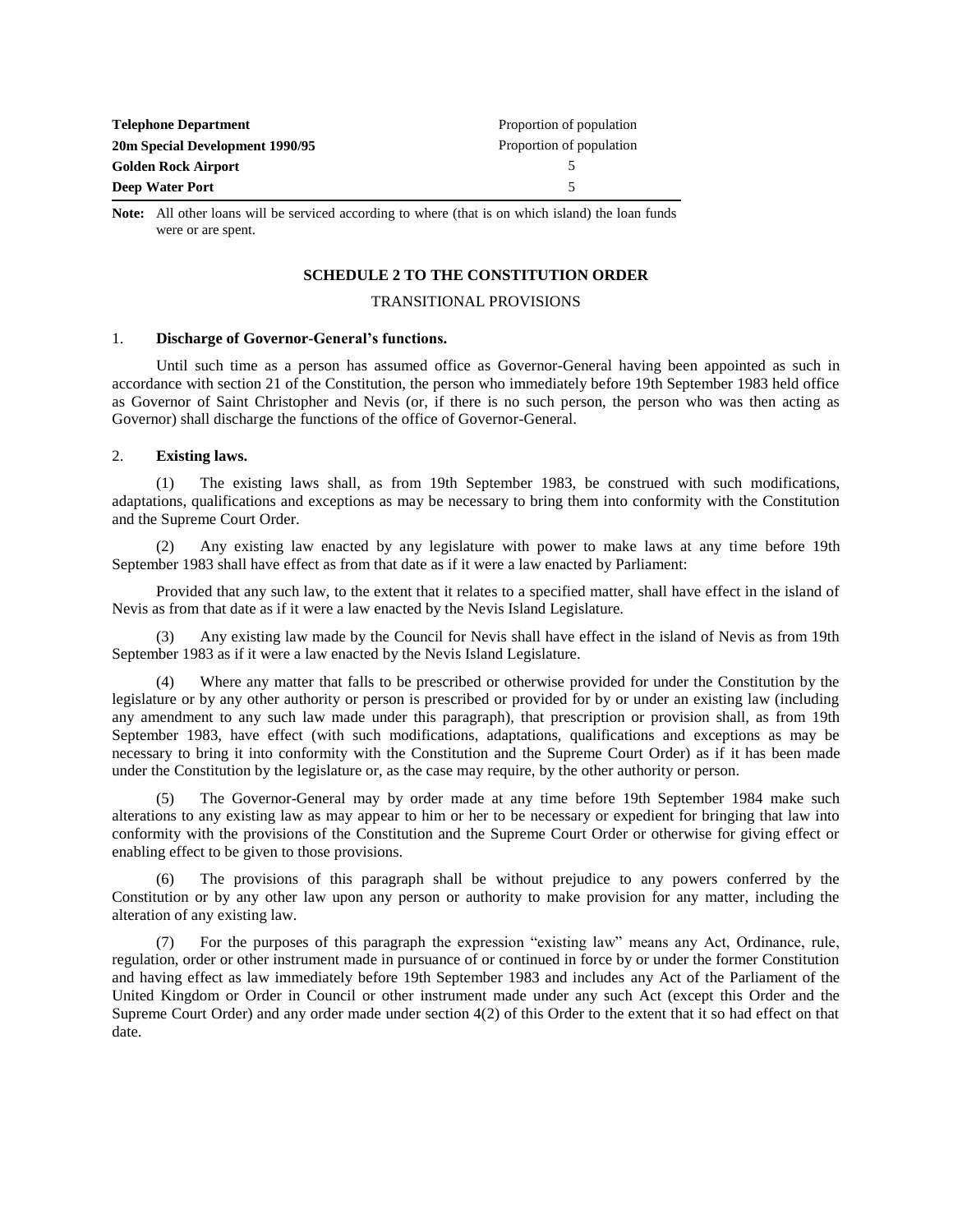| | |
|---|---|
| **Telephone Department** | Proportion of population |
| **20m Special Development 1990/95** | Proportion of population |
| **Golden Rock Airport** | 5 |
| **Deep Water Port** | 5 |

**Note:** All other loans will be serviced according to where (that is on which island) the loan funds were or are spent.

## SCHEDULE 2 TO THE CONSTITUTION ORDER

TRANSITIONAL PROVISIONS

1. **Discharge of Governor-General's functions.**

Until such time as a person has assumed office as Governor-General having been appointed as such in accordance with section 21 of the Constitution, the person who immediately before 19th September 1983 held office as Governor of Saint Christopher and Nevis (or, if there is no such person, the person who was then acting as Governor) shall discharge the functions of the office of Governor-General.

2. **Existing laws.**

(1) The existing laws shall, as from 19th September 1983, be construed with such modifications, adaptations, qualifications and exceptions as may be necessary to bring them into conformity with the Constitution and the Supreme Court Order.

(2) Any existing law enacted by any legislature with power to make laws at any time before 19th September 1983 shall have effect as from that date as if it were a law enacted by Parliament:

Provided that any such law, to the extent that it relates to a specified matter, shall have effect in the island of Nevis as from that date as if it were a law enacted by the Nevis Island Legislature.

(3) Any existing law made by the Council for Nevis shall have effect in the island of Nevis as from 19th September 1983 as if it were a law enacted by the Nevis Island Legislature.

(4) Where any matter that falls to be prescribed or otherwise provided for under the Constitution by the legislature or by any other authority or person is prescribed or provided for by or under an existing law (including any amendment to any such law made under this paragraph), that prescription or provision shall, as from 19th September 1983, have effect (with such modifications, adaptations, qualifications and exceptions as may be necessary to bring it into conformity with the Constitution and the Supreme Court Order) as if it has been made under the Constitution by the legislature or, as the case may require, by the other authority or person.

(5) The Governor-General may by order made at any time before 19th September 1984 make such alterations to any existing law as may appear to him or her to be necessary or expedient for bringing that law into conformity with the provisions of the Constitution and the Supreme Court Order or otherwise for giving effect or enabling effect to be given to those provisions.

(6) The provisions of this paragraph shall be without prejudice to any powers conferred by the Constitution or by any other law upon any person or authority to make provision for any matter, including the alteration of any existing law.

(7) For the purposes of this paragraph the expression "existing law" means any Act, Ordinance, rule, regulation, order or other instrument made in pursuance of or continued in force by or under the former Constitution and having effect as law immediately before 19th September 1983 and includes any Act of the Parliament of the United Kingdom or Order in Council or other instrument made under any such Act (except this Order and the Supreme Court Order) and any order made under section 4(2) of this Order to the extent that it so had effect on that date.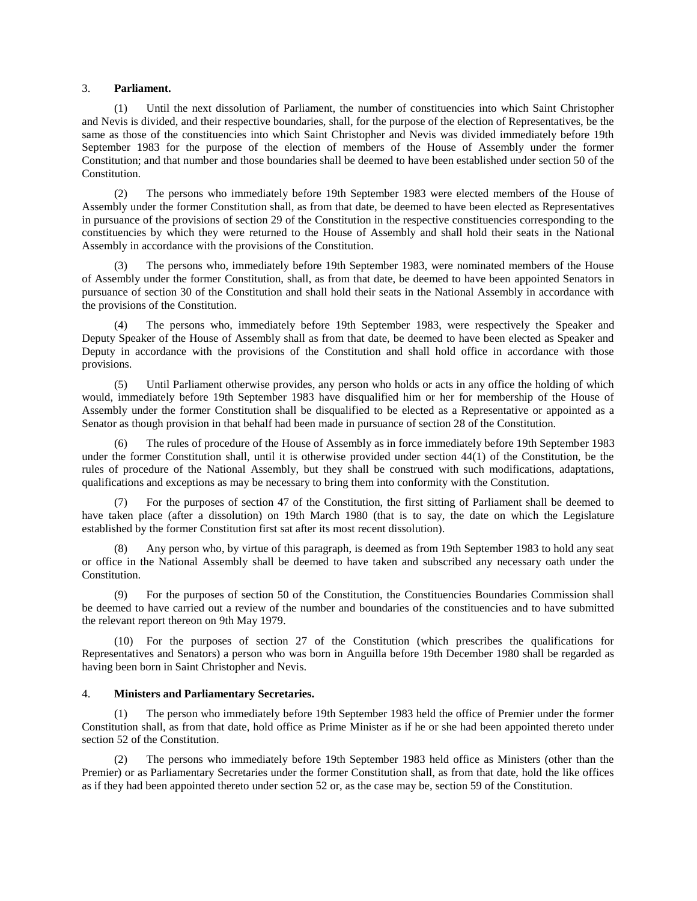3. **Parliament.**

(1) Until the next dissolution of Parliament, the number of constituencies into which Saint Christopher and Nevis is divided, and their respective boundaries, shall, for the purpose of the election of Representatives, be the same as those of the constituencies into which Saint Christopher and Nevis was divided immediately before 19th September 1983 for the purpose of the election of members of the House of Assembly under the former Constitution; and that number and those boundaries shall be deemed to have been established under section 50 of the Constitution.

(2) The persons who immediately before 19th September 1983 were elected members of the House of Assembly under the former Constitution shall, as from that date, be deemed to have been elected as Representatives in pursuance of the provisions of section 29 of the Constitution in the respective constituencies corresponding to the constituencies by which they were returned to the House of Assembly and shall hold their seats in the National Assembly in accordance with the provisions of the Constitution.

(3) The persons who, immediately before 19th September 1983, were nominated members of the House of Assembly under the former Constitution, shall, as from that date, be deemed to have been appointed Senators in pursuance of section 30 of the Constitution and shall hold their seats in the National Assembly in accordance with the provisions of the Constitution.

(4) The persons who, immediately before 19th September 1983, were respectively the Speaker and Deputy Speaker of the House of Assembly shall as from that date, be deemed to have been elected as Speaker and Deputy in accordance with the provisions of the Constitution and shall hold office in accordance with those provisions.

(5) Until Parliament otherwise provides, any person who holds or acts in any office the holding of which would, immediately before 19th September 1983 have disqualified him or her for membership of the House of Assembly under the former Constitution shall be disqualified to be elected as a Representative or appointed as a Senator as though provision in that behalf had been made in pursuance of section 28 of the Constitution.

(6) The rules of procedure of the House of Assembly as in force immediately before 19th September 1983 under the former Constitution shall, until it is otherwise provided under section 44(1) of the Constitution, be the rules of procedure of the National Assembly, but they shall be construed with such modifications, adaptations, qualifications and exceptions as may be necessary to bring them into conformity with the Constitution.

(7) For the purposes of section 47 of the Constitution, the first sitting of Parliament shall be deemed to have taken place (after a dissolution) on 19th March 1980 (that is to say, the date on which the Legislature established by the former Constitution first sat after its most recent dissolution).

(8) Any person who, by virtue of this paragraph, is deemed as from 19th September 1983 to hold any seat or office in the National Assembly shall be deemed to have taken and subscribed any necessary oath under the Constitution.

(9) For the purposes of section 50 of the Constitution, the Constituencies Boundaries Commission shall be deemed to have carried out a review of the number and boundaries of the constituencies and to have submitted the relevant report thereon on 9th May 1979.

(10) For the purposes of section 27 of the Constitution (which prescribes the qualifications for Representatives and Senators) a person who was born in Anguilla before 19th December 1980 shall be regarded as having been born in Saint Christopher and Nevis.

4. **Ministers and Parliamentary Secretaries.**

(1) The person who immediately before 19th September 1983 held the office of Premier under the former Constitution shall, as from that date, hold office as Prime Minister as if he or she had been appointed thereto under section 52 of the Constitution.

(2) The persons who immediately before 19th September 1983 held office as Ministers (other than the Premier) or as Parliamentary Secretaries under the former Constitution shall, as from that date, hold the like offices as if they had been appointed thereto under section 52 or, as the case may be, section 59 of the Constitution.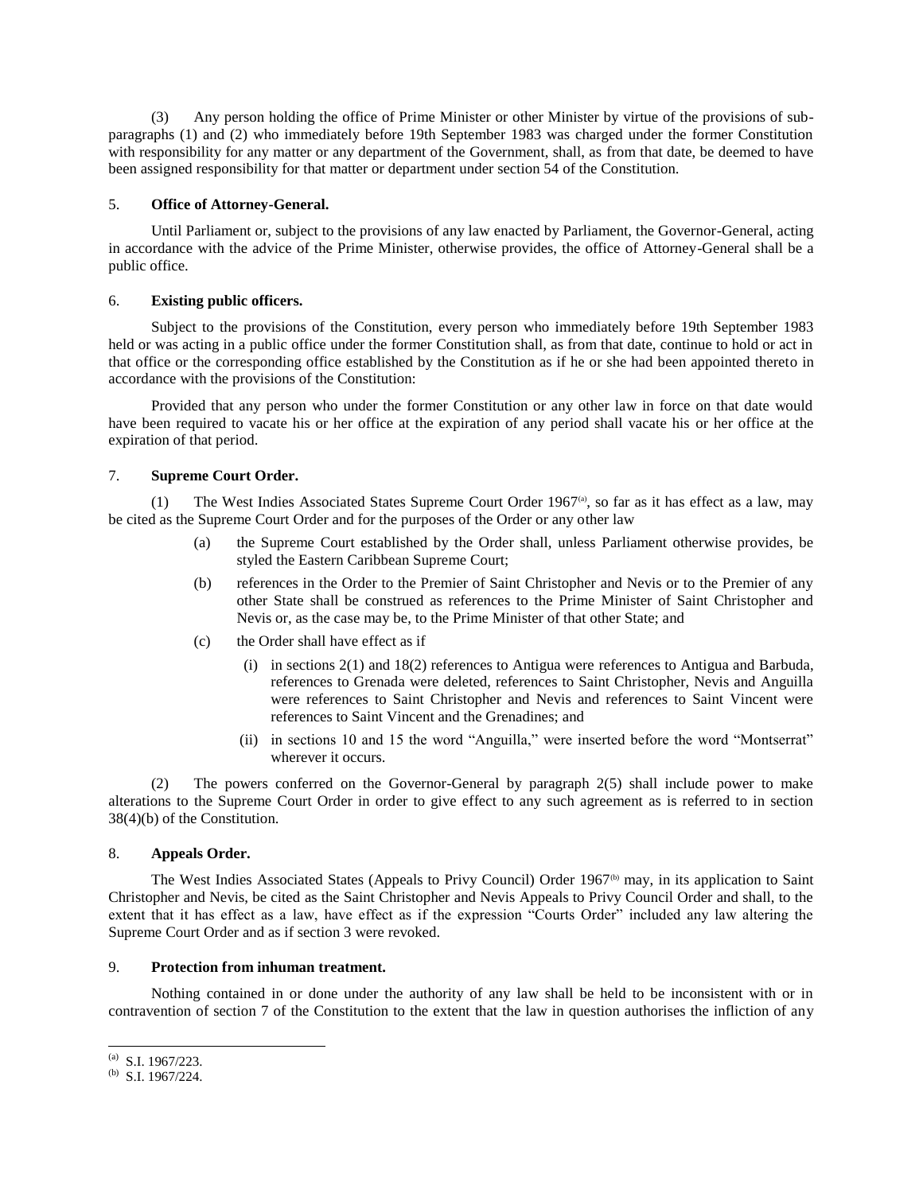(3) Any person holding the office of Prime Minister or other Minister by virtue of the provisions of sub-paragraphs (1) and (2) who immediately before 19th September 1983 was charged under the former Constitution with responsibility for any matter or any department of the Government, shall, as from that date, be deemed to have been assigned responsibility for that matter or department under section 54 of the Constitution.

5. **Office of Attorney-General.**

Until Parliament or, subject to the provisions of any law enacted by Parliament, the Governor-General, acting in accordance with the advice of the Prime Minister, otherwise provides, the office of Attorney-General shall be a public office.

6. **Existing public officers.**

Subject to the provisions of the Constitution, every person who immediately before 19th September 1983 held or was acting in a public office under the former Constitution shall, as from that date, continue to hold or act in that office or the corresponding office established by the Constitution as if he or she had been appointed thereto in accordance with the provisions of the Constitution:

Provided that any person who under the former Constitution or any other law in force on that date would have been required to vacate his or her office at the expiration of any period shall vacate his or her office at the expiration of that period.

7. **Supreme Court Order.**

(1) The West Indies Associated States Supreme Court Order 1967[(a)], so far as it has effect as a law, may be cited as the Supreme Court Order and for the purposes of the Order or any other law

(a) the Supreme Court established by the Order shall, unless Parliament otherwise provides, be styled the Eastern Caribbean Supreme Court;

(b) references in the Order to the Premier of Saint Christopher and Nevis or to the Premier of any other State shall be construed as references to the Prime Minister of Saint Christopher and Nevis or, as the case may be, to the Prime Minister of that other State; and

(c) the Order shall have effect as if

(i) in sections 2(1) and 18(2) references to Antigua were references to Antigua and Barbuda, references to Grenada were deleted, references to Saint Christopher, Nevis and Anguilla were references to Saint Christopher and Nevis and references to Saint Vincent were references to Saint Vincent and the Grenadines; and

(ii) in sections 10 and 15 the word "Anguilla," were inserted before the word "Montserrat" wherever it occurs.

(2) The powers conferred on the Governor-General by paragraph 2(5) shall include power to make alterations to the Supreme Court Order in order to give effect to any such agreement as is referred to in section 38(4)(b) of the Constitution.

8. **Appeals Order.**

The West Indies Associated States (Appeals to Privy Council) Order 1967[(b)] may, in its application to Saint Christopher and Nevis, be cited as the Saint Christopher and Nevis Appeals to Privy Council Order and shall, to the extent that it has effect as a law, have effect as if the expression "Courts Order" included any law altering the Supreme Court Order and as if section 3 were revoked.

9. **Protection from inhuman treatment.**

Nothing contained in or done under the authority of any law shall be held to be inconsistent with or in contravention of section 7 of the Constitution to the extent that the law in question authorises the infliction of any

---

(a) S.I. 1967/223.

(b) S.I. 1967/224.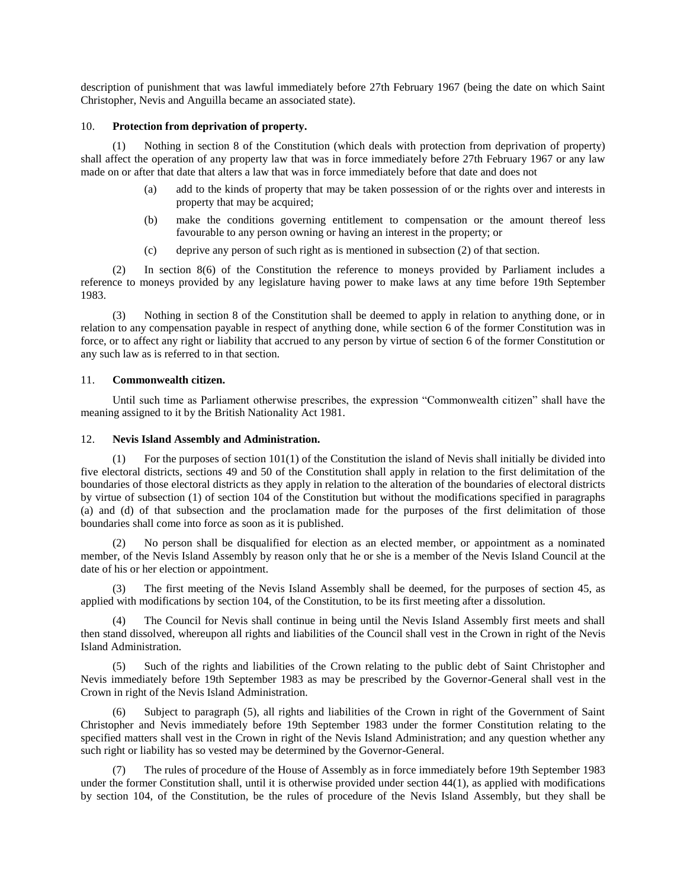description of punishment that was lawful immediately before 27th February 1967 (being the date on which Saint Christopher, Nevis and Anguilla became an associated state).

10. **Protection from deprivation of property.**

(1) Nothing in section 8 of the Constitution (which deals with protection from deprivation of property) shall affect the operation of any property law that was in force immediately before 27th February 1967 or any law made on or after that date that alters a law that was in force immediately before that date and does not

(a) add to the kinds of property that may be taken possession of or the rights over and interests in property that may be acquired;

(b) make the conditions governing entitlement to compensation or the amount thereof less favourable to any person owning or having an interest in the property; or

(c) deprive any person of such right as is mentioned in subsection (2) of that section.

(2) In section 8(6) of the Constitution the reference to moneys provided by Parliament includes a reference to moneys provided by any legislature having power to make laws at any time before 19th September 1983.

(3) Nothing in section 8 of the Constitution shall be deemed to apply in relation to anything done, or in relation to any compensation payable in respect of anything done, while section 6 of the former Constitution was in force, or to affect any right or liability that accrued to any person by virtue of section 6 of the former Constitution or any such law as is referred to in that section.

11. **Commonwealth citizen.**

Until such time as Parliament otherwise prescribes, the expression "Commonwealth citizen" shall have the meaning assigned to it by the British Nationality Act 1981.

12. **Nevis Island Assembly and Administration.**

(1) For the purposes of section 101(1) of the Constitution the island of Nevis shall initially be divided into five electoral districts, sections 49 and 50 of the Constitution shall apply in relation to the first delimitation of the boundaries of those electoral districts as they apply in relation to the alteration of the boundaries of electoral districts by virtue of subsection (1) of section 104 of the Constitution but without the modifications specified in paragraphs (a) and (d) of that subsection and the proclamation made for the purposes of the first delimitation of those boundaries shall come into force as soon as it is published.

(2) No person shall be disqualified for election as an elected member, or appointment as a nominated member, of the Nevis Island Assembly by reason only that he or she is a member of the Nevis Island Council at the date of his or her election or appointment.

(3) The first meeting of the Nevis Island Assembly shall be deemed, for the purposes of section 45, as applied with modifications by section 104, of the Constitution, to be its first meeting after a dissolution.

(4) The Council for Nevis shall continue in being until the Nevis Island Assembly first meets and shall then stand dissolved, whereupon all rights and liabilities of the Council shall vest in the Crown in right of the Nevis Island Administration.

(5) Such of the rights and liabilities of the Crown relating to the public debt of Saint Christopher and Nevis immediately before 19th September 1983 as may be prescribed by the Governor-General shall vest in the Crown in right of the Nevis Island Administration.

(6) Subject to paragraph (5), all rights and liabilities of the Crown in right of the Government of Saint Christopher and Nevis immediately before 19th September 1983 under the former Constitution relating to the specified matters shall vest in the Crown in right of the Nevis Island Administration; and any question whether any such right or liability has so vested may be determined by the Governor-General.

(7) The rules of procedure of the House of Assembly as in force immediately before 19th September 1983 under the former Constitution shall, until it is otherwise provided under section 44(1), as applied with modifications by section 104, of the Constitution, be the rules of procedure of the Nevis Island Assembly, but they shall be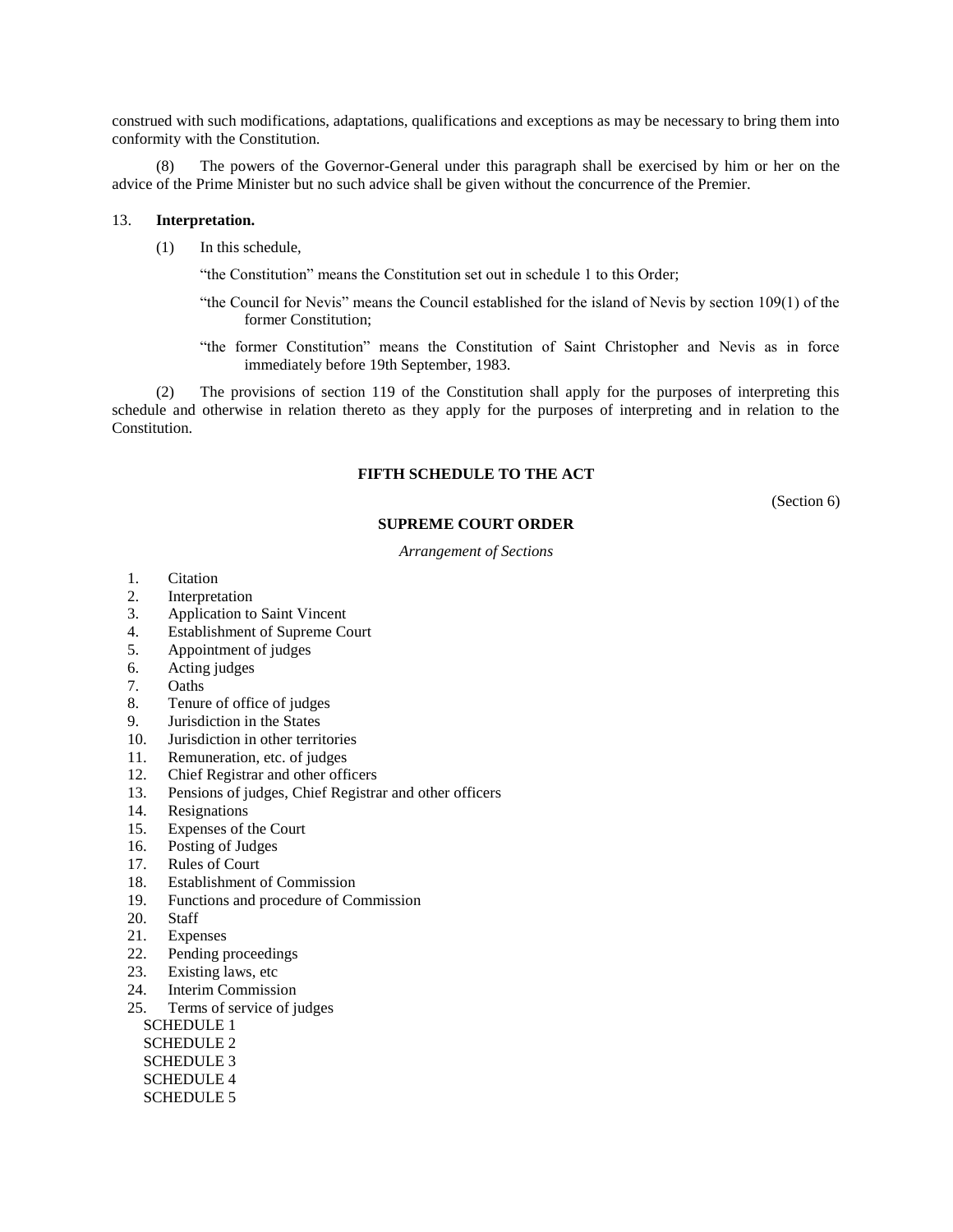construed with such modifications, adaptations, qualifications and exceptions as may be necessary to bring them into conformity with the Constitution.

(8) The powers of the Governor-General under this paragraph shall be exercised by him or her on the advice of the Prime Minister but no such advice shall be given without the concurrence of the Premier.

13. **Interpretation.**

(1) In this schedule,

"the Constitution" means the Constitution set out in schedule 1 to this Order;

"the Council for Nevis" means the Council established for the island of Nevis by section 109(1) of the former Constitution;

"the former Constitution" means the Constitution of Saint Christopher and Nevis as in force immediately before 19th September, 1983.

(2) The provisions of section 119 of the Constitution shall apply for the purposes of interpreting this schedule and otherwise in relation thereto as they apply for the purposes of interpreting and in relation to the Constitution.

## FIFTH SCHEDULE TO THE ACT

(Section 6)

## SUPREME COURT ORDER

*Arrangement of Sections*

1. Citation
2. Interpretation
3. Application to Saint Vincent
4. Establishment of Supreme Court
5. Appointment of judges
6. Acting judges
7. Oaths
8. Tenure of office of judges
9. Jurisdiction in the States
10. Jurisdiction in other territories
11. Remuneration, etc. of judges
12. Chief Registrar and other officers
13. Pensions of judges, Chief Registrar and other officers
14. Resignations
15. Expenses of the Court
16. Posting of Judges
17. Rules of Court
18. Establishment of Commission
19. Functions and procedure of Commission
20. Staff
21. Expenses
22. Pending proceedings
23. Existing laws, etc
24. Interim Commission
25. Terms of service of judges

SCHEDULE 1
SCHEDULE 2
SCHEDULE 3
SCHEDULE 4
SCHEDULE 5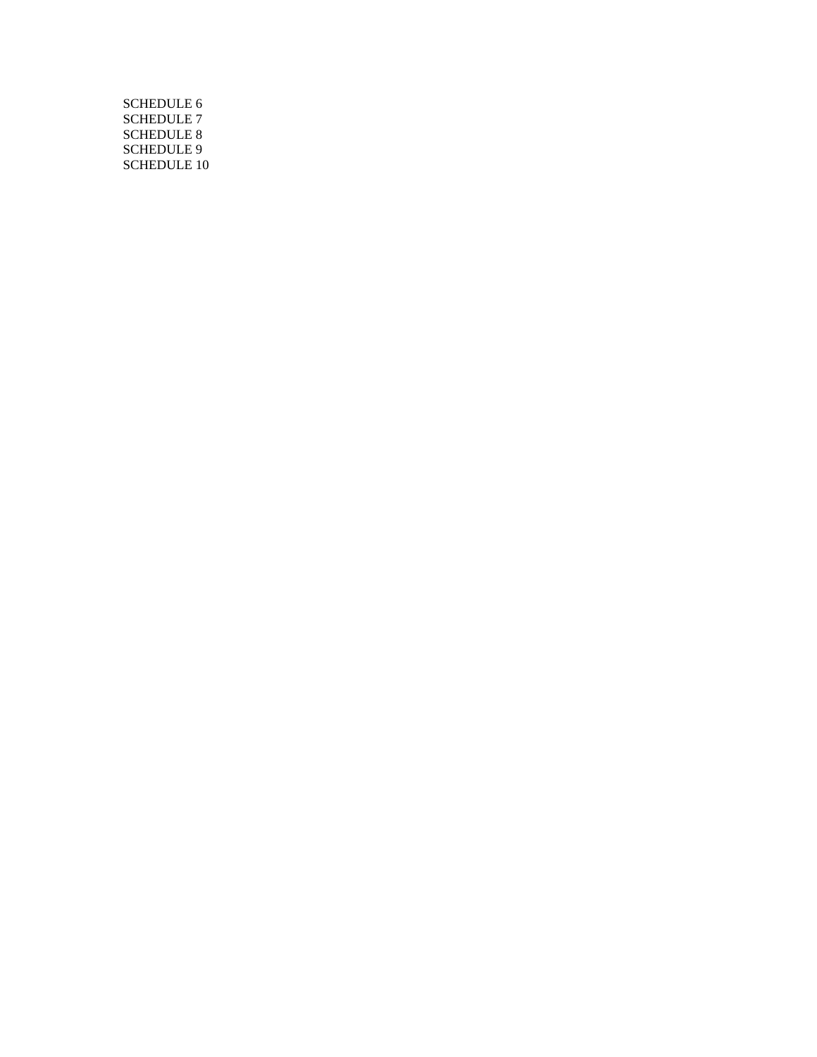SCHEDULE 6
SCHEDULE 7
SCHEDULE 8
SCHEDULE 9
SCHEDULE 10